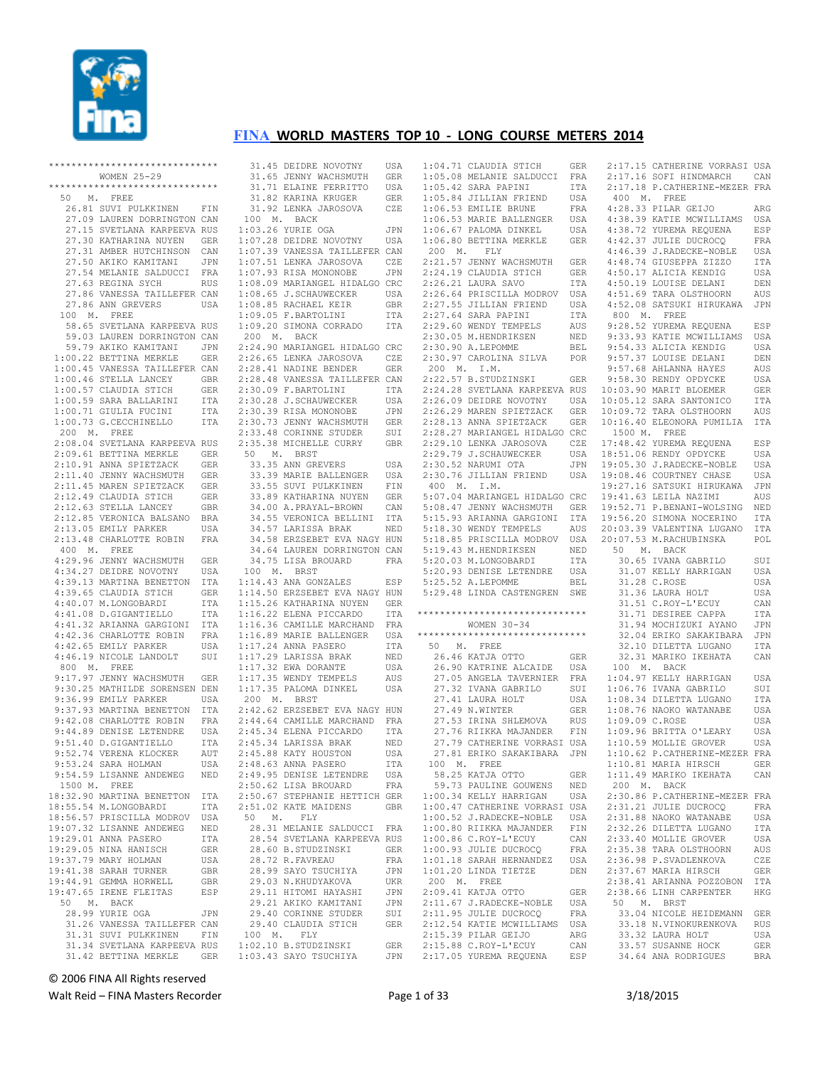# FINA WORLD MASTERS TOP 10 - LONG COURSE METERS 2014

```
******************************
        WOMEN 25-29
******************************
 50   M.  FREE
   26.81 SUVI PULKKINEN       FIN
   27.09 LAUREN DORRINGTON CAN
   27.15 SVETLANA KARPEEVA RUS
   27.30 KATHARINA NUYEN      GER
   27.31 AMBER HUTCHINSON  CAN
   27.50 AKIKO KAMITANI       JPN
   27.54 MELANIE SALDUCCI   FRA
   27.63 REGINA SYCH          RUS
   27.86 VANESSA TAILLEFER CAN
   27.86 ANN GREVERS          USA
 100  M.  FREE
   58.65 SVETLANA KARPEEVA RUS
   59.03 LAUREN DORRINGTON CAN
   59.79 AKIKO KAMITANI       JPN
 1:00.22 BETTINA MERKLE       GER
 1:00.45 VANESSA TAILLEFER CAN
 1:00.46 STELLA LANCEY        GBR
 1:00.57 CLAUDIA STICH        GER
 1:00.59 SARA BALLARINI       ITA
 1:00.71 GIULIA FUCINI        ITA
 1:00.73 G.CECCHINELLO        ITA
 200  M.  FREE
 2:08.04 SVETLANA KARPEEVA RUS
 2:09.61 BETTINA MERKLE       GER
 2:10.91 ANNA SPIETZACK       GER
 2:11.40 JENNY WACHSMUTH      GER
 2:11.45 MAREN SPIETZACK      GER
 2:12.49 CLAUDIA STICH        GER
 2:12.63 STELLA LANCEY        GBR
 2:12.85 VERONICA BALSANO  BRA
 2:13.05 EMILY PARKER         USA
 2:13.48 CHARLOTTE ROBIN      FRA
 400  M.  FREE
 4:29.96 JENNY WACHSMUTH      GER
 4:34.27 DEIDRE NOVOTNY       USA
 4:39.13 MARTINA BENETTON  ITA
 4:39.65 CLAUDIA STICH        GER
 4:40.07 M.LONGOBARDI         ITA
 4:41.08 D.GIGANTIELLO        ITA
 4:41.32 ARIANNA GARGIONI  ITA
 4:42.36 CHARLOTTE ROBIN      FRA
 4:42.65 EMILY PARKER         USA
 4:46.19 NICOLE LANDOLT       SUI
 800  M.  FREE
 9:17.97 JENNY WACHSMUTH      GER
 9:30.25 MATHILDE SORENSEN DEN
 9:36.99 EMILY PARKER         USA
 9:37.93 MARTINA BENETTON  ITA
 9:42.08 CHARLOTTE ROBIN      FRA
 9:44.89 DENISE LETENDRE      USA
 9:51.40 D.GIGANTIELLO        ITA
 9:52.74 VERENA KLOCKER       AUT
 9:53.24 SARA HOLMAN          USA
 9:54.59 LISANNE ANDEWEG      NED
 1500 M.  FREE
18:32.90 MARTINA BENETTON  ITA
18:55.54 M.LONGOBARDI         ITA
18:56.57 PRISCILLA MODROV  USA
19:07.32 LISANNE ANDEWEG      NED
19:29.01 ANNA PASERO          ITA
19:29.05 NINA HANISCH         GER
19:37.79 MARY HOLMAN          USA
19:41.38 SARAH TURNER         GBR
19:44.91 GEMMA HORWELL        GBR
19:47.65 IRENE FLEITAS        ESP
 50   M.  BACK
   28.99 YURIE OGA            JPN
   31.26 VANESSA TAILLEFER CAN
   31.31 SUVI PULKKINEN       FIN
   31.34 SVETLANA KARPEEVA RUS
   31.42 BETTINA MERKLE       GER
   31.45 DEIDRE NOVOTNY       USA
   31.65 JENNY WACHSMUTH      GER
   31.71 ELAINE FERRITTO      USA
   31.82 KARINA KRUGER        GER
   31.92 LENKA JAROSOVA       CZE
 100  M.  BACK
 1:03.26 YURIE OGA            JPN
 1:07.28 DEIDRE NOVOTNY       USA
 1:07.39 VANESSA TAILLEFER CAN
 1:07.51 LENKA JAROSOVA       CZE
 1:07.93 RISA MONONOBE        JPN
 1:08.09 MARIANGEL HIDALGO CRC
 1:08.65 J.SCHAUWECKER        USA
 1:08.85 RACHAEL KEIR         GBR
 1:09.05 F.BARTOLINI          ITA
 1:09.20 SIMONA CORRADO       ITA
 200  M.  BACK
 2:24.90 MARIANGEL HIDALGO CRC
 2:26.65 LENKA JAROSOVA       CZE
 2:28.41 NADINE BENDER        GER
 2:28.48 VANESSA TAILLEFER CAN
 2:30.09 F.BARTOLINI          ITA
 2:30.28 J.SCHAUWECKER        USA
 2:30.39 RISA MONONOBE        JPN
 2:30.73 JENNY WACHSMUTH      GER
 2:33.48 CORINNE STUDER       SUI
 2:35.38 MICHELLE CURRY       GBR
 50   M.  BRST
   33.35 ANN GREVERS          USA
   33.39 MARIE BALLENGER      USA
   33.55 SUVI PULKKINEN       FIN
   33.89 KATHARINA NUYEN      GER
   34.00 A.PRAYAL-BROWN       CAN
   34.55 VERONICA BELLINI     ITA
   34.57 LARISSA BRAK         NED
   34.58 ERZSEBET EVA NAGY HUN
   34.64 LAUREN DORRINGTON CAN
   34.75 LISA BROUARD         FRA
 100  M.  BRST
 1:14.43 ANA GONZALES         ESP
 1:14.50 ERZSEBET EVA NAGY HUN
 1:15.26 KATHARINA NUYEN      GER
 1:16.22 ELENA PICCARDO       ITA
 1:16.36 CAMILLE MARCHAND  FRA
 1:16.89 MARIE BALLENGER      USA
 1:17.24 ANNA PASERO          ITA
 1:17.29 LARISSA BRAK         NED
 1:17.32 EWA DORANTE          USA
 1:17.35 WENDY TEMPELS        AUS
 1:17.35 PALOMA DINKEL        USA
 200  M.  BRST
 2:42.62 ERZSEBET EVA NAGY HUN
 2:44.64 CAMILLE MARCHAND  FRA
 2:45.34 ELENA PICCARDO       ITA
 2:45.34 LARISSA BRAK         NED
 2:45.88 KATY HOUSTON         USA
 2:48.63 ANNA PASERO          ITA
 2:49.95 DENISE LETENDRE      USA
 2:50.62 LISA BROUARD         FRA
 2:50.67 STEPHANIE HETTICH GER
 2:51.02 KATE MAIDENS         GBR
 50   M.  FLY
   28.31 MELANIE SALDUCCI   FRA
   28.54 SVETLANA KARPEEVA RUS
   28.60 B.STUDZINSKI         GER
   28.72 R.FAVREAU            FRA
   28.99 SAYO TSUCHIYA        JPN
   29.03 N.KHUDYAKOVA         UKR
   29.11 HITOMI HAYASHI       JPN
   29.21 AKIKO KAMITANI       JPN
   29.40 CORINNE STUDER       SUI
   29.40 CLAUDIA STICH        GER
 100  M.  FLY
 1:02.10 B.STUDZINSKI         GER
 1:03.43 SAYO TSUCHIYA        JPN
 1:04.71 CLAUDIA STICH        GER
 1:05.08 MELANIE SALDUCCI   FRA
 1:05.42 SARA PAPINI          ITA
 1:05.84 JILLIAN FRIEND       USA
 1:06.53 EMILIE BRUNE         FRA
 1:06.53 MARIE BALLENGER      USA
 1:06.67 PALOMA DINKEL        USA
 1:06.80 BETTINA MERKLE       GER
 200  M.  FLY
 2:21.57 JENNY WACHSMUTH      GER
 2:24.19 CLAUDIA STICH        GER
 2:26.21 LAURA SAVO           ITA
 2:26.64 PRISCILLA MODROV  USA
 2:27.55 JILLIAN FRIEND       USA
 2:27.64 SARA PAPINI          ITA
 2:29.60 WENDY TEMPELS        AUS
 2:30.05 M.HENDRIKSEN         NED
 2:30.90 A.LEPOMME            BEL
 2:30.97 CAROLINA SILVA       POR
 200  M.  I.M.
 2:22.57 B.STUDZINSKI         GER
 2:24.28 SVETLANA KARPEEVA RUS
 2:26.09 DEIDRE NOVOTNY       USA
 2:26.29 MAREN SPIETZACK      GER
 2:28.13 ANNA SPIETZACK       GER
 2:28.27 MARIANGEL HIDALGO CRC
 2:29.10 LENKA JAROSOVA       CZE
 2:29.79 J.SCHAUWECKER        USA
 2:30.52 NARUMI OTA           JPN
 2:30.76 JILLIAN FRIEND       USA
 400  M.  I.M.
 5:07.04 MARIANGEL HIDALGO CRC
 5:08.47 JENNY WACHSMUTH      GER
 5:15.93 ARIANNA GARGIONI  ITA
 5:18.30 WENDY TEMPELS        AUS
 5:18.85 PRISCILLA MODROV  USA
 5:19.43 M.HENDRIKSEN         NED
 5:20.03 M.LONGOBARDI         ITA
 5:20.93 DENISE LETENDRE      USA
 5:25.52 A.LEPOMME            BEL
 5:29.48 LINDA CASTENGREN  SWE

******************************
        WOMEN 30-34
******************************
 50   M.  FREE
   26.46 KATJA OTTO           GER
   26.90 KATRINE ALCAIDE      USA
   27.05 ANGELA TAVERNIER  FRA
   27.32 IVANA GABRILO        SUI
   27.41 LAURA HOLT           USA
   27.49 N.WINTER             GER
   27.53 IRINA SHLEMOVA       RUS
   27.76 RIIKKA MAJANDER      FIN
   27.79 CATHERINE VORRASI USA
   27.81 ERIKO SAKAKIBARA  JPN
 100  M.  FREE
   58.25 KATJA OTTO           GER
   59.73 PAULINE GOUWENS      NED
 1:00.34 KELLY HARRIGAN       USA
 1:00.47 CATHERINE VORRASI USA
 1:00.52 J.RADECKE-NOBLE      USA
 1:00.80 RIIKKA MAJANDER      FIN
 1:00.86 C.ROY-L'ECUY         CAN
 1:00.93 JULIE DUCROCQ        FRA
 1:01.18 SARAH HERNANDEZ      USA
 1:01.20 LINDA TIETZE         DEN
 200  M.  FREE
 2:09.41 KATJA OTTO           GER
 2:11.67 J.RADECKE-NOBLE      USA
 2:11.95 JULIE DUCROCQ        FRA
 2:12.54 KATIE MCWILLIAMS  USA
 2:15.39 PILAR GEIJO          ARG
 2:15.88 C.ROY-L'ECUY         CAN
 2:17.05 YUREMA REQUENA       ESP
 2:17.15 CATHERINE VORRASI USA
 2:17.16 SOFI HINDMARCH       CAN
 2:17.18 P.CATHERINE-MEZER FRA
 400  M.  FREE
 4:28.33 PILAR GEIJO          ARG
 4:38.39 KATIE MCWILLIAMS  USA
 4:38.72 YUREMA REQUENA       ESP
 4:42.37 JULIE DUCROCQ        FRA
 4:46.39 J.RADECKE-NOBLE      USA
 4:48.74 GIUSEPPA ZIZZO       ITA
 4:50.17 ALICIA KENDIG        USA
 4:50.19 LOUISE DELANI        DEN
 4:51.69 TARA OLSTHOORN       AUS
 4:52.08 SATSUKI HIRUKAWA  JPN
 800  M.  FREE
 9:28.52 YUREMA REQUENA       ESP
 9:33.93 KATIE MCWILLIAMS  USA
 9:54.33 ALICIA KENDIG        USA
 9:57.37 LOUISE DELANI        DEN
 9:57.68 AHLANNA HAYES        AUS
 9:58.30 RENDY OPDYCKE        USA
10:03.90 MARIT BLOEMER        GER
10:05.12 SARA SANTONICO       ITA
10:09.72 TARA OLSTHOORN       AUS
10:16.40 ELEONORA PUMILIA  ITA
 1500 M.  FREE
17:48.42 YUREMA REQUENA       ESP
18:51.06 RENDY OPDYCKE        USA
19:05.30 J.RADECKE-NOBLE      USA
19:08.46 COURTNEY CHASE       USA
19:27.16 SATSUKI HIRUKAWA  JPN
19:41.63 LEILA NAZIMI         AUS
19:52.71 P.BENANI-WOLSING  NED
19:56.20 SIMONA NOCERINO      ITA
20:03.39 VALENTINA LUGANO  ITA
20:07.53 M.RACHUBINSKA        POL
 50   M.  BACK
   30.65 IVANA GABRILO        SUI
   31.07 KELLY HARRIGAN       USA
   31.28 C.ROSE               USA
   31.36 LAURA HOLT           USA
   31.51 C.ROY-L'ECUY         CAN
   31.71 DESIREE CAPPA        ITA
   31.94 MOCHIZUKI AYANO      JPN
   32.04 ERIKO SAKAKIBARA  JPN
   32.10 DILETTA LUGANO       ITA
   32.31 MARIKO IKEHATA       CAN
 100  M.  BACK
 1:04.97 KELLY HARRIGAN       USA
 1:06.76 IVANA GABRILO        SUI
 1:08.34 DILETTA LUGANO       ITA
 1:08.76 NAOKO WATANABE       USA
 1:09.09 C.ROSE               USA
 1:09.96 BRITTA O'LEARY       USA
 1:10.59 MOLLIE GROVER        USA
 1:10.62 P.CATHERINE-MEZER FRA
 1:10.81 MARIA HIRSCH         GER
 1:11.49 MARIKO IKEHATA       CAN
 200  M.  BACK
 2:30.86 P.CATHERINE-MEZER FRA
 2:31.21 JULIE DUCROCQ        FRA
 2:31.88 NAOKO WATANABE       USA
 2:32.26 DILETTA LUGANO       ITA
 2:33.40 MOLLIE GROVER        USA
 2:35.38 TARA OLSTHOORN       AUS
 2:36.98 P.SVADLENKOVA        CZE
 2:37.67 MARIA HIRSCH         GER
 2:38.41 ARIANNA POZZOBON  ITA
 2:38.66 LINH CARPENTER       HKG
 50   M.  BRST
   33.04 NICOLE HEIDEMANN  GER
   33.18 N.VINOKURENKOVA      RUS
   33.32 LAURA HOLT           USA
   33.57 SUSANNE HOCK         GER
   34.64 ANA RODRIGUES        BRA
```

© 2006 FINA All Rights reserved

Walt Reid – FINA Masters Recorder    3/18/2015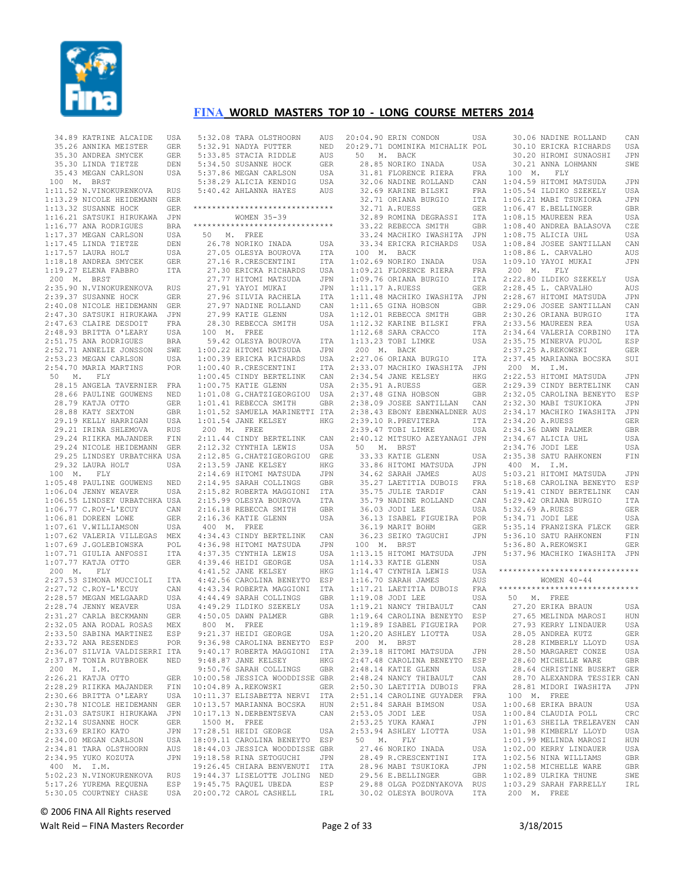34.89 KATRINE ALCAIDE USA
35.26 ANNIKA MEISTER GER
35.30 ANDREA SMYCEK GER
35.30 LINDA TIETZE DEN
35.43 MEGAN CARLSON USA

100 M. BRST

1:11.52 N.VINOKURENKOVA RUS
1:13.29 NICOLE HEIDEMANN GER
1:13.32 SUSANNE HOCK GER
1:16.21 SATSUKI HIRUKAWA JPN
1:16.77 ANA RODRIGUES BRA
1:17.37 MEGAN CARLSON USA
1:17.45 LINDA TIETZE DEN
1:17.57 LAURA HOLT USA
1:18.18 ANDREA SMYCEK GER
1:19.27 ELENA FABBRO ITA

200 M. BRST

2:35.90 N.VINOKURENKOVA RUS
2:39.37 SUSANNE HOCK GER
2:40.08 NICOLE HEIDEMANN GER
2:47.30 SATSUKI HIRUKAWA JPN
2:47.63 CLAIRE DESDOIT FRA
2:48.93 BRITTA O'LEARY USA
2:51.75 ANA RODRIGUES BRA
2:52.71 ANNELIE JONSSON SWE
2:53.23 MEGAN CARLSON USA
2:54.70 MARIA MARTINS POR

50 M. FLY

28.15 ANGELA TAVERNIER FRA
28.66 PAULINE GOUWENS NED
28.79 KATJA OTTO GER
28.88 KATY SEXTON GBR
29.19 KELLY HARRIGAN USA
29.21 IRINA SHLEMOVA RUS
29.24 RIIKKA MAJANDER FIN
29.24 NICOLE HEIDEMANN GER
29.25 LINDSEY URBATCHKA USA
29.32 LAURA HOLT USA

100 M. FLY

1:05.48 PAULINE GOUWENS NED
1:06.04 JENNY WEAVER USA
1:06.55 LINDSEY URBATCHKA USA
1:06.77 C.ROY-L'ECUY CAN
1:06.81 DOREEN LOWE GER
1:07.61 V.WILLIAMSON USA
1:07.62 VALERIA VILLEGAS MEX
1:07.69 J.GOLEBIOWSKA POL
1:07.71 GIULIA ANFOSSI ITA
1:07.77 KATJA OTTO GER

200 M. FLY

2:27.53 SIMONA MUCCIOLI ITA
2:27.72 C.ROY-L'ECUY CAN
2:28.57 MEGAN MELGAARD USA
2:28.74 JENNY WEAVER USA
2:31.27 CARLA BECKMANN GER
2:32.05 ANA RODAL ROSAS MEX
2:33.50 SABINA MARTINEZ ESP
2:33.72 ANA RESENDES POR
2:36.07 SILVIA VALDISERRI ITA
2:37.87 TONIA RUYBROEK NED

200 M. I.M.

2:26.21 KATJA OTTO GER
2:28.29 RIIKKA MAJANDER FIN
2:30.66 BRITTA O'LEARY USA
2:30.78 NICOLE HEIDEMANN GER
2:31.03 SATSUKI HIRUKAWA JPN
2:32.14 SUSANNE HOCK GER
2:33.69 ERIKO KATO JPN
2:34.00 MEGAN CARLSON USA
2:34.81 TARA OLSTHOORN AUS
2:34.95 YUKO KOZUTA JPN

400 M. I.M.

5:02.23 N.VINOKURENKOVA RUS
5:17.26 YUREMA REQUENA ESP
5:30.05 COURTNEY CHASE USA
5:32.08 TARA OLSTHOORN AUS
5:32.91 NADYA PUTTER NED
5:33.85 STACIA RIDDLE AUS
5:34.50 SUSANNE HOCK GER
5:37.86 MEGAN CARLSON USA
5:38.29 ALICIA KENDIG USA
5:40.42 AHLANNA HAYES AUS

******************************

WOMEN 35-39

******************************

50 M. FREE

26.78 NORIKO INADA USA
27.05 OLESYA BOUROVA ITA
27.16 R.CRESCENTINI ITA
27.30 ERICKA RICHARDS USA
27.77 HITOMI MATSUDA JPN
27.91 YAYOI MUKAI JPN
27.96 SILVIA RACHELA ITA
27.97 NADINE ROLLAND CAN
27.99 KATIE GLENN USA
28.30 REBECCA SMITH USA

100 M. FREE

59.42 OLESYA BOUROVA ITA
1:00.22 HITOMI MATSUDA JPN
1:00.39 ERICKA RICHARDS USA
1:00.40 R.CRESCENTINI ITA
1:00.45 CINDY BERTELINK CAN
1:00.75 KATIE GLENN USA
1:01.08 G.CHATZIGEORGIOU USA
1:01.41 REBECCA SMITH GBR
1:01.52 SAMUELA MARINETTI ITA
1:01.54 JANE KELSEY HKG

200 M. FREE

2:11.44 CINDY BERTELINK CAN
2:12.32 CYNTHIA LEWIS USA
2:12.85 G.CHATZIGEORGIOU GRE
2:13.59 JANE KELSEY HKG
2:14.69 HITOMI MATSUDA JPN
2:14.95 SARAH COLLINGS GBR
2:15.82 ROBERTA MAGGIONI ITA
2:15.99 OLESYA BOUROVA ITA
2:16.18 REBECCA SMITH GBR
2:16.36 KATIE GLENN USA

400 M. FREE

4:34.43 CINDY BERTELINK CAN
4:36.98 HITOMI MATSUDA JPN
4:37.35 CYNTHIA LEWIS USA
4:39.46 HEIDI GEORGE USA
4:41.52 JANE KELSEY HKG
4:42.56 CAROLINA BENEYTO ESP
4:43.34 ROBERTA MAGGIONI ITA
4:44.49 SARAH COLLINGS GBR
4:49.29 ILDIKO SZEKELY USA
4:50.05 DAWN PALMER GBR

800 M. FREE

9:21.37 HEIDI GEORGE USA
9:36.98 CAROLINA BENEYTO ESP
9:40.17 ROBERTA MAGGIONI ITA
9:48.87 JANE KELSEY HKG
9:50.76 SARAH COLLINGS GBR
10:00.58 JESSICA WOODDISSE GBR
10:04.89 A.REKOWSKI GER
10:11.37 ELISABETTA NERVI ITA
10:13.57 MARIANNA BOCSKA HUN
10:17.13 N.DERBENTSEVA CAN

1500 M. FREE

17:28.51 HEIDI GEORGE USA
18:09.11 CAROLINA BENEYTO ESP
18:44.03 JESSICA WOODDISSE GBR
19:18.58 RINA SETOGUCHI JPN
19:26.45 CHIARA BENVENUTI ITA
19:44.37 LISELOTTE JOLING NED
19:45.75 RAQUEL UBEDA ESP
20:00.72 CAROL CASHELL IRL
20:04.90 ERIN CONDON USA
20:29.71 DOMINIKA MICHALIK POL

50 M. BACK

28.85 NORIKO INADA USA
31.81 FLORENCE RIERA FRA
32.06 NADINE ROLLAND CAN
32.69 KARINE BILSKI FRA
32.71 ORIANA BURGIO ITA
32.71 A.RUESS GER
32.89 ROMINA DEGRASSI ITA
33.22 REBECCA SMITH GBR
33.24 MACHIKO IWASHITA JPN
33.34 ERICKA RICHARDS USA

100 M. BACK

1:02.69 NORIKO INADA USA
1:09.21 FLORENCE RIERA FRA
1:09.76 ORIANA BURGIO ITA
1:11.17 A.RUESS GER
1:11.48 MACHIKO IWASHITA JPN
1:11.65 GINA HOBSON GBR
1:12.01 REBECCA SMITH GBR
1:12.32 KARINE BILSKI FRA
1:12.68 SARA CRACCO ITA
1:13.23 TOBI LIMKE USA

200 M. BACK

2:27.06 ORIANA BURGIO ITA
2:33.07 MACHIKO IWASHITA JPN
2:34.54 JANE KELSEY HKG
2:35.91 A.RUESS GER
2:37.48 GINA HOBSON GBR
2:38.09 JOSEE SANTILLAN CAN
2:38.43 EBONY EBENWALDNER AUS
2:39.10 R.PREVITERA ITA
2:39.47 TOBI LIMKE USA
2:40.12 MITSUKO AZEYANAGI JPN

50 M. BRST

33.33 KATIE GLENN USA
33.86 HITOMI MATSUDA JPN
34.62 SARAH JAMES AUS
35.27 LAETITIA DUBOIS FRA
35.75 JULIE TARDIF CAN
35.79 NADINE ROLLAND CAN
36.03 JODI LEE USA
36.13 ISABEL FIGUEIRA POR
36.19 MARIT BOHM GER
36.23 SEIKO TAGUCHI JPN

100 M. BRST

1:13.15 HITOMI MATSUDA JPN
1:14.33 KATIE GLENN USA
1:14.47 CYNTHIA LEWIS USA
1:16.70 SARAH JAMES AUS
1:17.21 LAETITIA DUBOIS FRA
1:19.08 JODI LEE USA
1:19.21 NANCY THIBAULT CAN
1:19.64 CAROLINA BENEYTO ESP
1:19.89 ISABEL FIGUEIRA POR
1:20.20 ASHLEY LIOTTA USA

200 M. BRST

2:39.18 HITOMI MATSUDA JPN
2:47.48 CAROLINA BENEYTO ESP
2:48.14 KATIE GLENN USA
2:48.24 NANCY THIBAULT CAN
2:50.30 LAETITIA DUBOIS FRA
2:51.14 CAROLINE GUYADER FRA
2:51.84 SARAH BIMSON USA
2:53.05 JODI LEE USA
2:53.25 YUKA KAWAI JPN
2:53.94 ASHLEY LIOTTA USA

50 M. FLY

27.46 NORIKO INADA USA
28.49 R.CRESCENTINI ITA
28.96 MABI TSUKIOKA JPN
29.56 E.BELLINGER GBR
29.88 OLGA POZDNYAKOVA RUS
30.02 OLESYA BOUROVA ITA
30.06 NADINE ROLLAND CAN
30.10 ERICKA RICHARDS USA
30.20 HIROMI SUNAOSHI JPN
30.21 ANNA LOHMANN SWE

100 M. FLY

1:04.59 HITOMI MATSUDA JPN
1:05.54 ILDIKO SZEKELY USA
1:06.21 MABI TSUKIOKA JPN
1:06.47 E.BELLINGER GBR
1:08.15 MAUREEN REA USA
1:08.40 ANDREA BALASOVA CZE
1:08.75 ALICIA UHL USA
1:08.84 JOSEE SANTILLAN CAN
1:08.86 L. CARVALHO AUS
1:09.10 YAYOI MUKAI JPN

200 M. FLY

2:22.80 ILDIKO SZEKELY USA
2:28.45 L. CARVALHO AUS
2:28.67 HITOMI MATSUDA JPN
2:29.06 JOSEE SANTILLAN CAN
2:30.26 ORIANA BURGIO ITA
2:33.56 MAUREEN REA USA
2:34.64 VALERIA CORBINO ITA
2:35.75 MINERVA PUJOL ESP
2:37.25 A.REKOWSKI GER
2:37.45 MARIANNA BOCSKA SUI

200 M. I.M.

2:22.53 HITOMI MATSUDA JPN
2:29.39 CINDY BERTELINK CAN
2:32.05 CAROLINA BENEYTO ESP
2:32.30 MABI TSUKIOKA JPN
2:34.17 MACHIKO IWASHITA JPN
2:34.20 A.RUESS GER
2:34.36 DAWN PALMER GBR
2:34.67 ALICIA UHL USA
2:34.76 JODI LEE USA
2:35.38 SATU RAHKONEN FIN

400 M. I.M.

5:03.21 HITOMI MATSUDA JPN
5:18.68 CAROLINA BENEYTO ESP
5:19.41 CINDY BERTELINK CAN
5:29.42 ORIANA BURGIO ITA
5:32.69 A.RUESS GER
5:34.71 JODI LEE USA
5:35.14 FRANZISKA FLECK GER
5:36.10 SATU RAHKONEN FIN
5:36.80 A.REKOWSKI GER
5:37.96 MACHIKO IWASHITA JPN

******************************

WOMEN 40-44

******************************

50 M. FREE

27.20 ERIKA BRAUN USA
27.65 MELINDA MAROSI HUN
27.93 KERRY LINDAUER USA
28.05 ANDREA KUTZ GER
28.28 KIMBERLY LLOYD USA
28.50 MARGARET CONZE USA
28.60 MICHELLE WARE GBR
28.64 CHRISTINE BUSERT GER
28.70 ALEXANDRA TESSIER CAN
28.81 MIDORI IWASHITA JPN

100 M. FREE

1:00.68 ERIKA BRAUN USA
1:00.84 CLAUDIA POLL CRC
1:01.63 SHEILA TRELEAVEN CAN
1:01.98 KIMBERLY LLOYD USA
1:01.99 MELINDA MAROSI HUN
1:02.00 KERRY LINDAUER USA
1:02.56 NINA WILLIAMS GBR
1:02.58 MICHELLE WARE GBR
1:02.89 ULRIKA THUNE SWE
1:03.29 SARAH FARRELLY IRL

200 M. FREE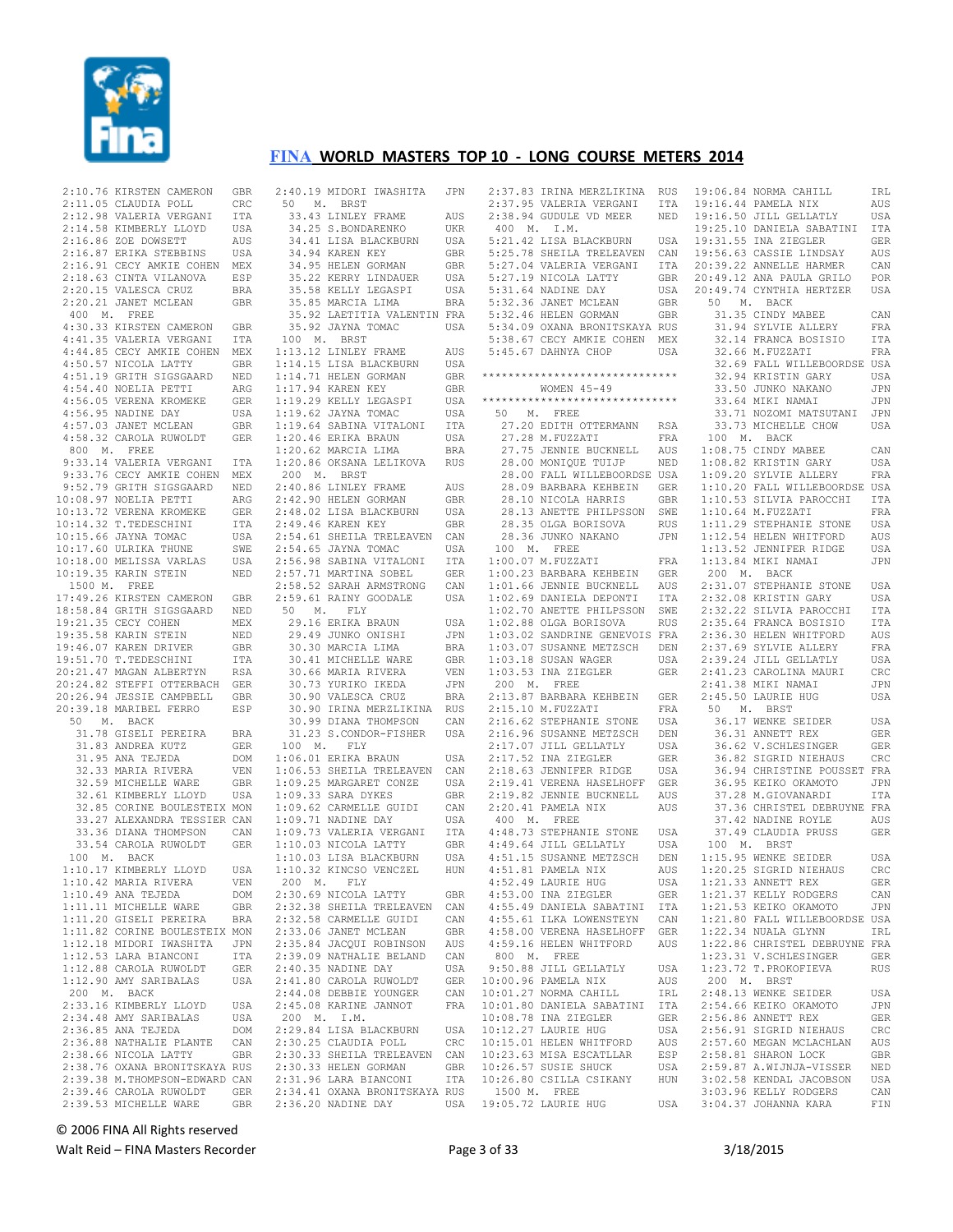# FINA WORLD MASTERS TOP 10 - LONG COURSE METERS 2014

```
2:10.76 KIRSTEN CAMERON    GBR
2:11.05 CLAUDIA POLL       CRC
2:12.98 VALERIA VERGANI    ITA
2:14.58 KIMBERLY LLOYD     USA
2:16.86 ZOE DOWSETT        AUS
2:16.87 ERIKA STEBBINS     USA
2:16.91 CECY AMKIE COHEN   MEX
2:18.63 CINTA VILANOVA     ESP
2:20.15 VALESCA CRUZ       BRA
2:20.21 JANET MCLEAN       GBR
 400  M.  FREE
4:30.33 KIRSTEN CAMERON    GBR
4:41.35 VALERIA VERGANI    ITA
4:44.85 CECY AMKIE COHEN   MEX
4:50.57 NICOLA LATTY       GBR
4:51.19 GRITH SIGSGAARD    NED
4:54.40 NOELIA PETTI       ARG
4:56.05 VERENA KROMEKE     GER
4:56.95 NADINE DAY         USA
4:57.03 JANET MCLEAN       GBR
4:58.32 CAROLA RUWOLDT     GER
 800  M.  FREE
9:33.14 VALERIA VERGANI    ITA
9:33.76 CECY AMKIE COHEN   MEX
9:52.79 GRITH SIGSGAARD    NED
10:08.97 NOELIA PETTI      ARG
10:13.72 VERENA KROMEKE    GER
10:14.32 T.TEDESCHINI      ITA
10:15.66 JAYNA TOMAC       USA
10:17.60 ULRIKA THUNE      SWE
10:18.00 MELISSA VARLAS    USA
10:19.35 KARIN STEIN       NED
 1500 M.  FREE
17:49.26 KIRSTEN CAMERON   GBR
18:58.84 GRITH SIGSGAARD   NED
19:21.35 CECY COHEN        MEX
19:35.58 KARIN STEIN       NED
19:46.07 KAREN DRIVER      GBR
19:51.70 T.TEDESCHINI      ITA
20:21.47 MAGAN ALBERTYN    RSA
20:24.82 STEFFI OTTERBACH  GER
20:26.94 JESSIE CAMPBELL   GBR
20:39.18 MARIBEL FERRO     ESP
 50   M.  BACK
  31.78 GISELI PEREIRA     BRA
  31.83 ANDREA KUTZ        GER
  31.95 ANA TEJEDA         DOM
  32.33 MARIA RIVERA       VEN
  32.59 MICHELLE WARE      GBR
  32.61 KIMBERLY LLOYD     USA
  32.85 CORINE BOULESTEIX  MON
  33.27 ALEXANDRA TESSIER  CAN
  33.36 DIANA THOMPSON     CAN
  33.54 CAROLA RUWOLDT     GER
 100  M.  BACK
1:10.17 KIMBERLY LLOYD     USA
1:10.42 MARIA RIVERA       VEN
1:10.49 ANA TEJEDA         DOM
1:11.11 MICHELLE WARE      GBR
1:11.20 GISELI PEREIRA     BRA
1:11.82 CORINE BOULESTEIX  MON
1:12.18 MIDORI IWASHITA    JPN
1:12.53 LARA BIANCONI      ITA
1:12.88 CAROLA RUWOLDT     GER
1:12.90 AMY SARIBALAS      USA
 200  M.  BACK
2:33.16 KIMBERLY LLOYD     USA
2:34.48 AMY SARIBALAS      USA
2:36.85 ANA TEJEDA         DOM
2:36.88 NATHALIE PLANTE    CAN
2:38.66 NICOLA LATTY       GBR
2:38.76 OXANA BRONITSKAYA  RUS
2:39.38 M.THOMPSON-EDWARD  CAN
2:39.46 CAROLA RUWOLDT     GER
2:39.53 MICHELLE WARE      GBR
2:40.19 MIDORI IWASHITA    JPN
 50   M.  BRST
  33.43 LINLEY FRAME       AUS
  34.25 S.BONDARENKO       UKR
  34.41 LISA BLACKBURN     USA
  34.94 KAREN KEY          GBR
  34.95 HELEN GORMAN       GBR
  35.22 KERRY LINDAUER     USA
  35.58 KELLY LEGASPI      USA
  35.85 MARCIA LIMA        BRA
  35.92 LAETITIA VALENTIN  FRA
  35.92 JAYNA TOMAC        USA
 100  M.  BRST
1:13.12 LINLEY FRAME       AUS
1:14.15 LISA BLACKBURN     USA
1:14.71 HELEN GORMAN       GBR
1:17.94 KAREN KEY          GBR
1:19.29 KELLY LEGASPI      USA
1:19.62 JAYNA TOMAC        USA
1:19.64 SABINA VITALONI    ITA
1:20.46 ERIKA BRAUN        USA
1:20.62 MARCIA LIMA        BRA
1:20.86 OKSANA LELIKOVA    RUS
 200  M.  BRST
2:40.86 LINLEY FRAME       AUS
2:42.90 HELEN GORMAN       GBR
2:48.02 LISA BLACKBURN     USA
2:49.46 KAREN KEY          GBR
2:54.61 SHEILA TRELEAVEN   CAN
2:54.65 JAYNA TOMAC        USA
2:56.98 SABINA VITALONI    ITA
2:57.71 MARTINA SOBEL      GER
2:58.52 SARAH ARMSTRONG    CAN
2:59.61 RAINY GOODALE      USA
 50   M.  FLY
  29.16 ERIKA BRAUN        USA
  29.49 JUNKO ONISHI       JPN
  30.30 MARCIA LIMA        BRA
  30.41 MICHELLE WARE      GBR
  30.66 MARIA RIVERA       VEN
  30.73 YURIKO IKEDA       JPN
  30.90 VALESCA CRUZ       BRA
  30.90 IRINA MERZLIKINA   RUS
  30.99 DIANA THOMPSON     CAN
  31.23 S.CONDOR-FISHER    USA
 100  M.  FLY
1:06.01 ERIKA BRAUN        USA
1:06.53 SHEILA TRELEAVEN   CAN
1:09.25 MARGARET CONZE     USA
1:09.33 SARA DYKES         GBR
1:09.62 CARMELLE GUIDI     CAN
1:09.71 NADINE DAY         USA
1:09.73 VALERIA VERGANI    ITA
1:10.03 NICOLA LATTY       GBR
1:10.03 LISA BLACKBURN     USA
1:10.32 KINCSO VENCZEL     HUN
 200  M.  FLY
2:30.69 NICOLA LATTY       GBR
2:32.38 SHEILA TRELEAVEN   CAN
2:32.58 CARMELLE GUIDI     CAN
2:33.06 JANET MCLEAN       GBR
2:35.84 JACQUI ROBINSON    AUS
2:39.09 NATHALIE BELAND    CAN
2:40.35 NADINE DAY         USA
2:41.80 CAROLA RUWOLDT     GER
2:44.08 DEBBIE YOUNGER     CAN
2:45.08 KARINE JANNOT      FRA
 200  M.  I.M.
2:29.84 LISA BLACKBURN     USA
2:30.25 CLAUDIA POLL       CRC
2:30.33 SHEILA TRELEAVEN   CAN
2:30.33 HELEN GORMAN       GBR
2:31.96 LARA BIANCONI      ITA
2:34.41 OXANA BRONITSKAYA  RUS
2:36.20 NADINE DAY         USA
2:37.83 IRINA MERZLIKINA   RUS
2:37.95 VALERIA VERGANI    ITA
2:38.94 GUDULE VD MEER     NED
 400  M.  I.M.
5:21.42 LISA BLACKBURN     USA
5:25.78 SHEILA TRELEAVEN   CAN
5:27.04 VALERIA VERGANI    ITA
5:27.19 NICOLA LATTY       GBR
5:31.64 NADINE DAY         USA
5:32.36 JANET MCLEAN       GBR
5:32.46 HELEN GORMAN       GBR
5:34.09 OXANA BRONITSKAYA  RUS
5:38.67 CECY AMKIE COHEN   MEX
5:45.67 DAHNYA CHOP        USA

*****************************
        WOMEN 45-49
*****************************
 50   M.  FREE
  27.20 EDITH OTTERMANN    RSA
  27.28 M.FUZZATI          FRA
  27.75 JENNIE BUCKNELL    AUS
  28.00 MONIQUE TUIJP      NED
  28.00 FALL WILLEBOORDSE  USA
  28.09 BARBARA KEHBEIN    GER
  28.10 NICOLA HARRIS      GBR
  28.13 ANETTE PHILPSSON   SWE
  28.35 OLGA BORISOVA      RUS
  28.36 JUNKO NAKANO       JPN
 100  M.  FREE
1:00.07 M.FUZZATI          FRA
1:00.23 BARBARA KEHBEIN    GER
1:01.66 JENNIE BUCKNELL    AUS
1:02.69 DANIELA DEPONTI    ITA
1:02.70 ANETTE PHILPSSON   SWE
1:02.88 OLGA BORISOVA      RUS
1:03.02 SANDRINE GENEVOIS  FRA
1:03.07 SUSANNE METZSCH    DEN
1:03.18 SUSAN WAGER        USA
1:03.53 INA ZIEGLER        GER
 200  M.  FREE
2:13.87 BARBARA KEHBEIN    GER
2:15.10 M.FUZZATI          FRA
2:16.62 STEPHANIE STONE    USA
2:16.96 SUSANNE METZSCH    DEN
2:17.07 JILL GELLATLY      USA
2:17.52 INA ZIEGLER        GER
2:18.63 JENNIFER RIDGE     USA
2:19.41 VERENA HASELHOFF   GER
2:19.82 JENNIE BUCKNELL    AUS
2:20.41 PAMELA NIX         AUS
 400  M.  FREE
4:48.73 STEPHANIE STONE    USA
4:49.64 JILL GELLATLY      USA
4:51.15 SUSANNE METZSCH    DEN
4:51.81 PAMELA NIX         AUS
4:52.49 LAURIE HUG         USA
4:53.00 INA ZIEGLER        GER
4:55.49 DANIELA SABATINI   ITA
4:55.61 ILKA LOWENSTEYN    CAN
4:58.00 VERENA HASELHOFF   GER
4:59.16 HELEN WHITFORD     AUS
 800  M.  FREE
9:50.88 JILL GELLATLY      USA
10:00.96 PAMELA NIX        AUS
10:01.27 NORMA CAHILL      IRL
10:01.80 DANIELA SABATINI  ITA
10:08.78 INA ZIEGLER       GER
10:12.27 LAURIE HUG        USA
10:15.01 HELEN WHITFORD    AUS
10:23.63 MISA ESCATLLAR    ESP
10:26.57 SUSIE SHUCK       USA
10:26.80 CSILLA CSIKANY    HUN
 1500 M.  FREE
19:05.72 LAURIE HUG        USA
19:06.84 NORMA CAHILL      IRL
19:16.44 PAMELA NIX        AUS
19:16.50 JILL GELLATLY     USA
19:25.10 DANIELA SABATINI  ITA
19:31.55 INA ZIEGLER       GER
19:56.63 CASSIE LINDSAY    AUS
20:39.22 ANNELLE HARMER    CAN
20:49.12 ANA PAULA GRILO   POR
20:49.74 CYNTHIA HERTZER   USA
 50   M.  BACK
  31.35 CINDY MABEE        CAN
  31.94 SYLVIE ALLERY      FRA
  32.14 FRANCA BOSISIO     ITA
  32.66 M.FUZZATI          FRA
  32.69 FALL WILLEBOORDSE  USA
  32.94 KRISTIN GARY       USA
  33.50 JUNKO NAKANO       JPN
  33.64 MIKI NAMAI         JPN
  33.71 NOZOMI MATSUTANI   JPN
  33.73 MICHELLE CHOW      USA
 100  M.  BACK
1:08.75 CINDY MABEE        CAN
1:08.82 KRISTIN GARY       USA
1:09.20 SYLVIE ALLERY      FRA
1:10.20 FALL WILLEBOORDSE  USA
1:10.53 SILVIA PAROCCHI    ITA
1:10.64 M.FUZZATI          FRA
1:11.29 STEPHANIE STONE    USA
1:12.54 HELEN WHITFORD     AUS
1:13.52 JENNIFER RIDGE     USA
1:13.84 MIKI NAMAI         JPN
 200  M.  BACK
2:31.07 STEPHANIE STONE    USA
2:32.08 KRISTIN GARY       USA
2:32.22 SILVIA PAROCCHI    ITA
2:35.64 FRANCA BOSISIO     ITA
2:36.30 HELEN WHITFORD     AUS
2:37.69 SYLVIE ALLERY      FRA
2:39.24 JILL GELLATLY      USA
2:41.23 CAROLINA MAURI     CRC
2:41.38 MIKI NAMAI         JPN
2:45.50 LAURIE HUG         USA
 50   M.  BRST
  36.17 WENKE SEIDER       USA
  36.31 ANNETT REX         GER
  36.62 V.SCHLESINGER      GER
  36.82 SIGRID NIEHAUS     CRC
  36.94 CHRISTINE POUSSET  FRA
  36.95 KEIKO OKAMOTO      JPN
  37.28 M.GIOVANARDI       ITA
  37.36 CHRISTEL DEBRUYNE  FRA
  37.42 NADINE ROYLE       AUS
  37.49 CLAUDIA PRUSS      GER
 100  M.  BRST
1:15.95 WENKE SEIDER       USA
1:20.25 SIGRID NIEHAUS     CRC
1:21.33 ANNETT REX         GER
1:21.37 KELLY RODGERS      CAN
1:21.53 KEIKO OKAMOTO      JPN
1:21.80 FALL WILLEBOORDSE  USA
1:22.34 NUALA GLYNN        IRL
1:22.86 CHRISTEL DEBRUYNE  FRA
1:23.31 V.SCHLESINGER      GER
1:23.72 T.PROKOFIEVA       RUS
 200  M.  BRST
2:48.13 WENKE SEIDER       USA
2:54.66 KEIKO OKAMOTO      JPN
2:56.86 ANNETT REX         GER
2:56.91 SIGRID NIEHAUS     CRC
2:57.60 MEGAN MCLACHLAN    AUS
2:58.81 SHARON LOCK        GBR
2:59.87 A.WIJNJA-VISSER    NED
3:02.58 KENDAL JACOBSON    USA
3:03.96 KELLY RODGERS      CAN
3:04.37 JOHANNA KARA       FIN
```

© 2006 FINA All Rights reserved

Walt Reid – FINA Masters Recorder  3/18/2015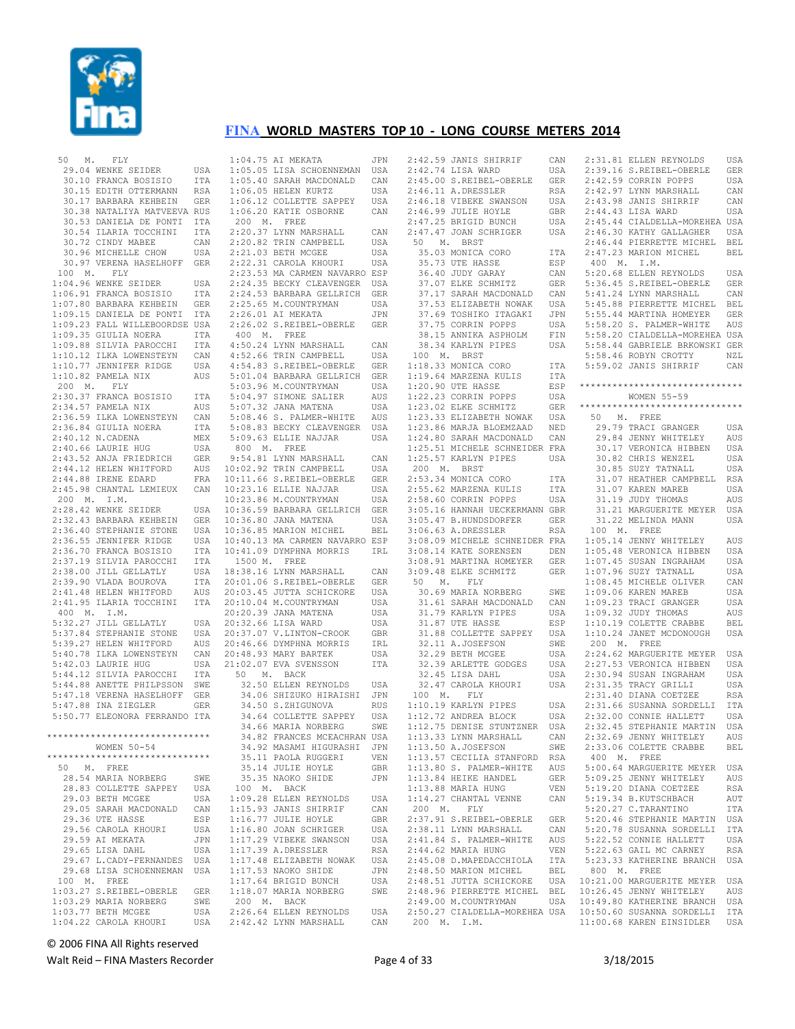## FINA WORLD MASTERS TOP 10 - LONG COURSE METERS 2014

```
 50  M.  FLY
  29.04 WENKE SEIDER         USA
  30.10 FRANCA BOSISIO       ITA
  30.15 EDITH OTTERMANN      RSA
  30.17 BARBARA KEHBEIN      GER
  30.38 NATALIYA MATVEEVA RUS
  30.53 DANIELA DE PONTI     ITA
  30.54 ILARIA TOCCHINI      ITA
  30.72 CINDY MABEE          CAN
  30.96 MICHELLE CHOW        USA
  30.97 VERENA HASELHOFF     GER
 100  M.  FLY
1:04.96 WENKE SEIDER         USA
1:06.91 FRANCA BOSISIO       ITA
1:07.80 BARBARA KEHBEIN      GER
1:09.15 DANIELA DE PONTI     ITA
1:09.23 FALL WILLEBOORDSE USA
1:09.35 GIULIA NOERA         ITA
1:09.88 SILVIA PAROCCHI      ITA
1:10.12 ILKA LOWENSTEYN      CAN
1:10.77 JENNIFER RIDGE       USA
1:10.82 PAMELA NIX           AUS
 200  M.  FLY
2:30.37 FRANCA BOSISIO       ITA
2:34.57 PAMELA NIX           AUS
2:36.59 ILKA LOWENSTEYN      CAN
2:36.84 GIULIA NOERA         ITA
2:40.12 N.CADENA             MEX
2:40.66 LAURIE HUG           USA
2:43.52 ANJA FRIEDRICH       GER
2:44.12 HELEN WHITFORD       AUS
2:44.88 IRENE EDARD          FRA
2:45.98 CHANTAL LEMIEUX      CAN
 200  M.  I.M.
2:28.42 WENKE SEIDER         USA
2:32.43 BARBARA KEHBEIN      GER
2:36.40 STEPHANIE STONE      USA
2:36.55 JENNIFER RIDGE       USA
2:36.70 FRANCA BOSISIO       ITA
2:37.19 SILVIA PAROCCHI      ITA
2:38.00 JILL GELLATLY        USA
2:39.90 VLADA BOUROVA        ITA
2:41.48 HELEN WHITFORD       AUS
2:41.95 ILARIA TOCCHINI      ITA
 400  M.  I.M.
5:32.27 JILL GELLATLY        USA
5:37.84 STEPHANIE STONE      USA
5:39.27 HELEN WHITFORD       AUS
5:40.78 ILKA LOWENSTEYN      CAN
5:42.03 LAURIE HUG           USA
5:44.12 SILVIA PAROCCHI      ITA
5:44.88 ANETTE PHILPSSON     SWE
5:47.18 VERENA HASELHOFF     GER
5:47.88 INA ZIEGLER          GER
5:50.77 ELEONORA FERRANDO ITA

******************************
        WOMEN 50-54
******************************
 50  M.  FREE
  28.54 MARIA NORBERG        SWE
  28.83 COLLETTE SAPPEY      USA
  29.03 BETH MCGEE           USA
  29.05 SARAH MACDONALD      CAN
  29.36 UTE HASSE            ESP
  29.56 CAROLA KHOURI        USA
  29.59 AI MEKATA            JPN
  29.65 LISA DAHL            USA
  29.67 L.CADY-FERNANDES     USA
  29.68 LISA SCHOENNEMAN     USA
 100  M.  FREE
1:03.27 S.REIBEL-OBERLE      GER
1:03.29 MARIA NORBERG        SWE
1:03.77 BETH MCGEE           USA
1:04.22 CAROLA KHOURI        USA
1:04.75 AI MEKATA            JPN
1:05.05 LISA SCHOENNEMAN     USA
1:05.40 SARAH MACDONALD      CAN
1:06.05 HELEN KURTZ          USA
1:06.12 COLLETTE SAPPEY      USA
1:06.20 KATIE OSBORNE        CAN
 200  M.  FREE
2:20.37 LYNN MARSHALL        CAN
2:20.82 TRIN CAMPBELL        USA
2:21.03 BETH MCGEE           USA
2:22.31 CAROLA KHOURI        USA
2:23.53 MA CARMEN NAVARRO ESP
2:24.35 BECKY CLEAVENGER     USA
2:24.53 BARBARA GELLRICH     GER
2:25.65 M.COUNTRYMAN         USA
2:26.01 AI MEKATA            JPN
2:26.02 S.REIBEL-OBERLE      GER
 400  M.  FREE
4:50.24 LYNN MARSHALL        CAN
4:52.66 TRIN CAMPBELL        USA
4:54.83 S.REIBEL-OBERLE      GER
5:01.04 BARBARA GELLRICH     GER
5:03.96 M.COUNTRYMAN         USA
5:04.97 SIMONE SALIER        AUS
5:07.32 JANA MATENA          USA
5:08.46 S. PALMER-WHITE      AUS
5:08.83 BECKY CLEAVENGER     USA
5:09.63 ELLIE NAJJAR         USA
 800  M.  FREE
9:54.81 LYNN MARSHALL        CAN
10:02.92 TRIN CAMPBELL       USA
10:11.66 S.REIBEL-OBERLE     GER
10:23.16 ELLIE NAJJAR        USA
10:23.86 M.COUNTRYMAN        USA
10:36.59 BARBARA GELLRICH    GER
10:36.80 JANA MATENA         USA
10:36.85 MARION MICHEL       BEL
10:40.13 MA CARMEN NAVARRO ESP
10:41.09 DYMPHNA MORRIS      IRL
 1500  M.  FREE
18:38.16 LYNN MARSHALL       CAN
20:01.06 S.REIBEL-OBERLE     GER
20:03.45 JUTTA SCHICKORE     USA
20:10.04 M.COUNTRYMAN        USA
20:20.39 JANA MATENA         USA
20:32.66 LISA WARD           USA
20:37.07 V.LINTON-CROOK      GBR
20:46.66 DYMPHNA MORRIS      IRL
20:48.93 MARY BARTEK         USA
21:02.07 EVA SVENSSON        ITA
 50  M.  BACK
  32.50 ELLEN REYNOLDS       USA
  34.06 SHIZUKO HIRAISHI     JPN
  34.50 S.ZHIGUNOVA          RUS
  34.64 COLLETTE SAPPEY      USA
  34.66 MARIA NORBERG        SWE
  34.82 FRANCES MCEACHRAN USA
  34.92 MASAMI HIGURASHI     JPN
  35.11 PAOLA RUGGERI        VEN
  35.14 JULIE HOYLE          GBR
  35.35 NAOKO SHIDE          JPN
 100  M.  BACK
1:09.28 ELLEN REYNOLDS       USA
1:15.93 JANIS SHIRRIF        CAN
1:16.77 JULIE HOYLE          GBR
1:16.80 JOAN SCHRIGER        USA
1:17.29 VIBEKE SWANSON       USA
1:17.39 A.DRESSLER           RSA
1:17.48 ELIZABETH NOWAK      USA
1:17.53 NAOKO SHIDE          JPN
1:17.64 BRIGID BUNCH         USA
1:18.07 MARIA NORBERG        SWE
 200  M.  BACK
2:26.64 ELLEN REYNOLDS       USA
2:42.42 LYNN MARSHALL        CAN
2:42.59 JANIS SHIRRIF        CAN
2:42.74 LISA WARD            USA
2:45.00 S.REIBEL-OBERLE      GER
2:46.11 A.DRESSLER           RSA
2:46.18 VIBEKE SWANSON       USA
2:46.99 JULIE HOYLE          GBR
2:47.25 BRIGID BUNCH         USA
2:47.47 JOAN SCHRIGER        USA
 50  M.  BRST
  35.03 MONICA CORO          ITA
  35.73 UTE HASSE            ESP
  36.40 JUDY GARAY           CAN
  37.07 ELKE SCHMITZ         GER
  37.17 SARAH MACDONALD      CAN
  37.53 ELIZABETH NOWAK      USA
  37.69 TOSHIKO ITAGAKI      JPN
  37.75 CORRIN POPPS         USA
  38.15 ANNIKA ASPHOLM       FIN
  38.34 KARLYN PIPES         USA
 100  M.  BRST
1:18.33 MONICA CORO          ITA
1:19.64 MARZENA KULIS        ITA
1:20.90 UTE HASSE            ESP
1:22.23 CORRIN POPPS         USA
1:23.02 ELKE SCHMITZ         GER
1:23.33 ELIZABETH NOWAK      USA
1:23.86 MARJA BLOEMZAAD      NED
1:24.80 SARAH MACDONALD      CAN
1:25.51 MICHELE SCHNEIDER FRA
1:25.57 KARLYN PIPES         USA
 200  M.  BRST
2:53.34 MONICA CORO          ITA
2:55.62 MARZENA KULIS        ITA
2:58.60 CORRIN POPPS         USA
3:05.16 HANNAH UECKERMANN GBR
3:05.47 B.HUNDSDORFER        GER
3:06.63 A.DRESSLER           RSA
3:08.09 MICHELE SCHNEIDER FRA
3:08.14 KATE SORENSEN        DEN
3:08.91 MARTINA HOMEYER      GER
3:09.48 ELKE SCHMITZ         GER
 50  M.  FLY
  30.69 MARIA NORBERG        SWE
  31.61 SARAH MACDONALD      CAN
  31.79 KARLYN PIPES         USA
  31.87 UTE HASSE            ESP
  31.88 COLLETTE SAPPEY      USA
  32.11 A.JOSEFSON           SWE
  32.29 BETH MCGEE           USA
  32.39 ARLETTE GODGES       USA
  32.45 LISA DAHL            USA
  32.47 CAROLA KHOURI        USA
 100  M.  FLY
1:10.19 KARLYN PIPES         USA
1:12.72 ANDREA BLOCK         USA
1:12.75 DENISE STUNTZNER     USA
1:13.33 LYNN MARSHALL        CAN
1:13.50 A.JOSEFSON           SWE
1:13.57 CECILIA STANFORD     RSA
1:13.80 S. PALMER-WHITE      AUS
1:13.84 HEIKE HANDEL         GER
1:13.88 MARIA HUNG           VEN
1:14.27 CHANTAL VENNE        CAN
 200  M.  FLY
2:37.91 S.REIBEL-OBERLE      GER
2:38.11 LYNN MARSHALL        CAN
2:41.84 S. PALMER-WHITE      AUS
2:44.62 MARIA HUNG           VEN
2:45.08 D.MAPEDACCHIOLA      ITA
2:48.50 MARION MICHEL        BEL
2:48.51 JUTTA SCHICKORE      USA
2:48.96 PIERRETTE MICHEL     BEL
2:49.00 M.COUNTRYMAN         USA
2:50.27 CIALDELLA-MOREHEA USA
 200  M.  I.M.
2:31.81 ELLEN REYNOLDS       USA
2:39.16 S.REIBEL-OBERLE      GER
2:42.59 CORRIN POPPS         USA
2:42.97 LYNN MARSHALL        CAN
2:43.98 JANIS SHIRRIF        CAN
2:44.43 LISA WARD            USA
2:45.44 CIALDELLA-MOREHEA USA
2:46.30 KATHY GALLAGHER      USA
2:46.44 PIERRETTE MICHEL     BEL
2:47.23 MARION MICHEL        BEL
 400  M.  I.M.
5:20.68 ELLEN REYNOLDS       USA
5:36.45 S.REIBEL-OBERLE      GER
5:41.24 LYNN MARSHALL        CAN
5:45.88 PIERRETTE MICHEL     BEL
5:55.44 MARTINA HOMEYER      GER
5:58.20 S. PALMER-WHITE      AUS
5:58.20 CIALDELLA-MOREHEA USA
5:58.44 GABRIELE BRKOWSKI GER
5:58.46 ROBYN CROTTY         NZL
5:59.02 JANIS SHIRRIF        CAN

******************************
        WOMEN 55-59
******************************
 50  M.  FREE
  29.79 TRACI GRANGER        USA
  29.84 JENNY WHITELEY       AUS
  30.17 VERONICA HIBBEN      USA
  30.82 CHRIS WENZEL         USA
  30.85 SUZY TATNALL         USA
  31.07 HEATHER CAMPBELL     RSA
  31.07 KAREN MAREB          USA
  31.19 JUDY THOMAS          AUS
  31.21 MARGUERITE MEYER     USA
  31.22 MELINDA MANN         USA
 100  M.  FREE
1:05.14 JENNY WHITELEY       AUS
1:05.48 VERONICA HIBBEN      USA
1:07.45 SUSAN INGRAHAM       USA
1:07.96 SUZY TATNALL         USA
1:08.45 MICHELE OLIVER       CAN
1:09.06 KAREN MAREB          USA
1:09.23 TRACI GRANGER        USA
1:09.32 JUDY THOMAS          AUS
1:10.19 COLETTE CRABBE       BEL
1:10.24 JANET MCDONOUGH      USA
 200  M.  FREE
2:24.62 MARGUERITE MEYER     USA
2:27.53 VERONICA HIBBEN      USA
2:30.94 SUSAN INGRAHAM       USA
2:31.35 TRACY GRILLI         USA
2:31.40 DIANA COETZEE        RSA
2:31.66 SUSANNA SORDELLI     ITA
2:32.00 CONNIE HALLETT       USA
2:32.45 STEPHANIE MARTIN     USA
2:32.69 JENNY WHITELEY       AUS
2:33.06 COLETTE CRABBE       BEL
 400  M.  FREE
5:00.64 MARGUERITE MEYER     USA
5:09.25 JENNY WHITELEY       AUS
5:19.20 DIANA COETZEE        RSA
5:19.34 B.KUTSCHBACH         AUT
5:20.27 C.TARANTINO          ITA
5:20.46 STEPHANIE MARTIN     USA
5:20.78 SUSANNA SORDELLI     ITA
5:22.52 CONNIE HALLETT       USA
5:22.63 GAIL MC CARNEY       RSA
5:23.33 KATHERINE BRANCH     USA
 800  M.  FREE
10:21.00 MARGUERITE MEYER    USA
10:26.45 JENNY WHITELEY      AUS
10:49.80 KATHERINE BRANCH    USA
10:50.60 SUSANNA SORDELLI    ITA
11:00.68 KAREN EINSIDLER     USA
```

© 2006 FINA All Rights reserved

Walt Reid – FINA Masters Recorder 3/18/2015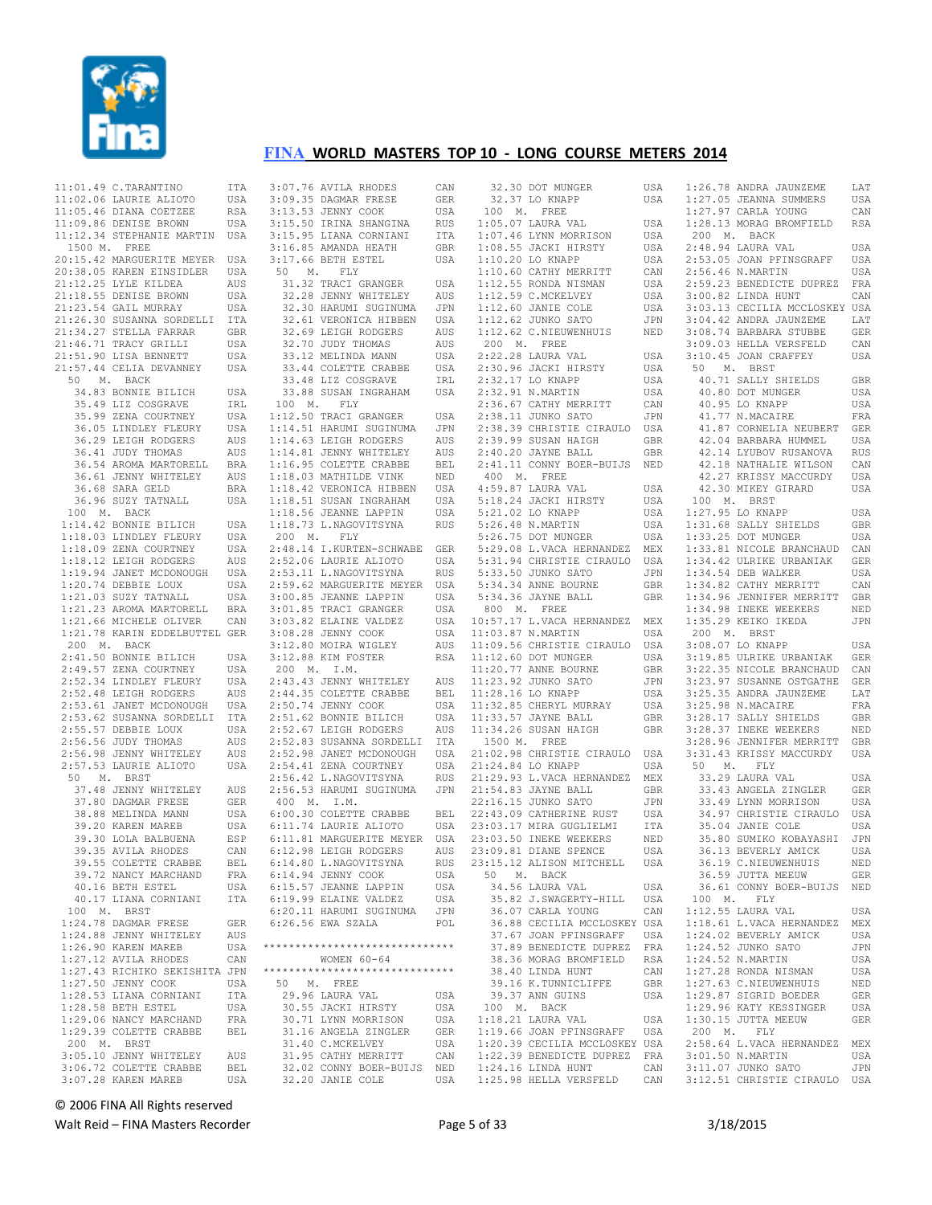# FINA WORLD MASTERS TOP 10 - LONG COURSE METERS 2014

```
11:01.49 C.TARANTINO          ITA
11:02.06 LAURIE ALIOTO        USA
11:05.46 DIANA COETZEE        RSA
11:09.86 DENISE BROWN         USA
11:12.34 STEPHANIE MARTIN     USA
 1500 M.  FREE
20:15.42 MARGUERITE MEYER     USA
20:38.05 KAREN EINSIDLER      USA
21:12.25 LYLE KILDEA          AUS
21:18.55 DENISE BROWN         USA
21:23.54 GAIL MURRAY          USA
21:26.30 SUSANNA SORDELLI     ITA
21:34.27 STELLA FARRAR        GBR
21:46.71 TRACY GRILLI         USA
21:51.90 LISA BENNETT         USA
21:57.44 CELIA DEVANNEY       USA
  50   M.  BACK
   34.83 BONNIE BILICH        USA
   35.49 LIZ COSGRAVE         IRL
   35.99 ZENA COURTNEY        USA
   36.05 LINDLEY FLEURY       USA
   36.29 LEIGH RODGERS        AUS
   36.41 JUDY THOMAS          AUS
   36.54 AROMA MARTORELL      BRA
   36.61 JENNY WHITELEY       AUS
   36.68 SARA GELD            BRA
   36.96 SUZY TATNALL         USA
 100  M.  BACK
1:14.42 BONNIE BILICH         USA
1:18.03 LINDLEY FLEURY        USA
1:18.09 ZENA COURTNEY         USA
1:18.12 LEIGH RODGERS         AUS
1:19.94 JANET MCDONOUGH       USA
1:20.74 DEBBIE LOUX           USA
1:21.03 SUZY TATNALL          USA
1:21.23 AROMA MARTORELL       BRA
1:21.66 MICHELE OLIVER        CAN
1:21.78 KARIN EDDELBUTTEL     GER
 200  M.  BACK
2:41.50 BONNIE BILICH         USA
2:49.57 ZENA COURTNEY         USA
2:52.34 LINDLEY FLEURY        USA
2:52.48 LEIGH RODGERS         AUS
2:53.61 JANET MCDONOUGH       USA
2:53.62 SUSANNA SORDELLI      ITA
2:55.57 DEBBIE LOUX           USA
2:56.56 JUDY THOMAS           AUS
2:56.98 JENNY WHITELEY        AUS
2:57.53 LAURIE ALIOTO         USA
  50   M.  BRST
   37.48 JENNY WHITELEY       AUS
   37.80 DAGMAR FRESE         GER
   38.88 MELINDA MANN         USA
   39.20 KAREN MAREB          USA
   39.30 LOLA BALBUENA        ESP
   39.35 AVILA RHODES         CAN
   39.55 COLETTE CRABBE       BEL
   39.72 NANCY MARCHAND       FRA
   40.16 BETH ESTEL           USA
   40.17 LIANA CORNIANI       ITA
 100  M.  BRST
1:24.78 DAGMAR FRESE          GER
1:24.88 JENNY WHITELEY        AUS
1:26.90 KAREN MAREB           USA
1:27.12 AVILA RHODES          CAN
1:27.43 RICHIKO SEKISHITA     JPN
1:27.50 JENNY COOK            USA
1:28.53 LIANA CORNIANI        ITA
1:28.58 BETH ESTEL            USA
1:29.06 NANCY MARCHAND        FRA
1:29.39 COLETTE CRABBE        BEL
 200  M.  BRST
3:05.10 JENNY WHITELEY        AUS
3:06.72 COLETTE CRABBE        BEL
3:07.28 KAREN MAREB           USA
3:07.76 AVILA RHODES          CAN
3:09.35 DAGMAR FRESE          GER
3:13.53 JENNY COOK            USA
3:15.50 IRINA SHANGINA        RUS
3:15.95 LIANA CORNIANI        ITA
3:16.85 AMANDA HEATH          GBR
3:17.66 BETH ESTEL            USA
  50   M.  FLY
   31.32 TRACI GRANGER        USA
   32.28 JENNY WHITELEY       AUS
   32.30 HARUMI SUGINUMA      JPN
   32.61 VERONICA HIBBEN      USA
   32.69 LEIGH RODGERS        AUS
   32.70 JUDY THOMAS          AUS
   33.12 MELINDA MANN         USA
   33.44 COLETTE CRABBE       USA
   33.48 LIZ COSGRAVE         IRL
   33.88 SUSAN INGRAHAM       USA
 100  M.  FLY
1:12.50 TRACI GRANGER         USA
1:14.51 HARUMI SUGINUMA       JPN
1:14.63 LEIGH RODGERS         AUS
1:14.81 JENNY WHITELEY        AUS
1:16.95 COLETTE CRABBE        BEL
1:18.03 MATHILDE VINK         NED
1:18.42 VERONICA HIBBEN       USA
1:18.51 SUSAN INGRAHAM        USA
1:18.56 JEANNE LAPPIN         USA
1:18.73 L.NAGOVITSYNA         RUS
 200  M.  FLY
2:48.14 I.KURTEN-SCHWABE      GER
2:52.06 LAURIE ALIOTO         USA
2:53.11 L.NAGOVITSYNA         RUS
2:59.62 MARGUERITE MEYER      USA
3:00.85 JEANNE LAPPIN         USA
3:01.85 TRACI GRANGER         USA
3:03.82 ELAINE VALDEZ         USA
3:08.28 JENNY COOK            USA
3:12.80 MOIRA WIGLEY          AUS
3:12.88 KIM FOSTER            RSA
 200  M.  I.M.
2:43.43 JENNY WHITELEY        AUS
2:44.35 COLETTE CRABBE        BEL
2:50.74 JENNY COOK            USA
2:51.62 BONNIE BILICH         USA
2:52.67 LEIGH RODGERS         AUS
2:52.83 SUSANNA SORDELLI      ITA
2:52.98 JANET MCDONOUGH       USA
2:54.41 ZENA COURTNEY         USA
2:56.42 L.NAGOVITSYNA         RUS
2:56.53 HARUMI SUGINUMA       JPN
 400  M.  I.M.
6:00.30 COLETTE CRABBE        BEL
6:11.74 LAURIE ALIOTO         USA
6:11.81 MARGUERITE MEYER      USA
6:12.98 LEIGH RODGERS         AUS
6:14.80 L.NAGOVITSYNA         RUS
6:14.94 JENNY COOK            USA
6:15.57 JEANNE LAPPIN         USA
6:19.99 ELAINE VALDEZ         USA
6:20.11 HARUMI SUGINUMA       JPN
6:26.56 EWA SZALA             POL
******************************
        WOMEN 60-64
******************************
  50   M.  FREE
   29.96 LAURA VAL            USA
   30.55 JACKI HIRSTY         USA
   30.71 LYNN MORRISON        USA
   31.16 ANGELA ZINGLER       GER
   31.40 C.MCKELVEY           USA
   31.95 CATHY MERRITT        CAN
   32.02 CONNY BOER-BUIJS     NED
   32.20 JANIE COLE           USA
   32.30 DOT MUNGER           USA
   32.37 LO KNAPP             USA
 100  M.  FREE
1:05.07 LAURA VAL             USA
1:07.46 LYNN MORRISON         USA
1:08.55 JACKI HIRSTY          USA
1:10.20 LO KNAPP              USA
1:10.60 CATHY MERRITT         CAN
1:12.55 RONDA NISMAN          USA
1:12.59 C.MCKELVEY            USA
1:12.60 JANIE COLE            USA
1:12.62 JUNKO SATO            JPN
1:12.62 C.NIEUWENHUIS         NED
 200  M.  FREE
2:22.28 LAURA VAL             USA
2:30.96 JACKI HIRSTY          USA
2:32.17 LO KNAPP              USA
2:32.91 N.MARTIN              USA
2:36.67 CATHY MERRITT         CAN
2:38.11 JUNKO SATO            JPN
2:38.39 CHRISTIE CIRAULO      USA
2:39.99 SUSAN HAIGH           GBR
2:40.20 JAYNE BALL            GBR
2:41.11 CONNY BOER-BUIJS      NED
 400  M.  FREE
4:59.87 LAURA VAL             USA
5:18.24 JACKI HIRSTY          USA
5:21.02 LO KNAPP              USA
5:26.48 N.MARTIN              USA
5:26.75 DOT MUNGER            USA
5:29.08 L.VACA HERNANDEZ      MEX
5:31.94 CHRISTIE CIRAULO      USA
5:33.50 JUNKO SATO            JPN
5:34.34 ANNE BOURNE           GBR
5:34.36 JAYNE BALL            GBR
 800  M.  FREE
10:57.17 L.VACA HERNANDEZ     MEX
11:03.87 N.MARTIN             USA
11:09.56 CHRISTIE CIRAULO     USA
11:12.60 DOT MUNGER           USA
11:20.77 ANNE BOURNE          GBR
11:23.92 JUNKO SATO           JPN
11:28.16 LO KNAPP             USA
11:32.85 CHERYL MURRAY        USA
11:33.57 JAYNE BALL           GBR
11:34.26 SUSAN HAIGH          GBR
 1500 M.  FREE
21:02.98 CHRISTIE CIRAULO     USA
21:24.84 LO KNAPP             USA
21:29.93 L.VACA HERNANDEZ     MEX
21:54.83 JAYNE BALL           GBR
22:16.15 JUNKO SATO           JPN
22:43.09 CATHERINE RUST       USA
23:03.17 MIRA GUGLIELMI       ITA
23:03.50 INEKE WEEKERS        NED
23:09.81 DIANE SPENCE         USA
23:15.12 ALISON MITCHELL      USA
  50   M.  BACK
   34.56 LAURA VAL            USA
   35.82 J.SWAGERTY-HILL      USA
   36.07 CARLA YOUNG          CAN
   36.88 CECILIA MCCLOSKEY    USA
   37.67 JOAN PFINSGRAFF      USA
   37.89 BENEDICTE DUPREZ     FRA
   38.36 MORAG BROMFIELD      RSA
   38.40 LINDA HUNT           CAN
   39.16 K.TUNNICLIFFE        GBR
   39.37 ANN GUINS            USA
 100  M.  BACK
1:18.21 LAURA VAL             USA
1:19.66 JOAN PFINSGRAFF       USA
1:20.39 CECILIA MCCLOSKEY     USA
1:22.39 BENEDICTE DUPREZ      FRA
1:24.16 LINDA HUNT            CAN
1:25.98 HELLA VERSFELD        CAN
1:26.78 ANDRA JAUNZEME        LAT
1:27.05 JEANNA SUMMERS        USA
1:27.97 CARLA YOUNG           CAN
1:28.13 MORAG BROMFIELD       RSA
 200  M.  BACK
2:48.94 LAURA VAL             USA
2:53.05 JOAN PFINSGRAFF       USA
2:56.46 N.MARTIN              USA
2:59.23 BENEDICTE DUPREZ      FRA
3:00.82 LINDA HUNT            CAN
3:03.13 CECILIA MCCLOSKEY     USA
3:04.42 ANDRA JAUNZEME        LAT
3:08.74 BARBARA STUBBE        GER
3:09.03 HELLA VERSFELD        CAN
3:10.45 JOAN CRAFFEY          USA
  50   M.  BRST
   40.71 SALLY SHIELDS        GBR
   40.80 DOT MUNGER           USA
   40.95 LO KNAPP             USA
   41.77 N.MACAIRE            FRA
   41.87 CORNELIA NEUBERT     GER
   42.04 BARBARA HUMMEL       USA
   42.14 LYUBOV RUSANOVA      RUS
   42.18 NATHALIE WILSON      CAN
   42.27 KRISSY MACCURDY      USA
   42.30 MIKEY GIRARD         USA
 100  M.  BRST
1:27.95 LO KNAPP              USA
1:31.68 SALLY SHIELDS         GBR
1:33.25 DOT MUNGER            USA
1:33.81 NICOLE BRANCHAUD      CAN
1:34.42 ULRIKE URBANIAK       GER
1:34.54 DEB WALKER            USA
1:34.82 CATHY MERRITT         CAN
1:34.96 JENNIFER MERRITT      GBR
1:34.98 INEKE WEEKERS         NED
1:35.29 KEIKO IKEDA           JPN
 200  M.  BRST
3:08.07 LO KNAPP              USA
3:19.85 ULRIKE URBANIAK       GER
3:22.35 NICOLE BRANCHAUD      CAN
3:23.97 SUSANNE OSTGATHE      GER
3:25.35 ANDRA JAUNZEME        LAT
3:25.98 N.MACAIRE             FRA
3:28.17 SALLY SHIELDS         GBR
3:28.37 INEKE WEEKERS         NED
3:28.96 JENNIFER MERRITT      GBR
3:31.43 KRISSY MACCURDY       USA
  50   M.  FLY
   33.29 LAURA VAL            USA
   33.43 ANGELA ZINGLER       GER
   33.49 LYNN MORRISON        USA
   34.97 CHRISTIE CIRAULO     USA
   35.04 JANIE COLE           USA
   35.80 SUMIKO KOBAYASHI     JPN
   36.13 BEVERLY AMICK        USA
   36.19 C.NIEUWENHUIS        NED
   36.59 JUTTA MEEUW          GER
   36.61 CONNY BOER-BUIJS     NED
 100  M.  FLY
1:12.55 LAURA VAL             USA
1:18.61 L.VACA HERNANDEZ      MEX
1:24.02 BEVERLY AMICK         USA
1:24.52 JUNKO SATO            JPN
1:24.52 N.MARTIN              USA
1:27.28 RONDA NISMAN          USA
1:27.63 C.NIEUWENHUIS         NED
1:29.87 SIGRID BOEDER         GER
1:29.96 KATY KESSINGER        USA
1:30.15 JUTTA MEEUW           GER
 200  M.  FLY
2:58.64 L.VACA HERNANDEZ      MEX
3:01.50 N.MARTIN              USA
3:11.07 JUNKO SATO            JPN
3:12.51 CHRISTIE CIRAULO      USA
```

© 2006 FINA All Rights reserved

Walt Reid – FINA Masters Recorder    3/18/2015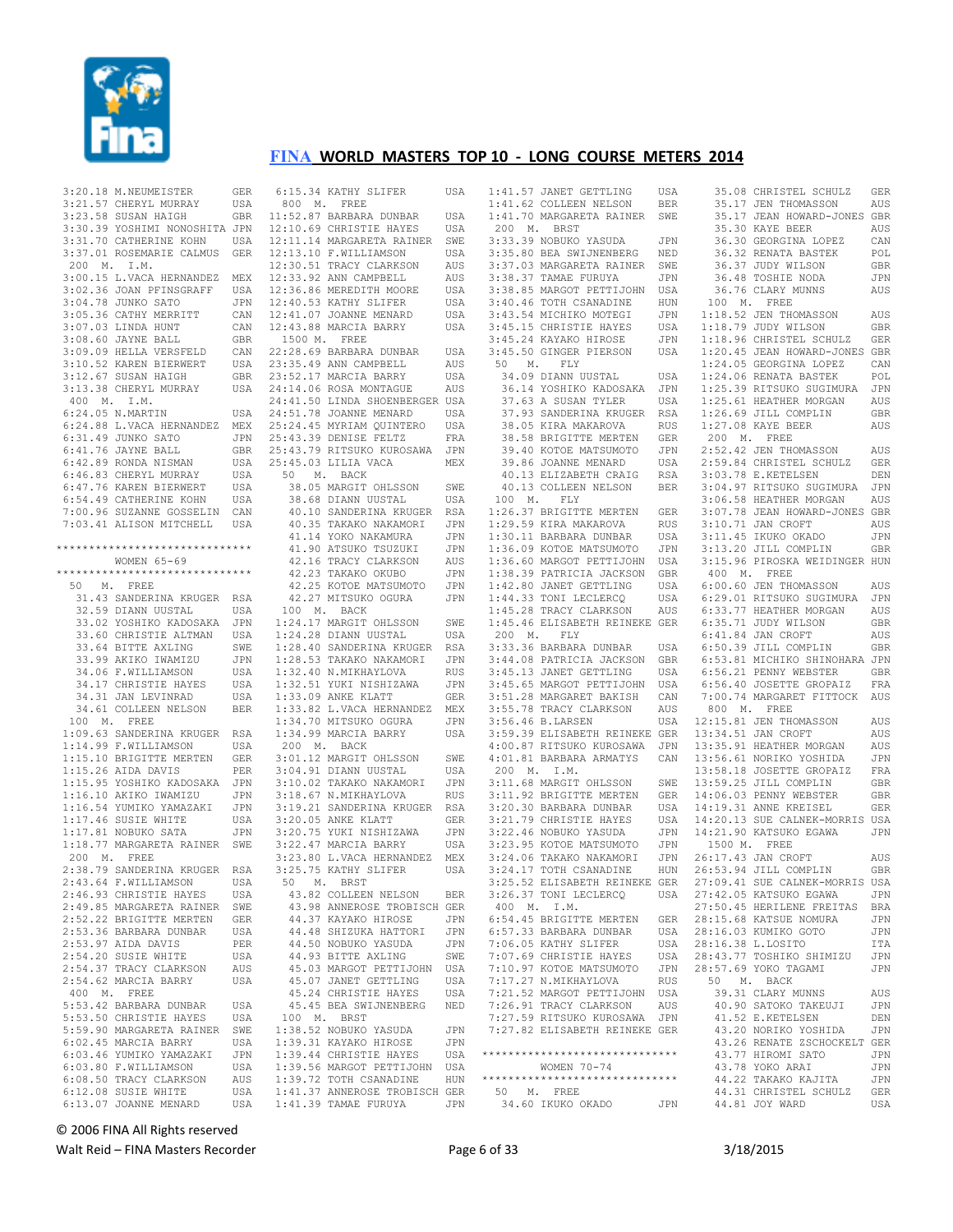# FINA WORLD MASTERS TOP 10 - LONG COURSE METERS 2014

```
 3:20.18 M.NEUMEISTER        GER
 3:21.57 CHERYL MURRAY       USA
 3:23.58 SUSAN HAIGH         GBR
 3:30.39 YOSHIMI NONOSHITA JPN
 3:31.70 CATHERINE KOHN      USA
 3:37.01 ROSEMARIE CALMUS  GER
 200  M.  I.M.
 3:00.15 L.VACA HERNANDEZ  MEX
 3:02.36 JOAN PFINSGRAFF     USA
 3:04.78 JUNKO SATO          JPN
 3:05.36 CATHY MERRITT       CAN
 3:07.03 LINDA HUNT          CAN
 3:08.60 JAYNE BALL          GBR
 3:09.09 HELLA VERSFELD      CAN
 3:10.52 KAREN BIERWERT      USA
 3:12.67 SUSAN HAIGH         GBR
 3:13.38 CHERYL MURRAY       USA
 400  M.  I.M.
 6:24.05 N.MARTIN            USA
 6:24.88 L.VACA HERNANDEZ  MEX
 6:31.49 JUNKO SATO          JPN
 6:41.76 JAYNE BALL          GBR
 6:42.89 RONDA NISMAN        USA
 6:46.83 CHERYL MURRAY       USA
 6:47.76 KAREN BIERWERT      USA
 6:54.49 CATHERINE KOHN      USA
 7:00.96 SUZANNE GOSSELIN  CAN
 7:03.41 ALISON MITCHELL     USA

*****************************
        WOMEN 65-69
*****************************
 50   M.  FREE
    31.43 SANDERINA KRUGER  RSA
    32.59 DIANN UUSTAL       USA
    33.02 YOSHIKO KADOSAKA  JPN
    33.60 CHRISTIE ALTMAN   USA
    33.64 BITTE AXLING       SWE
    33.99 AKIKO IWAMIZU      JPN
    34.06 F.WILLIAMSON       USA
    34.17 CHRISTIE HAYES     USA
    34.31 JAN LEVINRAD       USA
    34.61 COLLEEN NELSON     BER
 100  M.  FREE
 1:09.63 SANDERINA KRUGER  RSA
 1:14.99 F.WILLIAMSON        USA
 1:15.10 BRIGITTE MERTEN     GER
 1:15.26 AIDA DAVIS          PER
 1:15.95 YOSHIKO KADOSAKA  JPN
 1:16.10 AKIKO IWAMIZU       JPN
 1:16.54 YUMIKO YAMAZAKI     JPN
 1:17.46 SUSIE WHITE         USA
 1:17.81 NOBUKO SATA         JPN
 1:18.77 MARGARETA RAINER  SWE
 200  M.  FREE
 2:38.79 SANDERINA KRUGER  RSA
 2:43.64 F.WILLIAMSON        USA
 2:46.93 CHRISTIE HAYES      USA
 2:49.85 MARGARETA RAINER  SWE
 2:52.22 BRIGITTE MERTEN     GER
 2:53.36 BARBARA DUNBAR      USA
 2:53.97 AIDA DAVIS          PER
 2:54.20 SUSIE WHITE         USA
 2:54.37 TRACY CLARKSON      AUS
 2:54.62 MARCIA BARRY        USA
 400  M.  FREE
 5:53.42 BARBARA DUNBAR      USA
 5:53.50 CHRISTIE HAYES      USA
 5:59.90 MARGARETA RAINER  SWE
 6:02.45 MARCIA BARRY        USA
 6:03.46 YUMIKO YAMAZAKI     JPN
 6:03.80 F.WILLIAMSON        USA
 6:08.50 TRACY CLARKSON      AUS
 6:12.08 SUSIE WHITE         USA
 6:13.07 JOANNE MENARD       USA
 6:15.34 KATHY SLIFER        USA
 800  M.  FREE
11:52.87 BARBARA DUNBAR      USA
12:10.69 CHRISTIE HAYES      USA
12:11.14 MARGARETA RAINER  SWE
12:13.10 F.WILLIAMSON        USA
12:30.51 TRACY CLARKSON      AUS
12:33.92 ANN CAMPBELL        AUS
12:36.86 MEREDITH MOORE      USA
12:40.53 KATHY SLIFER        USA
12:41.07 JOANNE MENARD       USA
12:43.88 MARCIA BARRY        USA
 1500 M.  FREE
22:28.69 BARBARA DUNBAR      USA
23:35.49 ANN CAMPBELL        AUS
23:52.17 MARCIA BARRY        USA
24:14.06 ROSA MONTAGUE       AUS
24:41.50 LINDA SHOENBERGER USA
24:51.78 JOANNE MENARD       USA
25:24.45 MYRIAM QUINTERO     USA
25:43.39 DENISE FELTZ        FRA
25:43.79 RITSUKO KUROSAWA  JPN
25:45.03 LILIA VACA          MEX
 50   M.  BACK
    38.05 MARGIT OHLSSON     SWE
    38.68 DIANN UUSTAL       USA
    40.10 SANDERINA KRUGER  RSA
    40.35 TAKAKO NAKAMORI    JPN
    41.14 YOKO NAKAMURA      JPN
    41.90 ATSUKO TSUZUKI     JPN
    42.16 TRACY CLARKSON     AUS
    42.23 TAKAKO OKUBO       JPN
    42.25 KOTOE MATSUMOTO    JPN
    42.27 MITSUKO OGURA      JPN
 100  M.  BACK
 1:24.17 MARGIT OHLSSON      SWE
 1:24.28 DIANN UUSTAL        USA
 1:28.40 SANDERINA KRUGER  RSA
 1:28.53 TAKAKO NAKAMORI     JPN
 1:32.40 N.MIKHAYLOVA        RUS
 1:32.51 YUKI NISHIZAWA      JPN
 1:33.09 ANKE KLATT          GER
 1:33.82 L.VACA HERNANDEZ  MEX
 1:34.70 MITSUKO OGURA       JPN
 1:34.99 MARCIA BARRY        USA
 200  M.  BACK
 3:01.12 MARGIT OHLSSON      SWE
 3:04.91 DIANN UUSTAL        USA
 3:10.02 TAKAKO NAKAMORI     JPN
 3:18.67 N.MIKHAYLOVA        RUS
 3:19.21 SANDERINA KRUGER  RSA
 3:20.05 ANKE KLATT          GER
 3:20.75 YUKI NISHIZAWA      JPN
 3:22.47 MARCIA BARRY        USA
 3:23.80 L.VACA HERNANDEZ  MEX
 3:25.75 KATHY SLIFER        USA
 50   M.  BRST
    43.82 COLLEEN NELSON     BER
    43.98 ANNEROSE TROBISCH GER
    44.37 KAYAKO HIROSE      JPN
    44.48 SHIZUKA HATTORI    JPN
    44.50 NOBUKO YASUDA      JPN
    44.93 BITTE AXLING       SWE
    45.03 MARGOT PETTIJOHN  USA
    45.07 JANET GETTLING     USA
    45.24 CHRISTIE HAYES     USA
    45.45 BEA SWIJNENBERG    NED
 100  M.  BRST
 1:38.52 NOBUKO YASUDA       JPN
 1:39.31 KAYAKO HIROSE       JPN
 1:39.44 CHRISTIE HAYES      USA
 1:39.56 MARGOT PETTIJOHN  USA
 1:39.72 TOTH CSANADINE      HUN
 1:41.37 ANNEROSE TROBISCH GER
 1:41.39 TAMAE FURUYA        JPN
 1:41.57 JANET GETTLING      USA
 1:41.62 COLLEEN NELSON      BER
 1:41.70 MARGARETA RAINER  SWE
 200  M.  BRST
 3:33.39 NOBUKO YASUDA       JPN
 3:35.80 BEA SWIJNENBERG     NED
 3:37.03 MARGARETA RAINER  SWE
 3:38.37 TAMAE FURUYA        JPN
 3:38.85 MARGOT PETTIJOHN  USA
 3:40.46 TOTH CSANADINE      HUN
 3:43.54 MICHIKO MOTEGI      JPN
 3:45.15 CHRISTIE HAYES      USA
 3:45.24 KAYAKO HIROSE       JPN
 3:45.50 GINGER PIERSON      USA
 50   M.  FLY
    34.09 DIANN UUSTAL       USA
    36.14 YOSHIKO KADOSAKA  JPN
    37.63 A SUSAN TYLER      USA
    37.93 SANDERINA KRUGER  RSA
    38.05 KIRA MAKAROVA      RUS
    38.58 BRIGITTE MERTEN    GER
    39.40 KOTOE MATSUMOTO    JPN
    39.86 JOANNE MENARD      USA
    40.13 ELIZABETH CRAIG    RSA
    40.13 COLLEEN NELSON     BER
 100  M.  FLY
 1:26.27 BRIGITTE MERTEN     GER
 1:29.59 KIRA MAKAROVA       RUS
 1:30.11 BARBARA DUNBAR      USA
 1:36.09 KOTOE MATSUMOTO     JPN
 1:36.60 MARGOT PETTIJOHN  USA
 1:38.39 PATRICIA JACKSON  GBR
 1:42.80 JANET GETTLING      USA
 1:44.33 TONI LECLERCQ       USA
 1:45.28 TRACY CLARKSON      AUS
 1:45.46 ELISABETH REINEKE GER
 200  M.  FLY
 3:33.36 BARBARA DUNBAR      USA
 3:44.08 PATRICIA JACKSON  GBR
 3:45.13 JANET GETTLING      USA
 3:45.65 MARGOT PETTIJOHN  USA
 3:51.28 MARGARET BAKISH     CAN
 3:55.78 TRACY CLARKSON      AUS
 3:56.46 B.LARSEN            USA
 3:59.39 ELISABETH REINEKE GER
 4:00.87 RITSUKO KUROSAWA  JPN
 4:01.81 BARBARA ARMATYS     CAN
 200  M.  I.M.
 3:11.68 MARGIT OHLSSON      SWE
 3:11.92 BRIGITTE MERTEN     GER
 3:20.30 BARBARA DUNBAR      USA
 3:21.79 CHRISTIE HAYES      USA
 3:22.46 NOBUKO YASUDA       JPN
 3:23.95 KOTOE MATSUMOTO     JPN
 3:24.06 TAKAKO NAKAMORI     JPN
 3:24.17 TOTH CSANADINE      HUN
 3:25.52 ELISABETH REINEKE GER
 3:26.37 TONI LECLERCQ       USA
 400  M.  I.M.
 6:54.45 BRIGITTE MERTEN     GER
 6:57.33 BARBARA DUNBAR      USA
 7:06.05 KATHY SLIFER        USA
 7:07.69 CHRISTIE HAYES      USA
 7:10.97 KOTOE MATSUMOTO     JPN
 7:17.27 N.MIKHAYLOVA        RUS
 7:21.52 MARGOT PETTIJOHN  USA
 7:26.91 TRACY CLARKSON      AUS
 7:27.59 RITSUKO KUROSAWA  JPN
 7:27.82 ELISABETH REINEKE GER

*****************************
        WOMEN 70-74
*****************************
 50   M.  FREE
    34.60 IKUKO OKADO        JPN
    35.08 CHRISTEL SCHULZ    GER
    35.17 JEN THOMASSON      AUS
    35.17 JEAN HOWARD-JONES GBR
    35.30 KAYE BEER          AUS
    36.30 GEORGINA LOPEZ     CAN
    36.32 RENATA BASTEK      POL
    36.37 JUDY WILSON        GBR
    36.48 TOSHIE NODA        JPN
    36.76 CLARY MUNNS        AUS
 100  M.  FREE
 1:18.52 JEN THOMASSON       AUS
 1:18.79 JUDY WILSON         GBR
 1:18.96 CHRISTEL SCHULZ     GER
 1:20.45 JEAN HOWARD-JONES GBR
 1:24.05 GEORGINA LOPEZ      CAN
 1:24.06 RENATA BASTEK       POL
 1:25.39 RITSUKO SUGIMURA  JPN
 1:25.61 HEATHER MORGAN      AUS
 1:26.69 JILL COMPLIN        GBR
 1:27.08 KAYE BEER           AUS
 200  M.  FREE
 2:52.42 JEN THOMASSON       AUS
 2:59.84 CHRISTEL SCHULZ     GER
 3:03.78 E.KETELSEN          DEN
 3:04.97 RITSUKO SUGIMURA  JPN
 3:06.58 HEATHER MORGAN      AUS
 3:07.78 JEAN HOWARD-JONES GBR
 3:10.71 JAN CROFT           AUS
 3:11.45 IKUKO OKADO         JPN
 3:13.20 JILL COMPLIN        GBR
 3:15.96 PIROSKA WEIDINGER HUN
 400  M.  FREE
 6:00.60 JEN THOMASSON       AUS
 6:29.01 RITSUKO SUGIMURA  JPN
 6:33.77 HEATHER MORGAN      AUS
 6:35.71 JUDY WILSON         GBR
 6:41.84 JAN CROFT           AUS
 6:50.39 JILL COMPLIN        GBR
 6:53.81 MICHIKO SHINOHARA JPN
 6:56.21 PENNY WEBSTER       GBR
 6:56.40 JOSETTE GROPAIZ     FRA
 7:00.74 MARGARET FITTOCK  AUS
 800  M.  FREE
12:15.81 JEN THOMASSON       AUS
13:34.51 JAN CROFT           AUS
13:35.91 HEATHER MORGAN      AUS
13:56.61 NORIKO YOSHIDA      JPN
13:58.18 JOSETTE GROPAIZ     FRA
13:59.25 JILL COMPLIN        GBR
14:06.03 PENNY WEBSTER       GBR
14:19.31 ANNE KREISEL        GER
14:20.13 SUE CALNEK-MORRIS USA
14:21.90 KATSUKO EGAWA       JPN
 1500 M.  FREE
26:17.43 JAN CROFT           AUS
26:53.94 JILL COMPLIN        GBR
27:09.41 SUE CALNEK-MORRIS USA
27:42.05 KATSUKO EGAWA       JPN
27:50.45 HERILENE FREITAS  BRA
28:15.68 KATSUE NOMURA       JPN
28:16.03 KUMIKO GOTO         JPN
28:16.38 L.LOSITO            ITA
28:43.77 TOSHIKO SHIMIZU   JPN
28:57.69 YOKO TAGAMI         JPN
 50   M.  BACK
    39.31 CLARY MUNNS        AUS
    40.90 SATOKO TAKEUJI     JPN
    41.52 E.KETELSEN         DEN
    43.20 NORIKO YOSHIDA     JPN
    43.26 RENATE ZSCHOCKELT GER
    43.77 HIROMI SATO        JPN
    43.78 YOKO ARAI          JPN
    44.22 TAKAKO KAJITA      JPN
    44.31 CHRISTEL SCHULZ    GER
    44.81 JOY WARD           USA
```

© 2006 FINA All Rights reserved

Walt Reid – FINA Masters Recorder    3/18/2015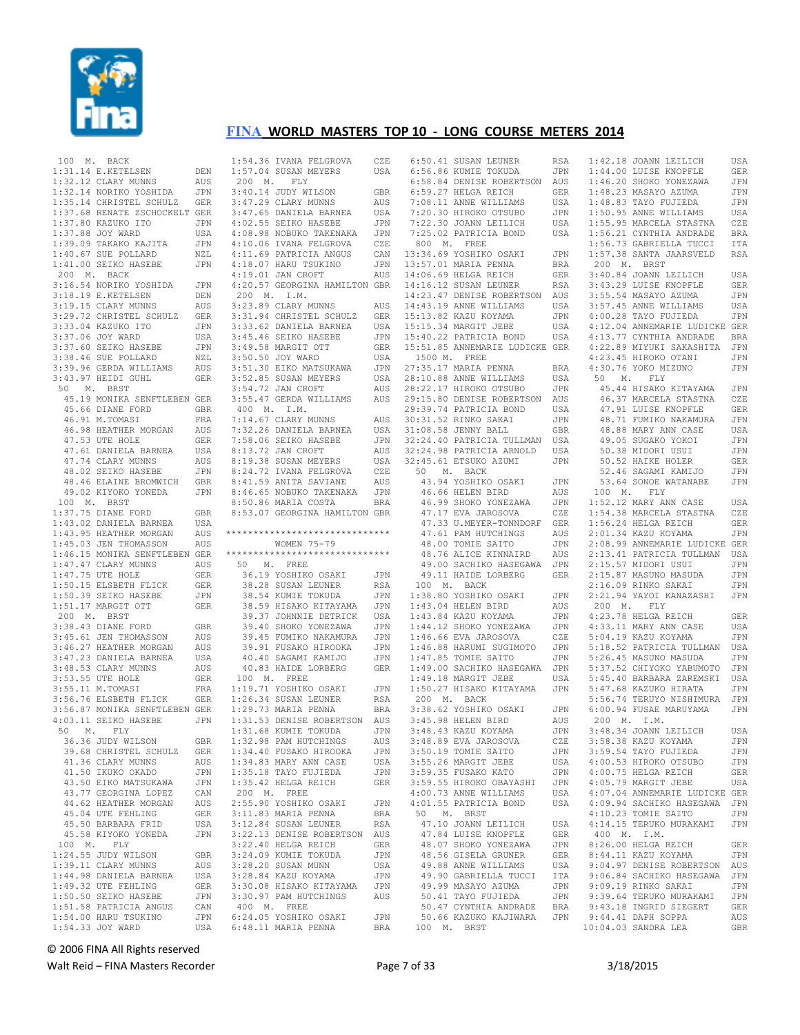## FINA WORLD MASTERS TOP 10 - LONG COURSE METERS 2014

```
 100  M.  BACK
1:31.14 E.KETELSEN          DEN
1:32.12 CLARY MUNNS         AUS
1:32.14 NORIKO YOSHIDA      JPN
1:35.14 CHRISTEL SCHULZ     GER
1:37.68 RENATE ZSCHOCKELT GER
1:37.80 KAZUKO ITO          JPN
1:37.88 JOY WARD            USA
1:39.09 TAKAKO KAJITA       JPN
1:40.67 SUE POLLARD         NZL
1:41.00 SEIKO HASEBE        JPN
 200  M.  BACK
3:16.54 NORIKO YOSHIDA      JPN
3:18.19 E.KETELSEN          DEN
3:19.15 CLARY MUNNS         AUS
3:29.72 CHRISTEL SCHULZ     GER
3:33.04 KAZUKO ITO          JPN
3:37.06 JOY WARD            USA
3:37.60 SEIKO HASEBE        JPN
3:38.46 SUE POLLARD         NZL
3:39.96 GERDA WILLIAMS      AUS
3:43.97 HEIDI GUHL          GER
 50   M.  BRST
  45.19 MONIKA SENFTLEBEN GER
  45.66 DIANE FORD          GBR
  46.91 M.TOMASI            FRA
  46.98 HEATHER MORGAN      AUS
  47.53 UTE HOLE            GER
  47.61 DANIELA BARNEA      USA
  47.74 CLARY MUNNS         AUS
  48.02 SEIKO HASEBE        JPN
  48.46 ELAINE BROMWICH     GBR
  49.02 KIYOKO YONEDA       JPN
 100  M.  BRST
1:37.75 DIANE FORD          GBR
1:43.02 DANIELA BARNEA      USA
1:43.95 HEATHER MORGAN      AUS
1:45.03 JEN THOMASSON       AUS
1:46.15 MONIKA SENFTLEBEN GER
1:47.47 CLARY MUNNS         AUS
1:47.75 UTE HOLE            GER
1:50.15 ELSBETH FLICK       GER
1:50.39 SEIKO HASEBE        JPN
1:51.17 MARGIT OTT          GER
 200  M.  BRST
3:38.43 DIANE FORD          GBR
3:45.61 JEN THOMASSON       AUS
3:46.27 HEATHER MORGAN      AUS
3:47.23 DANIELA BARNEA      USA
3:48.53 CLARY MUNNS         AUS
3:53.55 UTE HOLE            GER
3:55.11 M.TOMASI            FRA
3:56.76 ELSBETH FLICK       GER
3:56.87 MONIKA SENFTLEBEN GER
4:03.11 SEIKO HASEBE        JPN
 50   M.  FLY
  36.36 JUDY WILSON         GBR
  39.68 CHRISTEL SCHULZ     GER
  41.36 CLARY MUNNS         AUS
  41.50 IKUKO OKADO         JPN
  43.50 EIKO MATSUKAWA      JPN
  43.77 GEORGINA LOPEZ      CAN
  44.62 HEATHER MORGAN      AUS
  45.04 UTE FEHLING         GER
  45.50 BARBARA FRID        USA
  45.58 KIYOKO YONEDA       JPN
 100  M.  FLY
1:24.55 JUDY WILSON         GBR
1:39.11 CLARY MUNNS         AUS
1:44.98 DANIELA BARNEA      USA
1:49.32 UTE FEHLING         GER
1:50.50 SEIKO HASEBE        JPN
1:51.58 PATRICIA ANGUS      CAN
1:54.00 HARU TSUKINO        JPN
1:54.33 JOY WARD            USA
1:54.36 IVANA FELGROVA      CZE
1:57.04 SUSAN MEYERS        USA
 200  M.  FLY
3:40.14 JUDY WILSON         GBR
3:47.29 CLARY MUNNS         AUS
3:47.65 DANIELA BARNEA      USA
4:02.55 SEIKO HASEBE        JPN
4:08.98 NOBUKO TAKENAKA     JPN
4:10.06 IVANA FELGROVA      CZE
4:11.69 PATRICIA ANGUS      CAN
4:18.07 HARU TSUKINO        JPN
4:19.01 JAN CROFT           AUS
4:20.57 GEORGINA HAMILTON GBR
 200  M.  I.M.
3:23.89 CLARY MUNNS         AUS
3:31.94 CHRISTEL SCHULZ     GER
3:33.62 DANIELA BARNEA      USA
3:45.46 SEIKO HASEBE        JPN
3:49.58 MARGIT OTT          GER
3:50.50 JOY WARD            USA
3:51.30 EIKO MATSUKAWA      JPN
3:52.85 SUSAN MEYERS        USA
3:54.72 JAN CROFT           AUS
3:55.47 GERDA WILLIAMS      AUS
 400  M.  I.M.
7:14.67 CLARY MUNNS         AUS
7:32.26 DANIELA BARNEA      USA
7:58.06 SEIKO HASEBE        JPN
8:13.72 JAN CROFT           AUS
8:19.38 SUSAN MEYERS        USA
8:24.72 IVANA FELGROVA      CZE
8:41.59 ANITA SAVIANE       AUS
8:46.65 NOBUKO TAKENAKA     JPN
8:50.86 MARIA COSTA         BRA
8:53.07 GEORGINA HAMILTON GBR
```

```
******************************
        WOMEN 75-79
******************************
```

```
 50   M.  FREE
  36.19 YOSHIKO OSAKI       JPN
  38.28 SUSAN LEUNER        RSA
  38.54 KUMIE TOKUDA        JPN
  38.59 HISAKO KITAYAMA     JPN
  39.37 JOHNNIE DETRICK     USA
  39.40 SHOKO YONEZAWA      JPN
  39.45 FUMIKO NAKAMURA     JPN
  39.91 FUSAKO HIROOKA      JPN
  40.40 SAGAMI KAMIJO       JPN
  40.83 HAIDE LORBERG       GER
 100  M.  FREE
1:19.71 YOSHIKO OSAKI       JPN
1:26.34 SUSAN LEUNER        RSA
1:29.73 MARIA PENNA         BRA
1:31.53 DENISE ROBERTSON    AUS
1:31.68 KUMIE TOKUDA        JPN
1:32.98 PAM HUTCHINGS       AUS
1:34.40 FUSAKO HIROOKA      JPN
1:34.83 MARY ANN CASE       USA
1:35.18 TAYO FUJIEDA        JPN
1:35.42 HELGA REICH         GER
 200  M.  FREE
2:55.90 YOSHIKO OSAKI       JPN
3:11.83 MARIA PENNA         BRA
3:12.84 SUSAN LEUNER        RSA
3:22.13 DENISE ROBERTSON    AUS
3:22.40 HELGA REICH         GER
3:24.09 KUMIE TOKUDA        JPN
3:28.20 SUSAN MUNN          USA
3:28.84 KAZU KOYAMA         JPN
3:30.08 HISAKO KITAYAMA     JPN
3:30.97 PAM HUTCHINGS       AUS
 400  M.  FREE
6:24.05 YOSHIKO OSAKI       JPN
6:48.11 MARIA PENNA         BRA
6:50.41 SUSAN LEUNER        RSA
6:56.86 KUMIE TOKUDA        JPN
6:58.84 DENISE ROBERTSON    AUS
6:59.27 HELGA REICH         GER
7:08.11 ANNE WILLIAMS       USA
7:20.30 HIROKO OTSUBO       JPN
7:22.30 JOANN LEILICH       USA
7:25.02 PATRICIA BOND       USA
 800  M.  FREE
13:34.69 YOSHIKO OSAKI      JPN
13:57.01 MARIA PENNA        BRA
14:06.69 HELGA REICH        GER
14:16.12 SUSAN LEUNER       RSA
14:23.47 DENISE ROBERTSON   AUS
14:43.19 ANNE WILLIAMS      USA
15:13.82 KAZU KOYAMA        JPN
15:15.34 MARGIT JEBE        USA
15:40.22 PATRICIA BOND      USA
15:51.85 ANNEMARIE LUDICKE GER
 1500 M.  FREE
27:35.17 MARIA PENNA        BRA
28:10.88 ANNE WILLIAMS      USA
28:22.17 HIROKO OTSUBO      JPN
29:15.80 DENISE ROBERTSON   AUS
29:39.74 PATRICIA BOND      USA
30:31.52 RINKO SAKAI        JPN
31:08.58 JENNY BALL         GBR
32:24.40 PATRICIA TULLMAN   USA
32:24.98 PATRICIA ARNOLD    USA
32:45.61 ETSUKO AZUMI       JPN
 50   M.  BACK
  43.94 YOSHIKO OSAKI       JPN
  46.66 HELEN BIRD          AUS
  46.99 SHOKO YONEZAWA      JPN
  47.17 EVA JAROSOVA        CZE
  47.33 U.MEYER-TONNDORF    GER
  47.61 PAM HUTCHINGS       AUS
  48.00 TOMIE SAITO         JPN
  48.76 ALICE KINNAIRD      AUS
  49.00 SACHIKO HASEGAWA    JPN
  49.11 HAIDE LORBERG       GER
 100  M.  BACK
1:38.80 YOSHIKO OSAKI       JPN
1:43.04 HELEN BIRD          AUS
1:43.84 KAZU KOYAMA         JPN
1:44.12 SHOKO YONEZAWA      JPN
1:46.66 EVA JAROSOVA        CZE
1:46.88 HARUMI SUGIMOTO     JPN
1:47.85 TOMIE SAITO         JPN
1:49.00 SACHIKO HASEGAWA    JPN
1:49.18 MARGIT JEBE         USA
1:50.27 HISAKO KITAYAMA     JPN
 200  M.  BACK
3:38.62 YOSHIKO OSAKI       JPN
3:45.98 HELEN BIRD          AUS
3:48.43 KAZU KOYAMA         JPN
3:48.89 EVA JAROSOVA        CZE
3:50.19 TOMIE SAITO         JPN
3:55.26 MARGIT JEBE         USA
3:59.35 FUSAKO KATO         JPN
3:59.55 HIROKO OBAYASHI     JPN
4:00.73 ANNE WILLIAMS       USA
4:01.55 PATRICIA BOND       USA
 50   M.  BRST
  47.10 JOANN LEILICH       USA
  47.84 LUISE KNOPFLE       GER
  48.07 SHOKO YONEZAWA      JPN
  48.56 GISELA GRUNER       GER
  49.88 ANNE WILLIAMS       USA
  49.90 GABRIELLA TUCCI     ITA
  49.99 MASAYO AZUMA        JPN
  50.41 TAYO FUJIEDA        JPN
  50.47 CYNTHIA ANDRADE     BRA
  50.66 KAZUKO KAJIWARA     JPN
 100  M.  BRST
1:42.18 JOANN LEILICH       USA
1:44.00 LUISE KNOPFLE       GER
1:46.20 SHOKO YONEZAWA      JPN
1:48.23 MASAYO AZUMA        JPN
1:48.83 TAYO FUJIEDA        JPN
1:50.95 ANNE WILLIAMS       USA
1:55.95 MARCELA STASTNA     CZE
1:56.21 CYNTHIA ANDRADE     BRA
1:56.73 GABRIELLA TUCCI     ITA
1:57.38 SANTA JAARSVELD     RSA
 200  M.  BRST
3:40.84 JOANN LEILICH       USA
3:43.29 LUISE KNOPFLE       GER
3:55.54 MASAYO AZUMA        JPN
3:57.45 ANNE WILLIAMS       USA
4:00.28 TAYO FUJIEDA        JPN
4:12.04 ANNEMARIE LUDICKE GER
4:13.77 CYNTHIA ANDRADE     BRA
4:22.89 MIYUKI SAKASHITA    JPN
4:23.45 HIROKO OTANI        JPN
4:30.76 YOKO MIZUNO         JPN
 50   M.  FLY
  45.44 HISAKO KITAYAMA     JPN
  46.37 MARCELA STASTNA     CZE
  47.91 LUISE KNOPFLE       GER
  48.71 FUMIKO NAKAMURA     JPN
  48.88 MARY ANN CASE       USA
  49.05 SUGAKO YOKOI        JPN
  50.38 MIDORI USUI         JPN
  50.52 HAIKE HOLER         GER
  52.46 SAGAMI KAMIJO       JPN
  53.64 SONOE WATANABE      JPN
 100  M.  FLY
1:52.12 MARY ANN CASE       USA
1:54.38 MARCELA STASTNA     CZE
1:56.24 HELGA REICH         GER
2:01.34 KAZU KOYAMA         JPN
2:08.99 ANNEMARIE LUDICKE GER
2:13.41 PATRICIA TULLMAN    USA
2:15.57 MIDORI USUI         JPN
2:15.87 MASUNO MASUDA       JPN
2:16.09 RINKO SAKAI         JPN
2:21.94 YAYOI KANAZASHI     JPN
 200  M.  FLY
4:23.78 HELGA REICH         GER
4:33.11 MARY ANN CASE       USA
5:04.19 KAZU KOYAMA         JPN
5:18.52 PATRICIA TULLMAN    USA
5:26.45 MASUNO MASUDA       JPN
5:37.52 CHIYOKO YABUMOTO    JPN
5:45.40 BARBARA ZAREMSKI    USA
5:47.68 KAZUKO HIRATA       JPN
5:56.74 TERUYO NISHIMURA    JPN
6:00.94 FUSAE MARUYAMA      JPN
 200  M.  I.M.
3:48.34 JOANN LEILICH       USA
3:58.38 KAZU KOYAMA         JPN
3:59.54 TAYO FUJIEDA        JPN
4:00.53 HIROKO OTSUBO       JPN
4:00.75 HELGA REICH         GER
4:05.79 MARGIT JEBE         USA
4:07.04 ANNEMARIE LUDICKE GER
4:09.94 SACHIKO HASEGAWA    JPN
4:10.23 TOMIE SAITO         JPN
4:14.15 TERUKO MURAKAMI     JPN
 400  M.  I.M.
8:26.00 HELGA REICH         GER
8:44.11 KAZU KOYAMA         JPN
9:04.97 DENISE ROBERTSON    AUS
9:06.84 SACHIKO HASEGAWA    JPN
9:09.19 RINKO SAKAI         JPN
9:39.64 TERUKO MURAKAMI     JPN
9:43.18 INGRID SIEGERT      GER
9:44.41 DAPH SOPPA          AUS
10:04.03 SANDRA LEA         GBR
```

© 2006 FINA All Rights reserved

Walt Reid – FINA Masters Recorder 3/18/2015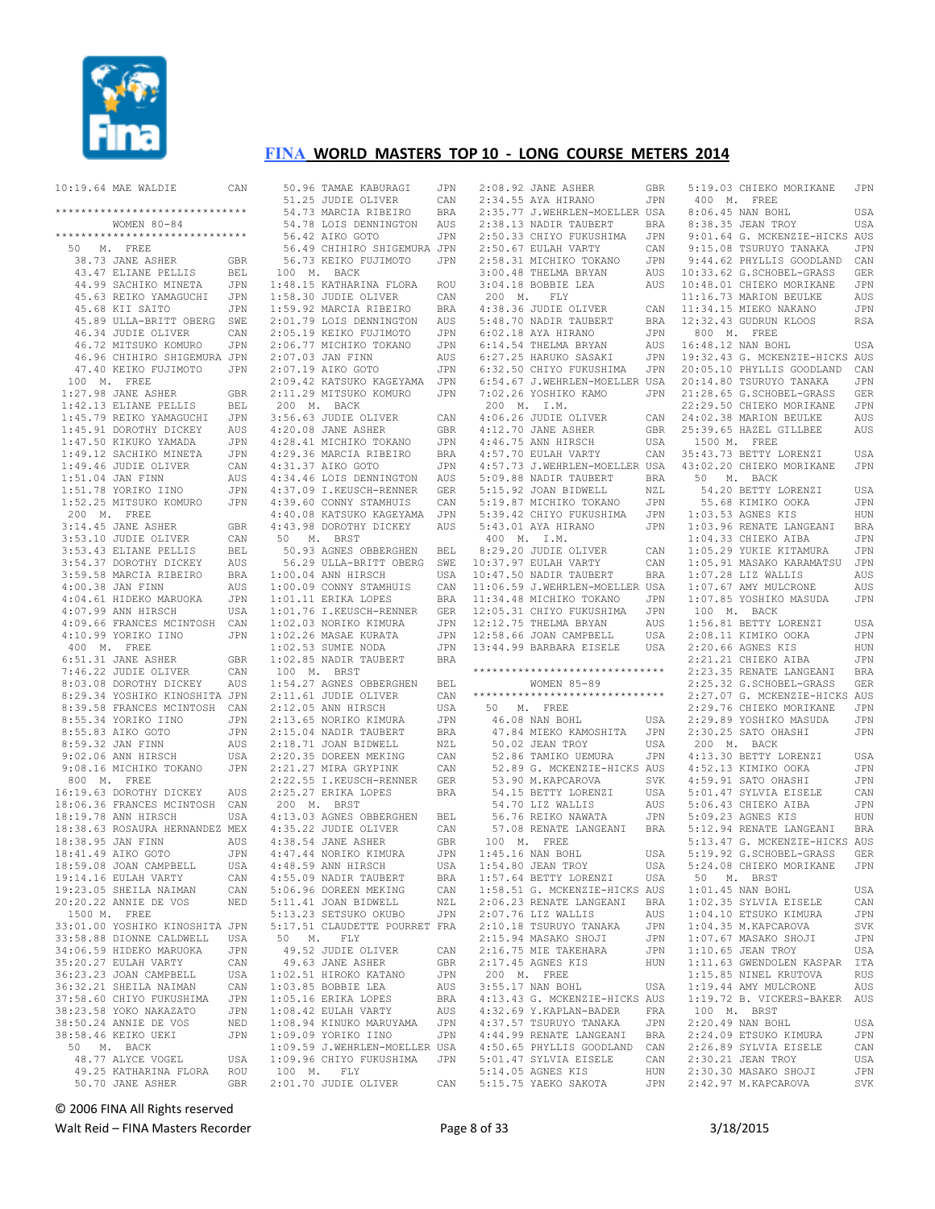# FINA WORLD MASTERS TOP 10 - LONG COURSE METERS 2014

```
10:19.64 MAE WALDIE            CAN

******************************
       WOMEN 80-84
******************************
  50   M.  FREE
   38.73 JANE ASHER            GBR
   43.47 ELIANE PELLIS         BEL
   44.99 SACHIKO MINETA        JPN
   45.63 REIKO YAMAGUCHI       JPN
   45.68 KII SAITO             JPN
   45.89 ULLA-BRITT OBERG      SWE
   46.34 JUDIE OLIVER          CAN
   46.72 MITSUKO KOMURO        JPN
   46.96 CHIHIRO SHIGEMURA     JPN
   47.40 KEIKO FUJIMOTO        JPN
 100   M.  FREE
 1:27.98 JANE ASHER            GBR
 1:42.13 ELIANE PELLIS         BEL
 1:45.79 REIKO YAMAGUCHI       JPN
 1:45.91 DOROTHY DICKEY        AUS
 1:47.50 KIKUKO YAMADA         JPN
 1:49.12 SACHIKO MINETA        JPN
 1:49.46 JUDIE OLIVER          CAN
 1:51.04 JAN FINN              AUS
 1:51.78 YORIKO IINO           JPN
 1:52.25 MITSUKO KOMURO        JPN
 200   M.  FREE
 3:14.45 JANE ASHER            GBR
 3:53.10 JUDIE OLIVER          CAN
 3:53.43 ELIANE PELLIS         BEL
 3:54.37 DOROTHY DICKEY        AUS
 3:59.58 MARCIA RIBEIRO        BRA
 4:00.38 JAN FINN              AUS
 4:04.61 HIDEKO MARUOKA        JPN
 4:07.99 ANN HIRSCH            USA
 4:09.66 FRANCES MCINTOSH      CAN
 4:10.99 YORIKO IINO           JPN
 400   M.  FREE
 6:51.31 JANE ASHER            GBR
 7:46.22 JUDIE OLIVER          CAN
 8:03.08 DOROTHY DICKEY        AUS
 8:29.34 YOSHIKO KINOSHITA     JPN
 8:39.58 FRANCES MCINTOSH      CAN
 8:55.34 YORIKO IINO           JPN
 8:55.83 AIKO GOTO             JPN
 8:59.32 JAN FINN              AUS
 9:02.06 ANN HIRSCH            USA
 9:08.16 MICHIKO TOKANO        JPN
 800   M.  FREE
16:19.63 DOROTHY DICKEY        AUS
18:06.36 FRANCES MCINTOSH      CAN
18:19.78 ANN HIRSCH            USA
18:38.63 ROSAURA HERNANDEZ     MEX
18:38.95 JAN FINN              AUS
18:41.49 AIKO GOTO             JPN
18:59.08 JOAN CAMPBELL         USA
19:14.16 EULAH VARTY           CAN
19:23.05 SHEILA NAIMAN         CAN
20:20.22 ANNIE DE VOS          NED
 1500 M.  FREE
33:01.00 YOSHIKO KINOSHITA     JPN
33:58.88 DIONNE CALDWELL       USA
34:06.59 HIDEKO MARUOKA        JPN
35:20.27 EULAH VARTY           CAN
36:23.23 JOAN CAMPBELL         USA
36:32.21 SHEILA NAIMAN         CAN
37:58.60 CHIYO FUKUSHIMA       JPN
38:23.58 YOKO NAKAZATO         JPN
38:50.24 ANNIE DE VOS          NED
38:58.46 KEIKO UEKI            JPN
  50   M.  BACK
   48.77 ALYCE VOGEL           USA
   49.25 KATHARINA FLORA       ROU
   50.70 JANE ASHER            GBR
   50.96 TAMAE KABURAGI        JPN
   51.25 JUDIE OLIVER          CAN
   54.73 MARCIA RIBEIRO        BRA
   54.78 LOIS DENNINGTON       AUS
   56.42 AIKO GOTO             JPN
   56.49 CHIHIRO SHIGEMURA     JPN
   56.73 KEIKO FUJIMOTO        JPN
 100   M.  BACK
 1:48.15 KATHARINA FLORA       ROU
 1:58.30 JUDIE OLIVER          CAN
 1:59.92 MARCIA RIBEIRO        BRA
 2:01.79 LOIS DENNINGTON       AUS
 2:05.19 KEIKO FUJIMOTO        JPN
 2:06.77 MICHIKO TOKANO        JPN
 2:07.03 JAN FINN              AUS
 2:07.19 AIKO GOTO             JPN
 2:09.42 KATSUKO KAGEYAMA      JPN
 2:11.29 MITSUKO KOMURO        JPN
 200   M.  BACK
 3:56.63 JUDIE OLIVER          CAN
 4:20.08 JANE ASHER            GBR
 4:28.41 MICHIKO TOKANO        JPN
 4:29.36 MARCIA RIBEIRO        BRA
 4:31.37 AIKO GOTO             JPN
 4:34.46 LOIS DENNINGTON       AUS
 4:37.09 I.KEUSCH-RENNER       GER
 4:39.60 CONNY STAMHUIS        CAN
 4:40.08 KATSUKO KAGEYAMA      JPN
 4:43.98 DOROTHY DICKEY        AUS
  50   M.  BRST
   50.93 AGNES OBBERGHEN       BEL
   56.29 ULLA-BRITT OBERG      SWE
 1:00.04 ANN HIRSCH            USA
 1:00.09 CONNY STAMHUIS        CAN
 1:01.11 ERIKA LOPES           BRA
 1:01.76 I.KEUSCH-RENNER       GER
 1:02.03 NORIKO KIMURA         JPN
 1:02.26 MASAE KURATA          JPN
 1:02.53 SUMIE NODA            JPN
 1:02.85 NADIR TAUBERT         BRA
 100   M.  BRST
 1:54.27 AGNES OBBERGHEN       BEL
 2:11.61 JUDIE OLIVER          CAN
 2:12.05 ANN HIRSCH            USA
 2:13.65 NORIKO KIMURA         JPN
 2:15.04 NADIR TAUBERT         BRA
 2:18.71 JOAN BIDWELL          NZL
 2:20.35 DOREEN MEKING         CAN
 2:21.27 MIRA GRYPINK          CAN
 2:22.55 I.KEUSCH-RENNER       GER
 2:25.27 ERIKA LOPES           BRA
 200   M.  BRST
 4:13.03 AGNES OBBERGHEN       BEL
 4:35.22 JUDIE OLIVER          CAN
 4:38.54 JANE ASHER            GBR
 4:47.44 NORIKO KIMURA         JPN
 4:48.59 ANN HIRSCH            USA
 4:55.09 NADIR TAUBERT         BRA
 5:06.96 DOREEN MEKING         CAN
 5:11.41 JOAN BIDWELL          NZL
 5:13.23 SETSUKO OKUBO         JPN
 5:17.51 CLAUDETTE POURRET     FRA
  50   M.  FLY
   49.52 JUDIE OLIVER          CAN
   49.63 JANE ASHER            GBR
 1:02.51 HIROKO KATANO         JPN
 1:03.85 BOBBIE LEA            AUS
 1:05.16 ERIKA LOPES           BRA
 1:08.42 EULAH VARTY           AUS
 1:08.94 KINUKO MARUYAMA       JPN
 1:09.09 YORIKO IINO           JPN
 1:09.59 J.WEHRLEN-MOELLER     USA
 1:09.96 CHIYO FUKUSHIMA       JPN
 100   M.  FLY
 2:01.70 JUDIE OLIVER          CAN
 2:08.92 JANE ASHER            GBR
 2:34.55 AYA HIRANO            JPN
 2:35.77 J.WEHRLEN-MOELLER     USA
 2:38.13 NADIR TAUBERT         BRA
 2:50.33 CHIYO FUKUSHIMA       JPN
 2:50.67 EULAH VARTY           CAN
 2:58.31 MICHIKO TOKANO        JPN
 3:00.48 THELMA BRYAN          AUS
 3:04.18 BOBBIE LEA            AUS
 200   M.  FLY
 4:38.36 JUDIE OLIVER          CAN
 5:48.70 NADIR TAUBERT         BRA
 6:02.18 AYA HIRANO            JPN
 6:14.54 THELMA BRYAN          AUS
 6:27.25 HARUKO SASAKI         JPN
 6:32.50 CHIYO FUKUSHIMA       JPN
 6:54.67 J.WEHRLEN-MOELLER     USA
 7:02.26 YOSHIKO KAMO          JPN
 200   M.  I.M.
 4:06.26 JUDIE OLIVER          CAN
 4:12.70 JANE ASHER            GBR
 4:46.75 ANN HIRSCH            USA
 4:57.70 EULAH VARTY           CAN
 4:57.73 J.WEHRLEN-MOELLER     USA
 5:09.88 NADIR TAUBERT         BRA
 5:15.92 JOAN BIDWELL          NZL
 5:19.87 MICHIKO TOKANO        JPN
 5:39.42 CHIYO FUKUSHIMA       JPN
 5:43.01 AYA HIRANO            JPN
 400   M.  I.M.
 8:29.20 JUDIE OLIVER          CAN
10:37.97 EULAH VARTY           CAN
10:47.50 NADIR TAUBERT         BRA
11:06.59 J.WEHRLEN-MOELLER     USA
11:34.48 MICHIKO TOKANO        JPN
12:05.31 CHIYO FUKUSHIMA       JPN
12:12.75 THELMA BRYAN          AUS
12:58.66 JOAN CAMPBELL         USA
13:44.99 BARBARA EISELE        USA

******************************
       WOMEN 85-89
******************************
  50   M.  FREE
   46.08 NAN BOHL              USA
   47.84 MIEKO KAMOSHITA       JPN
   50.02 JEAN TROY             USA
   52.86 TAMIKO UEMURA         JPN
   52.89 G. MCKENZIE-HICKS     AUS
   53.90 M.KAPCAROVA           SVK
   54.15 BETTY LORENZI         USA
   54.70 LIZ WALLIS            AUS
   56.76 REIKO NAWATA          JPN
   57.08 RENATE LANGEANI       BRA
 100   M.  FREE
 1:45.16 NAN BOHL              USA
 1:54.80 JEAN TROY             USA
 1:57.64 BETTY LORENZI         USA
 1:58.51 G. MCKENZIE-HICKS     AUS
 2:06.23 RENATE LANGEANI       BRA
 2:07.76 LIZ WALLIS            AUS
 2:10.18 TSURUYO TANAKA        JPN
 2:15.94 MASAKO SHOJI          JPN
 2:16.75 MIE TAKEHARA          JPN
 2:17.45 AGNES KIS             HUN
 200   M.  FREE
 3:55.17 NAN BOHL              USA
 4:13.43 G. MCKENZIE-HICKS     AUS
 4:32.69 Y.KAPLAN-BADER        FRA
 4:37.57 TSURUYO TANAKA        JPN
 4:44.99 RENATE LANGEANI       BRA
 4:50.65 PHYLLIS GOODLAND      CAN
 5:01.47 SYLVIA EISELE         CAN
 5:14.05 AGNES KIS             HUN
 5:15.75 YAEKO SAKOTA          JPN
 5:19.03 CHIEKO MORIKANE       JPN
 400   M.  FREE
 8:06.45 NAN BOHL              USA
 8:38.35 JEAN TROY             USA
 9:01.64 G. MCKENZIE-HICKS     AUS
 9:15.08 TSURUYO TANAKA        JPN
 9:44.62 PHYLLIS GOODLAND      CAN
10:33.62 G.SCHOBEL-GRASS       GER
10:48.01 CHIEKO MORIKANE       JPN
11:16.73 MARION BEULKE         AUS
11:34.15 MIEKO NAKANO          JPN
12:32.43 GUDRUN KLOOS          RSA
 800   M.  FREE
16:48.12 NAN BOHL              USA
19:32.43 G. MCKENZIE-HICKS     AUS
20:05.10 PHYLLIS GOODLAND      CAN
20:14.80 TSURUYO TANAKA        JPN
21:28.65 G.SCHOBEL-GRASS       GER
22:29.50 CHIEKO MORIKANE       JPN
24:02.38 MARION BEULKE         AUS
25:39.65 HAZEL GILLBEE         AUS
 1500 M.  FREE
35:43.73 BETTY LORENZI         USA
43:02.20 CHIEKO MORIKANE       JPN
  50   M.  BACK
   54.20 BETTY LORENZI         USA
   55.68 KIMIKO OOKA           JPN
 1:03.53 AGNES KIS             HUN
 1:03.96 RENATE LANGEANI       BRA
 1:04.33 CHIEKO AIBA           JPN
 1:05.29 YUKIE KITAMURA        JPN
 1:05.91 MASAKO KARAMATSU      JPN
 1:07.28 LIZ WALLIS            AUS
 1:07.67 AMY MULCRONE          AUS
 1:07.85 YOSHIKO MASUDA        JPN
 100   M.  BACK
 1:56.81 BETTY LORENZI         USA
 2:08.11 KIMIKO OOKA           JPN
 2:20.66 AGNES KIS             HUN
 2:21.21 CHIEKO AIBA           JPN
 2:23.35 RENATE LANGEANI       BRA
 2:25.32 G.SCHOBEL-GRASS       GER
 2:27.07 G. MCKENZIE-HICKS     AUS
 2:29.76 CHIEKO MORIKANE       JPN
 2:29.89 YOSHIKO MASUDA        JPN
 2:30.25 SATO OHASHI           JPN
 200   M.  BACK
 4:13.30 BETTY LORENZI         USA
 4:52.13 KIMIKO OOKA           JPN
 4:59.91 SATO OHASHI           JPN
 5:01.47 SYLVIA EISELE         CAN
 5:06.43 CHIEKO AIBA           JPN
 5:09.23 AGNES KIS             HUN
 5:12.94 RENATE LANGEANI       BRA
 5:13.47 G. MCKENZIE-HICKS     AUS
 5:19.92 G.SCHOBEL-GRASS       GER
 5:24.08 CHIEKO MORIKANE       JPN
  50   M.  BRST
 1:01.45 NAN BOHL              USA
 1:02.35 SYLVIA EISELE         CAN
 1:04.10 ETSUKO KIMURA         JPN
 1:04.35 M.KAPCAROVA           SVK
 1:07.67 MASAKO SHOJI          JPN
 1:10.65 JEAN TROY             USA
 1:11.63 GWENDOLEN KASPAR      ITA
 1:15.85 NINEL KRUTOVA         RUS
 1:19.44 AMY MULCRONE          AUS
 1:19.72 B. VICKERS-BAKER      AUS
 100   M.  BRST
 2:20.49 NAN BOHL              USA
 2:24.09 ETSUKO KIMURA         JPN
 2:26.89 SYLVIA EISELE         CAN
 2:30.21 JEAN TROY             USA
 2:30.30 MASAKO SHOJI          JPN
 2:42.97 M.KAPCAROVA           SVK
```

© 2006 FINA All Rights reserved

Walt Reid – FINA Masters Recorder 3/18/2015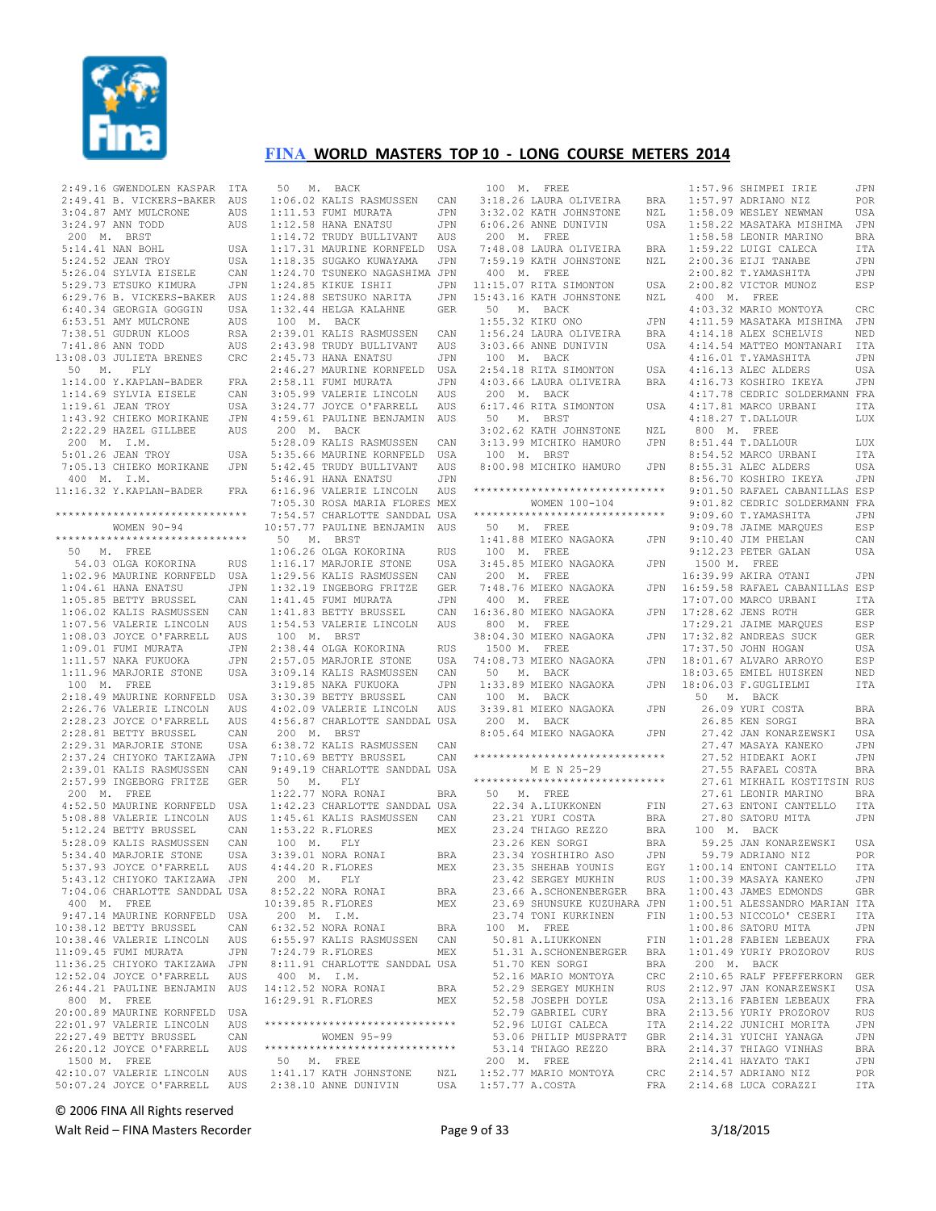## FINA WORLD MASTERS TOP 10 - LONG COURSE METERS 2014

```
 2:49.16 GWENDOLEN KASPAR  ITA
 2:49.41 B. VICKERS-BAKER  AUS
 3:04.87 AMY MULCRONE      AUS
 3:24.97 ANN TODD          AUS
 200  M.  BRST
 5:14.41 NAN BOHL          USA
 5:24.52 JEAN TROY         USA
 5:26.04 SYLVIA EISELE     CAN
 5:29.73 ETSUKO KIMURA     JPN
 6:29.76 B. VICKERS-BAKER  AUS
 6:40.34 GEORGIA GOGGIN    USA
 6:53.51 AMY MULCRONE      AUS
 7:38.51 GUDRUN KLOOS      RSA
 7:41.86 ANN TODD          AUS
13:08.03 JULIETA BRENES    CRC
 50  M.  FLY
 1:14.00 Y.KAPLAN-BADER    FRA
 1:14.69 SYLVIA EISELE     CAN
 1:19.61 JEAN TROY         USA
 1:43.92 CHIEKO MORIKANE   JPN
 2:22.29 HAZEL GILLBEE     AUS
 200  M.  I.M.
 5:01.26 JEAN TROY         USA
 7:05.13 CHIEKO MORIKANE   JPN
 400  M.  I.M.
11:16.32 Y.KAPLAN-BADER    FRA
```

```
*****************************
         WOMEN 90-94
*****************************
 50  M.  FREE
   54.03 OLGA KOKORINA     RUS
 1:02.96 MAURINE KORNFELD  USA
 1:04.61 HANA ENATSU       JPN
 1:05.85 BETTY BRUSSEL     CAN
 1:06.02 KALIS RASMUSSEN   CAN
 1:07.56 VALERIE LINCOLN   AUS
 1:08.03 JOYCE O'FARRELL   AUS
 1:09.01 FUMI MURATA       JPN
 1:11.57 NAKA FUKUOKA      JPN
 1:11.96 MARJORIE STONE    USA
 100  M.  FREE
 2:18.49 MAURINE KORNFELD  USA
 2:26.76 VALERIE LINCOLN   AUS
 2:28.23 JOYCE O'FARRELL   AUS
 2:28.81 BETTY BRUSSEL     CAN
 2:29.31 MARJORIE STONE    USA
 2:37.24 CHIYOKO TAKIZAWA  JPN
 2:39.01 KALIS RASMUSSEN   CAN
 2:57.99 INGEBORG FRITZE   GER
 200  M.  FREE
 4:52.50 MAURINE KORNFELD  USA
 5:08.88 VALERIE LINCOLN   AUS
 5:12.24 BETTY BRUSSEL     CAN
 5:28.09 KALIS RASMUSSEN   CAN
 5:34.40 MARJORIE STONE    USA
 5:37.93 JOYCE O'FARRELL   AUS
 5:43.12 CHIYOKO TAKIZAWA  JPN
 7:04.06 CHARLOTTE SANDDAL USA
 400  M.  FREE
 9:47.14 MAURINE KORNFELD  USA
10:38.12 BETTY BRUSSEL     CAN
10:38.46 VALERIE LINCOLN   AUS
11:09.45 FUMI MURATA       JPN
11:36.25 CHIYOKO TAKIZAWA  JPN
12:52.04 JOYCE O'FARRELL   AUS
26:44.21 PAULINE BENJAMIN  AUS
 800  M.  FREE
20:00.89 MAURINE KORNFELD  USA
22:01.97 VALERIE LINCOLN   AUS
22:27.49 BETTY BRUSSEL     CAN
26:20.12 JOYCE O'FARRELL   AUS
 1500 M.  FREE
42:10.07 VALERIE LINCOLN   AUS
50:07.24 JOYCE O'FARRELL   AUS
```

```
 50  M.  BACK
 1:06.02 KALIS RASMUSSEN   CAN
 1:11.53 FUMI MURATA       JPN
 1:12.58 HANA ENATSU       JPN
 1:14.72 TRUDY BULLIVANT   AUS
 1:17.31 MAURINE KORNFELD  USA
 1:18.35 SUGAKO KUWAYAMA   JPN
 1:24.70 TSUNEKO NAGASHIMA JPN
 1:24.85 KIKUE ISHII       JPN
 1:24.88 SETSUKO NARITA    JPN
 1:32.44 HELGA KALAHNE     GER
 100  M.  BACK
 2:39.01 KALIS RASMUSSEN   CAN
 2:43.98 TRUDY BULLIVANT   AUS
 2:45.73 HANA ENATSU       JPN
 2:46.27 MAURINE KORNFELD  USA
 2:58.11 FUMI MURATA       JPN
 3:05.99 VALERIE LINCOLN   AUS
 3:24.77 JOYCE O'FARRELL   AUS
 4:59.61 PAULINE BENJAMIN  AUS
 200  M.  BACK
 5:28.09 KALIS RASMUSSEN   CAN
 5:35.66 MAURINE KORNFELD  USA
 5:42.45 TRUDY BULLIVANT   AUS
 5:46.91 HANA ENATSU       JPN
 6:16.96 VALERIE LINCOLN   AUS
 7:05.30 ROSA MARIA FLORES MEX
 7:54.57 CHARLOTTE SANDDAL USA
10:57.77 PAULINE BENJAMIN  AUS
 50  M.  BRST
 1:06.26 OLGA KOKORINA     RUS
 1:16.17 MARJORIE STONE    USA
 1:29.56 KALIS RASMUSSEN   CAN
 1:32.19 INGEBORG FRITZE   GER
 1:41.45 FUMI MURATA       JPN
 1:41.83 BETTY BRUSSEL     CAN
 1:54.53 VALERIE LINCOLN   AUS
 100  M.  BRST
 2:38.44 OLGA KOKORINA     RUS
 2:57.05 MARJORIE STONE    USA
 3:09.14 KALIS RASMUSSEN   CAN
 3:19.85 NAKA FUKUOKA      JPN
 3:30.39 BETTY BRUSSEL     CAN
 4:02.09 VALERIE LINCOLN   AUS
 4:56.87 CHARLOTTE SANDDAL USA
 200  M.  BRST
 6:38.72 KALIS RASMUSSEN   CAN
 7:10.69 BETTY BRUSSEL     CAN
 9:49.19 CHARLOTTE SANDDAL USA
 50  M.  FLY
 1:22.77 NORA RONAI        BRA
 1:42.23 CHARLOTTE SANDDAL USA
 1:45.61 KALIS RASMUSSEN   CAN
 1:53.22 R.FLORES          MEX
 100  M.  FLY
 3:39.01 NORA RONAI        BRA
 4:44.20 R.FLORES          MEX
 200  M.  FLY
 8:52.22 NORA RONAI        BRA
10:39.85 R.FLORES          MEX
 200  M.  I.M.
 6:32.52 NORA RONAI        BRA
 6:55.97 KALIS RASMUSSEN   CAN
 7:24.79 R.FLORES          MEX
 8:11.91 CHARLOTTE SANDDAL USA
 400  M.  I.M.
14:12.52 NORA RONAI        BRA
16:29.91 R.FLORES          MEX
```

```
*****************************
         WOMEN 95-99
*****************************
 50  M.  FREE
 1:41.17 KATH JOHNSTONE    NZL
 2:38.10 ANNE DUNIVIN      USA
 100  M.  FREE
 3:18.26 LAURA OLIVEIRA    BRA
 3:32.02 KATH JOHNSTONE    NZL
 6:06.26 ANNE DUNIVIN      USA
 200  M.  FREE
 7:48.08 LAURA OLIVEIRA    BRA
 7:59.19 KATH JOHNSTONE    NZL
 400  M.  FREE
11:15.07 RITA SIMONTON     USA
15:43.16 KATH JOHNSTONE    NZL
 50  M.  BACK
 1:55.32 KIKU ONO          JPN
 1:56.24 LAURA OLIVEIRA    BRA
 3:03.66 ANNE DUNIVIN      USA
 100  M.  BACK
 2:54.18 RITA SIMONTON     USA
 4:03.66 LAURA OLIVEIRA    BRA
 200  M.  BACK
 6:17.46 RITA SIMONTON     USA
 50  M.  BRST
 3:02.62 KATH JOHNSTONE    NZL
 3:13.99 MICHIKO HAMURO    JPN
 100  M.  BRST
 8:00.98 MICHIKO HAMURO    JPN
```

```
*****************************
        WOMEN 100-104
*****************************
 50  M.  FREE
 1:41.88 MIEKO NAGAOKA     JPN
 100  M.  FREE
 3:45.85 MIEKO NAGAOKA     JPN
 200  M.  FREE
 7:48.76 MIEKO NAGAOKA     JPN
 400  M.  FREE
16:36.80 MIEKO NAGAOKA     JPN
 800  M.  FREE
38:04.30 MIEKO NAGAOKA     JPN
 1500 M.  FREE
74:08.73 MIEKO NAGAOKA     JPN
 50  M.  BACK
 1:33.89 MIEKO NAGAOKA     JPN
 100  M.  BACK
 3:39.81 MIEKO NAGAOKA     JPN
 200  M.  BACK
 8:05.64 MIEKO NAGAOKA     JPN
```

```
*****************************
          M E N 25-29
*****************************
 50  M.  FREE
   22.34 A.LIUKKONEN       FIN
   23.21 YURI COSTA        BRA
   23.24 THIAGO REZZO      BRA
   23.26 KEN SORGI         BRA
   23.34 YOSHIHIRO ASO     JPN
   23.35 SHEHAB YOUNIS     EGY
   23.42 SERGEY MUKHIN     RUS
   23.66 A.SCHONENBERGER   BRA
   23.69 SHUNSUKE KUZUHARA JPN
   23.74 TONI KURKINEN     FIN
 100  M.  FREE
   50.81 A.LIUKKONEN       FIN
   51.31 A.SCHONENBERGER   BRA
   51.70 KEN SORGI         BRA
   52.16 MARIO MONTOYA     CRC
   52.29 SERGEY MUKHIN     RUS
   52.58 JOSEPH DOYLE      USA
   52.79 GABRIEL CURY      BRA
   52.96 LUIGI CALECA      ITA
   53.06 PHILIP MUSPRATT   GBR
   53.14 THIAGO REZZO      BRA
 200  M.  FREE
 1:52.77 MARIO MONTOYA     CRC
 1:57.77 A.COSTA           FRA
 1:57.96 SHIMPEI IRIE      JPN
 1:57.97 ADRIANO NIZ       POR
 1:58.09 WESLEY NEWMAN     USA
 1:58.22 MASATAKA MISHIMA  JPN
 1:58.58 LEONIR MARINO     BRA
 1:59.22 LUIGI CALECA      ITA
 2:00.36 EIJI TANABE       JPN
 2:00.82 T.YAMASHITA       JPN
 2:00.82 VICTOR MUNOZ      ESP
 400  M.  FREE
 4:03.32 MARIO MONTOYA     CRC
 4:11.59 MASATAKA MISHIMA  JPN
 4:14.18 ALEX SCHELVIS     NED
 4:14.54 MATTEO MONTANARI  ITA
 4:16.01 T.YAMASHITA       JPN
 4:16.13 ALEC ALDERS       USA
 4:16.73 KOSHIRO IKEYA     JPN
 4:17.78 CEDRIC SOLDERMANN FRA
 4:17.81 MARCO URBANI      ITA
 4:18.27 T.DALLOUR         LUX
 800  M.  FREE
 8:51.44 T.DALLOUR         LUX
 8:54.52 MARCO URBANI      ITA
 8:55.31 ALEC ALDERS       USA
 8:56.70 KOSHIRO IKEYA     JPN
 9:01.50 RAFAEL CABANILLAS ESP
 9:01.82 CEDRIC SOLDERMANN FRA
 9:09.60 T.YAMASHITA       JPN
 9:09.78 JAIME MARQUES     ESP
 9:10.40 JIM PHELAN        CAN
 9:12.23 PETER GALAN       USA
 1500 M.  FREE
16:39.99 AKIRA OTANI       JPN
16:59.58 RAFAEL CABANILLAS ESP
17:07.00 MARCO URBANI      ITA
17:28.62 JENS ROTH         GER
17:29.21 JAIME MARQUES     ESP
17:32.82 ANDREAS SUCK      GER
17:37.50 JOHN HOGAN        USA
18:01.67 ALVARO ARROYO     ESP
18:03.65 EMIEL HUISKEN     NED
18:06.03 F.GUGLIELMI       ITA
 50  M.  BACK
   26.09 YURI COSTA        BRA
   26.85 KEN SORGI         BRA
   27.42 JAN KONARZEWSKI   USA
   27.47 MASAYA KANEKO     JPN
   27.52 HIDEAKI AOKI      JPN
   27.55 RAFAEL COSTA      BRA
   27.61 MIKHAIL KOSTITSIN RUS
   27.61 LEONIR MARINO     BRA
   27.63 ENTONI CANTELLO   ITA
   27.80 SATORU MITA       JPN
 100  M.  BACK
   59.25 JAN KONARZEWSKI   USA
   59.79 ADRIANO NIZ       POR
 1:00.14 ENTONI CANTELLO   ITA
 1:00.39 MASAYA KANEKO     JPN
 1:00.43 JAMES EDMONDS     GBR
 1:00.51 ALESSANDRO MARIAN ITA
 1:00.53 NICCOLO' CESERI   ITA
 1:00.86 SATORU MITA       JPN
 1:01.28 FABIEN LEBEAUX    FRA
 1:01.49 YURIY PROZOROV    RUS
 200  M.  BACK
 2:10.65 RALF PFEFFERKORN  GER
 2:12.97 JAN KONARZEWSKI   USA
 2:13.16 FABIEN LEBEAUX    FRA
 2:13.56 YURIY PROZOROV    RUS
 2:14.22 JUNICHI MORITA    JPN
 2:14.31 YUICHI YANAGA     JPN
 2:14.37 THIAGO VINHAS     BRA
 2:14.41 HAYATO TAKI       JPN
 2:14.57 ADRIANO NIZ       POR
 2:14.68 LUCA CORAZZI      ITA
```

© 2006 FINA All Rights reserved

Walt Reid – FINA Masters Recorder    3/18/2015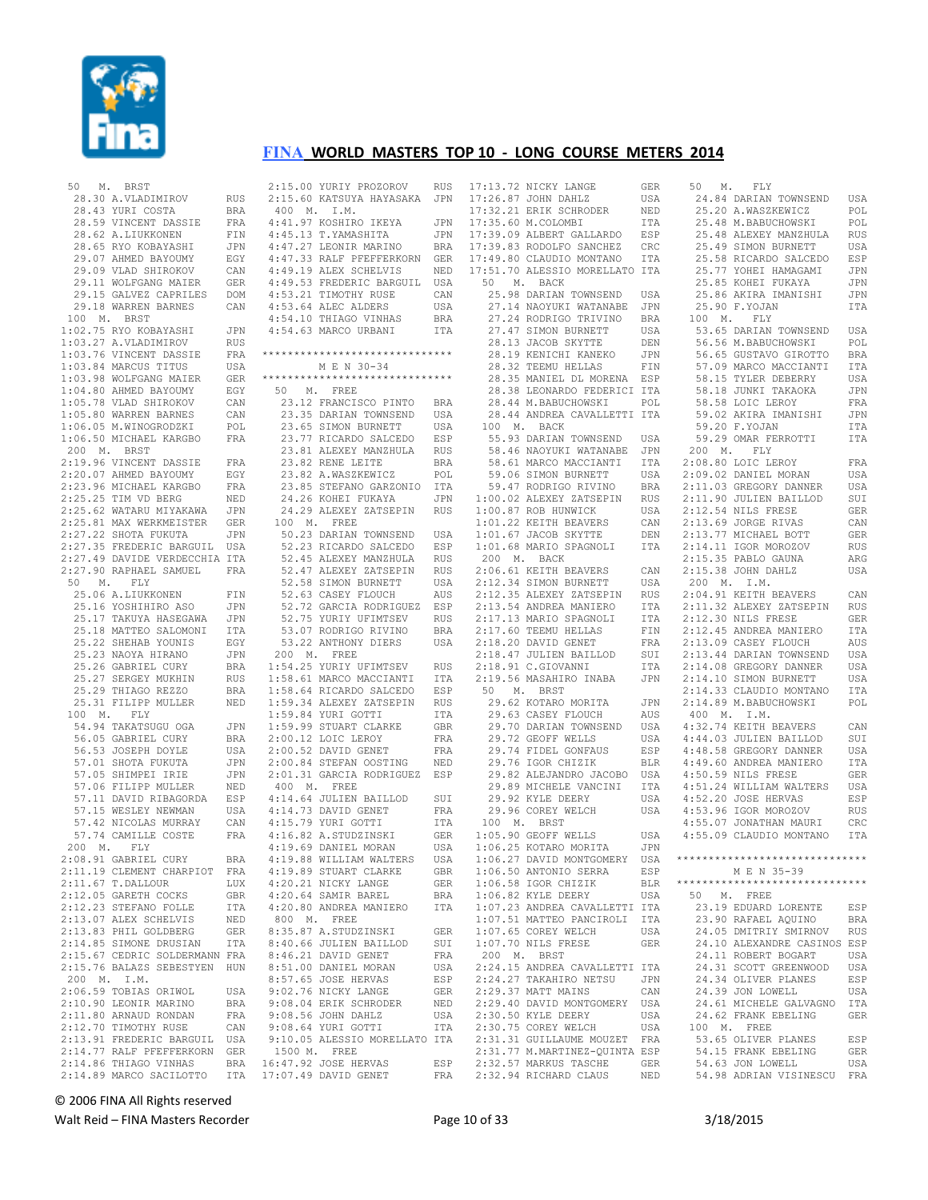# FINA WORLD MASTERS TOP 10 - LONG COURSE METERS 2014

```
 50   M.  BRST
  28.30 A.VLADIMIROV        RUS
  28.43 YURI COSTA          BRA
  28.59 VINCENT DASSIE      FRA
  28.62 A.LIUKKONEN         FIN
  28.65 RYO KOBAYASHI       JPN
  29.07 AHMED BAYOUMY       EGY
  29.09 VLAD SHIROKOV       CAN
  29.11 WOLFGANG MAIER      GER
  29.15 GALVEZ CAPRILES     DOM
  29.18 WARREN BARNES       CAN
 100  M.  BRST
1:02.75 RYO KOBAYASHI       JPN
1:03.27 A.VLADIMIROV        RUS
1:03.76 VINCENT DASSIE      FRA
1:03.84 MARCUS TITUS        USA
1:03.98 WOLFGANG MAIER      GER
1:04.80 AHMED BAYOUMY       EGY
1:05.78 VLAD SHIROKOV       CAN
1:05.80 WARREN BARNES       CAN
1:06.05 M.WINOGRODZKI       POL
1:06.50 MICHAEL KARGBO      FRA
 200  M.  BRST
2:19.96 VINCENT DASSIE      FRA
2:20.07 AHMED BAYOUMY       EGY
2:23.96 MICHAEL KARGBO      FRA
2:25.25 TIM VD BERG         NED
2:25.62 WATARU MIYAKAWA     JPN
2:25.81 MAX WERKMEISTER     GER
2:27.22 SHOTA FUKUTA        JPN
2:27.35 FREDERIC BARGUIL    USA
2:27.49 DAVIDE VERDECCHIA   ITA
2:27.90 RAPHAEL SAMUEL      FRA
 50   M.  FLY
  25.06 A.LIUKKONEN         FIN
  25.16 YOSHIHIRO ASO       JPN
  25.17 TAKUYA HASEGAWA     JPN
  25.18 MATTEO SALOMONI     ITA
  25.22 SHEHAB YOUNIS       EGY
  25.23 NAOYA HIRANO        JPN
  25.26 GABRIEL CURY        BRA
  25.27 SERGEY MUKHIN       RUS
  25.29 THIAGO REZZO        BRA
  25.31 FILIPP MULLER       NED
 100  M.  FLY
  54.94 TAKATSUGU OGA       JPN
  56.05 GABRIEL CURY        BRA
  56.53 JOSEPH DOYLE        USA
  57.01 SHOTA FUKUTA        JPN
  57.05 SHIMPEI IRIE        JPN
  57.06 FILIPP MULLER       NED
  57.11 DAVID RIBAGORDA     ESP
  57.15 WESLEY NEWMAN       USA
  57.42 NICOLAS MURRAY      CAN
  57.74 CAMILLE COSTE       FRA
 200  M.  FLY
2:08.91 GABRIEL CURY        BRA
2:11.19 CLEMENT CHARPIOT    FRA
2:11.67 T.DALLOUR           LUX
2:12.05 GARETH COCKS        GBR
2:12.23 STEFANO FOLLE       ITA
2:13.07 ALEX SCHELVIS       NED
2:13.83 PHIL GOLDBERG       GER
2:14.85 SIMONE DRUSIAN      ITA
2:15.67 CEDRIC SOLDERMANN   FRA
2:15.76 BALAZS SEBESTYEN    HUN
 200  M.  I.M.
2:06.59 TOBIAS ORIWOL       USA
2:10.90 LEONIR MARINO       BRA
2:11.80 ARNAUD RONDAN       FRA
2:12.70 TIMOTHY RUSE        CAN
2:13.91 FREDERIC BARGUIL    USA
2:14.77 RALF PFEFFERKORN    GER
2:14.86 THIAGO VINHAS       BRA
2:14.89 MARCO SACILOTTO     ITA
2:15.00 YURIY PROZOROV      RUS
2:15.60 KATSUYA HAYASAKA    JPN
 400  M.  I.M.
4:41.97 KOSHIRO IKEYA       JPN
4:45.13 T.YAMASHITA         JPN
4:47.27 LEONIR MARINO       BRA
4:47.33 RALF PFEFFERKORN    GER
4:49.19 ALEX SCHELVIS       NED
4:49.53 FREDERIC BARGUIL    USA
4:53.21 TIMOTHY RUSE        CAN
4:53.64 ALEC ALDERS         USA
4:54.10 THIAGO VINHAS       BRA
4:54.63 MARCO URBANI        ITA

*****************************
        M E N 30-34
*****************************
 50   M.  FREE
  23.12 FRANCISCO PINTO     BRA
  23.35 DARIAN TOWNSEND     USA
  23.65 SIMON BURNETT       USA
  23.77 RICARDO SALCEDO     ESP
  23.81 ALEXEY MANZHULA     RUS
  23.82 RENE LEITE          BRA
  23.82 A.WASZKEWICZ        POL
  23.85 STEFANO GARZONIO    ITA
  24.26 KOHEI FUKAYA        JPN
  24.29 ALEXEY ZATSEPIN     RUS
 100  M.  FREE
  50.23 DARIAN TOWNSEND     USA
  52.23 RICARDO SALCEDO     ESP
  52.45 ALEXEY MANZHULA     RUS
  52.47 ALEXEY ZATSEPIN     RUS
  52.58 SIMON BURNETT       USA
  52.63 CASEY FLOUCH        AUS
  52.72 GARCIA RODRIGUEZ    ESP
  52.75 YURIY UFIMTSEV      RUS
  53.07 RODRIGO RIVINO      BRA
  53.22 ANTHONY DIERS       USA
 200  M.  FREE
1:54.25 YURIY UFIMTSEV      RUS
1:58.61 MARCO MACCIANTI     ITA
1:58.64 RICARDO SALCEDO     ESP
1:59.34 ALEXEY ZATSEPIN     RUS
1:59.84 YURI GOTTI          ITA
1:59.99 STUART CLARKE       GBR
2:00.12 LOIC LEROY          FRA
2:00.52 DAVID GENET         FRA
2:00.84 STEFAN OOSTING      NED
2:01.31 GARCIA RODRIGUEZ    ESP
 400  M.  FREE
4:14.64 JULIEN BAILLOD      SUI
4:14.73 DAVID GENET         FRA
4:15.79 YURI GOTTI          ITA
4:16.82 A.STUDZINSKI        GER
4:19.69 DANIEL MORAN        USA
4:19.88 WILLIAM WALTERS     USA
4:19.89 STUART CLARKE       GBR
4:20.21 NICKY LANGE         GER
4:20.64 SAMIR BAREL         BRA
4:20.80 ANDREA MANIERO      ITA
 800  M.  FREE
8:35.87 A.STUDZINSKI        GER
8:40.66 JULIEN BAILLOD      SUI
8:46.21 DAVID GENET         FRA
8:51.00 DANIEL MORAN        USA
8:57.65 JOSE HERVAS         ESP
9:02.76 NICKY LANGE         GER
9:08.04 ERIK SCHRODER       NED
9:08.56 JOHN DAHLZ          USA
9:08.64 YURI GOTTI          ITA
9:10.05 ALESSIO MORELLATO   ITA
 1500 M.  FREE
16:47.92 JOSE HERVAS        ESP
17:07.49 DAVID GENET        FRA
17:13.72 NICKY LANGE        GER
17:26.87 JOHN DAHLZ         USA
17:32.21 ERIK SCHRODER      NED
17:35.60 M.COLOMBI          ITA
17:39.09 ALBERT GALLARDO    ESP
17:39.83 RODOLFO SANCHEZ    CRC
17:49.80 CLAUDIO MONTANO    ITA
17:51.70 ALESSIO MORELLATO  ITA
 50   M.  BACK
  25.98 DARIAN TOWNSEND     USA
  27.14 NAOYUKI WATANABE    JPN
  27.24 RODRIGO TRIVINO     BRA
  27.47 SIMON BURNETT       USA
  28.13 JACOB SKYTTE        DEN
  28.19 KENICHI KANEKO      JPN
  28.32 TEEMU HELLAS        FIN
  28.35 MANIEL DL MORENA    ESP
  28.38 LEONARDO FEDERICI   ITA
  28.44 M.BABUCHOWSKI       POL
  28.44 ANDREA CAVALLETTI   ITA
 100  M.  BACK
  55.93 DARIAN TOWNSEND     USA
  58.46 NAOYUKI WATANABE    JPN
  58.61 MARCO MACCIANTI     ITA
  59.06 SIMON BURNETT       USA
  59.47 RODRIGO RIVINO      BRA
1:00.02 ALEXEY ZATSEPIN     RUS
1:00.87 ROB HUNWICK         USA
1:01.22 KEITH BEAVERS       CAN
1:01.67 JACOB SKYTTE        DEN
1:01.68 MARIO SPAGNOLI      ITA
 200  M.  BACK
2:06.61 KEITH BEAVERS       CAN
2:12.34 SIMON BURNETT       USA
2:12.35 ALEXEY ZATSEPIN     RUS
2:13.54 ANDREA MANIERO      ITA
2:17.13 MARIO SPAGNOLI      ITA
2:17.60 TEEMU HELLAS        FIN
2:18.20 DAVID GENET         FRA
2:18.47 JULIEN BAILLOD      SUI
2:18.91 C.GIOVANNI          ITA
2:19.56 MASAHIRO INABA      JPN
 50   M.  BRST
  29.62 KOTARO MORITA       JPN
  29.63 CASEY FLOUCH        AUS
  29.70 DARIAN TOWNSEND     USA
  29.72 GEOFF WELLS         USA
  29.74 FIDEL GONFAUS       ESP
  29.76 IGOR CHIZIK         BLR
  29.82 ALEJANDRO JACOBO    USA
  29.89 MICHELE VANCINI     ITA
  29.92 KYLE DEERY          USA
  29.96 COREY WELCH         USA
 100  M.  BRST
1:05.90 GEOFF WELLS         USA
1:06.25 KOTARO MORITA       JPN
1:06.27 DAVID MONTGOMERY    USA
1:06.50 ANTONIO SERRA       ESP
1:06.58 IGOR CHIZIK         BLR
1:06.82 KYLE DEERY          USA
1:07.23 ANDREA CAVALLETTI   ITA
1:07.51 MATTEO PANCIROLI    ITA
1:07.65 COREY WELCH         USA
1:07.70 NILS FRESE          GER
 200  M.  BRST
2:24.15 ANDREA CAVALLETTI   ITA
2:24.27 TAKAHIRO NETSU      JPN
2:29.37 MATT MAINS          CAN
2:29.40 DAVID MONTGOMERY    USA
2:30.50 KYLE DEERY          USA
2:30.75 COREY WELCH         USA
2:31.31 GUILLAUME MOUZET    FRA
2:31.77 M.MARTINEZ-QUINTA   ESP
2:32.57 MARKUS TASCHE       GER
2:32.94 RICHARD CLAUS       NED
 50   M.  FLY
  24.84 DARIAN TOWNSEND     USA
  25.20 A.WASZKEWICZ        POL
  25.48 M.BABUCHOWSKI       POL
  25.48 ALEXEY MANZHULA     RUS
  25.49 SIMON BURNETT       USA
  25.58 RICARDO SALCEDO     ESP
  25.77 YOHEI HAMAGAMI      JPN
  25.85 KOHEI FUKAYA        JPN
  25.86 AKIRA IMANISHI      JPN
  25.90 F.YOJAN             ITA
 100  M.  FLY
  53.65 DARIAN TOWNSEND     USA
  56.56 M.BABUCHOWSKI       POL
  56.65 GUSTAVO GIROTTO     BRA
  57.09 MARCO MACCIANTI     ITA
  58.15 TYLER DEBERRY       USA
  58.18 JUNKI TAKAOKA       JPN
  58.58 LOIC LEROY          FRA
  59.02 AKIRA IMANISHI      JPN
  59.20 F.YOJAN             ITA
  59.29 OMAR FERROTTI       ITA
 200  M.  FLY
2:08.80 LOIC LEROY          FRA
2:09.02 DANIEL MORAN        USA
2:11.03 GREGORY DANNER      USA
2:11.90 JULIEN BAILLOD      SUI
2:12.54 NILS FRESE          GER
2:13.69 JORGE RIVAS         CAN
2:13.77 MICHAEL BOTT        GER
2:14.11 IGOR MOROZOV        RUS
2:15.35 PABLO GAUNA         ARG
2:15.38 JOHN DAHLZ          USA
 200  M.  I.M.
2:04.91 KEITH BEAVERS       CAN
2:11.32 ALEXEY ZATSEPIN     RUS
2:12.30 NILS FRESE          GER
2:12.45 ANDREA MANIERO      ITA
2:13.09 CASEY FLOUCH        AUS
2:13.44 DARIAN TOWNSEND     USA
2:14.08 GREGORY DANNER      USA
2:14.10 SIMON BURNETT       USA
2:14.33 CLAUDIO MONTANO     ITA
2:14.89 M.BABUCHOWSKI       POL
 400  M.  I.M.
4:32.74 KEITH BEAVERS       CAN
4:44.03 JULIEN BAILLOD      SUI
4:48.58 GREGORY DANNER      USA
4:49.60 ANDREA MANIERO      ITA
4:50.59 NILS FRESE          GER
4:51.24 WILLIAM WALTERS     USA
4:52.20 JOSE HERVAS         ESP
4:53.96 IGOR MOROZOV        RUS
4:55.07 JONATHAN MAURI      CRC
4:55.09 CLAUDIO MONTANO     ITA

*****************************
        M E N 35-39
*****************************
 50   M.  FREE
  23.19 EDUARD LORENTE      ESP
  23.90 RAFAEL AQUINO       BRA
  24.05 DMITRIY SMIRNOV     RUS
  24.10 ALEXANDRE CASINOS   ESP
  24.11 ROBERT BOGART       USA
  24.31 SCOTT GREENWOOD     USA
  24.34 OLIVER PLANES       ESP
  24.39 JON LOWELL          USA
  24.61 MICHELE GALVAGNO    ITA
  24.62 FRANK EBELING       GER
 100  M.  FREE
  53.65 OLIVER PLANES       ESP
  54.15 FRANK EBELING       GER
  54.63 JON LOWELL          USA
  54.98 ADRIAN VISINESCU    FRA
```

© 2006 FINA All Rights reserved

Walt Reid – FINA Masters Recorder 3/18/2015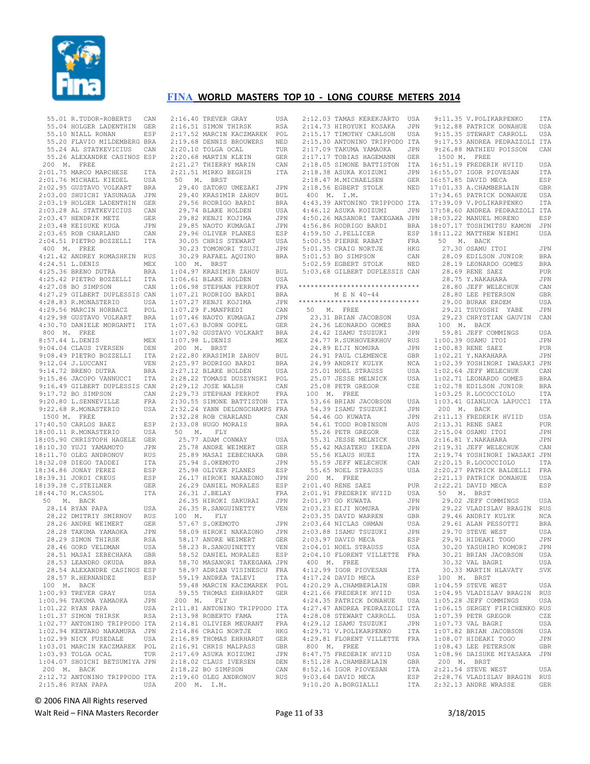## FINA WORLD MASTERS TOP 10 - LONG COURSE METERS 2014

```
   55.01 R.TUDOR-ROBERTS   CAN
   55.04 HOLGER LADENTHIN  GER
   55.10 NIALL RONAN       ESP
   55.20 FLAVIO MILDEMBERG BRA
   55.24 AL STATKEVICIUS   CAN
   55.26 ALEXANDRE CASINOS ESP
 200  M.  FREE
 2:01.75 MARCO MARCHESE    ITA
 2:01.76 MICHAEL KIEDEL    USA
 2:02.95 GUSTAVO VOLKART   BRA
 2:03.00 SHUICHI YASUNAGA  JPN
 2:03.19 HOLGER LADENTHIN  GER
 2:03.28 AL STATKEVICIUS   CAN
 2:03.47 HENDRIK METZ      GER
 2:03.48 KEISUKE KUGA      JPN
 2:03.65 ROB CHARLAND      CAN
 2:04.51 PIETRO BOZZELLI   ITA
 400  M.  FREE
 4:21.42 ANDREY ROMASHKIN  RUS
 4:24.51 L.DENIS           MEX
 4:25.36 BRENO DUTRA       BRA
 4:25.42 PIETRO BOZZELLI   ITA
 4:27.08 BO SIMPSON        CAN
 4:27.29 GILBERT DUPLESSIS CAN
 4:28.83 R.MONASTERIO      USA
 4:29.56 MARCIN HORBACZ    POL
 4:29.98 GUSTAVO VOLKART   BRA
 4:30.70 DANIELE MORGANTI  ITA
 800  M.  FREE
 8:57.44 L.DENIS           MEX
 9:04.04 CLAUS IVERSEN     DEN
 9:08.49 PIETRO BOZZELLI   ITA
 9:12.04 J.LUCCANI         VEN
 9:14.72 BRENO DUTRA       BRA
 9:15.86 JACOPO VANNUCCI   ITA
 9:16.49 GILBERT DUPLESSIS CAN
 9:17.72 BO SIMPSON        CAN
 9:20.80 L.SENNEVILLE      FRA
 9:22.68 R.MONASTERIO      USA
 1500 M.  FREE
17:40.50 CARLOS BAEZ       ESP
18:00.11 R.MONASTERIO      USA
18:05.90 CHRISTOPH HAGELE  GER
18:10.30 YUJI YAMAMOTO     JPN
18:11.70 OLEG ANDRONOV     RUS
18:32.08 DIEGO TADDEI      ITA
18:34.86 JONAY PEREZ       ESP
18:39.31 JORDI CREUS       ESP
18:39.38 C.STEILNER        GER
18:44.70 M.CASSOL          ITA
 50  M.  BACK
   28.14 RYAN PAPA         USA
   28.22 DMITRIY SMIRNOV   RUS
   28.26 ANDRE WEIMERT     GER
   28.28 TAKUMA YAMAOKA    JPN
   28.29 SIMON THIRSK      RSA
   28.46 GORD VELDMAN      USA
   28.51 MASAI ZEBECHAKA   GBR
   28.53 LEANDRO OKUDA     BRA
   28.54 ALEXANDRE CASINOS ESP
   28.57 R.HERNANDEZ       ESP
 100  M.  BACK
 1:00.93 TREVER GRAY       USA
 1:00.96 TAKUMA YAMAOKA    JPN
 1:01.22 RYAN PAPA         USA
 1:01.37 SIMON THIRSK      RSA
 1:02.77 ANTONINO TRIPPODO ITA
 1:02.94 KENTARO NAKAMURA  JPN
 1:02.99 NICK FUSEDALE     USA
 1:03.01 MARCIN KACZMAREK  POL
 1:03.93 TOLGA OCAL        TUR
 1:04.07 SHOICHI BETSUMIYA JPN
 200  M.  BACK
 2:12.72 ANTONINO TRIPPODO ITA
 2:15.86 RYAN PAPA         USA
 2:16.40 TREVER GRAY       USA
 2:16.51 SIMON THIRSK      RSA
 2:17.52 MARCIN KACZMAREK  POL
 2:19.68 DENNIS BROUWERS   NED
 2:20.10 TOLGA OCAL        TUR
 2:20.68 MARTIN KLEIN      GER
 2:21.27 THIERRY MARIN     CAN
 2:21.51 MIRKO BEGHIN      ITA
 50  M.  BRST
   29.40 SATORU UMEZAKI    JPN
   29.40 KRASIMIR ZAHOV    BUL
   29.56 RODRIGO BARDI     BRA
   29.74 BLAKE HOLDEN      USA
   29.82 KENJI KOJIMA      JPN
   29.85 NAOTO KUMAGAI     JPN
   29.96 OLIVER PLANES     ESP
   30.05 CHRIS STEWART     USA
   30.23 TOMONORI TSUJI    JPN
   30.29 RAFAEL AQUINO     BRA
 100  M.  BRST
 1:04.97 KRASIMIR ZAHOV    BUL
 1:06.61 BLAKE HOLDEN      USA
 1:06.98 STEPHAN PERROT    FRA
 1:07.21 RODRIGO BARDI     BRA
 1:07.27 KENJI KOJIMA      JPN
 1:07.29 F.MANFREDI        CAN
 1:07.46 NAOTO KUMAGAI     JPN
 1:07.63 BJORN GOPEL       GER
 1:07.92 GUSTAVO VOLKART   BRA
 1:07.98 L.DENIS           MEX
 200  M.  BRST
 2:22.80 KRASIMIR ZAHOV    BUL
 2:25.97 RODRIGO BARDI     BRA
 2:27.12 BLAKE HOLDEN      USA
 2:28.22 TOMASZ DUSZYNSKI  POL
 2:29.12 JOSE WALSH        CAN
 2:29.73 STEPHAN PERROT    FRA
 2:30.55 SIMONE BATTISTON  ITA
 2:32.24 YANN DELONGCHAMPS FRA
 2:32.28 ROB CHARLAND      CAN
 2:33.08 HUGO MORAIS       BRA
 50  M.  FLY
   25.77 ADAM CONWAY       USA
   25.78 ANDRE WEIMERT     GER
   25.89 MASAI ZEBECHAKA   GBR
   25.94 S.OKEMOTO         JPN
   25.98 OLIVER PLANES     ESP
   26.17 HIROKI NAKAZONO   JPN
   26.29 DANIEL MORALES    ESP
   26.31 J.BELAY           FRA
   26.35 HIROKI SAKURAI    JPN
   26.35 R.SANGUINETTY     VEN
 100  M.  FLY
   57.67 S.OKEMOTO         JPN
   58.09 HIROKI NAKAZONO   JPN
   58.17 ANDRE WEIMERT     GER
   58.23 R.SANGUINETTY     VEN
   58.52 DANIEL MORALES    ESP
   58.70 MASANORI TAKEGAWA JPN
   58.97 ADRIAN VISINESCU  FRA
   59.19 ANDREA TALEVI     ITA
   59.48 MARCIN KACZMAREK  POL
   59.55 THOMAS EHRHARDT   GER
 200  M.  FLY
 2:11.81 ANTONINO TRIPPODO ITA
 2:13.98 ROBERTO FAMA      ITA
 2:14.81 OLIVIER MEURANT   FRA
 2:14.86 CRAIG NORTJE      HKG
 2:16.89 THOMAS EHRHARDT   GER
 2:16.91 CHRIS MALPASS     GBR
 2:17.69 ASUKA KOIZUMI     JPN
 2:18.02 CLAUS IVERSEN     DEN
 2:18.22 BO SIMPSON        CAN
 2:19.60 OLEG ANDRONOV     RUS
 200  M.  I.M.
 2:12.03 TAMAS KEREKJARTO  USA
 2:14.73 HIROYUKI KOSAKA   JPN
 2:15.17 TIMOTHY CARLSON   USA
 2:15.30 ANTONINO TRIPPODO ITA
 2:17.09 TAKUMA YAMAOKA    JPN
 2:17.17 TOBIAS HAGEMANN   GER
 2:18.05 SIMONE BATTISTON  ITA
 2:18.38 ASUKA KOIZUMI     JPN
 2:18.47 M.MICHAELSEN      GER
 2:18.56 EGBERT STOLK      NED
 400  M.  I.M.
 4:43.39 ANTONINO TRIPPODO ITA
 4:46.12 ASUKA KOIZUMI     JPN
 4:50.26 MASANORI TAKEGAWA JPN
 4:56.86 RODRIGO BARDI     BRA
 4:59.50 J.PELLICER        ESP
 5:00.55 PIERRE RABAT      FRA
 5:01.35 CRAIG NORTJE      HKG
 5:01.53 BO SIMPSON        CAN
 5:02.59 EGBERT STOLK      NED
 5:03.68 GILBERT DUPLESSIS CAN

******************************
          M E N 40-44
******************************
 50  M.  FREE
   23.31 BRIAN JACOBSON    USA
   24.36 LEONARDO GOMES    BRA
   24.42 ISAMU TSUZUKI     JPN
   24.77 R.SUKHOVERKHOV    RUS
   24.89 EIJI NOMURA       JPN
   24.91 PAUL CLEMENCE     GBR
   24.99 ANDRIY KULYK      NCA
   25.01 NOEL STRAUSS      USA
   25.07 JESSE MELNICK     USA
   25.08 PETR GREGOR       CZE
 100  M.  FREE
   53.66 BRIAN JACOBSON    USA
   54.39 ISAMU TSUZUKI     JPN
   54.46 GO KUWATA         JPN
   54.61 TODD ROBINSON     AUS
   55.26 PETR GREGOR       CZE
   55.31 JESSE MELNICK     USA
   55.42 MASATERU IKEDA    JPN
   55.56 KLAUS HUEZ        ITA
   55.59 JEFF WELECHUK     CAN
   55.65 NOEL STRAUSS      USA
 200  M.  FREE
 2:01.40 RENE SAEZ         PUR
 2:01.91 FREDERIK HVIID    USA
 2:01.97 GO KUWATA         JPN
 2:03.23 EIJI NOMURA       JPN
 2:03.35 DAVID WARREN      GBR
 2:03.64 NICLAS OHMAN      USA
 2:03.88 ISAMU TSUZUKI     JPN
 2:03.97 DAVID MECA        ESP
 2:04.01 NOEL STRAUSS      USA
 2:04.10 FLORENT VILLETTE  FRA
 400  M.  FREE
 4:12.94 IGOR PIOVESAN     ITA
 4:17.24 DAVID MECA        ESP
 4:20.29 A.CHAMBERLAIN     GBR
 4:21.66 FREDERIK HVIID    USA
 4:24.35 PATRICK DONAHUE   USA
 4:27.47 ANDREA PEDRAZZOLI ITA
 4:28.08 STEWART CARROLL   USA
 4:29.12 ISAMU TSUZUKI     JPN
 4:29.71 V.POLIKARPENKO    ITA
 4:29.81 FLORENT VILLETTE  FRA
 800  M.  FREE
 8:47.75 FREDERIK HVIID    USA
 8:51.28 A.CHAMBERLAIN     GBR
 8:52.16 IGOR PIOVESAN     ITA
 9:03.64 DAVID MECA        ESP
 9:10.20 A.BORGIALLI       ITA
 9:11.35 V.POLIKARPENKO    ITA
 9:12.88 PATRICK DONAHUE   USA
 9:15.35 STEWART CARROLL   USA
 9:17.53 ANDREA PEDRAZZOLI ITA
 9:26.88 MATHIEU POISSON   CAN
 1500 M.  FREE
16:51.19 FREDERIK HVIID    USA
16:55.07 IGOR PIOVESAN     ITA
16:57.85 DAVID MECA        ESP
17:01.33 A.CHAMBERLAIN     GBR
17:34.65 PATRICK DONAHUE   USA
17:39.09 V.POLIKARPENKO    ITA
17:58.60 ANDREA PEDRAZZOLI ITA
18:03.22 MANUEL MORENO     ESP
18:07.17 TOSHIMITSU KAMON  JPN
18:11.22 MATTHEW NIEMI     USA
 50  M.  BACK
   27.30 OSAMU ITOI        JPN
   28.09 EDILSON JUNIOR    BRA
   28.19 LEONARDO GOMES    BRA
   28.69 RENE SAEZ         PUR
   28.75 Y.NAKAHARA        JPN
   28.80 JEFF WELECHUK     CAN
   28.80 LEE PETERSON      GBR
   29.00 BURAK ERDEM       USA
   29.21 TSUYOSHI  YABE    JPN
   29.23 CHRYSTIAN GAUVIN  CAN
 100  M.  BACK
   59.81 JEFF COMMINGS     USA
 1:00.39 OSAMU ITOI        JPN
 1:00.83 RENE SAEZ         PUR
 1:02.21 Y.NAKAHARA        JPN
 1:02.39 YOSHINORI IWASAKI JPN
 1:02.64 JEFF WELECHUK     CAN
 1:02.71 LEONARDO GOMES    BRA
 1:02.78 EDILSON JUNIOR    BRA
 1:03.25 R.LOCOCCIOLO      ITA
 1:03.41 GIANLUCA LAPUCCI  ITA
 200  M.  BACK
 2:11.13 FREDERIK HVIID    USA
 2:13.31 RENE SAEZ         PUR
 2:15.04 OSAMU ITOI        JPN
 2:16.81 Y.NAKAHARA        JPN
 2:19.31 JEFF WELECHUK     CAN
 2:19.74 YOSHINORI IWASAKI JPN
 2:20.15 R.LOCOCCIOLO      ITA
 2:20.27 PATRICK BALDELLI  FRA
 2:21.13 PATRICK DONAHUE   USA
 2:22.21 DAVID MECA        ESP
 50  M.  BRST
   29.02 JEFF COMMINGS     USA
   29.22 VLADISLAV BRAGIN  RUS
   29.46 ANDRIY KULYK      NCA
   29.61 ALAN PESSOTTI     BRA
   29.70 STEVE WEST        USA
   29.91 HIDEAKI TOGO      JPN
   30.20 YASUHIRO KOMORI   JPN
   30.21 BRIAN JACOBSON    USA
   30.32 VAL BAGRI         USA
   30.33 MARTIN HLAVATY    SVK
 100  M.  BRST
 1:04.59 STEVE WEST        USA
 1:04.95 VLADISLAV BRAGIN  RUS
 1:05.28 JEFF COMMINGS     USA
 1:06.15 SERGEY FIRICHENKO RUS
 1:07.39 PETR GREGOR       CZE
 1:07.73 VAL BAGRI         USA
 1:07.82 BRIAN JACOBSON    USA
 1:08.07 HIDEAKI TOGO      JPN
 1:08.43 LEE PETERSON      GBR
 1:08.96 DAISUKE MIYASAKA  JPN
 200  M.  BRST
 2:21.54 STEVE WEST        USA
 2:28.76 VLADISLAV BRAGIN  RUS
 2:32.13 ANDRE WRASSE      GER
```

© 2006 FINA All Rights reserved

Walt Reid – FINA Masters Recorder 3/18/2015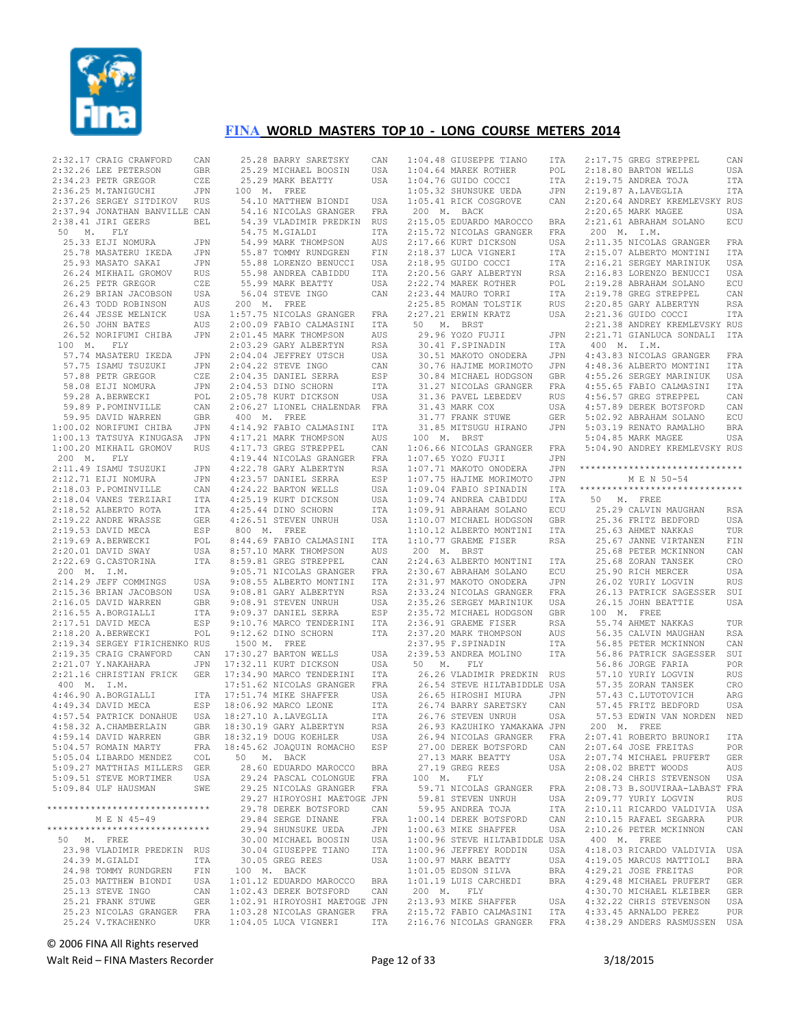# FINA WORLD MASTERS TOP 10 - LONG COURSE METERS 2014

```
2:32.17 CRAIG CRAWFORD      CAN
2:32.26 LEE PETERSON        GBR
2:34.23 PETR GREGOR         CZE
2:36.25 M.TANIGUCHI         JPN
2:37.26 SERGEY SITDIKOV     RUS
2:37.94 JONATHAN BANVILLE CAN
2:38.41 JIRI GEERS          BEL
 50   M.   FLY
  25.33 EIJI NOMURA         JPN
  25.78 MASATERU IKEDA      JPN
  25.93 MASATO SAKAI        JPN
  26.24 MIKHAIL GROMOV      RUS
  26.25 PETR GREGOR         CZE
  26.29 BRIAN JACOBSON      USA
  26.43 TODD ROBINSON       AUS
  26.44 JESSE MELNICK       USA
  26.50 JOHN BATES          AUS
  26.52 NORIFUMI CHIBA      JPN
 100  M.   FLY
  57.74 MASATERU IKEDA      JPN
  57.75 ISAMU TSUZUKI       JPN
  57.88 PETR GREGOR         CZE
  58.08 EIJI NOMURA         JPN
  59.28 A.BERWECKI          POL
  59.89 P.POMINVILLE        CAN
  59.95 DAVID WARREN        GBR
1:00.02 NORIFUMI CHIBA      JPN
1:00.13 TATSUYA KINUGASA    JPN
1:00.20 MIKHAIL GROMOV      RUS
 200  M.   FLY
2:11.49 ISAMU TSUZUKI       JPN
2:12.71 EIJI NOMURA         JPN
2:18.03 P.POMINVILLE        CAN
2:18.04 VANES TERZIARI      ITA
2:18.52 ALBERTO ROTA        ITA
2:19.22 ANDRE WRASSE        GER
2:19.53 DAVID MECA          ESP
2:19.69 A.BERWECKI          POL
2:20.01 DAVID SWAY          USA
2:22.69 G.CASTORINA         ITA
 200  M.   I.M.
2:14.29 JEFF COMMINGS       USA
2:15.36 BRIAN JACOBSON      USA
2:16.05 DAVID WARREN        GBR
2:16.55 A.BORGIALLI         ITA
2:17.51 DAVID MECA          ESP
2:18.20 A.BERWECKI          POL
2:19.34 SERGEY FIRICHENKO RUS
2:19.35 CRAIG CRAWFORD      CAN
2:21.07 Y.NAKAHARA          JPN
2:21.16 CHRISTIAN FRICK     GER
 400  M.   I.M.
4:46.90 A.BORGIALLI         ITA
4:49.34 DAVID MECA          ESP
4:57.54 PATRICK DONAHUE     USA
4:58.32 A.CHAMBERLAIN       GBR
4:59.14 DAVID WARREN        GBR
5:04.57 ROMAIN MARTY        FRA
5:05.04 LIBARDO MENDEZ      COL
5:09.27 MATTHIAS MILLERS    GER
5:09.51 STEVE MORTIMER      USA
5:09.84 ULF HAUSMAN         SWE

******************************
        M E N  45-49
******************************
 50   M.   FREE
  23.98 VLADIMIR PREDKIN    RUS
  24.39 M.GIALDI            ITA
  24.98 TOMMY RUNDGREN      FIN
  25.03 MATTHEW BIONDI      USA
  25.13 STEVE INGO          CAN
  25.21 FRANK STUWE         GER
  25.23 NICOLAS GRANGER     FRA
  25.24 V.TKACHENKO         UKR
  25.28 BARRY SARETSKY      CAN
  25.29 MICHAEL BOOSIN      USA
  25.29 MARK BEATTY         USA
 100  M.   FREE
  54.10 MATTHEW BIONDI      USA
  54.16 NICOLAS GRANGER     FRA
  54.39 VLADIMIR PREDKIN    RUS
  54.75 M.GIALDI            ITA
  54.99 MARK THOMPSON       AUS
  55.87 TOMMY RUNDGREN      FIN
  55.88 LORENZO BENUCCI     USA
  55.98 ANDREA CABIDDU      ITA
  55.99 MARK BEATTY         USA
  56.04 STEVE INGO          CAN
 200  M.   FREE
1:57.75 NICOLAS GRANGER     FRA
2:00.09 FABIO CALMASINI     ITA
2:01.45 MARK THOMPSON       AUS
2:03.29 GARY ALBERTYN       RSA
2:04.04 JEFFREY UTSCH       USA
2:04.22 STEVE INGO          CAN
2:04.35 DANIEL SERRA        ESP
2:04.53 DINO SCHORN         ITA
2:05.78 KURT DICKSON        USA
2:06.27 LIONEL CHALENDAR    FRA
 400  M.   FREE
4:14.92 FABIO CALMASINI     ITA
4:17.21 MARK THOMPSON       AUS
4:17.73 GREG STREPPEL       CAN
4:19.44 NICOLAS GRANGER     FRA
4:22.78 GARY ALBERTYN       RSA
4:23.57 DANIEL SERRA        ESP
4:24.22 BARTON WELLS        USA
4:25.19 KURT DICKSON        USA
4:25.44 DINO SCHORN         ITA
4:26.51 STEVEN UNRUH        USA
 800  M.   FREE
8:44.69 FABIO CALMASINI     ITA
8:57.10 MARK THOMPSON       AUS
8:59.81 GREG STREPPEL       CAN
9:05.71 NICOLAS GRANGER     FRA
9:08.55 ALBERTO MONTINI     ITA
9:08.81 GARY ALBERTYN       RSA
9:08.91 STEVEN UNRUH        USA
9:09.37 DANIEL SERRA        ESP
9:10.76 MARCO TENDERINI     ITA
9:12.62 DINO SCHORN         ITA
 1500 M.   FREE
17:30.27 BARTON WELLS       USA
17:32.11 KURT DICKSON       USA
17:34.90 MARCO TENDERINI    ITA
17:51.62 NICOLAS GRANGER    FRA
17:51.74 MIKE SHAFFER       USA
18:06.92 MARCO LEONE        ITA
18:27.10 A.LAVEGLIA         ITA
18:30.19 GARY ALBERTYN      RSA
18:32.19 DOUG KOEHLER       USA
18:45.62 JOAQUIN ROMACHO    ESP
 50   M.   BACK
  28.60 EDUARDO MAROCCO     BRA
  29.24 PASCAL COLONGUE     FRA
  29.25 NICOLAS GRANGER     FRA
  29.27 HIROYOSHI MAETOGE JPN
  29.78 DEREK BOTSFORD      CAN
  29.84 SERGE DINANE        FRA
  29.94 SHUNSUKE UEDA       JPN
  30.00 MICHAEL BOOSIN      USA
  30.04 GIUSEPPE TIANO      ITA
  30.05 GREG REES           USA
 100  M.   BACK
1:01.12 EDUARDO MAROCCO     BRA
1:02.43 DEREK BOTSFORD      CAN
1:02.91 HIROYOSHI MAETOGE JPN
1:03.28 NICOLAS GRANGER     FRA
1:04.05 LUCA VIGNERI        ITA
1:04.48 GIUSEPPE TIANO      ITA
1:04.64 MAREK ROTHER        POL
1:04.76 GUIDO COCCI         ITA
1:05.32 SHUNSUKE UEDA       JPN
1:05.41 RICK COSGROVE       CAN
 200  M.   BACK
2:15.05 EDUARDO MAROCCO     BRA
2:15.72 NICOLAS GRANGER     FRA
2:17.66 KURT DICKSON        USA
2:18.37 LUCA VIGNERI        ITA
2:18.95 GUIDO COCCI         ITA
2:20.56 GARY ALBERTYN       RSA
2:22.74 MAREK ROTHER        POL
2:23.44 MAURO TORRI         ITA
2:25.85 ROMAN TOLSTIK       RUS
2:27.21 ERWIN KRATZ         USA
 50   M.   BRST
  29.96 YOZO FUJII          JPN
  30.41 F.SPINADIN          ITA
  30.51 MAKOTO ONODERA      JPN
  30.76 HAJIME MORIMOTO     JPN
  30.84 MICHAEL HODGSON     GBR
  31.27 NICOLAS GRANGER     FRA
  31.36 PAVEL LEBEDEV       RUS
  31.43 MARK COX            USA
  31.77 FRANK STUWE         GER
  31.85 MITSUGU HIRANO      JPN
 100  M.   BRST
1:06.66 NICOLAS GRANGER     FRA
1:07.65 YOZO FUJII          JPN
1:07.71 MAKOTO ONODERA      JPN
1:07.75 HAJIME MORIMOTO     JPN
1:09.04 FABIO SPINADIN      ITA
1:09.74 ANDREA CABIDDU      ITA
1:09.91 ABRAHAM SOLANO      ECU
1:10.07 MICHAEL HODGSON     GBR
1:10.12 ALBERTO MONTINI     ITA
1:10.77 GRAEME FISER        RSA
 200  M.   BRST
2:24.63 ALBERTO MONTINI     ITA
2:30.67 ABRAHAM SOLANO      ECU
2:31.97 MAKOTO ONODERA      JPN
2:33.24 NICOLAS GRANGER     FRA
2:35.26 SERGEY MARINIUK     USA
2:35.72 MICHAEL HODGSON     GBR
2:36.91 GRAEME FISER        RSA
2:37.20 MARK THOMPSON       AUS
2:37.95 F.SPINADIN          ITA
2:39.53 ANDREA MOLINO       ITA
 50   M.   FLY
  26.26 VLADIMIR PREDKIN    RUS
  26.54 STEVE HILTABIDDLE USA
  26.65 HIROSHI MIURA       JPN
  26.74 BARRY SARETSKY      CAN
  26.76 STEVEN UNRUH        USA
  26.93 KAZUHIKO YAMAKAWA JPN
  26.94 NICOLAS GRANGER     FRA
  27.00 DEREK BOTSFORD      CAN
  27.13 MARK BEATTY         USA
  27.19 GREG REES           USA
 100  M.   FLY
  59.71 NICOLAS GRANGER     FRA
  59.81 STEVEN UNRUH        USA
  59.95 ANDREA TOJA         ITA
1:00.14 DEREK BOTSFORD      CAN
1:00.63 MIKE SHAFFER        USA
1:00.96 STEVE HILTABIDDLE USA
1:00.96 JEFFREY RODDIN      USA
1:00.97 MARK BEATTY         USA
1:01.05 EDSON SILVA         BRA
1:01.19 LUIS CARCHEDI       BRA
 200  M.   FLY
2:13.93 MIKE SHAFFER        USA
2:15.72 FABIO CALMASINI     ITA
2:16.76 NICOLAS GRANGER     FRA
2:17.75 GREG STREPPEL       CAN
2:18.80 BARTON WELLS        USA
2:19.75 ANDREA TOJA         ITA
2:19.87 A.LAVEGLIA          ITA
2:20.64 ANDREY KREMLEVSKY RUS
2:20.65 MARK MAGEE          USA
2:21.61 ABRAHAM SOLANO      ECU
 200  M.   I.M.
2:11.35 NICOLAS GRANGER     FRA
2:15.07 ALBERTO MONTINI     ITA
2:16.21 SERGEY MARINIUK     USA
2:16.83 LORENZO BENUCCI     USA
2:19.28 ABRAHAM SOLANO      ECU
2:19.78 GREG STREPPEL       CAN
2:20.85 GARY ALBERTYN       RSA
2:21.36 GUIDO COCCI         ITA
2:21.38 ANDREY KREMLEVSKY RUS
2:21.71 GIANLUCA SONDALI    ITA
 400  M.   I.M.
4:43.83 NICOLAS GRANGER     FRA
4:48.36 ALBERTO MONTINI     ITA
4:55.26 SERGEY MARINIUK     USA
4:55.65 FABIO CALMASINI     ITA
4:56.57 GREG STREPPEL       CAN
4:57.89 DEREK BOTSFORD      CAN
5:02.92 ABRAHAM SOLANO      ECU
5:03.19 RENATO RAMALHO      BRA
5:04.85 MARK MAGEE          USA
5:04.90 ANDREY KREMLEVSKY RUS

******************************
        M E N  50-54
******************************
 50   M.   FREE
  25.29 CALVIN MAUGHAN      RSA
  25.36 FRITZ BEDFORD       USA
  25.63 AHMET NAKKAS        TUR
  25.67 JANNE VIRTANEN      FIN
  25.68 PETER MCKINNON      CAN
  25.68 ZORAN TANSEK        CRO
  25.90 RICH MERCER         USA
  26.02 YURIY LOGVIN        RUS
  26.13 PATRICK SAGESSER    SUI
  26.15 JOHN BEATTIE        USA
 100  M.   FREE
  55.74 AHMET NAKKAS        TUR
  56.35 CALVIN MAUGHAN      RSA
  56.85 PETER MCKINNON      CAN
  56.86 PATRICK SAGESSER    SUI
  56.86 JORGE FARIA         POR
  57.10 YURIY LOGVIN        RUS
  57.35 ZORAN TANSEK        CRO
  57.43 C.LUTOTOVICH        ARG
  57.45 FRITZ BEDFORD       USA
  57.53 EDWIN VAN NORDEN    NED
 200  M.   FREE
2:07.41 ROBERTO BRUNORI     ITA
2:07.64 JOSE FREITAS        POR
2:07.74 MICHAEL PRUFERT     GER
2:08.02 BRETT WOODS         AUS
2:08.24 CHRIS STEVENSON     USA
2:08.73 B.SOUVIRAA-LABAST FRA
2:09.77 YURIY LOGVIN        RUS
2:10.11 RICKARDO VALDIVIA   USA
2:10.15 RAFAEL SEGARRA      PUR
2:10.26 PETER MCKINNON      CAN
 400  M.   FREE
4:18.03 RICARDO VALDIVIA    USA
4:19.05 MARCUS MATTIOLI     BRA
4:29.21 JOSE FREITAS        POR
4:29.48 MICHAEL PRUFERT     GER
4:30.70 MICHAEL KLEIBER     GER
4:32.22 CHRIS STEVENSON     USA
4:33.45 ARNALDO PEREZ       PUR
4:38.29 ANDERS RASMUSSEN    USA
```

© 2006 FINA All Rights reserved

Walt Reid – FINA Masters Recorder    3/18/2015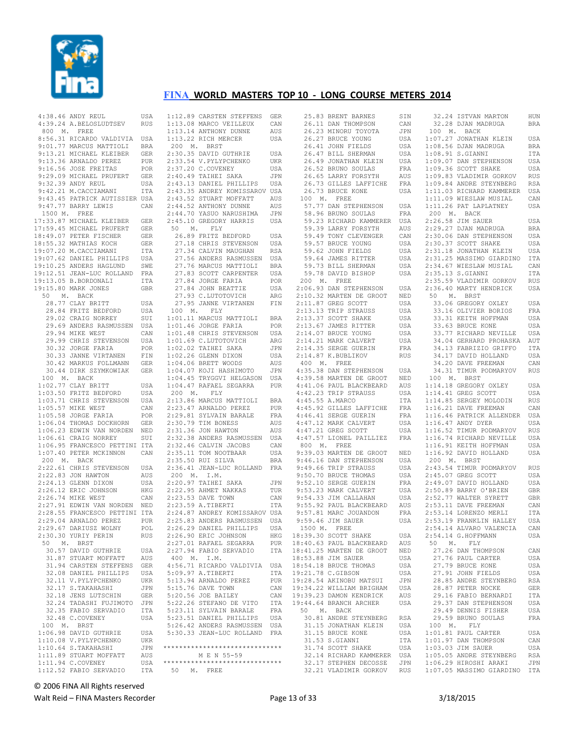# FINA WORLD MASTERS TOP 10 - LONG COURSE METERS 2014

```
 4:38.46 ANDY REUL           USA
 4:39.24 A.BELOSLUDTSEV      RUS
 800  M.  FREE
 8:56.31 RICARDO VALDIVIA    USA
 9:01.77 MARCUS MATTIOLI     BRA
 9:13.21 MICHAEL KLEIBER     GER
 9:13.36 ARNALDO PEREZ       PUR
 9:16.56 JOSE FREITAS        POR
 9:29.09 MICHAEL PRUFERT     GER
 9:32.39 ANDY REUL           USA
 9:42.21 M.CACCIAMANI        ITA
 9:43.45 PATRICK AUTISSIER   USA
 9:47.77 BARRY LEWIS         CAN
 1500 M.  FREE
17:33.87 MICHAEL KLEIBER     GER
17:59.45 MICHAEL PRUFERT     GER
18:49.07 PETER FISCHER       GER
18:55.32 MATHIAS KOCH        GER
19:07.20 M.CACCIAMANI        ITA
19:07.62 DANIEL PHILLIPS     USA
19:10.25 ANDERS HAGLUND      SWE
19:12.51 JEAN-LUC ROLLAND    FRA
19:13.05 B.BORDONALI         ITA
19:15.80 MARK JONES          GBR
 50   M.  BACK
   28.77 CLAY BRITT          USA
   28.84 FRITZ BEDFORD       USA
   29.02 CRAIG NORREY        SUI
   29.69 ANDERS RASMUSSEN    USA
   29.94 MIKE WEST           CAN
   29.99 CHRIS STEVENSON     USA
   30.32 JORGE FARIA         POR
   30.33 JANNE VIRTANEN      FIN
   30.42 MARKUS FOLLMANN     GER
   30.44 DIRK SZYMKOWIAK     GER
 100  M.  BACK
 1:02.77 CLAY BRITT          USA
 1:03.50 FRITZ BEDFORD       USA
 1:03.71 CHRIS STEVENSON     USA
 1:05.57 MIKE WEST           CAN
 1:05.58 JORGE FARIA         POR
 1:06.04 THOMAS DOCKHORN     GER
 1:06.23 EDWIN VAN NORDEN    NED
 1:06.61 CRAIG NORREY        SUI
 1:06.95 FRANCESCO PETTINI   ITA
 1:07.40 PETER MCKINNON      CAN
 200  M.  BACK
 2:22.61 CHRIS STEVENSON     USA
 2:22.83 JON HAWTON          AUS
 2:24.13 GLENN DIXON         USA
 2:26.12 ERIC JOHNSON        HKG
 2:26.74 MIKE WEST           CAN
 2:27.91 EDWIN VAN NORDEN    NED
 2:28.55 FRANCESCO PETTINI   ITA
 2:29.04 ARNALDO PEREZ       PUR
 2:29.67 DARIUSZ WOLNY       POL
 2:30.30 YURIY PERIN         RUS
 50   M.  BRST
   30.57 DAVID GUTHRIE       USA
   31.87 STUART MOFFATT      AUS
   31.94 CARSTEN STEFFENS    GER
   32.08 DANIEL PHILLIPS     USA
   32.11 V.PYLYPCHENKO       UKR
   32.17 S.TAKAHASHI         JPN
   32.18 JENS LUTSCHIN       GER
   32.24 TADASHI FUJIMOTO    JPN
   32.35 FABIO SERVADIO      ITA
   32.48 C.COVENEY           USA
 100  M.  BRST
 1:06.98 DAVID GUTHRIE       USA
 1:10.08 V.PYLYPCHENKO       UKR
 1:10.64 S.TAKAHASHI         JPN
 1:11.89 STUART MOFFATT      AUS
 1:11.94 C.COVENEY           USA
 1:12.52 FABIO SERVADIO      ITA
 1:12.89 CARSTEN STEFFENS    GER
 1:13.08 MARCO VEILLEUX      CAN
 1:13.14 ANTHONY DUNNE       AUS
 1:13.22 RICH MERCER         USA
 200  M.  BRST
 2:30.35 DAVID GUTHRIE       USA
 2:33.54 V.PYLYPCHENKO       UKR
 2:37.20 C.COVENEY           USA
 2:40.49 TAIHEI SAKA         JPN
 2:43.13 DANIEL PHILLIPS     USA
 2:43.35 ANDREY KOMISSAROV   USA
 2:43.52 STUART MOFFATT      AUS
 2:44.52 ANTHONY DUNNE       AUS
 2:44.70 YASUO NARUSHIMA     JPN
 2:45.10 GREGORY HARRIS      USA
 50   M.  FLY
   26.89 FRITZ BEDFORD       USA
   27.18 CHRIS STEVENSON     USA
   27.34 CALVIN MAUGHAN      RSA
   27.56 ANDERS RASMUSSEN    USA
   27.76 MARCUS MATTIOLI     BRA
   27.83 SCOTT CARPENTER     USA
   27.84 JORGE FARIA         POR
   27.84 JOHN BEATTIE        USA
   27.93 C.LUTOTOVICH        ARG
   27.95 JANNE VIRTANEN      FIN
 100  M.  FLY
 1:01.11 MARCUS MATTIOLI     BRA
 1:01.46 JORGE FARIA         POR
 1:01.48 CHRIS STEVENSON     USA
 1:01.69 C.LUTOTOVICH        ARG
 1:02.02 TAIHEI SAKA         JPN
 1:02.26 GLENN DIXON         USA
 1:04.06 BRETT WOODS         AUS
 1:04.07 KOJI HASHIMOTO      JPN
 1:04.45 TRYGGVI HELGASON    USA
 1:04.47 RAFAEL SEGARRA      PUR
 200  M.  FLY
 2:13.86 MARCUS MATTIOLI     BRA
 2:23.47 ARNALDO PEREZ       PUR
 2:29.81 SYLVAIN BARALE      FRA
 2:30.79 TIM BONESS          AUS
 2:31.36 JON HAWTON          AUS
 2:32.38 ANDERS RASMUSSEN    USA
 2:32.46 CALVIN JACOBS       CAN
 2:35.11 TOM NOOTBAAR        USA
 2:35.50 RUI SILVA           BRA
 2:36.41 JEAN-LUC ROLLAND    FRA
 200  M.  I.M.
 2:20.97 TAIHEI SAKA         JPN
 2:22.95 AHMET NAKKAS        TUR
 2:23.53 DAVE TOWN           CAN
 2:23.59 A.TIBERTI           ITA
 2:24.87 ANDREY KOMISSAROV   USA
 2:25.83 ANDERS RASMUSSEN    USA
 2:26.29 DANIEL PHILLIPS     USA
 2:26.90 ERIC JOHNSON        HKG
 2:27.01 RAFAEL SEGARRA      PUR
 2:27.94 FABIO SERVADIO      ITA
 400  M.  I.M.
 4:56.71 RICARDO VALDIVIA    USA
 5:09.97 A.TIBERTI           ITA
 5:13.94 ARNALDO PEREZ       PUR
 5:15.76 DAVE TOWN           CAN
 5:20.56 JOE BAILEY          CAN
 5:22.26 STEFANO DE VITO     ITA
 5:23.11 SYLVAIN BARALE      FRA
 5:23.51 DANIEL PHILLIPS     USA
 5:26.42 ANDERS RASMUSSEN    USA
 5:30.33 JEAN-LUC ROLLAND    FRA

*****************************
        M E N  55-59
*****************************
 50   M.  FREE
   25.83 BRENT BARNES        SIN
   26.11 DAN THOMPSON        CAN
   26.23 MINORU TOYOTA       JPN
   26.27 BRUCE YOUNG         USA
   26.41 JOHN FIELDS         USA
   26.47 BILL SHERMAN        USA
   26.49 JONATHAN KLEIN      USA
   26.52 BRUNO SOULAS        FRA
   26.65 LARRY FORSYTH       AUS
   26.73 GILLES LAFFICHE     FRA
   26.73 BRUCE KONE          USA
 100  M.  FREE
   57.77 DAN STEPHENSON      USA
   58.96 BRUNO SOULAS        FRA
   59.23 RICHARD KAMMERER    USA
   59.39 LARRY FORSYTH       AUS
   59.49 TONY CLEVENGER      CAN
   59.57 BRUCE YOUNG         USA
   59.62 JOHN FIELDS         USA
   59.64 JAMES RITTER        USA
   59.73 BILL SHERMAN        USA
   59.78 DAVID BISHOP        USA
 200  M.  FREE
 2:06.93 DAN STEPHENSON      USA
 2:10.32 MARTEN DE GROOT     NED
 2:11.87 GREG SCOTT          USA
 2:13.13 TRIP STRAUSS        USA
 2:13.37 SCOTT SHAKE         USA
 2:13.67 JAMES RITTER        USA
 2:14.07 BRUCE YOUNG         USA
 2:14.21 MARK CALVERT        USA
 2:14.35 SERGE GUERIN        FRA
 2:14.87 K.BUBLIKOV          RUS
 400  M.  FREE
 4:35.38 DAN STEPHENSON      USA
 4:39.58 MARTEN DE GROOT     NED
 4:41.06 PAUL BLACKBEARD     AUS
 4:42.23 TRIP STRAUSS        USA
 4:45.55 A.MARCO             ITA
 4:45.92 GILLES LAFFICHE     FRA
 4:46.41 SERGE GUERIN        FRA
 4:47.12 MARK CALVERT        USA
 4:47.21 GREG SCOTT          USA
 4:47.57 LIONEL PAILLIEZ     FRA
 800  M.  FREE
 9:39.03 MARTEN DE GROOT     NED
 9:46.16 DAN STEPHENSON      USA
 9:49.66 TRIP STRAUSS        USA
 9:50.70 BRUCE THOMAS        USA
 9:52.10 SERGE GUERIN        FRA
 9:53.23 MARK CALVERT        USA
 9:54.33 JIM CALLAHAN        USA
 9:55.92 PAUL BLACKBEARD     AUS
 9:57.81 MARC JOUANDON       FRA
 9:59.46 JIM SAUER           USA
 1500 M.  FREE
18:39.30 SCOTT SHAKE         USA
18:40.63 PAUL BLACKBEARD     AUS
18:41.25 MARTEN DE GROOT     NED
18:53.88 JIM SAUER           USA
18:54.18 BRUCE THOMAS        USA
19:21.78 C.GIBSON            USA
19:28.54 AKINOBU MATSUI      JPN
19:34.22 WILLIAM BRIGHAM     USA
19:39.23 DAMON KENDRICK      AUS
19:44.64 BRANCH ARCHER       USA
 50   M.  BACK
   30.81 ANDRE STEYNBERG     RSA
   31.15 JONATHAN KLEIN      USA
   31.15 BRUCE KONE          USA
   31.53 S.GIANNI            ITA
   31.74 SCOTT SHAKE         USA
   32.14 RICHARD KAMMERER    USA
   32.17 STEPHEN DECOSSE     JPN
   32.21 VLADIMIR GORKOV     RUS
   32.24 ISTVAN MARTON       HUN
   32.28 DJAN MADRUGA        BRA
 100  M.  BACK
 1:07.27 JONATHAN KLEIN      USA
 1:08.56 DJAN MADRUGA        BRA
 1:08.91 S.GIANNI            ITA
 1:09.07 DAN STEPHENSON      USA
 1:09.36 SCOTT SHAKE         USA
 1:09.83 VLADIMIR GORKOV     RUS
 1:09.84 ANDRE STEYNBERG     RSA
 1:11.03 RICHARD KAMMERER    USA
 1:11.09 WIESLAW MUSIAL      CAN
 1:11.26 PAT LAPLATNEY       USA
 200  M.  BACK
 2:26.58 JIM SAUER           USA
 2:29.27 DJAN MADRUGA        BRA
 2:30.06 DAN STEPHENSON      USA
 2:30.37 SCOTT SHAKE         USA
 2:31.18 JONATHAN KLEIN      USA
 2:31.25 MASSIMO GIARDINO    ITA
 2:34.67 WIESLAW MUSIAL      CAN
 2:35.13 S.GIANNI            ITA
 2:35.59 VLADIMIR GORKOV     RUS
 2:36.40 MARTY HENDRICK      USA
 50   M.  BRST
   33.06 GREGORY OXLEY       USA
   33.16 OLIVIER BORIES      FRA
   33.31 KEITH HOFFMAN       USA
   33.63 BRUCE KONE          USA
   33.77 RICHARD NEVILLE     USA
   34.04 GERHARD PROHASKA    AUT
   34.13 FABRIZIO GRIFFO     ITA
   34.17 DAVID HOLLAND       USA
   34.20 DAVE FREEMAN        CAN
   34.31 TIMUR PODMARYOV     RUS
 100  M.  BRST
 1:14.18 GREGORY OXLEY       USA
 1:14.41 GREG SCOTT          USA
 1:14.85 SERGEY MOLODIN      RUS
 1:16.21 DAVE FREEMAN        CAN
 1:16.46 PATRICK ALLENDER    USA
 1:16.47 ANDY DYER           USA
 1:16.52 TIMUR PODMARYOV     RUS
 1:16.74 RICHARD NEVILLE     USA
 1:16.91 KEITH HOFFMAN       USA
 1:16.92 DAVID HOLLAND       USA
 200  M.  BRST
 2:43.54 TIMUR PODMARYOV     RUS
 2:45.07 GREG SCOTT          USA
 2:49.07 DAVID HOLLAND       USA
 2:50.89 BARRY O'BRIEN       GBR
 2:52.77 WALTER SYRETT       GBR
 2:53.11 DAVE FREEMAN        CAN
 2:53.14 LORENZO MERLI       ITA
 2:53.19 FRANKLIN HALLEY     USA
 2:54.14 ALVARO VALENCIA     CAN
 2:54.14 G.HOFFMANN          USA
 50   M.  FLY
   27.26 DAN THOMPSON        CAN
   27.76 PAUL CARTER         USA
   27.79 BRUCE KONE          USA
   27.91 JOHN FIELDS         USA
   28.85 ANDRE STEYNBERG     RSA
   28.87 PETER NOCKE         GER
   29.16 FABIO BERNARDI      ITA
   29.37 DAN STEPHENSON      USA
   29.49 DENNIS FISHER       USA
   29.59 BRUNO SOULAS        FRA
 100  M.  FLY
 1:01.81 PAUL CARTER         USA
 1:01.97 DAN THOMPSON        CAN
 1:03.03 JIM SAUER           USA
 1:05.05 ANDRE STEYNBERG     RSA
 1:06.29 HIROSHI ARAKI       JPN
 1:07.05 MASSIMO GIARDINO    ITA
```

© 2006 FINA All Rights reserved

Walt Reid – FINA Masters Recorder    3/18/2015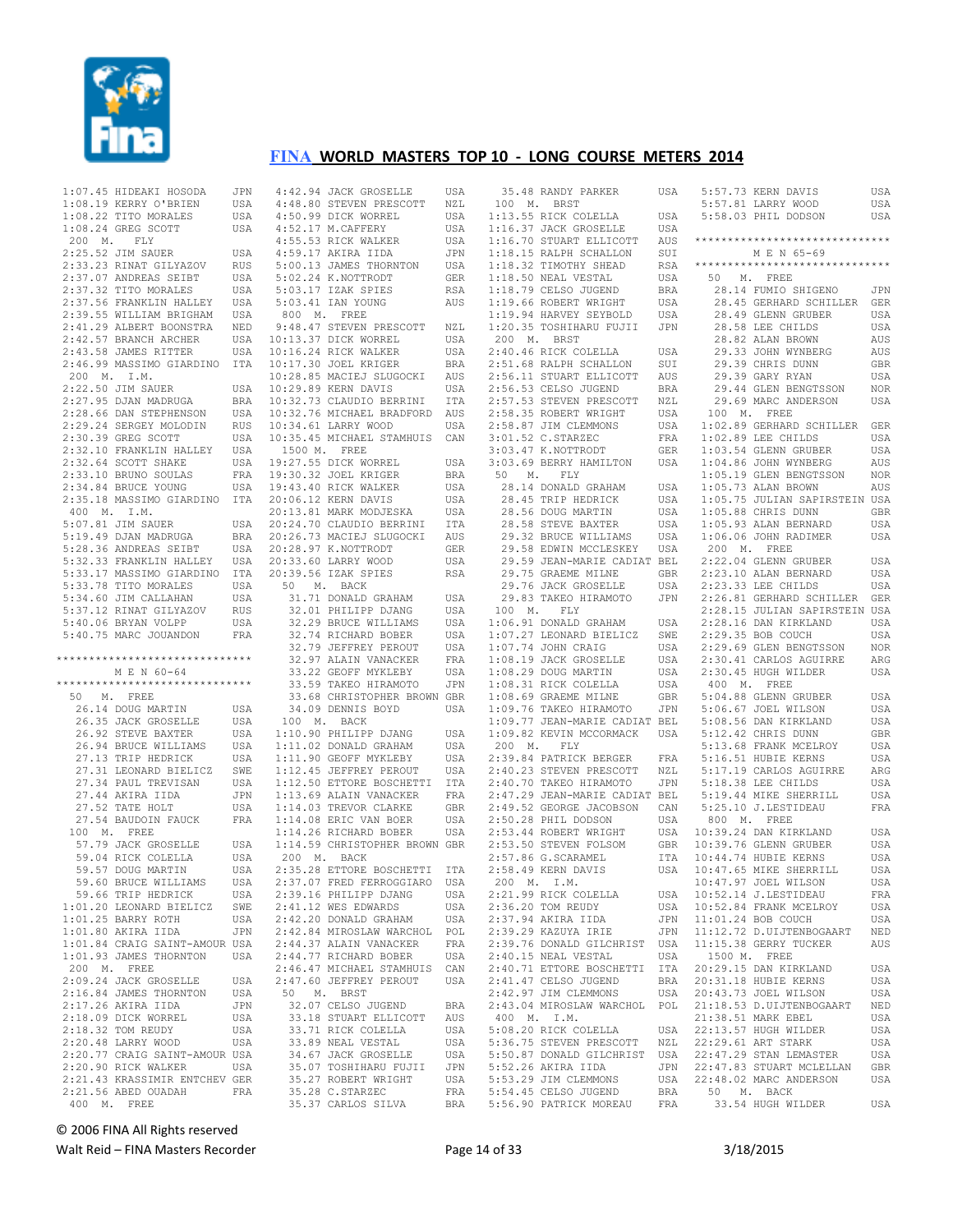# FINA WORLD MASTERS TOP 10 - LONG COURSE METERS 2014

```
1:07.45 HIDEAKI HOSODA     JPN
1:08.19 KERRY O'BRIEN      USA
1:08.22 TITO MORALES       USA
1:08.24 GREG SCOTT         USA
 200  M.   FLY
2:25.52 JIM SAUER          USA
2:33.23 RINAT GILYAZOV     RUS
2:37.07 ANDREAS SEIBT      USA
2:37.32 TITO MORALES       USA
2:37.56 FRANKLIN HALLEY    USA
2:39.55 WILLIAM BRIGHAM    USA
2:41.29 ALBERT BOONSTRA    NED
2:42.57 BRANCH ARCHER      USA
2:43.58 JAMES RITTER       USA
2:46.99 MASSIMO GIARDINO   ITA
 200  M.  I.M.
2:22.50 JIM SAUER          USA
2:27.95 DJAN MADRUGA       BRA
2:28.66 DAN STEPHENSON     USA
2:29.24 SERGEY MOLODIN     RUS
2:30.39 GREG SCOTT         USA
2:32.10 FRANKLIN HALLEY    USA
2:32.64 SCOTT SHAKE        USA
2:33.10 BRUNO SOULAS       FRA
2:34.84 BRUCE YOUNG        USA
2:35.18 MASSIMO GIARDINO   ITA
 400  M.  I.M.
5:07.81 JIM SAUER          USA
5:19.49 DJAN MADRUGA       BRA
5:28.36 ANDREAS SEIBT      USA
5:32.33 FRANKLIN HALLEY    USA
5:33.17 MASSIMO GIARDINO   ITA
5:33.78 TITO MORALES       USA
5:34.60 JIM CALLAHAN       USA
5:37.12 RINAT GILYAZOV     RUS
5:40.06 BRYAN VOLPP        USA
5:40.75 MARC JOUANDON      FRA

******************************
        M E N  60-64
******************************
 50   M.  FREE
  26.14 DOUG MARTIN        USA
  26.35 JACK GROSELLE      USA
  26.92 STEVE BAXTER       USA
  26.94 BRUCE WILLIAMS     USA
  27.13 TRIP HEDRICK       USA
  27.31 LEONARD BIELICZ    SWE
  27.34 PAUL TREVISAN      USA
  27.44 AKIRA IIDA         JPN
  27.52 TATE HOLT          USA
  27.54 BAUDOIN FAUCK      FRA
 100  M.  FREE
  57.79 JACK GROSELLE      USA
  59.04 RICK COLELLA       USA
  59.57 DOUG MARTIN        USA
  59.60 BRUCE WILLIAMS     USA
  59.66 TRIP HEDRICK       USA
1:01.20 LEONARD BIELICZ    SWE
1:01.25 BARRY ROTH         USA
1:01.80 AKIRA IIDA         JPN
1:01.84 CRAIG SAINT-AMOUR  USA
1:01.93 JAMES THORNTON     USA
 200  M.  FREE
2:09.24 JACK GROSELLE      USA
2:16.84 JAMES THORNTON     USA
2:17.26 AKIRA IIDA         JPN
2:18.09 DICK WORREL        USA
2:18.32 TOM REUDY          USA
2:20.48 LARRY WOOD         USA
2:20.77 CRAIG SAINT-AMOUR  USA
2:20.90 RICK WALKER        USA
2:21.43 KRASSIMIR ENTCHEV  GER
2:21.56 ABED OUADAH        FRA
 400  M.  FREE
4:42.94 JACK GROSELLE      USA
4:48.80 STEVEN PRESCOTT    NZL
4:50.99 DICK WORREL        USA
4:52.17 M.CAFFERY          USA
4:55.53 RICK WALKER        USA
4:59.17 AKIRA IIDA         JPN
5:00.13 JAMES THORNTON     USA
5:02.24 K.NOTTRODT         GER
5:03.17 IZAK SPIES         RSA
5:03.41 IAN YOUNG          AUS
 800  M.  FREE
9:48.47 STEVEN PRESCOTT    NZL
10:13.37 DICK WORREL       USA
10:16.24 RICK WALKER       USA
10:17.30 JOEL KRIGER       BRA
10:28.85 MACIEJ SLUGOCKI   AUS
10:29.89 KERN DAVIS        USA
10:32.73 CLAUDIO BERRINI   ITA
10:32.76 MICHAEL BRADFORD  AUS
10:34.61 LARRY WOOD        USA
10:35.45 MICHAEL STAMHUIS  CAN
 1500 M.  FREE
19:27.55 DICK WORREL       USA
19:30.32 JOEL KRIGER       BRA
19:43.40 RICK WALKER       USA
20:06.12 KERN DAVIS        USA
20:13.81 MARK MODJESKA     USA
20:24.70 CLAUDIO BERRINI   ITA
20:26.73 MACIEJ SLUGOCKI   AUS
20:28.97 K.NOTTRODT        GER
20:33.60 LARRY WOOD        USA
20:39.56 IZAK SPIES        RSA
 50   M.  BACK
  31.71 DONALD GRAHAM      USA
  32.01 PHILIPP DJANG      USA
  32.29 BRUCE WILLIAMS     USA
  32.74 RICHARD BOBER      USA
  32.79 JEFFREY PEROUT     USA
  32.97 ALAIN VANACKER     FRA
  33.22 GEOFF MYKLEBY      USA
  33.59 TAKEO HIRAMOTO     JPN
  33.68 CHRISTOPHER BROWN  GBR
  34.09 DENNIS BOYD        USA
 100  M.  BACK
1:10.90 PHILIPP DJANG      USA
1:11.02 DONALD GRAHAM      USA
1:11.90 GEOFF MYKLEBY      USA
1:12.45 JEFFREY PEROUT     USA
1:12.50 ETTORE BOSCHETTI   ITA
1:13.69 ALAIN VANACKER     FRA
1:14.03 TREVOR CLARKE      GBR
1:14.08 ERIC VAN BOER      USA
1:14.26 RICHARD BOBER      USA
1:14.59 CHRISTOPHER BROWN  GBR
 200  M.  BACK
2:35.28 ETTORE BOSCHETTI   ITA
2:37.07 FRED FERROGGIARO   USA
2:39.16 PHILIPP DJANG      USA
2:41.12 WES EDWARDS        USA
2:42.20 DONALD GRAHAM      USA
2:42.84 MIROSLAW WARCHOL   POL
2:44.37 ALAIN VANACKER     FRA
2:44.77 RICHARD BOBER      USA
2:46.47 MICHAEL STAMHUIS   CAN
2:47.60 JEFFREY PEROUT     USA
 50   M.  BRST
  32.07 CELSO JUGEND       BRA
  33.18 STUART ELLICOTT    AUS
  33.71 RICK COLELLA       USA
  33.89 NEAL VESTAL        USA
  34.67 JACK GROSELLE      USA
  35.07 TOSHIHARU FUJII    JPN
  35.27 ROBERT WRIGHT      USA
  35.28 C.STARZEC          FRA
  35.37 CARLOS SILVA       BRA
  35.48 RANDY PARKER       USA
 100  M.  BRST
1:13.55 RICK COLELLA       USA
1:16.37 JACK GROSELLE      USA
1:16.70 STUART ELLICOTT    AUS
1:18.15 RALPH SCHALLON     SUI
1:18.32 TIMOTHY SHEAD      RSA
1:18.50 NEAL VESTAL        USA
1:18.79 CELSO JUGEND       BRA
1:19.66 ROBERT WRIGHT      USA
1:19.94 HARVEY SEYBOLD     USA
1:20.35 TOSHIHARU FUJII    JPN
 200  M.  BRST
2:40.46 RICK COLELLA       USA
2:51.68 RALPH SCHALLON     SUI
2:56.11 STUART ELLICOTT    AUS
2:56.53 CELSO JUGEND       BRA
2:57.53 STEVEN PRESCOTT    NZL
2:58.35 ROBERT WRIGHT      USA
2:58.87 JIM CLEMMONS       USA
3:01.52 C.STARZEC          FRA
3:03.47 K.NOTTRODT         GER
3:03.69 BERRY HAMILTON     USA
 50   M.  FLY
  28.14 DONALD GRAHAM      USA
  28.45 TRIP HEDRICK       USA
  28.56 DOUG MARTIN        USA
  28.58 STEVE BAXTER       USA
  29.32 BRUCE WILLIAMS     USA
  29.58 EDWIN MCCLESKEY    USA
  29.59 JEAN-MARIE CADIAT  BEL
  29.75 GRAEME MILNE       GBR
  29.76 JACK GROSELLE      USA
  29.83 TAKEO HIRAMOTO     JPN
 100  M.  FLY
1:06.91 DONALD GRAHAM      USA
1:07.27 LEONARD BIELICZ    SWE
1:07.74 JOHN CRAIG         USA
1:08.19 JACK GROSELLE      USA
1:08.29 DOUG MARTIN        USA
1:08.31 RICK COLELLA       USA
1:08.69 GRAEME MILNE       GBR
1:09.76 TAKEO HIRAMOTO     JPN
1:09.77 JEAN-MARIE CADIAT  BEL
1:09.82 KEVIN MCCORMACK    USA
 200  M.  FLY
2:39.84 PATRICK BERGER     FRA
2:40.23 STEVEN PRESCOTT    NZL
2:40.70 TAKEO HIRAMOTO     JPN
2:47.29 JEAN-MARIE CADIAT  BEL
2:49.52 GEORGE JACOBSON    CAN
2:50.28 PHIL DODSON        USA
2:53.44 ROBERT WRIGHT      USA
2:53.50 STEVEN FOLSOM      GBR
2:57.86 G.SCARAMEL         ITA
2:58.49 KERN DAVIS         USA
 200  M.  I.M.
2:21.99 RICK COLELLA       USA
2:36.20 TOM REUDY          USA
2:37.94 AKIRA IIDA         JPN
2:39.29 KAZUYA IRIE        JPN
2:39.76 DONALD GILCHRIST   USA
2:40.15 NEAL VESTAL        USA
2:40.71 ETTORE BOSCHETTI   ITA
2:41.47 CELSO JUGEND       BRA
2:42.97 JIM CLEMMONS       USA
2:43.04 MIROSLAW WARCHOL   POL
 400  M.  I.M.
5:08.20 RICK COLELLA       USA
5:36.75 STEVEN PRESCOTT    NZL
5:50.87 DONALD GILCHRIST   USA
5:52.26 AKIRA IIDA         JPN
5:53.29 JIM CLEMMONS       USA
5:54.45 CELSO JUGEND       BRA
5:56.90 PATRICK MOREAU     FRA
5:57.73 KERN DAVIS         USA
5:57.81 LARRY WOOD         USA
5:58.03 PHIL DODSON        USA

******************************
        M E N  65-69
******************************
 50   M.  FREE
  28.14 FUMIO SHIGENO      JPN
  28.45 GERHARD SCHILLER   GER
  28.49 GLENN GRUBER       USA
  28.58 LEE CHILDS         USA
  28.82 ALAN BROWN         AUS
  29.33 JOHN WYNBERG       AUS
  29.39 CHRIS DUNN         GBR
  29.39 GARY RYAN          USA
  29.44 GLEN BENGTSSON     NOR
  29.69 MARC ANDERSON      USA
 100  M.  FREE
1:02.89 GERHARD SCHILLER   GER
1:02.89 LEE CHILDS         USA
1:03.54 GLENN GRUBER       USA
1:04.86 JOHN WYNBERG       AUS
1:05.19 GLEN BENGTSSON     NOR
1:05.73 ALAN BROWN         AUS
1:05.75 JULIAN SAPIRSTEIN  USA
1:05.88 CHRIS DUNN         GBR
1:05.93 ALAN BERNARD       USA
1:06.06 JOHN RADIMER       USA
 200  M.  FREE
2:22.04 GLENN GRUBER       USA
2:23.10 ALAN BERNARD       USA
2:23.33 LEE CHILDS         USA
2:26.81 GERHARD SCHILLER   GER
2:28.15 JULIAN SAPIRSTEIN  USA
2:28.16 DAN KIRKLAND       USA
2:29.35 BOB COUCH          USA
2:29.69 GLEN BENGTSSON     NOR
2:30.41 CARLOS AGUIRRE     ARG
2:30.45 HUGH WILDER        USA
 400  M.  FREE
5:04.88 GLENN GRUBER       USA
5:06.67 JOEL WILSON        USA
5:08.56 DAN KIRKLAND       USA
5:12.42 CHRIS DUNN         GBR
5:13.68 FRANK MCELROY      USA
5:16.51 HUBIE KERNS        USA
5:17.19 CARLOS AGUIRRE     ARG
5:18.38 LEE CHILDS         USA
5:19.44 MIKE SHERRILL      USA
5:25.10 J.LESTIDEAU        FRA
 800  M.  FREE
10:39.24 DAN KIRKLAND      USA
10:39.76 GLENN GRUBER      USA
10:44.74 HUBIE KERNS       USA
10:47.65 MIKE SHERRILL     USA
10:47.97 JOEL WILSON       USA
10:52.14 J.LESTIDEAU       FRA
10:52.84 FRANK MCELROY     USA
11:01.24 BOB COUCH         USA
11:12.72 D.UIJTENBOGAART   NED
11:15.38 GERRY TUCKER      AUS
 1500 M.  FREE
20:29.15 DAN KIRKLAND      USA
20:31.18 HUBIE KERNS       USA
20:43.73 JOEL WILSON       USA
21:18.53 D.UIJTENBOGAART   NED
21:38.51 MARK EBEL         USA
22:13.57 HUGH WILDER       USA
22:29.61 ART STARK         USA
22:47.29 STAN LEMASTER     USA
22:47.83 STUART MCLELLAN   GBR
22:48.02 MARC ANDERSON     USA
 50   M.  BACK
  33.54 HUGH WILDER        USA
```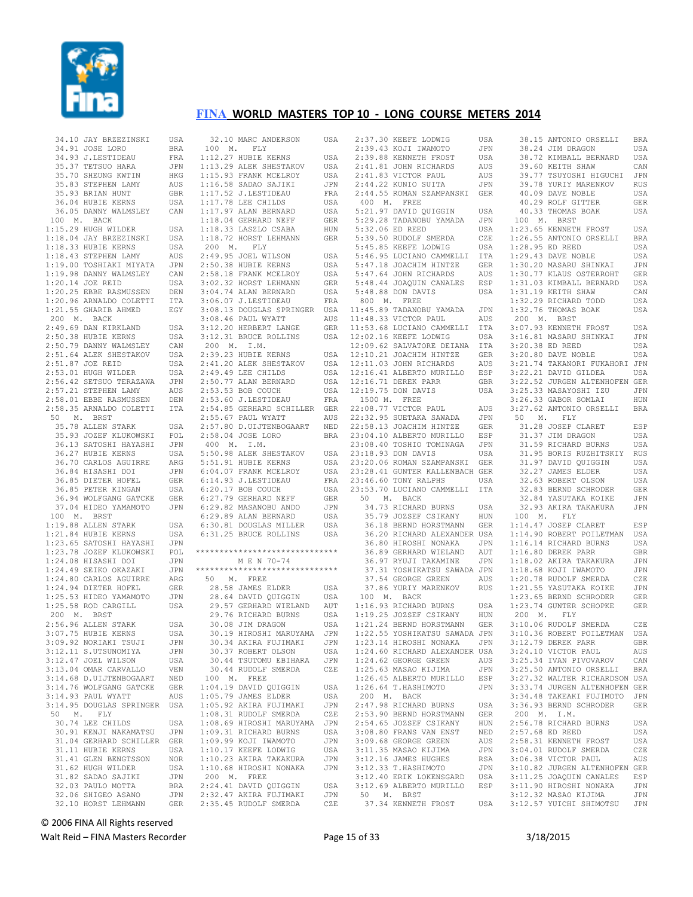# FINA WORLD MASTERS TOP 10 - LONG COURSE METERS 2014

```
 34.10 JAY BRZEZINSKI        USA
 34.91 JOSE LORO             BRA
 34.93 J.LESTIDEAU           FRA
 35.37 TETSUO HARA           JPN
 35.70 SHEUNG KWTIN          HKG
 35.83 STEPHEN LAMY          AUS
 35.93 BRIAN HUNT            GBR
 36.04 HUBIE KERNS           USA
 36.05 DANNY WALMSLEY        CAN
 100  M.  BACK
1:15.29 HUGH WILDER          USA
1:18.04 JAY BRZEZINSKI       USA
1:18.33 HUBIE KERNS          USA
1:18.43 STEPHEN LAMY         AUS
1:19.00 TOSHIAKI MIYATA      JPN
1:19.98 DANNY WALMSLEY       CAN
1:20.14 JOE REID             USA
1:20.25 EBBE RASMUSSEN       DEN
1:20.96 ARNALDO COLETTI      ITA
1:21.55 GHARIB AHMED         EGY
 200  M.  BACK
2:49.69 DAN KIRKLAND         USA
2:50.38 HUBIE KERNS          USA
2:50.79 DANNY WALMSLEY       CAN
2:51.64 ALEK SHESTAKOV       USA
2:51.87 JOE REID             USA
2:53.01 HUGH WILDER          USA
2:56.42 SETSUO TERAZAWA      JPN
2:57.21 STEPHEN LAMY         AUS
2:58.01 EBBE RASMUSSEN       DEN
2:58.35 ARNALDO COLETTI      ITA
 50   M.  BRST
 35.78 ALLEN STARK           USA
 35.93 JOZEF KLUKOWSKI       POL
 36.13 SATOSHI HAYASHI       JPN
 36.27 HUBIE KERNS           USA
 36.70 CARLOS AGUIRRE        ARG
 36.84 HISASHI DOI           JPN
 36.85 DIETER HOFEL          GER
 36.85 PETER KINGAN          USA
 36.94 WOLFGANG GATCKE       GER
 37.04 HIDEO YAMAMOTO        JPN
 100  M.  BRST
1:19.88 ALLEN STARK          USA
1:21.84 HUBIE KERNS          USA
1:23.65 SATOSHI HAYASHI      JPN
1:23.78 JOZEF KLUKOWSKI      POL
1:24.08 HISASHI DOI          JPN
1:24.49 SEIKO OKAZAKI        JPN
1:24.80 CARLOS AGUIRRE       ARG
1:24.94 DIETER HOFEL         GER
1:25.53 HIDEO YAMAMOTO       JPN
1:25.58 ROD CARGILL          USA
 200  M.  BRST
2:56.96 ALLEN STARK          USA
3:07.75 HUBIE KERNS          USA
3:09.92 NORIAKI TSUJI        JPN
3:12.11 S.UTSUNOMIYA         JPN
3:12.47 JOEL WILSON          USA
3:13.04 OMAR CARVALLO        VEN
3:14.68 D.UIJTENBOGAART      NED
3:14.76 WOLFGANG GATCKE      GER
3:14.93 PAUL WYATT           AUS
3:14.95 DOUGLAS SPRINGER     USA
 50   M.  FLY
 30.74 LEE CHILDS            USA
 30.91 KENJI NAKAMATSU       JPN
 31.04 GERHARD SCHILLER      GER
 31.11 HUBIE KERNS           USA
 31.41 GLEN BENGTSSON        NOR
 31.62 HUGH WILDER           USA
 31.82 SADAO SAJIKI          JPN
 32.03 PAULO MOTTA           BRA
 32.06 SHIGEO ASANO          JPN
 32.10 HORST LEHMANN         GER
 32.10 MARC ANDERSON         USA
 100  M.  FLY
1:12.27 HUBIE KERNS          USA
1:13.29 ALEK SHESTAKOV       USA
1:15.93 FRANK MCELROY        USA
1:16.58 SADAO SAJIKI         JPN
1:17.52 J.LESTIDEAU          FRA
1:17.78 LEE CHILDS           USA
1:17.97 ALAN BERNARD         USA
1:18.04 GERHARD NEFF         GER
1:18.33 LASZLO CSABA         HUN
1:18.72 HORST LEHMANN        GER
 200  M.  FLY
2:49.95 JOEL WILSON          USA
2:50.38 HUBIE KERNS          USA
2:58.18 FRANK MCELROY        USA
3:02.32 HORST LEHMANN        GER
3:04.74 ALAN BERNARD         USA
3:06.07 J.LESTIDEAU          FRA
3:08.13 DOUGLAS SPRINGER     USA
3:08.46 PAUL WYATT           AUS
3:12.20 HERBERT LANGE        GER
3:12.31 BRUCE ROLLINS        USA
 200  M. I.M.
2:39.23 HUBIE KERNS          USA
2:41.20 ALEK SHESTAKOV       USA
2:49.49 LEE CHILDS           USA
2:50.77 ALAN BERNARD         USA
2:53.53 BOB COUCH            USA
2:53.60 J.LESTIDEAU          FRA
2:54.85 GERHARD SCHILLER     GER
2:55.67 PAUL WYATT           AUS
2:57.80 D.UIJTENBOGAART      NED
2:58.04 JOSE LORO            BRA
 400  M. I.M.
5:50.98 ALEK SHESTAKOV       USA
5:51.91 HUBIE KERNS          USA
6:04.07 FRANK MCELROY        USA
6:14.93 J.LESTIDEAU          FRA
6:20.17 BOB COUCH            USA
6:27.79 GERHARD NEFF         GER
6:29.82 MASANOBU ANDO        JPN
6:29.89 ALAN BERNARD         USA
6:30.81 DOUGLAS MILLER       USA
6:31.25 BRUCE ROLLINS        USA

******************************
          M E N 70-74
******************************
 50   M.  FREE
 28.58 JAMES ELDER           USA
 28.64 DAVID QUIGGIN         USA
 29.57 GERHARD WIELAND       AUT
 29.76 RICHARD BURNS         USA
 30.08 JIM DRAGON            USA
 30.19 HIROSHI MARUYAMA      JPN
 30.34 AKIRA FUJIMAKI        JPN
 30.37 ROBERT OLSON          USA
 30.44 TSUTOMU EBIHARA       JPN
 30.44 RUDOLF SMERDA         CZE
 100  M.  FREE
1:04.19 DAVID QUIGGIN        USA
1:05.79 JAMES ELDER          USA
1:05.92 AKIRA FUJIMAKI       JPN
1:08.31 RUDOLF SMERDA        CZE
1:08.69 HIROSHI MARUYAMA     JPN
1:09.31 RICHARD BURNS        USA
1:09.99 KOJI IWAMOTO         JPN
1:10.17 KEEFE LODWIG         USA
1:10.23 AKIRA TAKAKURA       JPN
1:10.68 HIROSHI NONAKA       JPN
 200  M.  FREE
2:24.41 DAVID QUIGGIN        USA
2:32.47 AKIRA FUJIMAKI       JPN
2:35.45 RUDOLF SMERDA        CZE
2:37.30 KEEFE LODWIG         USA
2:39.43 KOJI IWAMOTO         JPN
2:39.88 KENNETH FROST        USA
2:41.81 JOHN RICHARDS        AUS
2:41.83 VICTOR PAUL          AUS
2:44.22 KUNIO SUITA          JPN
2:44.55 ROMAN SZAMPANSKI     GER
 400  M.  FREE
5:21.97 DAVID QUIGGIN        USA
5:29.28 TADANOBU YAMADA      JPN
5:32.06 ED REED              USA
5:39.50 RUDOLF SMERDA        CZE
5:45.85 KEEFE LODWIG         USA
5:46.95 LUCIANO CAMMELLI     ITA
5:47.18 JOACHIM HINTZE       GER
5:47.64 JOHN RICHARDS        AUS
5:48.44 JOAQUIN CANALES      ESP
5:48.88 DON DAVIS            USA
 800  M.  FREE
11:45.89 TADANOBU YAMADA     JPN
11:48.33 VICTOR PAUL         AUS
11:53.68 LUCIANO CAMMELLI    ITA
12:02.16 KEEFE LODWIG        USA
12:09.62 SALVATORE DEIANA    ITA
12:10.21 JOACHIM HINTZE      GER
12:11.03 JOHN RICHARDS       AUS
12:16.41 ALBERTO MURILLO     ESP
12:16.71 DEREK PARR          GBR
12:19.75 DON DAVIS           USA
 1500 M.  FREE
22:08.77 VICTOR PAUL         AUS
22:32.95 SUETAKA SAWADA      JPN
22:58.13 JOACHIM HINTZE      GER
23:04.10 ALBERTO MURILLO     ESP
23:08.40 TOSHIO TOMINAGA     JPN
23:18.93 DON DAVIS           USA
23:20.06 ROMAN SZAMPANSKI    GER
23:28.41 GUNTER KALLENBACH   GER
23:46.60 TONY RALPHS         USA
23:53.70 LUCIANO CAMMELLI    ITA
 50   M.  BACK
 34.73 RICHARD BURNS         USA
 35.79 JOZSEF CSIKANY        HUN
 36.18 BERND HORSTMANN       GER
 36.20 RICHARD ALEXANDER     USA
 36.80 HIROSHI NONAKA        JPN
 36.89 GERHARD WIELAND       AUT
 36.97 RYUJI TAKAMINE        JPN
 37.31 YOSHIKATSU SAWADA     JPN
 37.54 GEORGE GREEN          AUS
 37.86 YURIY MARENKOV        RUS
 100  M.  BACK
1:16.93 RICHARD BURNS        USA
1:19.25 JOZSEF CSIKANY       HUN
1:21.24 BERND HORSTMANN      GER
1:22.55 YOSHIKATSU SAWADA    JPN
1:23.14 HIROSHI NONAKA       JPN
1:24.60 RICHARD ALEXANDER    USA
1:24.62 GEORGE GREEN         AUS
1:25.63 MASAO KIJIMA         JPN
1:26.45 ALBERTO MURILLO      ESP
1:26.64 T.HASHIMOTO          JPN
 200  M.  BACK
2:47.98 RICHARD BURNS        USA
2:53.90 BERND HORSTMANN      GER
2:54.65 JOZSEF CSIKANY       HUN
3:08.80 FRANS VAN ENST       NED
3:09.68 GEORGE GREEN         AUS
3:11.35 MASAO KIJIMA         JPN
3:12.16 JAMES HUGHES         RSA
3:12.33 T.HASHIMOTO          JPN
3:12.40 ERIK LOKENSGARD      USA
3:12.69 ALBERTO MURILLO      ESP
 50   M.  BRST
 37.34 KENNETH FROST         USA
 38.15 ANTONIO ORSELLI       BRA
 38.24 JIM DRAGON            USA
 38.72 KIMBALL BERNARD       USA
 39.60 KEITH SHAW            CAN
 39.77 TSUYOSHI HIGUCHI      JPN
 39.78 YURIY MARENKOV        RUS
 40.09 DAVE NOBLE            USA
 40.29 ROLF GITTER           GER
 40.33 THOMAS BOAK           USA
 100  M.  BRST
1:23.65 KENNETH FROST        USA
1:26.55 ANTONIO ORSELLI      BRA
1:28.95 ED REED              USA
1:29.43 DAVE NOBLE           USA
1:30.20 MASARU SHINKAI       JPN
1:30.77 KLAUS OSTERROHT      GER
1:31.03 KIMBALL BERNARD      USA
1:31.19 KEITH SHAW           CAN
1:32.29 RICHARD TODD         USA
1:32.76 THOMAS BOAK          USA
 200  M.  BRST
3:07.93 KENNETH FROST        USA
3:16.81 MASARU SHINKAI       JPN
3:20.38 ED REED              USA
3:20.80 DAVE NOBLE           USA
3:21.74 TAKANORI FUKAHORI    JPN
3:22.21 DAVID GILDEA         USA
3:22.52 JURGEN ALTENHOFEN    GER
3:25.33 MASAYOSHI IZU        JPN
3:26.33 GABOR SOMLAI         HUN
3:27.62 ANTONIO ORSELLI      BRA
 50   M.  FLY
 31.28 JOSEP CLARET          ESP
 31.37 JIM DRAGON            USA
 31.59 RICHARD BURNS         USA
 31.95 BORIS RUZHITSKIY      RUS
 31.97 DAVID QUIGGIN         USA
 32.27 JAMES ELDER           USA
 32.63 ROBERT OLSON          USA
 32.83 BERND SCHRODER        GER
 32.84 YASUTAKA KOIKE        JPN
 32.93 AKIRA TAKAKURA        JPN
 100  M.  FLY
1:14.47 JOSEP CLARET         ESP
1:14.90 ROBERT POILETMAN     USA
1:16.14 RICHARD BURNS        USA
1:16.80 DEREK PARR           GBR
1:18.02 AKIRA TAKAKURA       JPN
1:18.68 KOJI IWAMOTO         JPN
1:20.78 RUDOLF SMERDA        CZE
1:21.55 YASUTAKA KOIKE       JPN
1:23.65 BERND SCHRODER       GER
1:23.74 GUNTER SCHOPKE       GER
 200  M.  FLY
3:10.06 RUDOLF SMERDA        CZE
3:10.36 ROBERT POILETMAN     USA
3:12.79 DEREK PARR           GBR
3:24.10 VICTOR PAUL          AUS
3:25.34 IVAN PIVOVAROV       CAN
3:25.50 ANTONIO ORSELLI      BRA
3:27.32 WALTER RICHARDSON    USA
3:33.74 JURGEN ALTENHOFEN    GER
3:34.48 TAKEAKI FUJIMOTO     JPN
3:36.93 BERND SCHRODER       GER
 200  M. I.M.
2:56.78 RICHARD BURNS        USA
2:57.68 ED REED              USA
2:58.31 KENNETH FROST        USA
3:04.01 RUDOLF SMERDA        CZE
3:06.38 VICTOR PAUL          AUS
3:10.82 JURGEN ALTENHOFEN    GER
3:11.25 JOAQUIN CANALES      ESP
3:11.90 HIROSHI NONAKA       JPN
3:12.32 MASAO KIJIMA         JPN
3:12.57 YUICHI SHIMOTSU      JPN
```

© 2006 FINA All Rights reserved

Walt Reid – FINA Masters Recorder    3/18/2015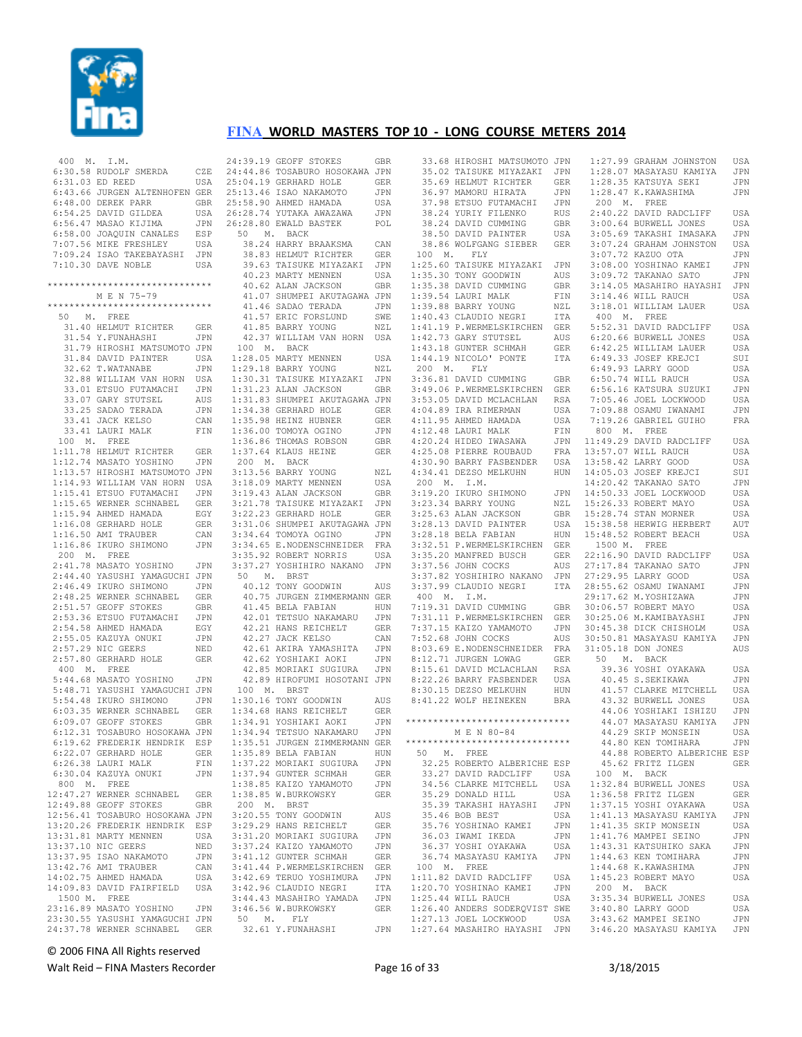# FINA WORLD MASTERS TOP 10 - LONG COURSE METERS 2014

```
 400  M.  I.M.
  6:30.58 RUDOLF SMERDA       CZE
  6:31.03 ED REED             USA
  6:43.66 JURGEN ALTENHOFEN GER
  6:48.00 DEREK PARR          GBR
  6:54.25 DAVID GILDEA        USA
  6:56.47 MASAO KIJIMA        JPN
  6:58.00 JOAQUIN CANALES     ESP
  7:07.56 MIKE FRESHLEY       USA
  7:09.24 ISAO TAKEBAYASHI  JPN
  7:10.30 DAVE NOBLE          USA

******************************
         M E N 75-79
******************************
  50   M.  FREE
    31.40 HELMUT RICHTER      GER
    31.54 Y.FUNAHASHI         JPN
    31.79 HIROSHI MATSUMOTO JPN
    31.84 DAVID PAINTER       USA
    32.62 T.WATANABE          JPN
    32.88 WILLIAM VAN HORN  USA
    33.01 ETSUO FUTAMACHI     JPN
    33.07 GARY STUTSEL        AUS
    33.25 SADAO TERADA        JPN
    33.41 JACK KELSO          CAN
    33.41 LAURI MALK          FIN
 100  M.  FREE
  1:11.78 HELMUT RICHTER      GER
  1:12.74 MASATO YOSHINO      JPN
  1:13.57 HIROSHI MATSUMOTO JPN
  1:14.93 WILLIAM VAN HORN  USA
  1:15.41 ETSUO FUTAMACHI     JPN
  1:15.65 WERNER SCHNABEL     GER
  1:15.94 AHMED HAMADA        EGY
  1:16.08 GERHARD HOLE        GER
  1:16.50 AMI TRAUBER         CAN
  1:16.86 IKURO SHIMONO       JPN
 200  M.  FREE
  2:41.78 MASATO YOSHINO      JPN
  2:44.40 YASUSHI YAMAGUCHI JPN
  2:46.49 IKURO SHIMONO       JPN
  2:48.25 WERNER SCHNABEL     GER
  2:51.57 GEOFF STOKES        GBR
  2:53.36 ETSUO FUTAMACHI     JPN
  2:54.58 AHMED HAMADA        EGY
  2:55.05 KAZUYA ONUKI        JPN
  2:57.29 NIC GEERS           NED
  2:57.80 GERHARD HOLE        GER
 400  M.  FREE
  5:44.68 MASATO YOSHINO      JPN
  5:48.71 YASUSHI YAMAGUCHI JPN
  5:54.48 IKURO SHIMONO       JPN
  6:03.35 WERNER SCHNABEL     GER
  6:09.07 GEOFF STOKES        GBR
  6:12.31 TOSABURO HOSOKAWA JPN
  6:19.62 FREDERIK HENDRIK  ESP
  6:22.07 GERHARD HOLE        GER
  6:26.38 LAURI MALK          FIN
  6:30.04 KAZUYA ONUKI        JPN
 800  M.  FREE
 12:47.27 WERNER SCHNABEL     GER
 12:49.88 GEOFF STOKES        GBR
 12:56.41 TOSABURO HOSOKAWA JPN
 13:20.26 FREDERIK HENDRIK  ESP
 13:31.81 MARTY MENNEN        USA
 13:37.10 NIC GEERS           NED
 13:37.95 ISAO NAKAMOTO       JPN
 13:42.76 AMI TRAUBER         CAN
 14:02.75 AHMED HAMADA        USA
 14:09.83 DAVID FAIRFIELD     USA
 1500 M.  FREE
 23:16.89 MASATO YOSHINO      JPN
 23:30.55 YASUSHI YAMAGUCHI JPN
 24:37.78 WERNER SCHNABEL     GER
 24:39.19 GEOFF STOKES        GBR
 24:44.86 TOSABURO HOSOKAWA JPN
 25:04.19 GERHARD HOLE        GER
 25:13.46 ISAO NAKAMOTO       JPN
 25:58.90 AHMED HAMADA        USA
 26:28.74 YUTAKA AWAZAWA      JPN
 26:28.80 EWALD BASTEK        POL
  50   M.  BACK
    38.24 HARRY BRAAKSMA      CAN
    38.83 HELMUT RICHTER      GER
    39.63 TAISUKE MIYAZAKI  JPN
    40.23 MARTY MENNEN        USA
    40.62 ALAN JACKSON        GBR
    41.07 SHUMPEI AKUTAGAWA JPN
    41.46 SADAO TERADA        JPN
    41.57 ERIC FORSLUND       SWE
    41.85 BARRY YOUNG         NZL
    42.37 WILLIAM VAN HORN  USA
 100  M.  BACK
  1:28.05 MARTY MENNEN        USA
  1:29.18 BARRY YOUNG         NZL
  1:30.31 TAISUKE MIYAZAKI  JPN
  1:31.23 ALAN JACKSON        GBR
  1:31.83 SHUMPEI AKUTAGAWA JPN
  1:34.38 GERHARD HOLE        GER
  1:35.98 HEINZ HUBNER        GER
  1:36.00 TOMOYA OGINO        JPN
  1:36.86 THOMAS ROBSON       GBR
  1:37.64 KLAUS HEINE         GER
 200  M.  BACK
  3:13.56 BARRY YOUNG         NZL
  3:18.09 MARTY MENNEN        USA
  3:19.43 ALAN JACKSON        GBR
  3:21.78 TAISUKE MIYAZAKI  JPN
  3:22.23 GERHARD HOLE        GER
  3:31.06 SHUMPEI AKUTAGAWA JPN
  3:34.64 TOMOYA OGINO        JPN
  3:34.65 E.NODENSCHNEIDER  FRA
  3:35.92 ROBERT NORRIS       USA
  3:37.27 YOSHIHIRO NAKANO  JPN
  50   M.  BRST
    40.12 TONY GOODWIN        AUS
    40.75 JURGEN ZIMMERMANN GER
    41.45 BELA FABIAN         HUN
    42.01 TETSUO NAKAMARU     JPN
    42.21 HANS REICHELT       GER
    42.27 JACK KELSO          CAN
    42.61 AKIRA YAMASHITA     JPN
    42.62 YOSHIAKI AOKI       JPN
    42.85 MORIAKI SUGIURA     JPN
    42.89 HIROFUMI HOSOTANI JPN
 100  M.  BRST
  1:30.16 TONY GOODWIN        AUS
  1:34.68 HANS REICHELT       GER
  1:34.91 YOSHIAKI AOKI       JPN
  1:34.94 TETSUO NAKAMARU     JPN
  1:35.51 JURGEN ZIMMERMANN GER
  1:35.89 BELA FABIAN         HUN
  1:37.22 MORIAKI SUGIURA     JPN
  1:37.94 GUNTER SCHMAH       GER
  1:38.85 KAIZO YAMAMOTO      JPN
  1:38.85 W.BURKOWSKY         GER
 200  M.  BRST
  3:20.55 TONY GOODWIN        AUS
  3:29.29 HANS REICHELT       GER
  3:31.20 MORIAKI SUGIURA     JPN
  3:37.24 KAIZO YAMAMOTO      JPN
  3:41.12 GUNTER SCHMAH       GER
  3:41.44 P.WERMELSKIRCHEN  GER
  3:42.69 TERUO YOSHIMURA     JPN
  3:42.96 CLAUDIO NEGRI       ITA
  3:44.43 MARIHIRO YAMADA     JPN
  3:46.56 W.BURKOWSKY         GER
  50   M.  FLY
    32.61 Y.FUNAHASHI         JPN
    33.68 HIROSHI MATSUMOTO JPN
    35.02 TAISUKE MIYAZAKI  JPN
    35.69 HELMUT RICHTER      GER
    36.97 MAMORU HIRATA       JPN
    37.98 ETSUO FUTAMACHI     JPN
    38.24 YURIY FILENKO       RUS
    38.24 DAVID CUMMING       GBR
    38.50 DAVID PAINTER       USA
    38.86 WOLFGANG SIEBER     GER
 100  M.  FLY
  1:25.60 TAISUKE MIYAZAKI  JPN
  1:35.30 TONY GOODWIN        AUS
  1:35.38 DAVID CUMMING       GBR
  1:39.54 LAURI MALK          FIN
  1:39.88 BARRY YOUNG         NZL
  1:40.43 CLAUDIO NEGRI       ITA
  1:41.19 P.WERMELSKIRCHEN  GER
  1:42.73 GARY STUTSEL        AUS
  1:43.18 GUNTER SCHMAH       GER
  1:44.19 NICOLO' PONTE       ITA
 200  M.  FLY
  3:36.81 DAVID CUMMING       GBR
  3:49.06 P.WERMELSKIRCHEN  GER
  3:53.05 DAVID MCLACHLAN     RSA
  4:04.89 IRA RIMERMAN        USA
  4:11.95 AHMED HAMADA        USA
  4:12.48 LAURI MALK          FIN
  4:20.24 HIDEO IWASAWA       JPN
  4:25.08 PIERRE ROUBAUD      FRA
  4:30.90 BARRY FASBENDER     USA
  4:34.41 DEZSO MELKUHN       HUN
 200  M.  I.M.
  3:19.20 IKURO SHIMONO       JPN
  3:23.34 BARRY YOUNG         NZL
  3:25.63 ALAN JACKSON        GBR
  3:28.13 DAVID PAINTER       USA
  3:28.18 BELA FABIAN         HUN
  3:32.51 P.WERMELSKIRCHEN  GER
  3:35.20 MANFRED BUSCH       GER
  3:37.56 JOHN COCKS          AUS
  3:37.82 YOSHIHIRO NAKANO  JPN
  3:37.99 CLAUDIO NEGRI       ITA
 400  M.  I.M.
  7:19.31 DAVID CUMMING       GBR
  7:31.11 P.WERMELSKIRCHEN  GER
  7:37.15 KAIZO YAMAMOTO      JPN
  7:52.68 JOHN COCKS          AUS
  8:03.69 E.NODENSCHNEIDER  FRA
  8:12.71 JURGEN LOWAG        GER
  8:15.61 DAVID MCLACHLAN     RSA
  8:22.26 BARRY FASBENDER     USA
  8:30.15 DEZSO MELKUHN       HUN
  8:41.22 WOLF HEINEKEN       BRA

******************************
         M E N 80-84
******************************
  50   M.  FREE
    32.25 ROBERTO ALBERICHE ESP
    33.27 DAVID RADCLIFF      USA
    34.56 CLARKE MITCHELL     USA
    35.29 DONALD HILL         USA
    35.39 TAKASHI HAYASHI     JPN
    35.46 BOB BEST            USA
    35.76 YOSHINAO KAMEI      JPN
    36.03 IWAMI IKEDA         JPN
    36.37 YOSHI OYAKAWA       USA
    36.74 MASAYASU KAMIYA     JPN
 100  M.  FREE
  1:11.82 DAVID RADCLIFF      USA
  1:20.70 YOSHINAO KAMEI      JPN
  1:25.44 WILL RAUCH          USA
  1:26.40 ANDERS SODERQVIST SWE
  1:27.13 JOEL LOCKWOOD       USA
  1:27.64 MASAHIRO HAYASHI  JPN
  1:27.99 GRAHAM JOHNSTON     USA
  1:28.07 MASAYASU KAMIYA     JPN
  1:28.35 KATSUYA SEKI        JPN
  1:28.47 K.KAWASHIMA         JPN
 200  M.  FREE
  2:40.22 DAVID RADCLIFF      USA
  3:00.64 BURWELL JONES       USA
  3:05.69 TAKASHI IMASAKA     JPN
  3:07.24 GRAHAM JOHNSTON     USA
  3:07.72 KAZUO OTA           JPN
  3:08.00 YOSHINAO KAMEI      JPN
  3:09.72 TAKANAO SATO        JPN
  3:14.05 MASAHIRO HAYASHI  JPN
  3:14.46 WILL RAUCH          USA
  3:18.01 WILLIAM LAUER       USA
 400  M.  FREE
  5:52.31 DAVID RADCLIFF      USA
  6:20.66 BURWELL JONES       USA
  6:42.25 WILLIAM LAUER       USA
  6:49.33 JOSEF KREJCI        SUI
  6:49.93 LARRY GOOD          USA
  6:50.74 WILL RAUCH          USA
  6:56.16 KATSURA SUZUKI      JPN
  7:05.46 JOEL LOCKWOOD       USA
  7:09.88 OSAMU IWANAMI       JPN
  7:19.26 GABRIEL GUIHO       FRA
 800  M.  FREE
 11:49.29 DAVID RADCLIFF      USA
 13:57.07 WILL RAUCH          USA
 13:58.42 LARRY GOOD          USA
 14:05.03 JOSEF KREJCI        SUI
 14:20.42 TAKANAO SATO        JPN
 14:50.33 JOEL LOCKWOOD       USA
 15:26.33 ROBERT MAYO         USA
 15:28.74 STAN MORNER         USA
 15:38.58 HERWIG HERBERT      AUT
 15:48.52 ROBERT BEACH        USA
 1500 M.  FREE
 22:16.90 DAVID RADCLIFF      USA
 27:17.84 TAKANAO SATO        JPN
 27:29.95 LARRY GOOD          USA
 28:55.62 OSAMU IWANAMI       JPN
 29:17.62 M.YOSHIZAWA         JPN
 30:06.57 ROBERT MAYO         USA
 30:25.06 M.KAMIBAYASHI       JPN
 30:45.38 DICK CHISHOLM       USA
 30:50.81 MASAYASU KAMIYA     JPN
 31:05.18 DON JONES           AUS
  50   M.  BACK
    39.36 YOSHI OYAKAWA       USA
    40.45 S.SEKIKAWA          JPN
    41.57 CLARKE MITCHELL     USA
    43.32 BURWELL JONES       USA
    44.06 YOSHIAKI ISHIZU     JPN
    44.07 MASAYASU KAMIYA     JPN
    44.29 SKIP MONSEIN        USA
    44.80 KEN TOMIHARA        JPN
    44.88 ROBERTO ALBERICHE ESP
    45.62 FRITZ ILGEN         GER
 100  M.  BACK
  1:32.84 BURWELL JONES       USA
  1:36.58 FRITZ ILGEN         GER
  1:37.15 YOSHI OYAKAWA       USA
  1:41.13 MASAYASU KAMIYA     JPN
  1:41.35 SKIP MONSEIN        USA
  1:41.76 MAMPEI SEINO        JPN
  1:43.31 KATSUHIKO SAKA      JPN
  1:44.63 KEN TOMIHARA        JPN
  1:44.68 K.KAWASHIMA         JPN
  1:45.23 ROBERT MAYO         USA
 200  M.  BACK
  3:35.34 BURWELL JONES       USA
  3:40.80 LARRY GOOD          USA
  3:43.62 MAMPEI SEINO        JPN
  3:46.20 MASAYASU KAMIYA     JPN
```

© 2006 FINA All Rights reserved

Walt Reid – FINA Masters Recorder    3/18/2015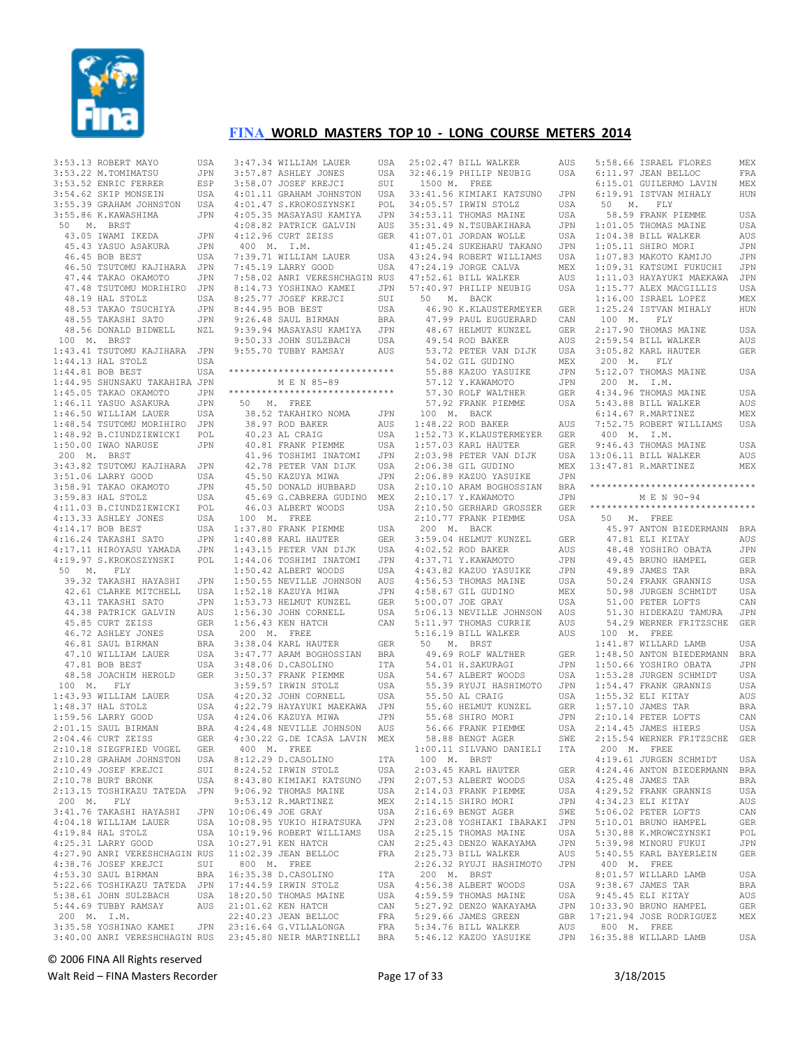# FINA WORLD MASTERS TOP 10 - LONG COURSE METERS 2014

```
3:53.13 ROBERT MAYO           USA
3:53.22 M.TOMIMATSU           JPN
3:53.52 ENRIC FERRER          ESP
3:54.62 SKIP MONSEIN          USA
3:55.39 GRAHAM JOHNSTON       USA
3:55.86 K.KAWASHIMA           JPN
 50   M.  BRST
  43.05 IWAMI IKEDA           JPN
  45.43 YASUO ASAKURA         JPN
  46.45 BOB BEST              USA
  46.50 TSUTOMU KAJIHARA      JPN
  47.44 TAKAO OKAMOTO         JPN
  47.48 TSUTOMU MORIHIRO      JPN
  48.19 HAL STOLZ             USA
  48.53 TAKAO TSUCHIYA        JPN
  48.55 TAKASHI SATO          JPN
  48.56 DONALD BIDWELL        NZL
 100  M.  BRST
1:43.41 TSUTOMU KAJIHARA      JPN
1:44.13 HAL STOLZ             USA
1:44.81 BOB BEST              USA
1:44.95 SHUNSAKU TAKAHIRA     JPN
1:45.05 TAKAO OKAMOTO         JPN
1:46.11 YASUO ASAKURA         JPN
1:46.50 WILLIAM LAUER         USA
1:48.54 TSUTOMU MORIHIRO      JPN
1:48.92 B.CIUNDZIEWICKI       POL
1:50.00 IWAO NARUSE           JPN
 200  M.  BRST
3:43.82 TSUTOMU KAJIHARA      JPN
3:51.06 LARRY GOOD            USA
3:58.91 TAKAO OKAMOTO         JPN
3:59.83 HAL STOLZ             USA
4:11.03 B.CIUNDZIEWICKI       POL
4:13.33 ASHLEY JONES          USA
4:14.17 BOB BEST              USA
4:16.24 TAKASHI SATO          JPN
4:17.11 HIROYASU YAMADA       JPN
4:19.97 S.KROKOSZYNSKI        POL
 50   M.  FLY
  39.32 TAKASHI HAYASHI       JPN
  42.61 CLARKE MITCHELL       USA
  43.11 TAKASHI SATO          JPN
  44.38 PATRICK GALVIN        AUS
  45.85 CURT ZEISS            GER
  46.72 ASHLEY JONES          USA
  46.81 SAUL BIRMAN           BRA
  47.10 WILLIAM LAUER         USA
  47.81 BOB BEST              USA
  48.58 JOACHIM HEROLD        GER
 100  M.  FLY
1:43.93 WILLIAM LAUER         USA
1:48.37 HAL STOLZ             USA
1:59.56 LARRY GOOD            USA
2:01.15 SAUL BIRMAN           BRA
2:04.46 CURT ZEISS            GER
2:10.18 SIEGFRIED VOGEL       GER
2:10.28 GRAHAM JOHNSTON       USA
2:10.49 JOSEF KREJCI          SUI
2:10.78 BURT BRONK            USA
2:13.15 TOSHIKAZU TATEDA      JPN
 200  M.  FLY
3:41.76 TAKASHI HAYASHI       JPN
4:04.18 WILLIAM LAUER         USA
4:19.84 HAL STOLZ             USA
4:25.31 LARRY GOOD            USA
4:27.90 ANRI VERESHCHAGIN     RUS
4:38.76 JOSEF KREJCI          SUI
4:53.30 SAUL BIRMAN           BRA
5:22.66 TOSHIKAZU TATEDA      JPN
5:38.61 JOHN SULZBACH         USA
5:44.69 TUBBY RAMSAY          AUS
 200  M.  I.M.
3:35.58 YOSHINAO KAMEI        JPN
3:40.00 ANRI VERESHCHAGIN     RUS
3:47.34 WILLIAM LAUER         USA
3:57.87 ASHLEY JONES          USA
3:58.07 JOSEF KREJCI          SUI
4:01.11 GRAHAM JOHNSTON       USA
4:01.47 S.KROKOSZYNSKI        POL
4:05.35 MASAYASU KAMIYA       JPN
4:08.82 PATRICK GALVIN        AUS
4:12.96 CURT ZEISS            GER
 400  M.  I.M.
7:39.71 WILLIAM LAUER         USA
7:45.19 LARRY GOOD            USA
7:58.02 ANRI VERESHCHAGIN     RUS
8:14.73 YOSHINAO KAMEI        JPN
8:25.77 JOSEF KREJCI          SUI
8:44.95 BOB BEST              USA
9:26.48 SAUL BIRMAN           BRA
9:39.94 MASAYASU KAMIYA       JPN
9:50.33 JOHN SULZBACH         USA
9:55.70 TUBBY RAMSAY          AUS

******************************
         M E N  85-89
******************************
 50   M.  FREE
  38.52 TAKAHIKO NOMA         JPN
  38.97 ROD BAKER             AUS
  40.23 AL CRAIG              USA
  40.81 FRANK PIEMME          USA
  41.96 TOSHIMI INATOMI       JPN
  42.78 PETER VAN DIJK        USA
  45.50 KAZUYA MIWA           JPN
  45.50 DONALD HUBBARD        USA
  45.69 G.CABRERA GUDINO      MEX
  46.03 ALBERT WOODS          USA
 100  M.  FREE
1:37.80 FRANK PIEMME          USA
1:40.88 KARL HAUTER           GER
1:43.15 PETER VAN DIJK        USA
1:44.06 TOSHIMI INATOMI       JPN
1:50.42 ALBERT WOODS          USA
1:50.55 NEVILLE JOHNSON       AUS
1:52.18 KAZUYA MIWA           JPN
1:53.73 HELMUT KUNZEL         GER
1:56.30 JOHN CORNELL          USA
1:56.43 KEN HATCH             CAN
 200  M.  FREE
3:38.04 KARL HAUTER           GER
3:47.77 ARAM BOGHOSSIAN       BRA
3:48.06 D.CASOLINO            ITA
3:50.37 FRANK PIEMME          USA
3:59.57 IRWIN STOLZ           USA
4:20.32 JOHN CORNELL          USA
4:22.79 HAYAYUKI MAEKAWA      JPN
4:24.06 KAZUYA MIWA           JPN
4:24.48 NEVILLE JOHNSON       AUS
4:30.22 G.DE ICASA LAVIN      MEX
 400  M.  FREE
8:12.29 D.CASOLINO            ITA
8:24.52 IRWIN STOLZ           USA
8:43.80 KIMIAKI KATSUNO       JPN
9:06.92 THOMAS MAINE          USA
9:53.12 R.MARTINEZ            MEX
10:06.49 JOE GRAY             USA
10:08.95 YUKIO HIRATSUKA      JPN
10:19.96 ROBERT WILLIAMS      USA
10:27.91 KEN HATCH            CAN
11:02.39 JEAN BELLOC          FRA
 800  M.  FREE
16:35.38 D.CASOLINO           ITA
17:44.69 IRWIN STOLZ          USA
18:20.50 THOMAS MAINE         USA
21:01.62 KEN HATCH            CAN
22:40.23 JEAN BELLOC          FRA
23:16.64 G.VILLALONGA         FRA
23:45.80 NEIR MARTINELLI      BRA
25:02.47 BILL WALKER          AUS
32:46.19 PHILIP NEUBIG        USA
 1500 M.  FREE
33:41.56 KIMIAKI KATSUNO      JPN
34:05.57 IRWIN STOLZ          USA
34:53.11 THOMAS MAINE         USA
35:31.49 N.TSUBAKIHARA        JPN
41:07.01 JORDAN WOLLE         USA
41:45.24 SUKEHARU TAKANO      JPN
43:24.94 ROBERT WILLIAMS      USA
47:24.19 JORGE CALVA          MEX
47:52.61 BILL WALKER          AUS
57:40.97 PHILIP NEUBIG        USA
 50   M.  BACK
  46.90 K.KLAUSTERMEYER       GER
  47.99 PAUL EUGUERARD        CAN
  48.67 HELMUT KUNZEL         GER
  49.54 ROD BAKER             AUS
  53.72 PETER VAN DIJK        USA
  54.02 GIL GUDINO            MEX
  55.88 KAZUO YASUIKE         JPN
  57.12 Y.KAWAMOTO            JPN
  57.30 ROLF WALTHER          GER
  57.92 FRANK PIEMME          USA
 100  M.  BACK
1:48.22 ROD BAKER             AUS
1:52.73 K.KLAUSTERMEYER       GER
1:57.03 KARL HAUTER           GER
2:03.98 PETER VAN DIJK        USA
2:06.38 GIL GUDINO            MEX
2:06.89 KAZUO YASUIKE         JPN
2:10.10 ARAM BOGHOSSIAN       BRA
2:10.17 Y.KAWAMOTO            JPN
2:10.50 GERHARD GROSSER       GER
2:10.77 FRANK PIEMME          USA
 200  M.  BACK
3:59.04 HELMUT KUNZEL         GER
4:02.52 ROD BAKER             AUS
4:37.71 Y.KAWAMOTO            JPN
4:43.82 KAZUO YASUIKE         JPN
4:56.53 THOMAS MAINE          USA
4:58.67 GIL GUDINO            MEX
5:00.07 JOE GRAY              USA
5:06.13 NEVILLE JOHNSON       AUS
5:11.97 THOMAS CURRIE         AUS
5:16.19 BILL WALKER           AUS
 50   M.  BRST
  49.69 ROLF WALTHER          GER
  54.01 H.SAKURAGI            JPN
  54.67 ALBERT WOODS          USA
  55.39 RYUJI HASHIMOTO       JPN
  55.50 AL CRAIG              USA
  55.60 HELMUT KUNZEL         GER
  55.68 SHIRO MORI            JPN
  56.66 FRANK PIEMME          USA
  58.88 BENGT AGER            SWE
1:00.11 SILVANO DANIELI       ITA
 100  M.  BRST
2:03.45 KARL HAUTER           GER
2:07.53 ALBERT WOODS          USA
2:14.03 FRANK PIEMME          USA
2:14.15 SHIRO MORI            JPN
2:16.69 BENGT AGER            SWE
2:23.08 YOSHIAKI IBARAKI      JPN
2:25.15 THOMAS MAINE          USA
2:25.43 DENZO WAKAYAMA        JPN
2:25.73 BILL WALKER           AUS
2:26.32 RYUJI HASHIMOTO       JPN
 200  M.  BRST
4:56.38 ALBERT WOODS          USA
4:59.59 THOMAS MAINE          USA
5:27.92 DENZO WAKAYAMA        JPN
5:29.66 JAMES GREEN           GBR
5:34.76 BILL WALKER           AUS
5:46.12 KAZUO YASUIKE         JPN
5:58.66 ISRAEL FLORES         MEX
6:11.97 JEAN BELLOC           FRA
6:15.01 GUILERMO LAVIN        MEX
6:19.91 ISTVAN MIHALY         HUN
 50   M.  FLY
  58.59 FRANK PIEMME          USA
1:01.05 THOMAS MAINE          USA
1:04.38 BILL WALKER           AUS
1:05.11 SHIRO MORI            JPN
1:07.83 MAKOTO KAMIJO         JPN
1:09.31 KATSUMI FUKUCHI       JPN
1:11.03 HAYAYUKI MAEKAWA      JPN
1:15.77 ALEX MACGILLIS        USA
1:16.00 ISRAEL LOPEZ          MEX
1:25.24 ISTVAN MIHALY         HUN
 100  M.  FLY
2:17.90 THOMAS MAINE          USA
2:59.54 BILL WALKER           AUS
3:05.82 KARL HAUTER           GER
 200  M.  FLY
5:12.07 THOMAS MAINE          USA
 200  M.  I.M.
4:34.96 THOMAS MAINE          USA
5:43.88 BILL WALKER           AUS
6:14.67 R.MARTINEZ            MEX
7:52.75 ROBERT WILLIAMS       USA
 400  M.  I.M.
9:46.43 THOMAS MAINE          USA
13:06.11 BILL WALKER          AUS
13:47.81 R.MARTINEZ           MEX

******************************
         M E N  90-94
******************************
 50   M.  FREE
  45.97 ANTON BIEDERMANN      BRA
  47.81 ELI KITAY             AUS
  48.48 YOSHIRO OBATA         JPN
  49.45 BRUNO HAMPEL          GER
  49.89 JAMES TAR             BRA
  50.24 FRANK GRANNIS         USA
  50.98 JURGEN SCHMIDT        USA
  51.00 PETER LOFTS           CAN
  51.30 HIDEKAZU TAMURA       JPN
  54.29 WERNER FRITZSCHE      GER
 100  M.  FREE
1:41.87 WILLARD LAMB          USA
1:48.50 ANTON BIEDERMANN      BRA
1:50.66 YOSHIRO OBATA         JPN
1:53.28 JURGEN SCHMIDT        USA
1:54.47 FRANK GRANNIS         USA
1:55.32 ELI KITAY             AUS
1:57.10 JAMES TAR             BRA
2:10.14 PETER LOFTS           CAN
2:14.45 JAMES HIERS           USA
2:15.54 WERNER FRITZSCHE      GER
 200  M.  FREE
4:19.61 JURGEN SCHMIDT        USA
4:24.46 ANTON BIEDERMANN      BRA
4:25.48 JAMES TAR             BRA
4:29.52 FRANK GRANNIS         USA
4:34.23 ELI KITAY             AUS
5:06.02 PETER LOFTS           CAN
5:10.01 BRUNO HAMPEL          GER
5:30.88 K.MROWCZYNSKI         POL
5:39.98 MINORU FUKUI          JPN
5:40.55 KARL BAYERLEIN        GER
 400  M.  FREE
8:01.57 WILLARD LAMB          USA
9:38.67 JAMES TAR             BRA
9:45.45 ELI KITAY             AUS
10:33.90 BRUNO HAMPEL         GER
17:21.94 JOSE RODRIGUEZ       MEX
 800  M.  FREE
16:35.88 WILLARD LAMB         USA
```

© 2006 FINA All Rights reserved

Walt Reid – FINA Masters Recorder    3/18/2015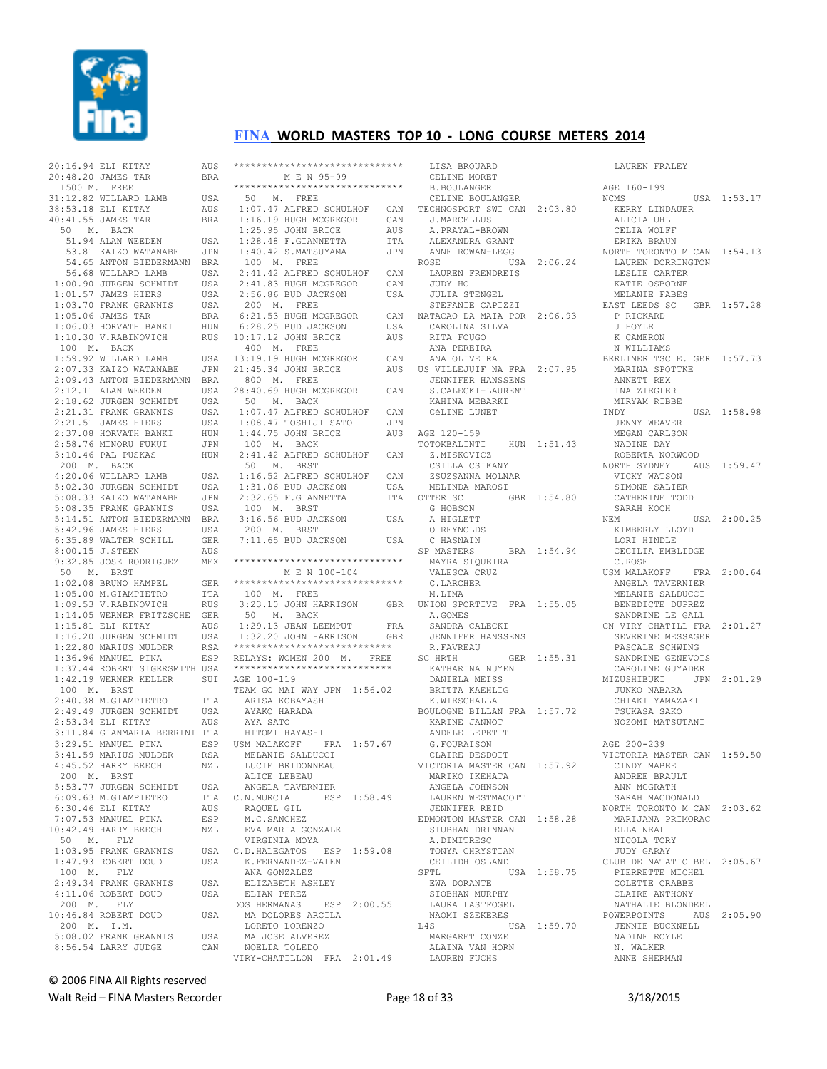# FINA WORLD MASTERS TOP 10 - LONG COURSE METERS 2014

```
20:16.94 ELI KITAY          AUS
20:48.20 JAMES TAR          BRA
 1500 M.  FREE
31:12.82 WILLARD LAMB       USA
38:53.18 ELI KITAY          AUS
40:41.55 JAMES TAR          BRA
  50   M.  BACK
   51.94 ALAN WEEDEN        USA
   53.81 KAIZO WATANABE     JPN
   54.65 ANTON BIEDERMANN   BRA
   56.68 WILLARD LAMB       USA
1:00.90 JURGEN SCHMIDT      USA
1:01.57 JAMES HIERS         USA
1:03.70 FRANK GRANNIS       USA
1:05.06 JAMES TAR           BRA
1:06.03 HORVATH BANKI       HUN
1:10.30 V.RABINOVICH        RUS
 100  M.  BACK
1:59.92 WILLARD LAMB        USA
2:07.33 KAIZO WATANABE      JPN
2:09.43 ANTON BIEDERMANN    BRA
2:12.11 ALAN WEEDEN         USA
2:18.62 JURGEN SCHMIDT      USA
2:21.31 FRANK GRANNIS       USA
2:21.51 JAMES HIERS         USA
2:37.08 HORVATH BANKI       HUN
2:58.76 MINORU FUKUI        JPN
3:10.46 PAL PUSKAS          HUN
 200  M.  BACK
4:20.06 WILLARD LAMB        USA
5:02.30 JURGEN SCHMIDT      USA
5:08.33 KAIZO WATANABE      JPN
5:08.35 FRANK GRANNIS       USA
5:14.51 ANTON BIEDERMANN    BRA
5:42.96 JAMES HIERS         USA
6:35.89 WALTER SCHILL       GER
8:00.15 J.STEEN             AUS
9:32.85 JOSE RODRIGUEZ      MEX
  50  M.  BRST
1:02.08 BRUNO HAMPEL        GER
1:05.00 M.GIAMPIETRO        ITA
1:09.53 V.RABINOVICH        RUS
1:14.05 WERNER FRITZSCHE    GER
1:15.81 ELI KITAY           AUS
1:16.20 JURGEN SCHMIDT      USA
1:22.80 MARIUS MULDER       RSA
1:36.96 MANUEL PINA         ESP
1:37.44 ROBERT SIGERSMITH   USA
1:42.19 WERNER KELLER       SUI
 100  M.  BRST
2:40.38 M.GIAMPIETRO        ITA
2:49.49 JURGEN SCHMIDT      USA
2:53.34 ELI KITAY           AUS
3:11.84 GIANMARIA BERRINI   ITA
3:29.51 MANUEL PINA         ESP
3:41.59 MARIUS MULDER       RSA
4:45.52 HARRY BEECH         NZL
 200  M.  BRST
5:53.77 JURGEN SCHMIDT      USA
6:09.63 M.GIAMPIETRO        ITA
6:30.46 ELI KITAY           AUS
7:07.53 MANUEL PINA         ESP
10:42.49 HARRY BEECH        NZL
  50  M.  FLY
1:03.95 FRANK GRANNIS       USA
1:47.93 ROBERT DOUD         USA
 100  M.  FLY
2:49.34 FRANK GRANNIS       USA
4:11.06 ROBERT DOUD         USA
 200  M.  FLY
10:46.84 ROBERT DOUD        USA
 200  M.  I.M.
5:08.02 FRANK GRANNIS       USA
8:56.54 LARRY JUDGE         CAN

******************************
        M E N 95-99
******************************
  50  M.  FREE
 1:07.47 ALFRED SCHULHOF    CAN
 1:16.19 HUGH MCGREGOR      CAN
 1:25.95 JOHN BRICE         AUS
 1:28.48 F.GIANNETTA        ITA
 1:40.42 S.MATSUYAMA        JPN
  100  M.  FREE
 2:41.42 ALFRED SCHULHOF    CAN
 2:41.83 HUGH MCGREGOR      CAN
 2:56.86 BUD JACKSON        USA
  200  M.  FREE
 6:21.53 HUGH MCGREGOR      CAN
 6:28.25 BUD JACKSON        USA
10:17.12 JOHN BRICE         AUS
  400  M.  FREE
13:19.19 HUGH MCGREGOR      CAN
21:45.34 JOHN BRICE         AUS
  800  M.  FREE
28:40.69 HUGH MCGREGOR      CAN
  50  M.  BACK
 1:07.47 ALFRED SCHULHOF    CAN
 1:08.47 TOSHIJI SATO       JPN
 1:44.75 JOHN BRICE         AUS
  100  M.  BACK
 2:41.42 ALFRED SCHULHOF    CAN
  50  M.  BRST
 1:16.52 ALFRED SCHULHOF    CAN
 1:31.06 BUD JACKSON        USA
 2:32.65 F.GIANNETTA        ITA
  100  M.  BRST
 3:16.56 BUD JACKSON        USA
  200  M.  BRST
 7:11.65 BUD JACKSON        USA

******************************
        M E N 100-104
******************************
  100  M.  FREE
 3:23.10 JOHN HARRISON      GBR
  50  M.  BACK
 1:29.13 JEAN LEEMPUT       FRA
 1:32.20 JOHN HARRISON      GBR
****************************
RELAYS: WOMEN 200  M.  FREE
****************************
AGE 100-119
TEAM GO MAI WAY JPN 1:56.02
  ARISA KOBAYASHI
  AYAKO HARADA
  AYA SATO
  HITOMI HAYASHI
USM MALAKOFF    FRA  1:57.67
  MELANIE SALDUCCI
  LUCIE BRIDONNEAU
  ALICE LEBEAU
  ANGELA TAVERNIER
C.N.MURCIA      ESP  1:58.49
  RAQUEL GIL
  M.C.SANCHEZ
  EVA MARIA GONZALE
  VIRGINIA MOYA
C.D.HALEGATOS   ESP  1:59.08
  K.FERNANDEZ-VALEN
  ANA GONZALEZ
  ELIZABETH ASHLEY
  ELIAN PEREZ
DOS HERMANAS    ESP  2:00.55
  MA DOLORES ARCILA
  LORETO LORENZO
  MA JOSE ALVEREZ
  NOELIA TOLEDO
VIRY-CHATILLON  FRA  2:01.49
  LISA BROUARD
  CELINE MORET
  B.BOULANGER
  CELINE BOULANGER
TECHNOSPORT SWI CAN 2:03.80
  J.MARCELLUS
  A.PRAYAL-BROWN
  ALEXANDRA GRANT
  ANNE ROWAN-LEGG
ROSE            USA  2:06.24
  LAUREN FRENDREIS
  JUDY HO
  JULIA STENGEL
  STEFANIE CAPIZZI
NATACAO DA MAIA POR 2:06.93
  CAROLINA SILVA
  RITA FOUGO
  ANA PEREIRA
  ANA OLIVEIRA
US VILLEJUIF NA FRA 2:07.95
  JENNIFER HANSSENS
  S.CALECKI-LAURENT
  KAHINA MEBARKI
  CéLINE LUNET

AGE 120-159
TOTOKBALINTI    HUN  1:51.43
  Z.MISKOVICZ
  CSILLA CSIKANY
  ZSUZSANNA MOLNAR
  MELINDA MAROSI
OTTER SC        GBR  1:54.80
  G HOBSON
  A HIGLETT
  O REYNOLDS
  C HASNAIN
SP MASTERS      BRA  1:54.94
  MAYRA SIQUEIRA
  VALESCA CRUZ
  C.LARCHER
  M.LIMA
UNION SPORTIVE  FRA  1:55.05
  A.GOMES
  SANDRA CALECKI
  JENNIFER HANSSENS
  R.FAVREAU
SC HRTH         GER  1:55.31
  KATHARINA NUYEN
  DANIELA MEISS
  BRITTA KAEHLIG
  K.WIESCHALLA
BOULOGNE BILLAN FRA 1:57.72
  KARINE JANNOT
  ANDELE LEPETIT
  G.FOURAISON
  CLAIRE DESDOIT
VICTORIA MASTER CAN 1:57.92
  MARIKO IKEHATA
  ANGELA JOHNSON
  LAUREN WESTMACOTT
  JENNIFER REID
EDMONTON MASTER CAN 1:58.28
  SIUBHAN DRINNAN
  A.DIMITRESC
  TONYA CHRYSTIAN
  CEILIDH OSLAND
SFTL            USA  1:58.75
  EWA DORANTE
  SIOBHAN MURPHY
  LAURA LASTFOGEL
  NAOMI SZEKERES
L4S             USA  1:59.70
  MARGARET CONZE
  ALAINA VAN HORN
  LAUREN FUCHS
  LAUREN FRALEY

AGE 160-199
NCMS            USA  1:53.17
  KERRY LINDAUER
  ALICIA UHL
  CELIA WOLFF
  ERIKA BRAUN
NORTH TORONTO M CAN 1:54.13
  LAUREN DORRINGTON
  LESLIE CARTER
  KATIE OSBORNE
  MELANIE FABES
EAST LEEDS SC   GBR  1:57.28
  P RICKARD
  J HOYLE
  K CAMERON
  N WILLIAMS
BERLINER TSC E. GER 1:57.73
  MARINA SPOTTKE
  ANNETT REX
  INA ZIEGLER
  MIRYAM RIBBE
INDY            USA  1:58.98
  JENNY WEAVER
  MEGAN CARLSON
  NADINE DAY
  ROBERTA NORWOOD
NORTH SYDNEY    AUS  1:59.47
  VICKY WATSON
  SIMONE SALIER
  CATHERINE TODD
  SARAH KOCH
NEM             USA  2:00.25
  KIMBERLY LLOYD
  LORI HINDLE
  CECILIA EMBLIDGE
  C.ROSE
USM MALAKOFF    FRA  2:00.64
  ANGELA TAVERNIER
  MELANIE SALDUCCI
  BENEDICTE DUPREZ
  SANDRINE LE GALL
CN VIRY CHATILL FRA 2:01.27
  SEVERINE MESSAGER
  PASCALE SCHWING
  SANDRINE GENEVOIS
  CAROLINE GUYADER
MIZUSHIBUKI     JPN  2:01.29
  JUNKO NABARA
  CHIAKI YAMAZAKI
  TSUKASA SAKO
  NOZOMI MATSUTANI

AGE 200-239
VICTORIA MASTER CAN 1:59.50
  CINDY MABEE
  ANDREE BRAULT
  ANN MCGRATH
  SARAH MACDONALD
NORTH TORONTO M CAN 2:03.62
  MARIJANA PRIMORAC
  ELLA NEAL
  NICOLA TORY
  JUDY GARAY
CLUB DE NATATIO BEL 2:05.67
  PIERRETTE MICHEL
  COLETTE CRABBE
  CLAIRE ANTHONY
  NATHALIE BLONDEEL
POWERPOINTS     AUS  2:05.90
  JENNIE BUCKNELL
  NADINE ROYLE
  N. WALKER
  ANNE SHERMAN
```

© 2006 FINA All Rights reserved

Walt Reid – FINA Masters Recorder    3/18/2015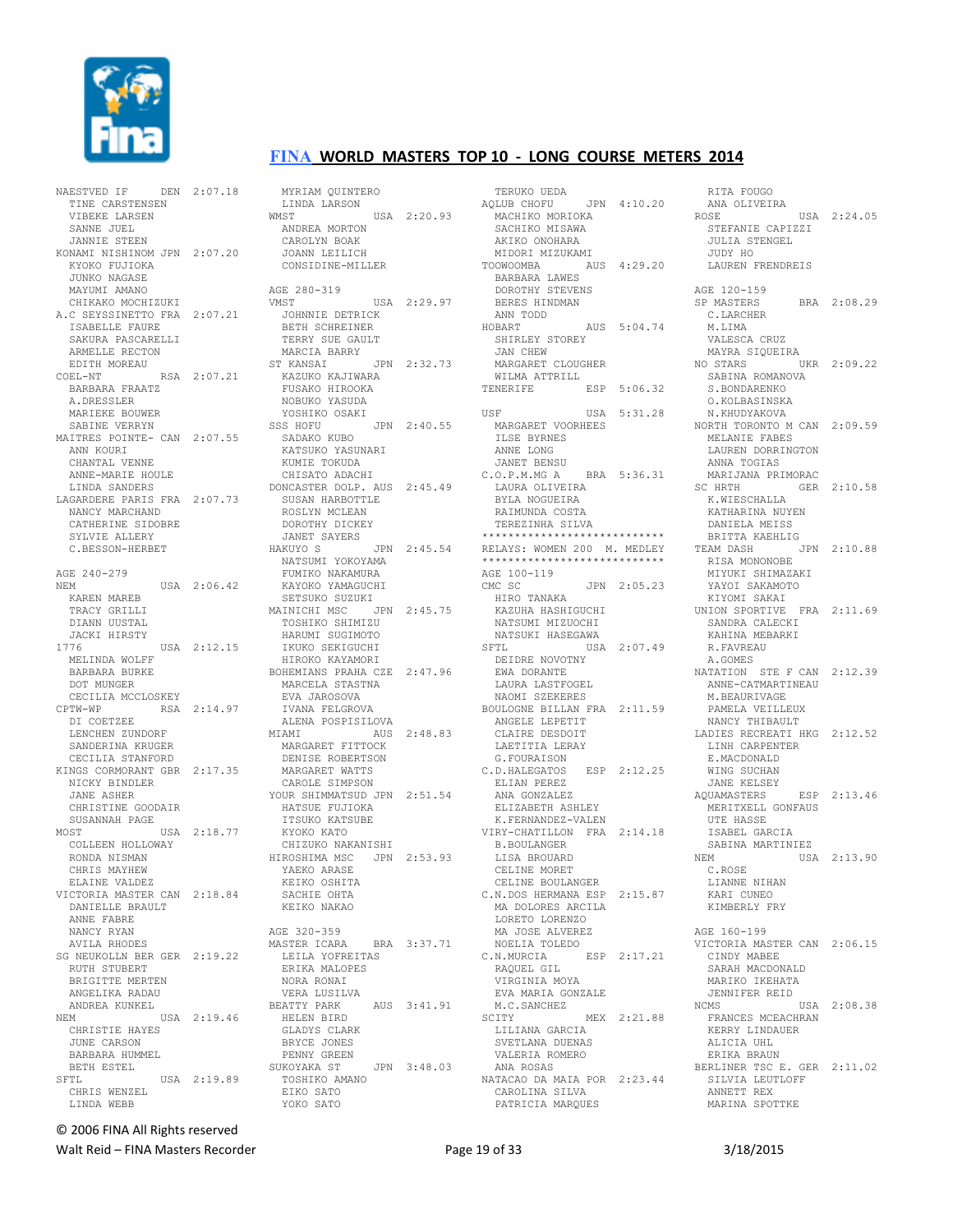# FINA WORLD MASTERS TOP 10 - LONG COURSE METERS 2014

```
NAESTVED IF      DEN  2:07.18
  TINE CARSTENSEN
  VIBEKE LARSEN
  SANNE JUEL
  JANNIE STEEN
KONAMI NISHINOM JPN  2:07.20
  KYOKO FUJIOKA
  JUNKO NAGASE
  MAYUMI AMANO
  CHIKAKO MOCHIZUKI
A.C SEYSSINETTO FRA  2:07.21
  ISABELLE FAURE
  SAKURA PASCARELLI
  ARMELLE RECTON
  EDITH MOREAU
COEL-NT          RSA  2:07.21
  BARBARA FRAATZ
  A.DRESSLER
  MARIEKE BOUWER
  SABINE VERRYN
MAITRES POINTE- CAN  2:07.55
  ANN KOURI
  CHANTAL VENNE
  ANNE-MARIE HOULE
  LINDA SANDERS
LAGARDERE PARIS FRA  2:07.73
  NANCY MARCHAND
  CATHERINE SIDOBRE
  SYLVIE ALLERY
  C.BESSON-HERBET

AGE 240-279
NEM              USA  2:06.42
  KAREN MAREB
  TRACY GRILLI
  DIANN UUSTAL
  JACKI HIRSTY
1776             USA  2:12.15
  MELINDA WOLFF
  BARBARA BURKE
  DOT MUNGER
  CECILIA MCCLOSKEY
CPTW-WP          RSA  2:14.97
  DI COETZEE
  LENCHEN ZUNDORF
  SANDERINA KRUGER
  CECILIA STANFORD
KINGS CORMORANT GBR  2:17.35
  NICKY BINDLER
  JANE ASHER
  CHRISTINE GOODAIR
  SUSANNAH PAGE
MOST             USA  2:18.77
  COLLEEN HOLLOWAY
  RONDA NISMAN
  CHRIS MAYHEW
  ELAINE VALDEZ
VICTORIA MASTER CAN  2:18.84
  DANIELLE BRAULT
  ANNE FABRE
  NANCY RYAN
  AVILA RHODES
SG NEUKOLLN BER GER  2:19.22
  RUTH STUBERT
  BRIGITTE MERTEN
  ANGELIKA RADAU
  ANDREA KUNKEL
NEM              USA  2:19.46
  CHRISTIE HAYES
  JUNE CARSON
  BARBARA HUMMEL
  BETH ESTEL
SFTL             USA  2:19.89
  CHRIS WENZEL
  LINDA WEBB
  MYRIAM QUINTERO
  LINDA LARSON
WMST             USA  2:20.93
  ANDREA MORTON
  CAROLYN BOAK
  JOANN LEILICH
  CONSIDINE-MILLER

AGE 280-319
VMST             USA  2:29.97
  JOHNNIE DETRICK
  BETH SCHREINER
  TERRY SUE GAULT
  MARCIA BARRY
ST KANSAI        JPN  2:32.73
  KAZUKO KAJIWARA
  FUSAKO HIROOKA
  NOBUKO YASUDA
  YOSHIKO OSAKI
SSS HOFU         JPN  2:40.55
  SADAKO KUBO
  KATSUKO YASUNARI
  KUMIE TOKUDA
  CHISATO ADACHI
DONCASTER DOLP. AUS  2:45.49
  SUSAN HARBOTTLE
  ROSLYN MCLEAN
  DOROTHY DICKEY
  JANET SAYERS
HAKUYO S         JPN  2:45.54
  NATSUMI YOKOYAMA
  FUMIKO NAKAMURA
  KAYOKO YAMAGUCHI
  SETSUKO SUZUKI
MAINICHI MSC     JPN  2:45.75
  TOSHIKO SHIMIZU
  HARUMI SUGIMOTO
  IKUKO SEKIGUCHI
  HIROKO KAYAMORI
BOHEMIANS PRAHA CZE  2:47.96
  MARCELA STASTNA
  EVA JAROSOVA
  IVANA FELGROVA
  ALENA POSPISILOVA
MIAMI            AUS  2:48.83
  MARGARET FITTOCK
  DENISE ROBERTSON
  MARGARET WATTS
  CAROLE SIMPSON
YOUR SHIMMATSUD JPN  2:51.54
  HATSUE FUJIOKA
  ITSUKO KATSUBE
  KYOKO KATO
  CHIZUKO NAKANISHI
HIROSHIMA MSC    JPN  2:53.93
  YAEKO ARASE
  KEIKO OSHITA
  SACHIE OHTA
  KEIKO NAKAO

AGE 320-359
MASTER ICARA     BRA  3:37.71
  LEILA YOFREITAS
  ERIKA MALOPES
  NORA RONAI
  VERA LUSILVA
BEATTY PARK      AUS  3:41.91
  HELEN BIRD
  GLADYS CLARK
  BRYCE JONES
  PENNY GREEN
SUKOYAKA ST      JPN  3:48.03
  TOSHIKO AMANO
  EIKO SATO
  YOKO SATO
  TERUKO UEDA
AQLUB CHOFU      JPN  4:10.20
  MACHIKO MORIOKA
  SACHIKO MISAWA
  AKIKO ONOHARA
  MIDORI MIZUKAMI
TOOWOOMBA        AUS  4:29.20
  BARBARA LAWES
  DOROTHY STEVENS
  BERES HINDMAN
  ANN TODD
HOBART           AUS  5:04.74
  SHIRLEY STOREY
  JAN CHEW
  MARGARET CLOUGHER
  WILMA ATTRILL
TENERIFE         ESP  5:06.32

USF              USA  5:31.28
  MARGARET VOORHEES
  ILSE BYRNES
  ANNE LONG
  JANET BENSU
C.O.P.M.MG A     BRA  5:36.31
  LAURA OLIVEIRA
  BYLA NOGUEIRA
  RAIMUNDA COSTA
  TEREZINHA SILVA
****************************
RELAYS: WOMEN 200  M. MEDLEY
****************************
AGE 100-119
CMC SC           JPN  2:05.23
  HIRO TANAKA
  KAZUHA HASHIGUCHI
  NATSUMI MIZUOCHI
  NATSUKI HASEGAWA
SFTL             USA  2:07.49
  DEIDRE NOVOTNY
  EWA DORANTE
  LAURA LASTFOGEL
  NAOMI SZEKERES
BOULOGNE BILLAN FRA  2:11.59
  ANGELE LEPETIT
  CLAIRE DESDOIT
  LAETITIA LERAY
  G.FOURAISON
C.D.HALEGATOS    ESP  2:12.25
  ELIAN PEREZ
  ANA GONZALEZ
  ELIZABETH ASHLEY
  K.FERNANDEZ-VALEN
VIRY-CHATILLON  FRA  2:14.18
  B.BOULANGER
  LISA BROUARD
  CELINE MORET
  CELINE BOULANGER
C.N.DOS HERMANA ESP  2:15.87
  MA DOLORES ARCILA
  LORETO LORENZO
  MA JOSE ALVEREZ
  NOELIA TOLEDO
C.N.MURCIA       ESP  2:17.21
  RAQUEL GIL
  VIRGINIA MOYA
  EVA MARIA GONZALE
  M.C.SANCHEZ
SCITY            MEX  2:21.88
  LILIANA GARCIA
  SVETLANA DUENAS
  VALERIA ROMERO
  ANA ROSAS
NATACAO DA MAIA POR  2:23.44
  CAROLINA SILVA
  PATRICIA MARQUES
  RITA FOUGO
  ANA OLIVEIRA
ROSE             USA  2:24.05
  STEFANIE CAPIZZI
  JULIA STENGEL
  JUDY HO
  LAUREN FRENDREIS

AGE 120-159
SP MASTERS       BRA  2:08.29
  C.LARCHER
  M.LIMA
  VALESCA CRUZ
  MAYRA SIQUEIRA
NO STARS         UKR  2:09.22
  SABINA ROMANOVA
  S.BONDARENKO
  O.KOLBASINSKA
  N.KHUDYAKOVA
NORTH TORONTO M CAN  2:09.59
  MELANIE FABES
  LAUREN DORRINGTON
  ANNA TOGIAS
  MARIJANA PRIMORAC
SC HRTH          GER  2:10.58
  K.WIESCHALLA
  KATHARINA NUYEN
  DANIELA MEISS
  BRITTA KAEHLIG
TEAM DASH        JPN  2:10.88
  RISA MONONOBE
  MIYUKI SHIMAZAKI
  YAYOI SAKAMOTO
  KIYOMI SAKAI
UNION SPORTIVE  FRA  2:11.69
  SANDRA CALECKI
  KAHINA MEBARKI
  R.FAVREAU
  A.GOMES
NATATION  STE F CAN  2:12.39
  ANNE-CATMARTINEAU
  M.BEAURIVAGE
  PAMELA VEILLEUX
  NANCY THIBAULT
LADIES RECREATI HKG  2:12.52
  LINH CARPENTER
  E.MACDONALD
  WING SUCHAN
  JANE KELSEY
AQUAMASTERS      ESP  2:13.46
  MERITXELL GONFAUS
  UTE HASSE
  ISABEL GARCIA
  SABINA MARTINIEZ
NEM              USA  2:13.90
  C.ROSE
  LIANNE NIHAN
  KARI CUNEO
  KIMBERLY FRY

AGE 160-199
VICTORIA MASTER CAN  2:06.15
  CINDY MABEE
  SARAH MACDONALD
  MARIKO IKEHATA
  JENNIFER REID
NCMS             USA  2:08.38
  FRANCES MCEACHRAN
  KERRY LINDAUER
  ALICIA UHL
  ERIKA BRAUN
BERLINER TSC E. GER  2:11.02
  SILVIA LEUTLOFF
  ANNETT REX
  MARINA SPOTTKE
```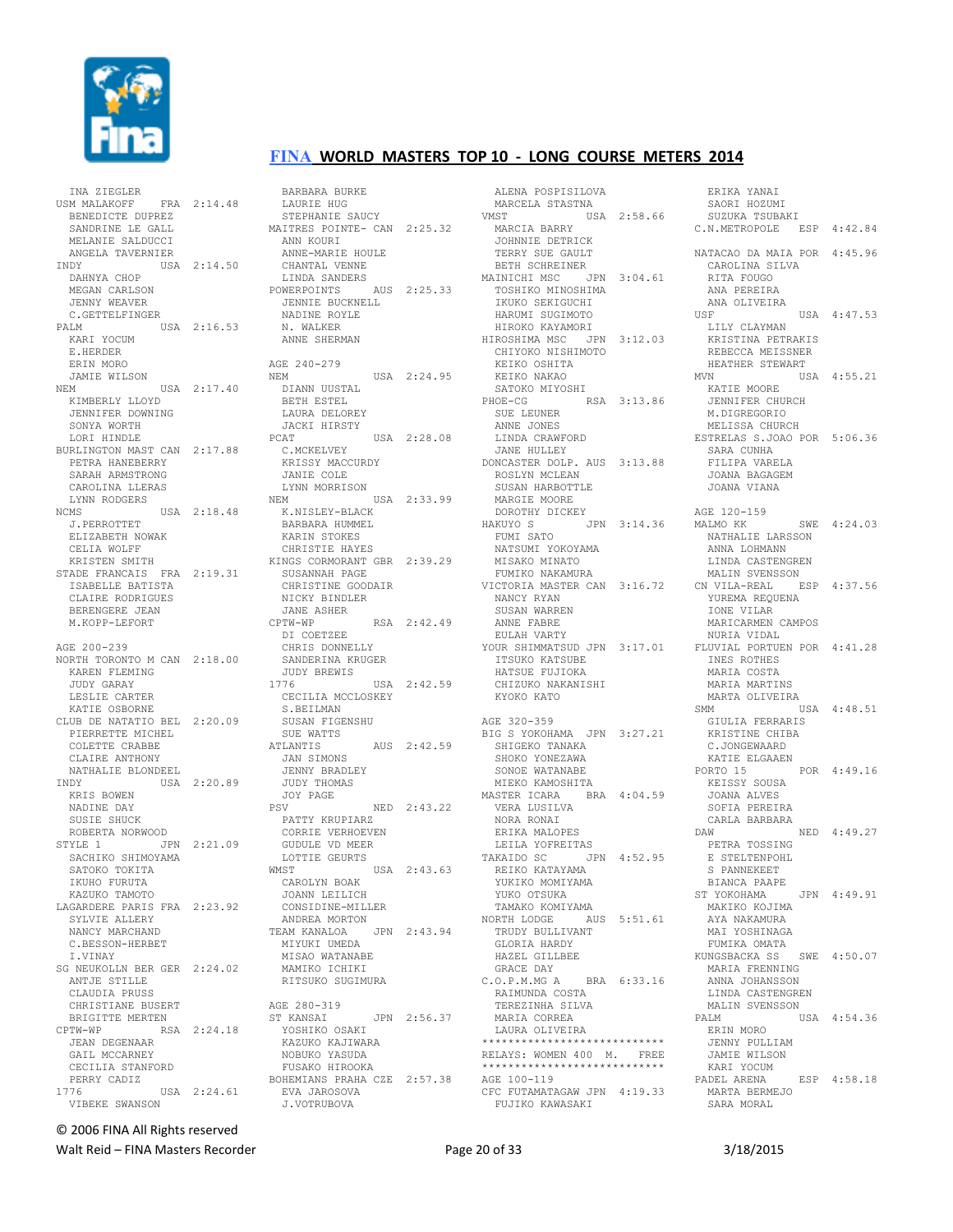# FINA WORLD MASTERS TOP 10 - LONG COURSE METERS 2014

```
INA ZIEGLER
USM MALAKOFF    FRA  2:14.48
  BENEDICTE DUPREZ
  SANDRINE LE GALL
  MELANIE SALDUCCI
  ANGELA TAVERNIER
INDY            USA  2:14.50
  DAHNYA CHOP
  MEGAN CARLSON
  JENNY WEAVER
  C.GETTELFINGER
PALM            USA  2:16.53
  KARI YOCUM
  E.HERDER
  ERIN MORO
  JAMIE WILSON
NEM             USA  2:17.40
  KIMBERLY LLOYD
  JENNIFER DOWNING
  SONYA WORTH
  LORI HINDLE
BURLINGTON MAST CAN  2:17.88
  PETRA HANEBERRY
  SARAH ARMSTRONG
  CAROLINA LLERAS
  LYNN RODGERS
NCMS            USA  2:18.48
  J.PERROTTET
  ELIZABETH NOWAK
  CELIA WOLFF
  KRISTEN SMITH
STADE FRANCAIS  FRA  2:19.31
  ISABELLE BATISTA
  CLAIRE RODRIGUES
  BERENGERE JEAN
  M.KOPP-LEFORT

AGE 200-239
NORTH TORONTO M CAN  2:18.00
  KAREN FLEMING
  JUDY GARAY
  LESLIE CARTER
  KATIE OSBORNE
CLUB DE NATATIO BEL  2:20.09
  PIERRETTE MICHEL
  COLETTE CRABBE
  CLAIRE ANTHONY
  NATHALIE BLONDEEL
INDY            USA  2:20.89
  KRIS BOWEN
  NADINE DAY
  SUSIE SHUCK
  ROBERTA NORWOOD
STYLE 1         JPN  2:21.09
  SACHIKO SHIMOYAMA
  SATOKO TOKITA
  IKUHO FURUTA
  KAZUKO TAMOTO
LAGARDERE PARIS FRA  2:23.92
  SYLVIE ALLERY
  NANCY MARCHAND
  C.BESSON-HERBET
  I.VINAY
SG NEUKOLLN BER GER  2:24.02
  ANTJE STILLE
  CLAUDIA PRUSS
  CHRISTIANE BUSERT
  BRIGITTE MERTEN
CPTW-WP         RSA  2:24.18
  JEAN DEGENAAR
  GAIL MCCARNEY
  CECILIA STANFORD
  PERRY CADIZ
1776            USA  2:24.61
  VIBEKE SWANSON
  BARBARA BURKE
  LAURIE HUG
  STEPHANIE SAUCY
MAITRES POINTE- CAN  2:25.32
  ANN KOURI
  ANNE-MARIE HOULE
  CHANTAL VENNE
  LINDA SANDERS
POWERPOINTS     AUS  2:25.33
  JENNIE BUCKNELL
  NADINE ROYLE
  N. WALKER
  ANNE SHERMAN

AGE 240-279
NEM             USA  2:24.95
  DIANN UUSTAL
  BETH ESTEL
  LAURA DELOREY
  JACKI HIRSTY
PCAT            USA  2:28.08
  C.MCKELVEY
  KRISSY MACCURDY
  JANIE COLE
  LYNN MORRISON
NEM             USA  2:33.99
  K.NISLEY-BLACK
  BARBARA HUMMEL
  KARIN STOKES
  CHRISTIE HAYES
KINGS CORMORANT GBR  2:39.29
  SUSANNAH PAGE
  CHRISTINE GOODAIR
  NICKY BINDLER
  JANE ASHER
CPTW-WP         RSA  2:42.49
  DI COETZEE
  CHRIS DONNELLY
  SANDERINA KRUGER
  JUDY BREWIS
1776            USA  2:42.59
  CECILIA MCCLOSKEY
  S.BEILMAN
  SUSAN FIGENSHU
  SUE WATTS
ATLANTIS        AUS  2:42.59
  JAN SIMONS
  JENNY BRADLEY
  JUDY THOMAS
  JOY PAGE
PSV             NED  2:43.22
  PATTY KRUPIARZ
  CORRIE VERHOEVEN
  GUDULE VD MEER
  LOTTIE GEURTS
WMST            USA  2:43.63
  CAROLYN BOAK
  JOANN LEILICH
  CONSIDINE-MILLER
  ANDREA MORTON
TEAM KANALOA    JPN  2:43.94
  MIYUKI UMEDA
  MISAO WATANABE
  MAMIKO ICHIKI
  RITSUKO SUGIMURA

AGE 280-319
ST KANSAI       JPN  2:56.37
  YOSHIKO OSAKI
  KAZUKO KAJIWARA
  NOBUKO YASUDA
  FUSAKO HIROOKA
BOHEMIANS PRAHA CZE  2:57.38
  EVA JAROSOVA
  J.VOTRUBOVA
  ALENA POSPISILOVA
  MARCELA STASTNA
VMST            USA  2:58.66
  MARCIA BARRY
  JOHNNIE DETRICK
  TERRY SUE GAULT
  BETH SCHREINER
MAINICHI MSC    JPN  3:04.61
  TOSHIKO MINOSHIMA
  IKUKO SEKIGUCHI
  HARUMI SUGIMOTO
  HIROKO KAYAMORI
HIROSHIMA MSC   JPN  3:12.03
  CHIYOKO NISHIMOTO
  KEIKO OSHITA
  KEIKO NAKAO
  SATOKO MIYOSHI
PHOE-CG         RSA  3:13.86
  SUE LEUNER
  ANNE JONES
  LINDA CRAWFORD
  JANE HULLEY
DONCASTER DOLP. AUS  3:13.88
  ROSLYN MCLEAN
  SUSAN HARBOTTLE
  MARGIE MOORE
  DOROTHY DICKEY
HAKUYO S        JPN  3:14.36
  FUMI SATO
  NATSUMI YOKOYAMA
  MISAKO MINATO
  FUMIKO NAKAMURA
VICTORIA MASTER CAN  3:16.72
  NANCY RYAN
  SUSAN WARREN
  ANNE FABRE
  EULAH VARTY
YOUR SHIMMATSUD JPN  3:17.01
  ITSUKO KATSUBE
  HATSUE FUJIOKA
  CHIZUKO NAKANISHI
  KYOKO KATO

AGE 320-359
BIG S YOKOHAMA  JPN  3:27.21
  SHIGEKO TANAKA
  SHOKO YONEZAWA
  SONOE WATANABE
  MIEKO KAMOSHITA
MASTER ICARA    BRA  4:04.59
  VERA LUSILVA
  NORA RONAI
  ERIKA MALOPES
  LEILA YOFREITAS
TAKAIDO SC      JPN  4:52.95
  REIKO KATAYAMA
  YUKIKO MOMIYAMA
  YUKO OTSUKA
  TAMAKO KOJIMA
NORTH LODGE     AUS  5:51.61
  TRUDY BULLIVANT
  GLORIA HARDY
  HAZEL GILLBEE
  GRACE DAY
C.O.P.M.MG A    BRA  6:33.16
  RAIMUNDA COSTA
  TEREZINHA SILVA
  MARIA CORREA
  LAURA OLIVEIRA
****************************
RELAYS: WOMEN 400  M.   FREE
****************************
AGE 100-119
CFC FUTAMATAGAW JPN  4:19.33
  FUJIKO KAWASAKI
  ERIKA YANAI
  SAORI HOZUMI
  SUZUKA TSUBAKI
C.N.METROPOLE   ESP  4:42.84

NATACAO DA MAIA POR  4:45.96
  CAROLINA SILVA
  RITA FOUGO
  ANA PEREIRA
  ANA OLIVEIRA
USF             USA  4:47.53
  LILY CLAYMAN
  KRISTINA PETRAKIS
  REBECCA MEISSNER
  HEATHER STEWART
MVN             USA  4:55.21
  KATIE MOORE
  JENNIFER CHURCH
  M.DIGREGORIO
  MELISSA CHURCH
ESTRELAS S.JOAO POR  5:06.36
  SARA CUNHA
  FILIPA VARELA
  JOANA BAGAGEM
  JOANA VIANA

AGE 120-159
MALMO KK        SWE  4:24.03
  NATHALIE LARSSON
  ANNA LOHMANN
  LINDA CASTENGREN
  MALIN SVENSSON
CN VILA-REAL    ESP  4:37.56
  YUREMA REQUENA
  IONE VILAR
  MARICARMEN CAMPOS
  NURIA VIDAL
FLUVIAL PORTUEN POR  4:41.28
  INES ROTHES
  MARIA COSTA
  MARIA MARTINS
  MARTA OLIVEIRA
SMM             USA  4:48.51
  GIULIA FERRARIS
  KRISTINE CHIBA
  C.JONGEWAARD
  KATIE ELGAAEN
PORTO 15        POR  4:49.16
  KEISSY SOUSA
  JOANA ALVES
  SOFIA PEREIRA
  CARLA BARBARA
DAW             NED  4:49.27
  PETRA TOSSING
  E STELTENPOHL
  S PANNEKEET
  BIANCA PAAPE
ST YOKOHAMA     JPN  4:49.91
  MAKIKO KOJIMA
  AYA NAKAMURA
  MAI YOSHINAGA
  FUMIKA OMATA
KUNGSBACKA SS   SWE  4:50.07
  MARIA FRENNING
  ANNA JOHANSSON
  LINDA CASTENGREN
  MALIN SVENSSON
PALM            USA  4:54.36
  ERIN MORO
  JENNY PULLIAM
  JAMIE WILSON
  KARI YOCUM
PADEL ARENA     ESP  4:58.18
  MARTA BERMEJO
  SARA MORAL
```

© 2006 FINA All Rights reserved

Walt Reid – FINA Masters Recorder 3/18/2015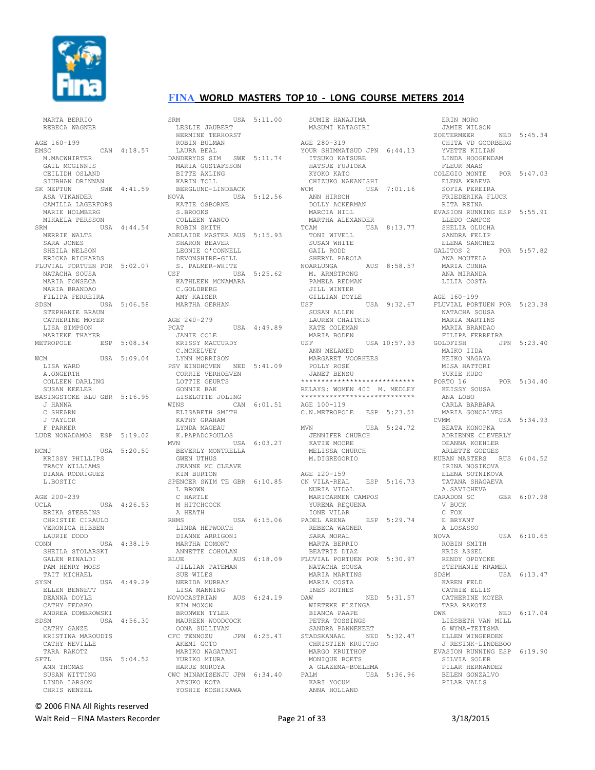# FINA WORLD MASTERS TOP 10 - LONG COURSE METERS 2014

```
  MARTA BERRIO
  REBECA WAGNER

AGE 160-199
EMSC              CAN  4:18.57
  M.MACWHIRTER
  GAIL MCGINNIS
  CEILIDH OSLAND
  SIUBHAN DRINNAN
SK NEPTUN         SWE  4:41.59
  ASA VIKANDER
  CAMILLA LAGERFORS
  MARIE HOLMBERG
  MIKAELA PERSSON
SRM               USA  4:44.54
  MERRIE WALTS
  SARA JONES
  SHEILA NELSON
  ERICKA RICHARDS
FLUVIAL PORTUEN POR  5:02.07
  NATACHA SOUSA
  MARIA FONSECA
  MARIA BRANDAO
  FILIPA FERREIRA
SDSM              USA  5:06.58
  STEPHANIE BRAUN
  CATHERINE MOYER
  LISA SIMPSON
  MARIEKE THAYER
METROPOLE         ESP  5:08.34

WCM               USA  5:09.04
  LISA WARD
  A.ONGERTH
  COLLEEN DARLING
  SUSAN KEELER
BASINGSTOKE BLU GBR  5:16.95
  J HANNA
  C SHEARN
  J TAYLOR
  F PARKER
LUDE NONADAMOS  ESP  5:19.02

NCMJ              USA  5:20.50
  KRISSY PHILLIPS
  TRACY WILLIAMS
  DIANA RODRIGUEZ
  L.BOSTIC

AGE 200-239
UCLA              USA  4:26.53
  ERIKA STEBBINS
  CHRISTIE CIRAULO
  VERONICA HIBBEN
  LAURIE DODD
CONN              USA  4:38.19
  SHEILA STOLARSKI
  GALEN RINALDI
  PAM HENRY MOSS
  TAIT MICHAEL
SYSM              USA  4:49.29
  ELLEN BENNETT
  DEANNA DOYLE
  CATHY FEDAKO
  ANDREA DOMBROWSKI
SDSM              USA  4:56.30
  CATHY GANZE
  KRISTINA MAROUDIS
  CATHY NEVILLE
  TARA RAKOTZ
SFTL              USA  5:04.52
  ANN THOMAS
  SUSAN WITTING
  LINDA LARSON
  CHRIS WENZEL
SRM               USA  5:11.00
  LESLIE JAUBERT
  HERMINE TERHORST
  ROBIN BULMAN
  LAURA BEAL
DANDERYDS SIM   SWE  5:11.74
  MARIA GUSTAFSSON
  BITTE AXLING
  KARIN TOLL
  BERGLUND-LINDBACK
NOVA              USA  5:12.56
  KATIE OSBORNE
  S.BROOKS
  COLLEEN YANCO
  ROBIN SMITH
ADELAIDE MASTER AUS  5:15.93
  SHARON BEAVER
  LEONIE O'CONNELL
  DEVONSHIRE-GILL
  S. PALMER-WHITE
USF               USA  5:25.62
  KATHLEEN MCNAMARA
  C.GOLDBERG
  AMY KAISER
  MARTHA GERHAN

AGE 240-279
PCAT              USA  4:49.89
  JANIE COLE
  KRISSY MACCURDY
  C.MCKELVEY
  LYNN MORRISON
PSV EINDHOVEN   NED  5:41.09
  CORRIE VERHOEVEN
  LOTTIE GEURTS
  GONNIE BAK
  LISELOTTE JOLING
WINS              CAN  6:01.51
  ELISABETH SMITH
  KATHY GRAHAM
  LYNDA MAGEAU
  K.PAPADOPOULOS
MVN               USA  6:03.27
  BEVERLY MONTRELLA
  GWEN UTHUS
  JEANNE MC CLEAVE
  KIM BURTON
SPENCER SWIM TE GBR  6:10.85
  L BROWN
  C HARTLE
  M HITCHCOCK
  A HEATH
RHMS              USA  6:15.06
  LINDA HEPWORTH
  DIANNE ARRIGONI
  MARTHA DOMONT
  ANNETTE COHOLAN
BLUE              AUS  6:18.09
  JILLIAN PATEMAN
  SUE WILES
  NERIDA MURRAY
  LISA MANNING
NOVOCASTRIAN    AUS  6:24.19
  KIM MOXON
  BRONWEN TYLER
  MAUREEN WOODCOCK
  OONA SULLIVAN
CFC TENNOZU     JPN  6:25.47
  AKEMI GOTO
  MARIKO NAGATANI
  YURIKO MIURA
  HARUE MUROYA
CWC MINAMISENJU JPN  6:34.40
  ATSUKO KOTA
  YOSHIE KOSHIKAWA
  SUMIE HANAJIMA
  MASUMI KATAGIRI

AGE 280-319
YOUR SHIMMATSUD JPN  6:44.13
  ITSUKO KATSUBE
  HATSUE FUJIOKA
  KYOKO KATO
  CHIZUKO NAKANISHI
WCM               USA  7:01.16
  ANN HIRSCH
  DOLLY ACKERMAN
  MARCIA HILL
  MARTHA ALEXANDER
TCAM              USA  8:13.77
  TONI WIVELL
  SUSAN WHITE
  GAIL RODD
  SHERYL PAROLA
NOARLUNGA         AUS  8:58.57
  M. ARMSTRONG
  PAMELA REDMAN
  JILL WINTER
  GILLIAN DOYLE
USF               USA  9:32.67
  SUSAN ALLEN
  LAUREN CHAITKIN
  KATE COLEMAN
  MARIA BODEN
USF               USA 10:57.93
  ANN MELADED
  MARGARET VOORHEES
  POLLY ROSE
  JANET BENSU
****************************
RELAYS: WOMEN 400  M. MEDLEY
****************************
AGE 100-119
C.N.METROPOLE   ESP  5:23.51

MVN               USA  5:24.72
  JENNIFER CHURCH
  KATIE MOORE
  MELISSA CHURCH
  M.DIGREGORIO

AGE 120-159
CN VILA-REAL    ESP  5:16.73
  NURIA VIDAL
  MARICARMEN CAMPOS
  YUREMA REQUENA
  IONE VILAR
PADEL ARENA     ESP  5:29.74
  REBECA WAGNER
  SARA MORAL
  MARTA BERRIO
  BEATRIZ DIAZ
FLUVIAL PORTUEN POR  5:30.97
  NATACHA SOUSA
  MARIA MARTINS
  MARIA COSTA
  INES ROTHES
DAW               NED  5:31.57
  WIETEKE ELZINGA
  BIANCA PAAPE
  PETRA TOSSINGS
  SANDRA PANNEKEET
STADSKANAAL     NED  5:32.47
  CHRISTIEN KRUITHO
  MARGO KRUITHOF
  MONIQUE BOETS
  A GLAZEMA-BOELEMA
PALM              USA  5:36.96
  KARI YOCUM
  ANNA HOLLAND
  ERIN MORO
  JAMIE WILSON
ZOETERMEER        NED  5:45.34
  CHITA VD GOORBERG
  YVETTE KILIAN
  LINDA HOOGENDAM
  FLEUR MAAS
COLEGIO MONTE   POR  5:47.03
  ELENA KRAEVA
  SOFIA PEREIRA
  FRIEDERIKA FLUCK
  RITA REINA
EVASION RUNNING ESP  5:55.91
  LLEDO CAMPOS
  SHELIA OLUCHA
  SANDRA FELIP
  ELENA SANCHEZ
GALITOS 2         POR  5:57.82
  ANA MOUTELA
  MARIA CUNHA
  ANA MIRANDA
  LILIA COSTA

AGE 160-199
FLUVIAL PORTUEN POR  5:23.38
  NATACHA SOUSA
  MARIA MARTINS
  MARIA BRANDAO
  FILIPA FERREIRA
GOLDFISH          JPN  5:23.40
  MAIKO IIDA
  KEIKO NAGAYA
  MISA HATTORI
  YUKIE KUDO
PORTO 16          POR  5:34.40
  KEISSY SOUSA
  ANA LOBO
  CARLA BARBARA
  MARIA GONCALVES
CVMM              USA  5:34.93
  BEATA KONOPKA
  ADRIENNE CLEVERLY
  DEANNA KOEHLER
  ARLETTE GODGES
KUBAN MASTERS   RUS  6:04.52
  IRINA NOSIKOVA
  ELENA SOTNIKOVA
  TATANA SHAGAEVA
  A.SAVICHEVA
CARADON SC        GBR  6:07.98
  V BUCK
  C FOX
  E BRYANT
  A LOSASSO
NOVA              USA  6:10.65
  ROBIN SMITH
  KRIS ASSEL
  RENDY OPDYCKE
  STEPHANIE KRAMER
SDSM              USA  6:13.47
  KAREN FELD
  CATHIE ELLIS
  CATHERINE MOYER
  TARA RAKOTZ
DWK               NED  6:17.04
  LIESBETH VAN MILL
  G WYMA-TEITSMA
  ELLEN WINGERDEN
  J RESINK-LINDEBOO
EVASION RUNNING ESP  6:19.90
  SILVIA SOLER
  PILAR HERNANDEZ
  BELEN GONZALVO
  PILAR VALLS
```

© 2006 FINA All Rights reserved

Walt Reid – FINA Masters Recorder  3/18/2015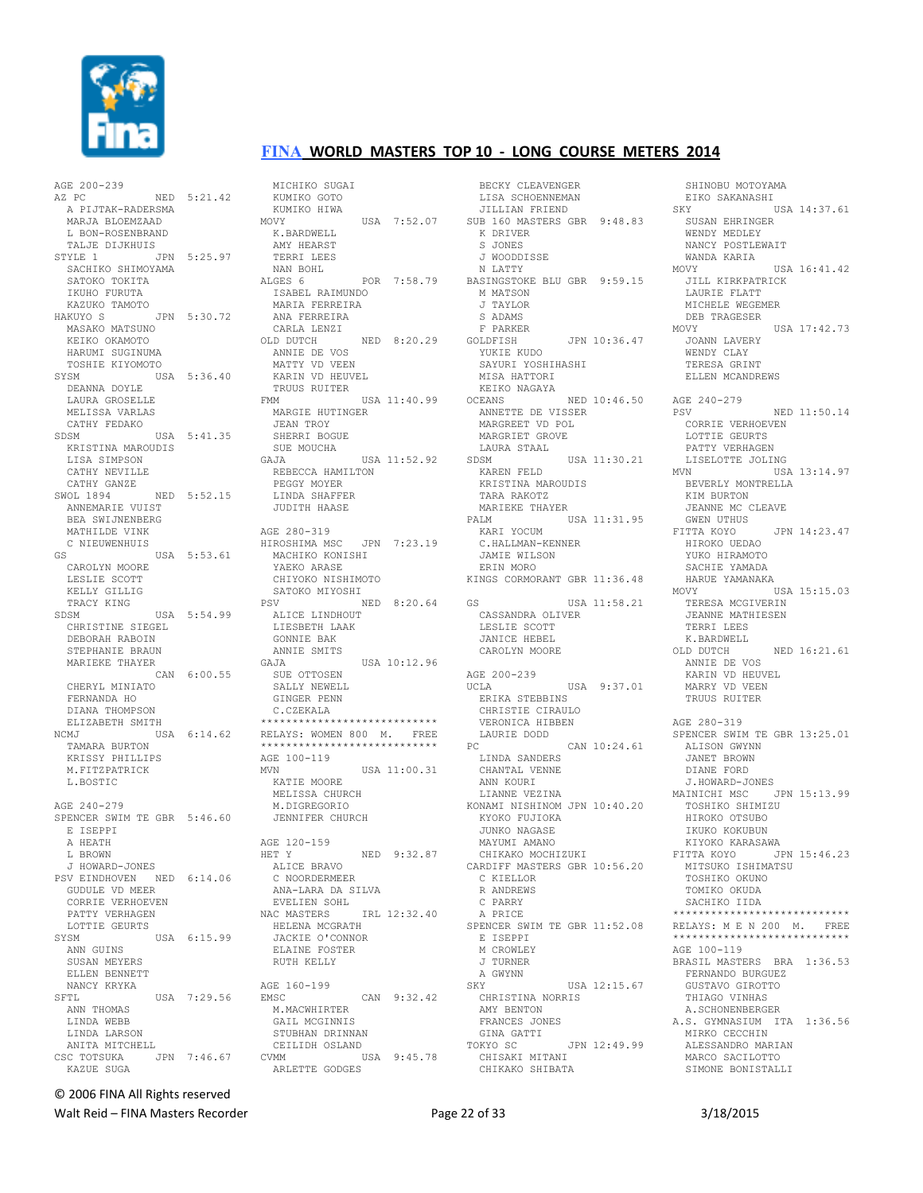# FINA WORLD MASTERS TOP 10 - LONG COURSE METERS 2014

AGE 200-239
AZ PC NED 5:21.42
A PIJTAK-RADERSMA
MARJA BLOEMZAAD
L BON-ROSENBRAND
TALJE DIJKHUIS
STYLE 1 JPN 5:25.97
SACHIKO SHIMOYAMA
SATOKO TOKITA
IKUHO FURUTA
KAZUKO TAMOTO
HAKUYO S JPN 5:30.72
MASAKO MATSUNO
KEIKO OKAMOTO
HARUMI SUGINUMA
TOSHIE KIYOMOTO
SYSM USA 5:36.40
DEANNA DOYLE
LAURA GROSELLE
MELISSA VARLAS
CATHY FEDAKO
SDSM USA 5:41.35
KRISTINA MAROUDIS
LISA SIMPSON
CATHY NEVILLE
CATHY GANZE
SWOL 1894 NED 5:52.15
ANNEMARIE VUIST
BEA SWIJNENBERG
MATHILDE VINK
C NIEUWENHUIS
GS USA 5:53.61
CAROLYN MOORE
LESLIE SCOTT
KELLY GILLIG
TRACY KING
SDSM USA 5:54.99
CHRISTINE SIEGEL
DEBORAH RABOIN
STEPHANIE BRAUN
MARIEKE THAYER
CAN 6:00.55
CHERYL MINIATO
FERNANDA HO
DIANA THOMPSON
ELIZABETH SMITH
NCMJ USA 6:14.62
TAMARA BURTON
KRISSY PHILLIPS
M.FITZPATRICK
L.BOSTIC

AGE 240-279
SPENCER SWIM TE GBR 5:46.60
E ISEPPI
A HEATH
L BROWN
J HOWARD-JONES
PSV EINDHOVEN NED 6:14.06
GUDULE VD MEER
CORRIE VERHOEVEN
PATTY VERHAGEN
LOTTIE GEURTS
SYSM USA 6:15.99
ANN GUINS
SUSAN MEYERS
ELLEN BENNETT
NANCY KRYKA
SFTL USA 7:29.56
ANN THOMAS
LINDA WEBB
LINDA LARSON
ANITA MITCHELL
CSC TOTSUKA JPN 7:46.67
KAZUE SUGA
MICHIKO SUGAI
KUMIKO GOTO
KUMIKO HIWA
MOVY USA 7:52.07
K.BARDWELL
AMY HEARST
TERRI LEES
NAN BOHL
ALGES 6 POR 7:58.79
ISABEL RAIMUNDO
MARIA FERREIRA
ANA FERREIRA
CARLA LENZI
OLD DUTCH NED 8:20.29
ANNIE DE VOS
MATTY VD VEEN
KARIN VD HEUVEL
TRUUS RUITER
FMM USA 11:40.99
MARGIE HUTINGER
JEAN TROY
SHERRI BOGUE
SUE MOUCHA
GAJA USA 11:52.92
REBECCA HAMILTON
PEGGY MOYER
LINDA SHAFFER
JUDITH HAASE

AGE 280-319
HIROSHIMA MSC JPN 7:23.19
MACHIKO KONISHI
YAEKO ARASE
CHIYOKO NISHIMOTO
SATOKO MIYOSHI
PSV NED 8:20.64
ALICE LINDHOUT
LIESBETH LAAK
GONNIE BAK
ANNIE SMITS
GAJA USA 10:12.96
SUE OTTOSEN
SALLY NEWELL
GINGER PENN
C.CZEKALA

****************************
RELAYS: WOMEN 800 M. FREE
****************************

AGE 100-119
MVN USA 11:00.31
KATIE MOORE
MELISSA CHURCH
M.DIGREGORIO
JENNIFER CHURCH

AGE 120-159
HET Y NED 9:32.87
ALICE BRAVO
C NOORDERMEER
ANA-LARA DA SILVA
EVELIEN SOHL
NAC MASTERS IRL 12:32.40
HELENA MCGRATH
JACKIE O'CONNOR
ELAINE FOSTER
RUTH KELLY

AGE 160-199
EMSC CAN 9:32.42
M.MACWHIRTER
GAIL MCGINNIS
STUBHAN DRINNAN
CEILIDH OSLAND
CVMM USA 9:45.78
ARLETTE GODGES
BECKY CLEAVENGER
LISA SCHOENNEMAN
JILLIAN FRIEND
SUB 160 MASTERS GBR 9:48.83
K DRIVER
S JONES
J WOODDISSE
N LATTY
BASINGSTOKE BLU GBR 9:59.15
M MATSON
J TAYLOR
S ADAMS
F PARKER
GOLDFISH JPN 10:36.47
YUKIE KUDO
SAYURI YOSHIHASHI
MISA HATTORI
KEIKO NAGAYA
OCEANS NED 10:46.50
ANNETTE DE VISSER
MARGREET VD POL
MARGRIET GROVE
LAURA STAAL
SDSM USA 11:30.21
KAREN FELD
KRISTINA MAROUDIS
TARA RAKOTZ
MARIEKE THAYER
PALM USA 11:31.95
KARI YOCUM
C.HALLMAN-KENNER
JAMIE WILSON
ERIN MORO
KINGS CORMORANT GBR 11:36.48
GS USA 11:58.21
CASSANDRA OLIVER
LESLIE SCOTT
JANICE HEBEL
CAROLYN MOORE

AGE 200-239
UCLA USA 9:37.01
ERIKA STEBBINS
CHRISTIE CIRAULO
VERONICA HIBBEN
LAURIE DODD
PC CAN 10:24.61
LINDA SANDERS
CHANTAL VENNE
ANN KOURI
LIANNE VEZINA
KONAMI NISHINOM JPN 10:40.20
KYOKO FUJIOKA
JUNKO NAGASE
MAYUMI AMANO
CHIKAKO MOCHIZUKI
CARDIFF MASTERS GBR 10:56.20
C KIELLOR
R ANDREWS
C PARRY
A PRICE
SPENCER SWIM TE GBR 11:52.08
E ISEPPI
M CROWLEY
J TURNER
A GWYNN
SKY USA 12:15.67
CHRISTINA NORRIS
AMY BENTON
FRANCES JONES
GINA GATTI
TOKYO SC JPN 12:49.99
CHISAKI MITANI
CHIKAKO SHIBATA
SHINOBU MOTOYAMA
EIKO SAKANASHI
SKY USA 14:37.61
SUSAN EHRINGER
WENDY MEDLEY
NANCY POSTLEWAIT
WANDA KARIA
MOVY USA 16:41.42
JILL KIRKPATRICK
LAURIE FLATT
MICHELE WEGEMER
DEB TRAGESER
MOVY USA 17:42.73
JOANN LAVERY
WENDY CLAY
TERESA GRINT
ELLEN MCANDREWS

AGE 240-279
PSV NED 11:50.14
CORRIE VERHOEVEN
LOTTIE GEURTS
PATTY VERHAGEN
LISELOTTE JOLING
MVN USA 13:14.97
BEVERLY MONTRELLA
KIM BURTON
JEANNE MC CLEAVE
GWEN UTHUS
FITTA KOYO JPN 14:23.47
HIROKO UEDAO
YUKO HIRAMOTO
SACHIE YAMADA
HARUE YAMANAKA
MOVY USA 15:15.03
TERESA MCGIVERIN
JEANNE MATHIESEN
TERRI LEES
K.BARDWELL
OLD DUTCH NED 16:21.61
ANNIE DE VOS
KARIN VD HEUVEL
MARRY VD VEEN
TRUUS RUITER

AGE 280-319
SPENCER SWIM TE GBR 13:25.01
ALISON GWYNN
JANET BROWN
DIANE FORD
J.HOWARD-JONES
MAINICHI MSC JPN 15:13.99
TOSHIKO SHIMIZU
HIROKO OTSUBO
IKUKO KOKUBUN
KIYOKO KARASAWA
FITTA KOYO JPN 15:46.23
MITSUKO ISHIMATSU
TOSHIKO OKUNO
TOMIKO OKUDA
SACHIKO IIDA

****************************
RELAYS: M E N 200 M. FREE
****************************

AGE 100-119
BRASIL MASTERS BRA 1:36.53
FERNANDO BURGUEZ
GUSTAVO GIROTTO
THIAGO VINHAS
A.SCHONENBERGER
A.S. GYMNASIUM ITA 1:36.56
MIRKO CECCHIN
ALESSANDRO MARIAN
MARCO SACILOTTO
SIMONE BONISTALLI

© 2006 FINA All Rights reserved
Walt Reid – FINA Masters Recorder 3/18/2015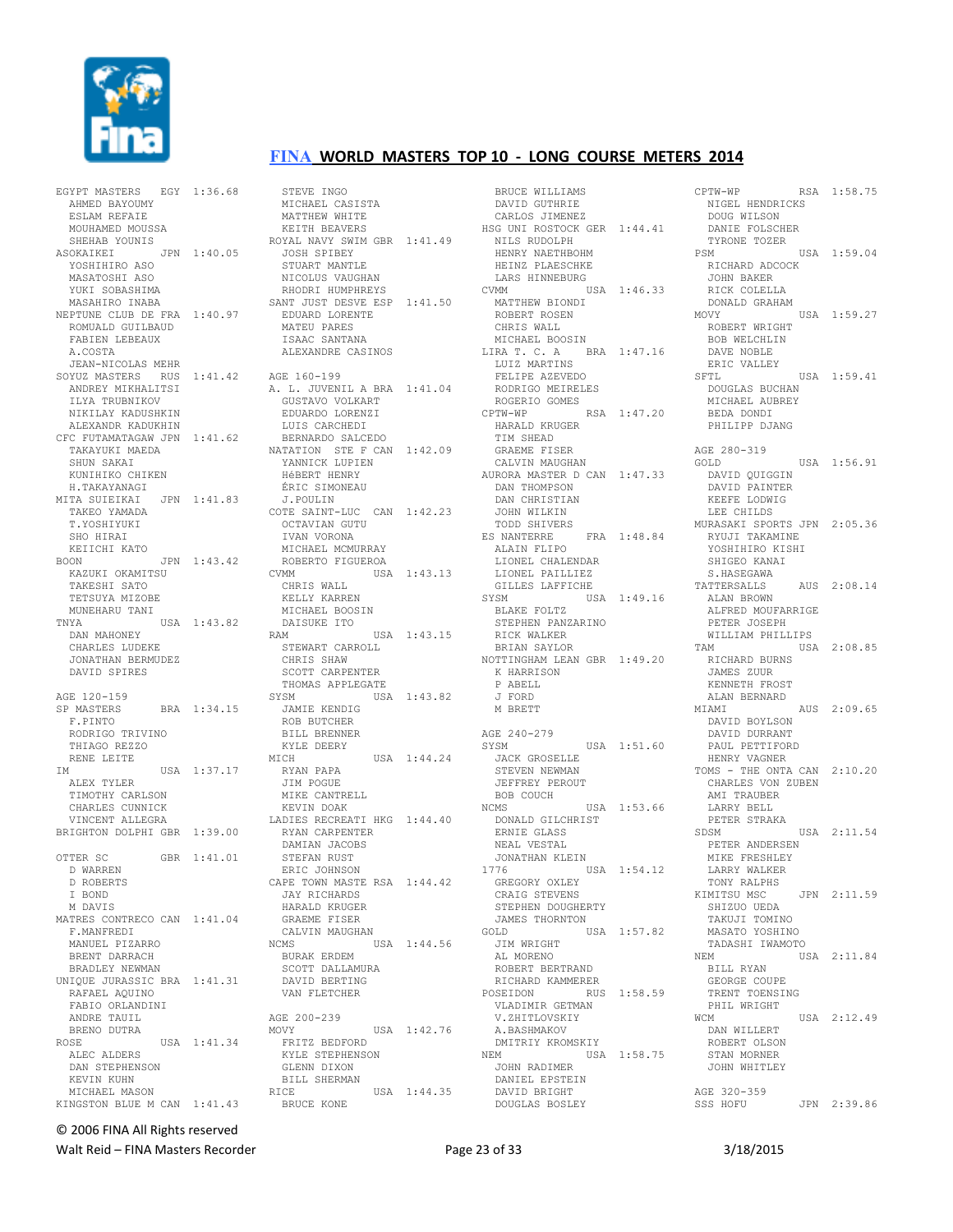# FINA WORLD MASTERS TOP 10 - LONG COURSE METERS 2014

EGYPT MASTERS EGY 1:36.68
AHMED BAYOUMY
ESLAM REFAIE
MOUHAMED MOUSSA
SHEHAB YOUNIS

ASOKAIKEI JPN 1:40.05
YOSHIHIRO ASO
MASATOSHI ASO
YUKI SOBASHIMA
MASAHIRO INABA

NEPTUNE CLUB DE FRA 1:40.97
ROMUALD GUILBAUD
FABIEN LEBEAUX
A.COSTA
JEAN-NICOLAS MEHR

SOYUZ MASTERS RUS 1:41.42
ANDREY MIKHALITSI
ILYA TRUBNIKOV
NIKILAY KADUSHKIN
ALEXANDR KADUKHIN

CFC FUTAMATAGAW JPN 1:41.62
TAKAYUKI MAEDA
SHUN SAKAI
KUNIHIKO CHIKEN
H.TAKAYANAGI

MITA SUIEIKAI JPN 1:41.83
TAKEO YAMADA
T.YOSHIYUKI
SHO HIRAI
KEIICHI KATO

BOON JPN 1:43.42
KAZUKI OKAMITSU
TAKESHI SATO
TETSUYA MIZOBE
MUNEHARU TANI

TNYA USA 1:43.82
DAN MAHONEY
CHARLES LUDEKE
JONATHAN BERMUDEZ
DAVID SPIRES

AGE 120-159

SP MASTERS BRA 1:34.15
F.PINTO
RODRIGO TRIVINO
THIAGO REZZO
RENE LEITE

IM USA 1:37.17
ALEX TYLER
TIMOTHY CARLSON
CHARLES CUNNICK
VINCENT ALLEGRA

BRIGHTON DOLPHI GBR 1:39.00

OTTER SC GBR 1:41.01
D WARREN
D ROBERTS
I BOND
M DAVIS

MATRES CONTRECO CAN 1:41.04
F.MANFREDI
MANUEL PIZARRO
BRENT DARRACH
BRADLEY NEWMAN

UNIQUE JURASSIC BRA 1:41.31
RAFAEL AQUINO
FABIO ORLANDINI
ANDRE TAUIL
BRENO DUTRA

ROSE USA 1:41.34
ALEC ALDERS
DAN STEPHENSON
KEVIN KUHN
MICHAEL MASON

KINGSTON BLUE M CAN 1:41.43
STEVE INGO
MICHAEL CASISTA
MATTHEW WHITE
KEITH BEAVERS

ROYAL NAVY SWIM GBR 1:41.49
JOSH SPIBEY
STUART MANTLE
NICOLUS VAUGHAN
RHODRI HUMPHREYS

SANT JUST DESVE ESP 1:41.50
EDUARD LORENTE
MATEU PARES
ISAAC SANTANA
ALEXANDRE CASINOS

AGE 160-199

A. L. JUVENIL A BRA 1:41.04
GUSTAVO VOLKART
EDUARDO LORENZI
LUIS CARCHEDI
BERNARDO SALCEDO

NATATION STE F CAN 1:42.09
YANNICK LUPIEN
HéBERT HENRY
ÉRIC SIMONEAU
J.POULIN

COTE SAINT-LUC CAN 1:42.23
OCTAVIAN GUTU
IVAN VORONA
MICHAEL MCMURRAY
ROBERTO FIGUEROA

CVMM USA 1:43.13
CHRIS WALL
KELLY KARREN
MICHAEL BOOSIN
DAISUKE ITO

RAM USA 1:43.15
STEWART CARROLL
CHRIS SHAW
SCOTT CARPENTER
THOMAS APPLEGATE

SYSM USA 1:43.82
JAMIE KENDIG
ROB BUTCHER
BILL BRENNER
KYLE DEERY

MICH USA 1:44.24
RYAN PAPA
JIM POGUE
MIKE CANTRELL
KEVIN DOAK

LADIES RECREATI HKG 1:44.40
RYAN CARPENTER
DAMIAN JACOBS
STEFAN RUST
ERIC JOHNSON

CAPE TOWN MASTE RSA 1:44.42
JAY RICHARDS
HARALD KRUGER
GRAEME FISER
CALVIN MAUGHAN

NCMS USA 1:44.56
BURAK ERDEM
SCOTT DALLAMURA
DAVID BERTING
VAN FLETCHER

AGE 200-239

MOVY USA 1:42.76
FRITZ BEDFORD
KYLE STEPHENSON
GLENN DIXON
BILL SHERMAN

RICE USA 1:44.35
BRUCE KONE
BRUCE WILLIAMS
DAVID GUTHRIE
CARLOS JIMENEZ

HSG UNI ROSTOCK GER 1:44.41
NILS RUDOLPH
HENRY NAETHBOHM
HEINZ PLAESCHKE
LARS HINNEBURG

CVMM USA 1:46.33
MATTHEW BIONDI
ROBERT ROSEN
CHRIS WALL
MICHAEL BOOSIN

LIRA T. C. A BRA 1:47.16
LUIZ MARTINS
FELIPE AZEVEDO
RODRIGO MEIRELES
ROGERIO GOMES

CPTW-WP RSA 1:47.20
HARALD KRUGER
TIM SHEAD
GRAEME FISER
CALVIN MAUGHAN

AURORA MASTER D CAN 1:47.33
DAN THOMPSON
DAN CHRISTIAN
JOHN WILKIN
TODD SHIVERS

ES NANTERRE FRA 1:48.84
ALAIN FLIPO
LIONEL CHALENDAR
LIONEL PAILLIEZ
GILLES LAFFICHE

SYSM USA 1:49.16
BLAKE FOLTZ
STEPHEN PANZARINO
RICK WALKER
BRIAN SAYLOR

NOTTINGHAM LEAN GBR 1:49.20
K HARRISON
P ABELL
J FORD
M BRETT

AGE 240-279

SYSM USA 1:51.60
JACK GROSELLE
STEVEN NEWMAN
JEFFREY PEROUT
BOB COUCH

NCMS USA 1:53.66
DONALD GILCHRIST
ERNIE GLASS
NEAL VESTAL
JONATHAN KLEIN

1776 USA 1:54.12
GREGORY OXLEY
CRAIG STEVENS
STEPHEN DOUGHERTY
JAMES THORNTON

GOLD USA 1:57.82
JIM WRIGHT
AL MORENO
ROBERT BERTRAND
RICHARD KAMMERER

POSEIDON RUS 1:58.59
VLADIMIR GETMAN
V.ZHITLOVSKIY
A.BASHMAKOV
DMITRIY KROMSKIY

NEM USA 1:58.75
JOHN RADIMER
DANIEL EPSTEIN
DAVID BRIGHT
DOUGLAS BOSLEY

CPTW-WP RSA 1:58.75
NIGEL HENDRICKS
DOUG WILSON
DANIE FOLSCHER
TYRONE TOZER

PSM USA 1:59.04
RICHARD ADCOCK
JOHN BAKER
RICK COLELLA
DONALD GRAHAM

MOVY USA 1:59.27
ROBERT WRIGHT
BOB WELCHLIN
DAVE NOBLE
ERIC VALLEY

SFTL USA 1:59.41
DOUGLAS BUCHAN
MICHAEL AUBREY
BEDA DONDI
PHILIPP DJANG

AGE 280-319

GOLD USA 1:56.91
DAVID QUIGGIN
DAVID PAINTER
KEEFE LODWIG
LEE CHILDS

MURASAKI SPORTS JPN 2:05.36
RYUJI TAKAMINE
YOSHIHIRO KISHI
SHIGEO KANAI
S.HASEGAWA

TATTERSALLS AUS 2:08.14
ALAN BROWN
ALFRED MOUFARRIGE
PETER JOSEPH
WILLIAM PHILLIPS

TAM USA 2:08.85
RICHARD BURNS
JAMES ZUUR
KENNETH FROST
ALAN BERNARD

MIAMI AUS 2:09.65
DAVID BOYLSON
DAVID DURRANT
PAUL PETTIFORD
HENRY VAGNER

TOMS - THE ONTA CAN 2:10.20
CHARLES VON ZUBEN
AMI TRAUBER
LARRY BELL
PETER STRAKA

SDSM USA 2:11.54
PETER ANDERSEN
MIKE FRESHLEY
LARRY WALKER
TONY RALPHS

KIMITSU MSC JPN 2:11.59
SHIZUO UEDA
TAKUJI TOMINO
MASATO YOSHINO
TADASHI IWAMOTO

NEM USA 2:11.84
BILL RYAN
GEORGE COUPE
TRENT TOENSING
PHIL WRIGHT

WCM USA 2:12.49
DAN WILLERT
ROBERT OLSON
STAN MORNER
JOHN WHITLEY

AGE 320-359

SSS HOFU JPN 2:39.86

© 2006 FINA All Rights reserved
Walt Reid – FINA Masters Recorder 3/18/2015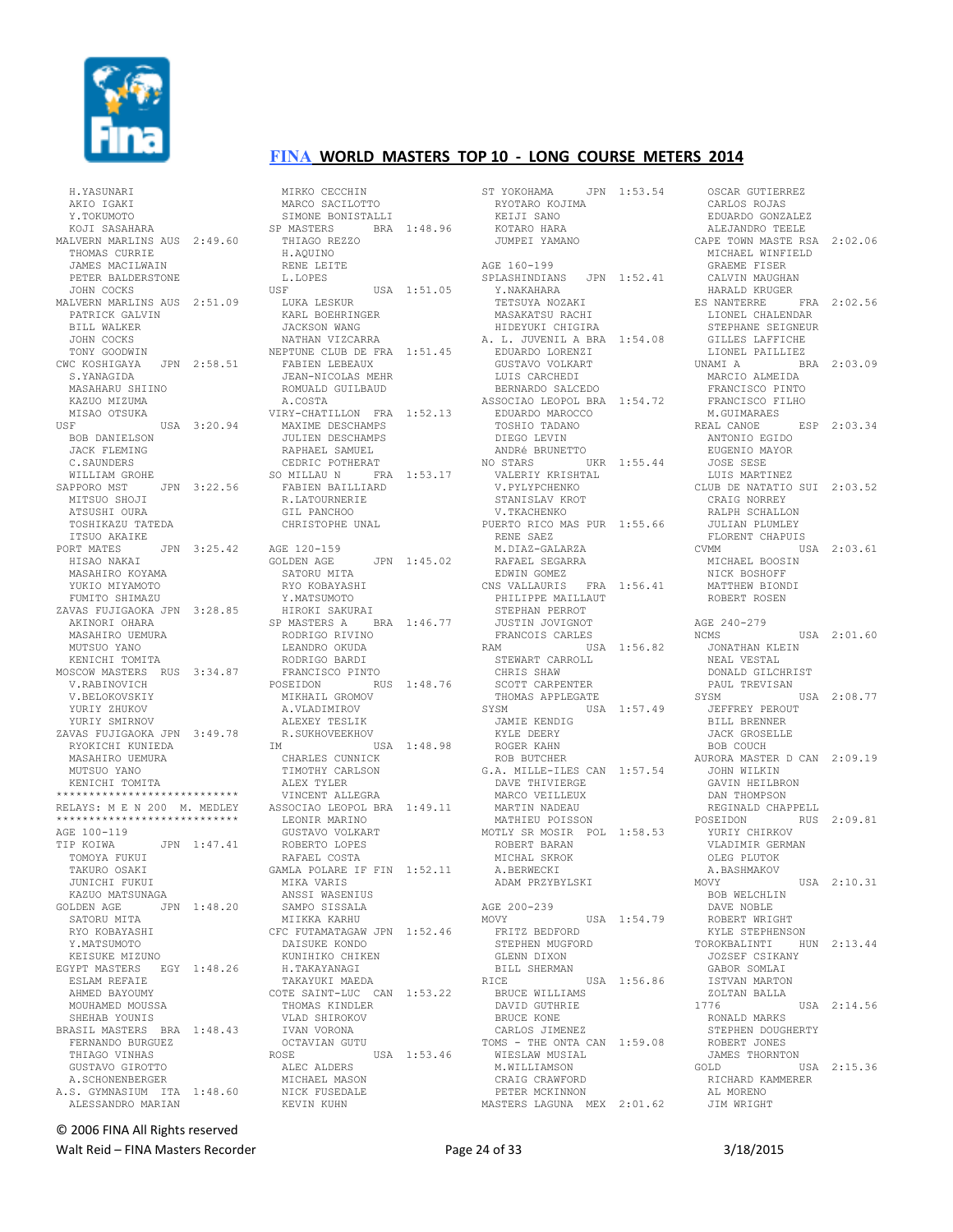# FINA WORLD MASTERS TOP 10 - LONG COURSE METERS 2014

```
H.YASUNARI
AKIO IGAKI
Y.TOKUMOTO
KOJI SASAHARA
MALVERN MARLINS AUS  2:49.60
THOMAS CURRIE
JAMES MACILWAIN
PETER BALDERSTONE
JOHN COCKS
MALVERN MARLINS AUS  2:51.09
PATRICK GALVIN
BILL WALKER
JOHN COCKS
TONY GOODWIN
CWC KOSHIGAYA   JPN  2:58.51
S.YANAGIDA
MASAHARU SHIINO
KAZUO MIZUMA
MISAO OTSUKA
USF             USA  3:20.94
BOB DANIELSON
JACK FLEMING
C.SAUNDERS
WILLIAM GROHE
SAPPORO MST     JPN  3:22.56
MITSUO SHOJI
ATSUSHI OURA
TOSHIKAZU TATEDA
ITSUO AKAIKE
PORT MATES      JPN  3:25.42
HISAO NAKAI
MASAHIRO KOYAMA
YUKIO MIYAMOTO
FUMITO SHIMAZU
ZAVAS FUJIGAOKA JPN  3:28.85
AKINORI OHARA
MASAHIRO UEMURA
MUTSUO YANO
KENICHI TOMITA
MOSCOW MASTERS  RUS  3:34.87
V.RABINOVICH
V.BELOKOVSKIY
YURIY ZHUKOV
YURIY SMIRNOV
ZAVAS FUJIGAOKA JPN  3:49.78
RYOKICHI KUNIEDA
MASAHIRO UEMURA
MUTSUO YANO
KENICHI TOMITA
****************************
RELAYS: M E N 200  M. MEDLEY
****************************
AGE 100-119
TIP KOIWA       JPN  1:47.41
TOMOYA FUKUI
TAKURO OSAKI
JUNICHI FUKUI
KAZUO MATSUNAGA
GOLDEN AGE      JPN  1:48.20
SATORU MITA
RYO KOBAYASHI
Y.MATSUMOTO
KEISUKE MIZUNO
EGYPT MASTERS   EGY  1:48.26
ESLAM REFAIE
AHMED BAYOUMY
MOUHAMED MOUSSA
SHEHAB YOUNIS
BRASIL MASTERS  BRA  1:48.43
FERNANDO BURGUEZ
THIAGO VINHAS
GUSTAVO GIROTTO
A.SCHONENBERGER
A.S. GYMNASIUM  ITA  1:48.60
ALESSANDRO MARIAN
MIRKO CECCHIN
MARCO SACILOTTO
SIMONE BONISTALLI
SP MASTERS      BRA  1:48.96
THIAGO REZZO
H.AQUINO
RENE LEITE
L.LOPES
USF             USA  1:51.05
LUKA LESKUR
KARL BOEHRINGER
JACKSON WANG
NATHAN VIZCARRA
NEPTUNE CLUB DE FRA  1:51.45
FABIEN LEBEAUX
JEAN-NICOLAS MEHR
ROMUALD GUILBAUD
A.COSTA
VIRY-CHATILLON  FRA  1:52.13
MAXIME DESCHAMPS
JULIEN DESCHAMPS
RAPHAEL SAMUEL
CEDRIC POTHERAT
SO MILLAU N     FRA  1:53.17
FABIEN BAILLIARD
R.LATOURNERIE
GIL PANCHOO
CHRISTOPHE UNAL

AGE 120-159
GOLDEN AGE      JPN  1:45.02
SATORU MITA
RYO KOBAYASHI
Y.MATSUMOTO
HIROKI SAKURAI
SP MASTERS A    BRA  1:46.77
RODRIGO RIVINO
LEANDRO OKUDA
RODRIGO BARDI
FRANCISCO PINTO
POSEIDON        RUS  1:48.76
MIKHAIL GROMOV
A.VLADIMIROV
ALEXEY TESLIK
R.SUKHOVEEKHOV
IM              USA  1:48.98
CHARLES CUNNICK
TIMOTHY CARLSON
ALEX TYLER
VINCENT ALLEGRA
ASSOCIAO LEOPOL BRA  1:49.11
LEONIR MARINO
GUSTAVO VOLKART
ROBERTO LOPES
RAFAEL COSTA
GAMLA POLARE IF FIN  1:52.11
MIKA VARIS
ANSSI WASENIUS
SAMPO SISSALA
MIIKKA KARHU
CFC FUTAMATAGAW JPN  1:52.46
DAISUKE KONDO
KUNIHIKO CHIKEN
H.TAKAYANAGI
TAKAYUKI MAEDA
COTE SAINT-LUC  CAN  1:53.22
THOMAS KINDLER
VLAD SHIROKOV
IVAN VORONA
OCTAVIAN GUTU
ROSE            USA  1:53.46
ALEC ALDERS
MICHAEL MASON
NICK FUSEDALE
KEVIN KUHN
ST YOKOHAMA     JPN  1:53.54
RYOTARO KOJIMA
KEIJI SANO
KOTARO HARA
JUMPEI YAMANO

AGE 160-199
SPLASHINDIANS   JPN  1:52.41
Y.NAKAHARA
TETSUYA NOZAKI
MASAKATSU RACHI
HIDEYUKI CHIGIRA
A. L. JUVENIL A BRA  1:54.08
EDUARDO LORENZI
GUSTAVO VOLKART
LUIS CARCHEDI
BERNARDO SALCEDO
ASSOCIAO LEOPOL BRA  1:54.72
EDUARDO MAROCCO
TOSHIO TADANO
DIEGO LEVIN
ANDRé BRUNETTO
NO STARS        UKR  1:55.44
VALERIY KRISHTAL
V.PYLYPCHENKO
STANISLAV KROT
V.TKACHENKO
PUERTO RICO MAS PUR  1:55.66
RENE SAEZ
M.DIAZ-GALARZA
RAFAEL SEGARRA
EDWIN GOMEZ
CNS VALLAURIS   FRA  1:56.41
PHILIPPE MAILLAUT
STEPHAN PERROT
JUSTIN JOVIGNOT
FRANCOIS CARLES
RAM             USA  1:56.82
STEWART CARROLL
CHRIS SHAW
SCOTT CARPENTER
THOMAS APPLEGATE
SYSM            USA  1:57.49
JAMIE KENDIG
KYLE DEERY
ROGER KAHN
ROB BUTCHER
G.A. MILLE-ILES CAN  1:57.54
DAVE THIVIERGE
MARCO VEILLEUX
MARTIN NADEAU
MATHIEU POISSON
MOTLY SR MOSIR  POL  1:58.53
ROBERT BARAN
MICHAL SKROK
A.BERWECKI
ADAM PRZYBYLSKI

AGE 200-239
MOVY            USA  1:54.79
FRITZ BEDFORD
STEPHEN MUGFORD
GLENN DIXON
BILL SHERMAN
RICE            USA  1:56.86
BRUCE WILLIAMS
DAVID GUTHRIE
BRUCE KONE
CARLOS JIMENEZ
TOMS - THE ONTA CAN  1:59.08
WIESLAW MUSIAL
M.WILLIAMSON
CRAIG CRAWFORD
PETER MCKINNON
MASTERS LAGUNA  MEX  2:01.62
OSCAR GUTIERREZ
CARLOS ROJAS
EDUARDO GONZALEZ
ALEJANDRO TEELE
CAPE TOWN MASTE RSA  2:02.06
MICHAEL WINFIELD
GRAEME FISER
CALVIN MAUGHAN
HARALD KRUGER
ES NANTERRE     FRA  2:02.56
LIONEL CHALENDAR
STEPHANE SEIGNEUR
GILLES LAFFICHE
LIONEL PAILLIEZ
UNAMI A         BRA  2:03.09
MARCIO ALMEIDA
FRANCISCO PINTO
FRANCISCO FILHO
M.GUIMARAES
REAL CANOE      ESP  2:03.34
ANTONIO EGIDO
EUGENIO MAYOR
JOSE SESE
LUIS MARTINEZ
CLUB DE NATATIO SUI  2:03.52
CRAIG NORREY
RALPH SCHALLON
JULIAN PLUMLEY
FLORENT CHAPUIS
CVMM            USA  2:03.61
MICHAEL BOOSIN
NICK BOSHOFF
MATTHEW BIONDI
ROBERT ROSEN

AGE 240-279
NCMS            USA  2:01.60
JONATHAN KLEIN
NEAL VESTAL
DONALD GILCHRIST
PAUL TREVISAN
SYSM            USA  2:08.77
JEFFREY PEROUT
BILL BRENNER
JACK GROSELLE
BOB COUCH
AURORA MASTER D CAN  2:09.19
JOHN WILKIN
GAVIN HEILBRON
DAN THOMPSON
REGINALD CHAPPELL
POSEIDON        RUS  2:09.81
YURIY CHIRKOV
VLADIMIR GERMAN
OLEG PLUTOK
A.BASHMAKOV
MOVY            USA  2:10.31
BOB WELCHLIN
DAVE NOBLE
ROBERT WRIGHT
KYLE STEPHENSON
TOROKBALINTI    HUN  2:13.44
JOZSEF CSIKANY
GABOR SOMLAI
ISTVAN MARTON
ZOLTAN BALLA
1776            USA  2:14.56
RONALD MARKS
STEPHEN DOUGHERTY
ROBERT JONES
JAMES THORNTON
GOLD            USA  2:15.36
RICHARD KAMMERER
AL MORENO
JIM WRIGHT
```

© 2006 FINA All Rights reserved

Walt Reid – FINA Masters Recorder    3/18/2015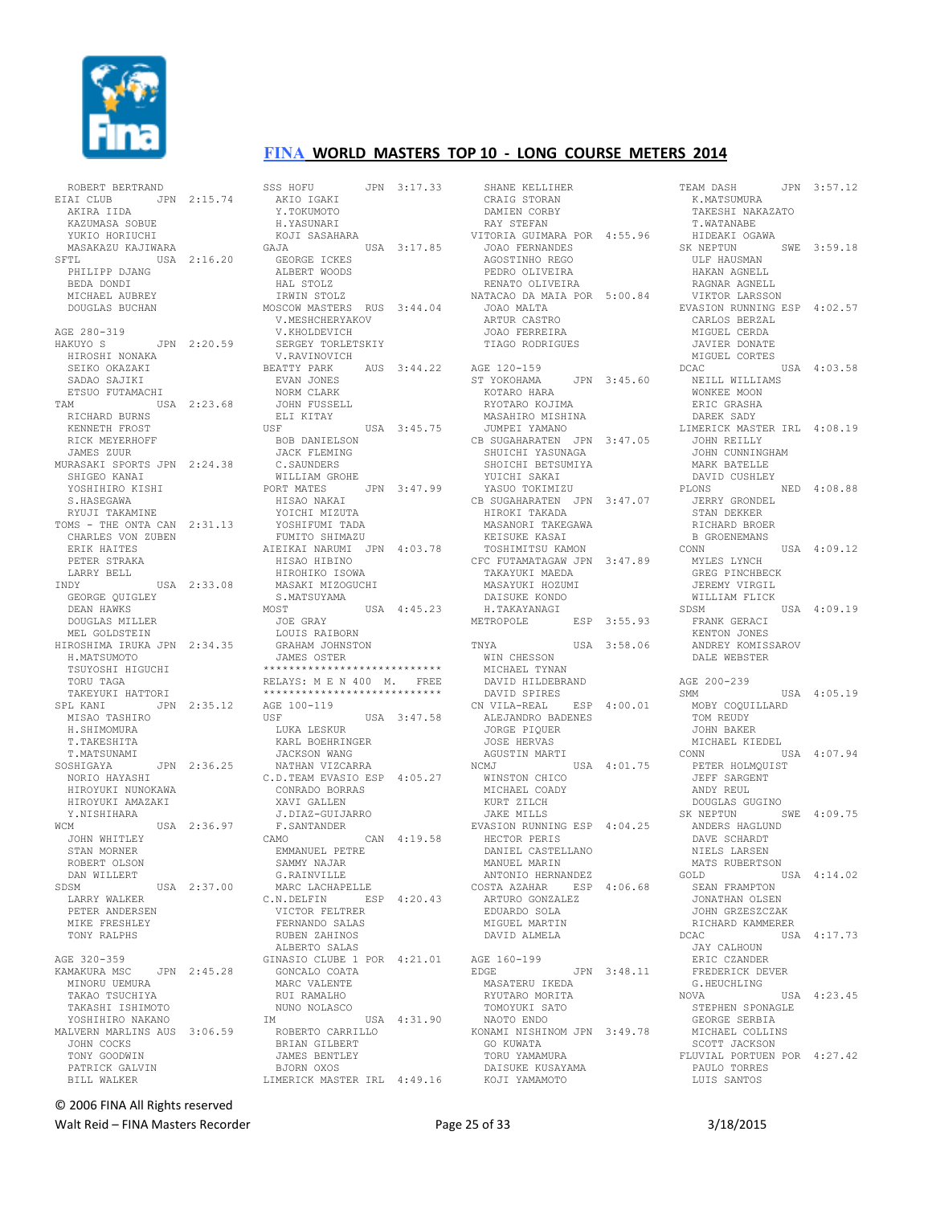# FINA WORLD MASTERS TOP 10 - LONG COURSE METERS 2014

```
ROBERT BERTRAND
EIAI CLUB         JPN  2:15.74
  AKIRA IIDA
  KAZUMASA SOBUE
  YUKIO HORIUCHI
  MASAKAZU KAJIWARA
SFTL              USA  2:16.20
  PHILIPP DJANG
  BEDA DONDI
  MICHAEL AUBREY
  DOUGLAS BUCHAN

AGE 280-319
HAKUYO S          JPN  2:20.59
  HIROSHI NONAKA
  SEIKO OKAZAKI
  SADAO SAJIKI
  ETSUO FUTAMACHI
TAM               USA  2:23.68
  RICHARD BURNS
  KENNETH FROST
  RICK MEYERHOFF
  JAMES ZUUR
MURASAKI SPORTS JPN  2:24.38
  SHIGEO KANAI
  YOSHIHIRO KISHI
  S.HASEGAWA
  RYUJI TAKAMINE
TOMS - THE ONTA CAN  2:31.13
  CHARLES VON ZUBEN
  ERIK HAITES
  PETER STRAKA
  LARRY BELL
INDY              USA  2:33.08
  GEORGE QUIGLEY
  DEAN HAWKS
  DOUGLAS MILLER
  MEL GOLDSTEIN
HIROSHIMA IRUKA JPN  2:34.35
  H.MATSUMOTO
  TSUYOSHI HIGUCHI
  TORU TAGA
  TAKEYUKI HATTORI
SPL KANI          JPN  2:35.12
  MISAO TASHIRO
  H.SHIMOMURA
  T.TAKESHITA
  T.MATSUNAMI
SOSHIGAYA         JPN  2:36.25
  NORIO HAYASHI
  HIROYUKI NUNOKAWA
  HIROYUKI AMAZAKI
  Y.NISHIHARA
WCM               USA  2:36.97
  JOHN WHITLEY
  STAN MORNER
  ROBERT OLSON
  DAN WILLERT
SDSM              USA  2:37.00
  LARRY WALKER
  PETER ANDERSEN
  MIKE FRESHLEY
  TONY RALPHS

AGE 320-359
KAMAKURA MSC      JPN  2:45.28
  MINORU UEMURA
  TAKAO TSUCHIYA
  TAKASHI ISHIMOTO
  YOSHIHIRO NAKANO
MALVERN MARLINS AUS  3:06.59
  JOHN COCKS
  TONY GOODWIN
  PATRICK GALVIN
  BILL WALKER

SSS HOFU          JPN  3:17.33
  AKIO IGAKI
  Y.TOKUMOTO
  H.YASUNARI
  KOJI SASAHARA
GAJA              USA  3:17.85
  GEORGE ICKES
  ALBERT WOODS
  HAL STOLZ
  IRWIN STOLZ
MOSCOW MASTERS  RUS  3:44.04
  V.MESHCHERYAKOV
  V.KHOLDEVICH
  SERGEY TORLETSKIY
  V.RAVINOVICH
BEATTY PARK       AUS  3:44.22
  EVAN JONES
  NORM CLARK
  JOHN FUSSELL
  ELI KITAY
USF               USA  3:45.75
  BOB DANIELSON
  JACK FLEMING
  C.SAUNDERS
  WILLIAM GROHE
PORT MATES        JPN  3:47.99
  HISAO NAKAI
  YOICHI MIZUTA
  YOSHIFUMI TADA
  FUMITO SHIMAZU
AIEIKAI NARUMI  JPN  4:03.78
  HISAO HIBINO
  HIROHIKO ISOWA
  MASAKI MIZOGUCHI
  S.MATSUYAMA
MOST              USA  4:45.23
  JOE GRAY
  LOUIS RAIBORN
  GRAHAM JOHNSTON
  JAMES OSTER
****************************
RELAYS: M E N 400  M.   FREE
****************************
AGE 100-119
USF               USA  3:47.58
  LUKA LESKUR
  KARL BOEHRINGER
  JACKSON WANG
  NATHAN VIZCARRA
C.D.TEAM EVASIO ESP  4:05.27
  CONRADO BORRAS
  XAVI GALLEN
  J.DIAZ-GUIJARRO
  F.SANTANDER
CAMO              CAN  4:19.58
  EMMANUEL PETRE
  SAMMY NAJAR
  G.RAINVILLE
  MARC LACHAPELLE
C.N.DELFIN        ESP  4:20.43
  VICTOR FELTRER
  FERNANDO SALAS
  RUBEN ZAHINOS
  ALBERTO SALAS
GINASIO CLUBE 1 POR  4:21.01
  GONCALO COATA
  MARC VALENTE
  RUI RAMALHO
  NUNO NOLASCO
IM                USA  4:31.90
  ROBERTO CARRILLO
  BRIAN GILBERT
  JAMES BENTLEY
  BJORN OXOS
LIMERICK MASTER IRL  4:49.16

  SHANE KELLIHER
  CRAIG STORAN
  DAMIEN CORBY
  RAY STEFAN
VITORIA GUIMARA POR  4:55.96
  JOAO FERNANDES
  AGOSTINHO REGO
  PEDRO OLIVEIRA
  RENATO OLIVEIRA
NATACAO DA MAIA POR  5:00.84
  JOAO MALTA
  ARTUR CASTRO
  JOAO FERREIRA
  TIAGO RODRIGUES

AGE 120-159
ST YOKOHAMA       JPN  3:45.60
  KOTARO HARA
  RYOTARO KOJIMA
  MASAHIRO MISHINA
  JUMPEI YAMANO
CB SUGAHARATEN  JPN  3:47.05
  SHUICHI YASUNAGA
  SHOICHI BETSUMIYA
  YUICHI SAKAI
  YASUO TOKIMIZU
CB SUGAHARATEN  JPN  3:47.07
  HIROKI TAKADA
  MASANORI TAKEGAWA
  KEISUKE KASAI
  TOSHIMITSU KAMON
CFC FUTAMATAGAW JPN  3:47.89
  TAKAYUKI MAEDA
  MASAYUKI HOZUMI
  DAISUKE KONDO
  H.TAKAYANAGI
METROPOLE         ESP  3:55.93

TNYA              USA  3:58.06
  WIN CHESSON
  MICHAEL TYNAN
  DAVID HILDEBRAND
  DAVID SPIRES
CN VILA-REAL      ESP  4:00.01
  ALEJANDRO BADENES
  JORGE PIQUER
  JOSE HERVAS
  AGUSTIN MARTI
NCMJ              USA  4:01.75
  WINSTON CHICO
  MICHAEL COADY
  KURT ZILCH
  JAKE MILLS
EVASION RUNNING ESP  4:04.25
  HECTOR PERIS
  DANIEL CASTELLANO
  MANUEL MARIN
  ANTONIO HERNANDEZ
COSTA AZAHAR      ESP  4:06.68
  ARTURO GONZALEZ
  EDUARDO SOLA
  MIGUEL MARTIN
  DAVID ALMELA

AGE 160-199
EDGE              JPN  3:48.11
  MASATERU IKEDA
  RYUTARO MORITA
  TOMOYUKI SATO
  NAOTO ENDO
KONAMI NISHINOM JPN  3:49.78
  GO KUWATA
  TORU YAMAMURA
  DAISUKE KUSAYAMA
  KOJI YAMAMOTO

TEAM DASH         JPN  3:57.12
  K.MATSUMURA
  TAKESHI NAKAZATO
  T.WATANABE
  HIDEAKI OGAWA
SK NEPTUN         SWE  3:59.18
  ULF HAUSMAN
  HAKAN AGNELL
  RAGNAR AGNELL
  VIKTOR LARSSON
EVASION RUNNING ESP  4:02.57
  CARLOS BERZAL
  MIGUEL CERDA
  JAVIER DONATE
  MIGUEL CORTES
DCAC              USA  4:03.58
  NEILL WILLIAMS
  WONKEE MOON
  ERIC GRASHA
  DAREK SADY
LIMERICK MASTER IRL  4:08.19
  JOHN REILLY
  JOHN CUNNINGHAM
  MARK BATELLE
  DAVID CUSHLEY
PLONS             NED  4:08.88
  JERRY GRONDEL
  STAN DEKKER
  RICHARD BROER
  B GROENEMANS
CONN              USA  4:09.12
  MYLES LYNCH
  GREG PINCHBECK
  JEREMY VIRGIL
  WILLIAM FLICK
SDSM              USA  4:09.19
  FRANK GERACI
  KENTON JONES
  ANDREY KOMISSAROV
  DALE WEBSTER

AGE 200-239
SMM               USA  4:05.19
  MOBY COQUILLARD
  TOM REUDY
  JOHN BAKER
  MICHAEL KIEDEL
CONN              USA  4:07.94
  PETER HOLMQUIST
  JEFF SARGENT
  ANDY REUL
  DOUGLAS GUGINO
SK NEPTUN         SWE  4:09.75
  ANDERS HAGLUND
  DAVE SCHARDT
  NIELS LARSEN
  MATS RUBERTSON
GOLD              USA  4:14.02
  SEAN FRAMPTON
  JONATHAN OLSEN
  JOHN GRZESZCZAK
  RICHARD KAMMERER
DCAC              USA  4:17.73
  JAY CALHOUN
  ERIC CZANDER
  FREDERICK DEVER
  G.HEUCHLING
NOVA              USA  4:23.45
  STEPHEN SPONAGLE
  GEORGE SERBIA
  MICHAEL COLLINS
  SCOTT JACKSON
FLUVIAL PORTUEN POR  4:27.42
  PAULO TORRES
  LUIS SANTOS
```

© 2006 FINA All Rights reserved

Walt Reid – FINA Masters Recorder

3/18/2015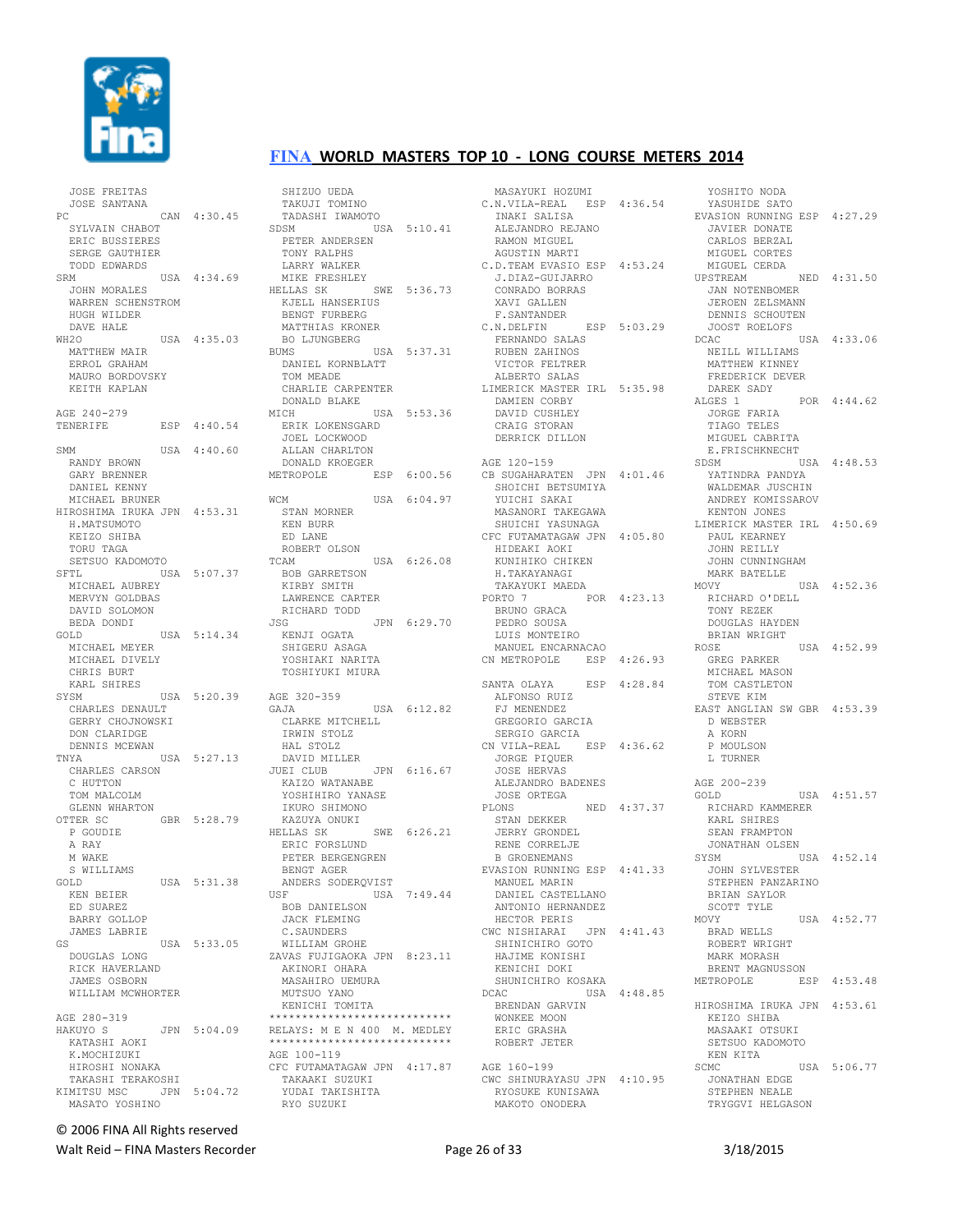JOSE FREITAS
JOSE SANTANA
PC CAN 4:30.45
SYLVAIN CHABOT
ERIC BUSSIERES
SERGE GAUTHIER
TODD EDWARDS
SRM USA 4:34.69
JOHN MORALES
WARREN SCHENSTROM
HUGH WILDER
DAVE HALE
WH2O USA 4:35.03
MATTHEW MAIR
ERROL GRAHAM
MAURO BORDOVSKY
KEITH KAPLAN

AGE 240-279
TENERIFE ESP 4:40.54

SMM USA 4:40.60
RANDY BROWN
GARY BRENNER
DANIEL KENNY
MICHAEL BRUNER
HIROSHIMA IRUKA JPN 4:53.31
H.MATSUMOTO
KEIZO SHIBA
TORU TAGA
SETSUO KADOMOTO
SFTL USA 5:07.37
MICHAEL AUBREY
MERVYN GOLDBAS
DAVID SOLOMON
BEDA DONDI
GOLD USA 5:14.34
MICHAEL MEYER
MICHAEL DIVELY
CHRIS BURT
KARL SHIRES
SYSM USA 5:20.39
CHARLES DENAULT
GERRY CHOJNOWSKI
DON CLARIDGE
DENNIS MCEWAN
TNYA USA 5:27.13
CHARLES CARSON
C HUTTON
TOM MALCOLM
GLENN WHARTON
OTTER SC GBR 5:28.79
P GOUDIE
A RAY
M WAKE
S WILLIAMS
GOLD USA 5:31.38
KEN BEIER
ED SUAREZ
BARRY GOLLOP
JAMES LABRIE
GS USA 5:33.05
DOUGLAS LONG
RICK HAVERLAND
JAMES OSBORN
WILLIAM MCWHORTER

AGE 280-319
HAKUYO S JPN 5:04.09
KATASHI AOKI
K.MOCHIZUKI
HIROSHI NONAKA
TAKASHI TERAKOSHI
KIMITSU MSC JPN 5:04.72
MASATO YOSHINO
SHIZUO UEDA
TAKUJI TOMINO
TADASHI IWAMOTO
SDSM USA 5:10.41
PETER ANDERSEN
TONY RALPHS
LARRY WALKER
MIKE FRESHLEY
HELLAS SK SWE 5:36.73
KJELL HANSERIUS
BENGT FURBERG
MATTHIAS KRONER
BO LJUNGBERG
BUMS USA 5:37.31
DANIEL KORNBLATT
TOM MEADE
CHARLIE CARPENTER
DONALD BLAKE
MICH USA 5:53.36
ERIK LOKENSGARD
JOEL LOCKWOOD
ALLAN CHARLTON
DONALD KROEGER
METROPOLE ESP 6:00.56

WCM USA 6:04.97
STAN MORNER
KEN BURR
ED LANE
ROBERT OLSON
TCAM USA 6:26.08
BOB GARRETSON
KIRBY SMITH
LAWRENCE CARTER
RICHARD TODD
JSG JPN 6:29.70
KENJI OGATA
SHIGERU ASAGA
YOSHIAKI NARITA
TOSHIYUKI MIURA

AGE 320-359
GAJA USA 6:12.82
CLARKE MITCHELL
IRWIN STOLZ
HAL STOLZ
DAVID MILLER
JUEI CLUB JPN 6:16.67
KAIZO WATANABE
YOSHIHIRO YANASE
IKURO SHIMONO
KAZUYA ONUKI
HELLAS SK SWE 6:26.21
ERIC FORSLUND
PETER BERGENGREN
BENGT AGER
ANDERS SODERQVIST
USF USA 7:49.44
BOB DANIELSON
JACK FLEMING
C.SAUNDERS
WILLIAM GROHE
ZAVAS FUJIGAOKA JPN 8:23.11
AKINORI OHARA
MASAHIRO UEMURA
MUTSUO YANO
KENICHI TOMITA

****************************
RELAYS: M E N 400 M. MEDLEY
****************************

AGE 100-119
CFC FUTAMATAGAW JPN 4:17.87
TAKAAKI SUZUKI
YUDAI TAKISHITA
RYO SUZUKI
MASAYUKI HOZUMI
C.N.VILA-REAL ESP 4:36.54
INAKI SALISA
ALEJANDRO REJANO
RAMON MIGUEL
AGUSTIN MARTI
C.D.TEAM EVASIO ESP 4:53.24
J.DIAZ-GUIJARRO
CONRADO BORRAS
XAVI GALLEN
F.SANTANDER
C.N.DELFIN ESP 5:03.29
FERNANDO SALAS
RUBEN ZAHINOS
VICTOR FELTRER
ALBERTO SALAS
LIMERICK MASTER IRL 5:35.98
DAMIEN CORBY
DAVID CUSHLEY
CRAIG STORAN
DERRICK DILLON

AGE 120-159
CB SUGAHARATEN JPN 4:01.46
SHOICHI BETSUMIYA
YUICHI SAKAI
MASANORI TAKEGAWA
SHUICHI YASUNAGA
CFC FUTAMATAGAW JPN 4:05.80
HIDEAKI AOKI
KUNIHIKO CHIKEN
H.TAKAYANAGI
TAKAYUKI MAEDA
PORTO 7 POR 4:23.13
BRUNO GRACA
PEDRO SOUSA
LUIS MONTEIRO
MANUEL ENCARNACAO
CN METROPOLE ESP 4:26.93

SANTA OLAYA ESP 4:28.84
ALFONSO RUIZ
FJ MENENDEZ
GREGORIO GARCIA
SERGIO GARCIA
CN VILA-REAL ESP 4:36.62
JORGE PIQUER
JOSE HERVAS
ALEJANDRO BADENES
JOSE ORTEGA
PLONS NED 4:37.37
STAN DEKKER
JERRY GRONDEL
RENE CORRELJE
B GROENEMANS
EVASION RUNNING ESP 4:41.33
MANUEL MARIN
DANIEL CASTELLANO
ANTONIO HERNANDEZ
HECTOR PERIS
CWC NISHIARAI JPN 4:41.43
SHINICHIRO GOTO
HAJIME KONISHI
KENICHI DOKI
SHUNICHIRO KOSAKA
DCAC USA 4:48.85
BRENDAN GARVIN
WONKEE MOON
ERIC GRASHA
ROBERT JETER

AGE 160-199
CWC SHINURAYASU JPN 4:10.95
RYOSUKE KUNISAWA
MAKOTO ONODERA
YOSHITO NODA
YASUHIDE SATO
EVASION RUNNING ESP 4:27.29
JAVIER DONATE
CARLOS BERZAL
MIGUEL CORTES
MIGUEL CERDA
UPSTREAM NED 4:31.50
JAN NOTENBOMER
JEROEN ZELSMANN
DENNIS SCHOUTEN
JOOST ROELOFS
DCAC USA 4:33.06
NEILL WILLIAMS
MATTHEW KINNEY
FREDERICK DEVER
DAREK SADY
ALGES 1 POR 4:44.62
JORGE FARIA
TIAGO TELES
MIGUEL CABRITA
E.FRISCHKNECHT
SDSM USA 4:48.53
YATINDRA PANDYA
WALDEMAR JUSCHIN
ANDREY KOMISSAROV
KENTON JONES
LIMERICK MASTER IRL 4:50.69
PAUL KEARNEY
JOHN REILLY
JOHN CUNNINGHAM
MARK BATELLE
MOVY USA 4:52.36
RICHARD O'DELL
TONY REZEK
DOUGLAS HAYDEN
BRIAN WRIGHT
ROSE USA 4:52.99
GREG PARKER
MICHAEL MASON
TOM CASTLETON
STEVE KIM
EAST ANGLIAN SW GBR 4:53.39
D WEBSTER
A KORN
P MOULSON
L TURNER

AGE 200-239
GOLD USA 4:51.57
RICHARD KAMMERER
KARL SHIRES
SEAN FRAMPTON
JONATHAN OLSEN
SYSM USA 4:52.14
JOHN SYLVESTER
STEPHEN PANZARINO
BRIAN SAYLOR
SCOTT TYLE
MOVY USA 4:52.77
BRAD WELLS
ROBERT WRIGHT
MARK MORASH
BRENT MAGNUSSON
METROPOLE ESP 4:53.48

HIROSHIMA IRUKA JPN 4:53.61
KEIZO SHIBA
MASAAKI OTSUKI
SETSUO KADOMOTO
KEN KITA
SCMC USA 5:06.77
JONATHAN EDGE
STEPHEN NEALE
TRYGGVI HELGASON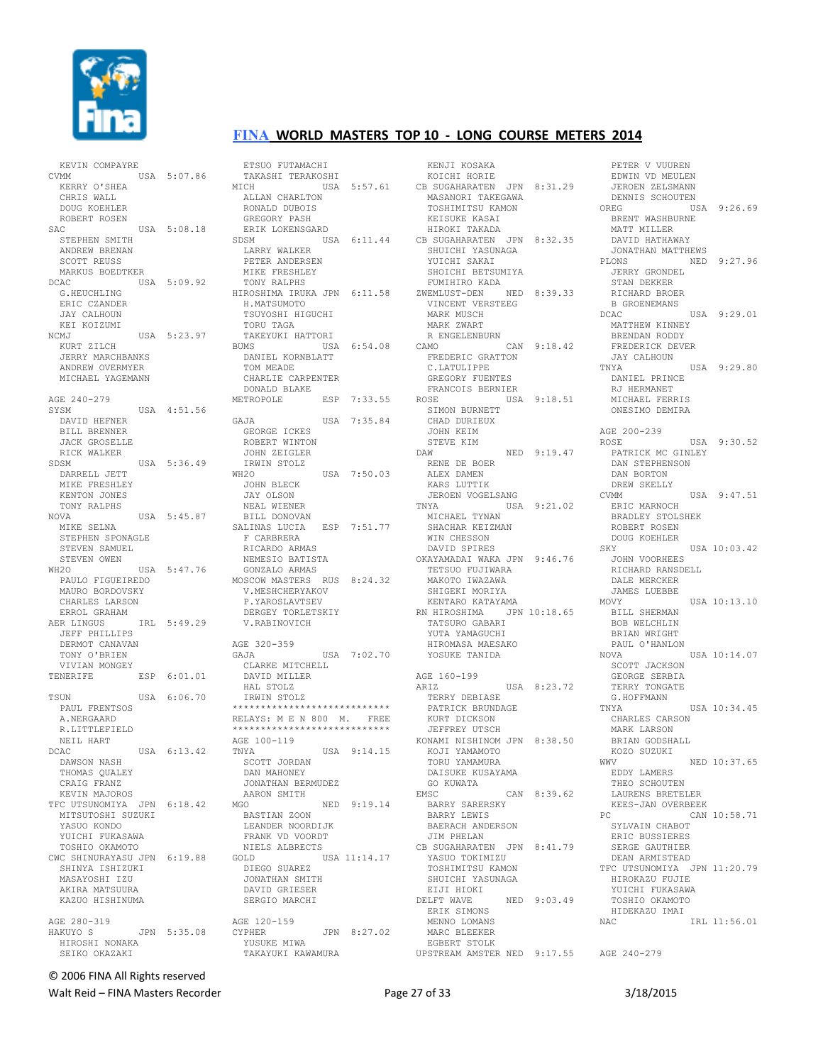# FINA WORLD MASTERS TOP 10 - LONG COURSE METERS 2014

```
KEVIN COMPAYRE
CVMM            USA  5:07.86
  KERRY O'SHEA
  CHRIS WALL
  DOUG KOEHLER
  ROBERT ROSEN
SAC             USA  5:08.18
  STEPHEN SMITH
  ANDREW BRENAN
  SCOTT REUSS
  MARKUS BOEDTKER
DCAC            USA  5:09.92
  G.HEUCHLING
  ERIC CZANDER
  JAY CALHOUN
  KEI KOIZUMI
NCMJ            USA  5:23.97
  KURT ZILCH
  JERRY MARCHBANKS
  ANDREW OVERMYER
  MICHAEL YAGEMANN

AGE 240-279
SYSM            USA  4:51.56
  DAVID HEFNER
  BILL BRENNER
  JACK GROSELLE
  RICK WALKER
SDSM            USA  5:36.49
  DARRELL JETT
  MIKE FRESHLEY
  KENTON JONES
  TONY RALPHS
NOVA            USA  5:45.87
  MIKE SELNA
  STEPHEN SPONAGLE
  STEVEN SAMUEL
  STEVEN OWEN
WH2O            USA  5:47.76
  PAULO FIGUEIREDO
  MAURO BORDOVSKY
  CHARLES LARSON
  ERROL GRAHAM
AER LINGUS      IRL  5:49.29
  JEFF PHILLIPS
  DERMOT CANAVAN
  TONY O'BRIEN
  VIVIAN MONGEY
TENERIFE        ESP  6:01.01

TSUN            USA  6:06.70
  PAUL FRENTSOS
  A.NERGAARD
  R.LITTLEFIELD
  NEIL HART
DCAC            USA  6:13.42
  DAWSON NASH
  THOMAS QUALEY
  CRAIG FRANZ
  KEVIN MAJOROS
TFC UTSUNOMIYA JPN  6:18.42
  MITSUTOSHI SUZUKI
  YASUO KONDO
  YUICHI FUKASAWA
  TOSHIO OKAMOTO
CWC SHINURAYASU JPN  6:19.88
  SHINYA ISHIZUKI
  MASAYOSHI IZU
  AKIRA MATSUURA
  KAZUO HISHINUMA

AGE 280-319
HAKUYO S        JPN  5:35.08
  HIROSHI NONAKA
  SEIKO OKAZAKI
  ETSUO FUTAMACHI
  TAKASHI TERAKOSHI
MICH            USA  5:57.61
  ALLAN CHARLTON
  RONALD DUBOIS
  GREGORY PASH
  ERIK LOKENSGARD
SDSM            USA  6:11.44
  LARRY WALKER
  PETER ANDERSEN
  MIKE FRESHLEY
  TONY RALPHS
HIROSHIMA IRUKA JPN  6:11.58
  H.MATSUMOTO
  TSUYOSHI HIGUCHI
  TORU TAGA
  TAKEYUKI HATTORI
BUMS            USA  6:54.08
  DANIEL KORNBLATT
  TOM MEADE
  CHARLIE CARPENTER
  DONALD BLAKE
METROPOLE       ESP  7:33.55

GAJA            USA  7:35.84
  GEORGE ICKES
  ROBERT WINTON
  JOHN ZEIGLER
  IRWIN STOLZ
WH2O            USA  7:50.03
  JOHN BLECK
  JAY OLSON
  NEAL WIENER
  BILL DONOVAN
SALINAS LUCIA   ESP  7:51.77
  F CARBRERA
  RICARDO ARMAS
  NEMESIO BATISTA
  GONZALO ARMAS
MOSCOW MASTERS  RUS  8:24.32
  V.MESHCHERYAKOV
  P.YAROSLAVTSEV
  DERGEY TORLETSKIY
  V.RABINOVICH

AGE 320-359
GAJA            USA  7:02.70
  CLARKE MITCHELL
  DAVID MILLER
  HAL STOLZ
  IRWIN STOLZ
****************************
RELAYS: M E N 800  M.   FREE
****************************
AGE 100-119
TNYA            USA  9:14.15
  SCOTT JORDAN
  DAN MAHONEY
  JONATHAN BERMUDEZ
  AARON SMITH
MGO             NED  9:19.14
  BASTIAN ZOON
  LEANDER NOORDIJK
  FRANK VD VOORDT
  NIELS ALBRECTS
GOLD            USA 11:14.17
  DIEGO SUAREZ
  JONATHAN SMITH
  DAVID GRIESER
  SERGIO MARCHI

AGE 120-159
CYPHER          JPN  8:27.02
  YUSUKE MIWA
  TAKAYUKI KAWAMURA
  KENJI KOSAKA
  KOICHI HORIE
CB SUGAHARATEN  JPN  8:31.29
  MASANORI TAKEGAWA
  TOSHIMITSU KAMON
  KEISUKE KASAI
  HIROKI TAKADA
CB SUGAHARATEN  JPN  8:32.35
  SHUICHI YASUNAGA
  YUICHI SAKAI
  SHOICHI BETSUMIYA
  FUMIHIRO KADA
ZWEMLUST-DEN    NED  8:39.33
  VINCENT VERSTEEG
  MARK MUSCH
  MARK ZWART
  R ENGELENBURN
CAMO            CAN  9:18.42
  FREDERIC GRATTON
  C.LATULIPPE
  GREGORY FUENTES
  FRANCOIS BERNIER
ROSE            USA  9:18.51
  SIMON BURNETT
  CHAD DURIEUX
  JOHN KEIM
  STEVE KIM
DAW             NED  9:19.47
  RENE DE BOER
  ALEX DAMEN
  KARS LUTTIK
  JEROEN VOGELSANG
TNYA            USA  9:21.02
  MICHAEL TYNAN
  SHACHAR KEIZMAN
  WIN CHESSON
  DAVID SPIRES
OKAYAMADAI WAKA JPN  9:46.76
  TETSUO FUJIWARA
  MAKOTO IWAZAWA
  SHIGEKI MORIYA
  KENTARO KATAYAMA
RN HIROSHIMA    JPN 10:18.65
  TATSURO GABARI
  YUTA YAMAGUCHI
  HIROMASA MAESAKO
  YOSUKE TANIDA

AGE 160-199
ARIZ            USA  8:23.72
  TERRY DEBIASE
  PATRICK BRUNDAGE
  KURT DICKSON
  JEFFREY UTSCH
KONAMI NISHINOM JPN  8:38.50
  KOJI YAMAMOTO
  TORU YAMAMURA
  DAISUKE KUSAYAMA
  GO KUWATA
EMSC            CAN  8:39.62
  BARRY SARERSKY
  BARRY LEWIS
  BAERACH ANDERSON
  JIM PHELAN
CB SUGAHARATEN  JPN  8:41.79
  YASUO TOKIMIZU
  TOSHIMITSU KAMON
  SHUICHI YASUNAGA
  EIJI HIOKI
DELFT WAVE      NED  9:03.49
  ERIK SIMONS
  MENNO LOMANS
  MARC BLEEKER
  EGBERT STOLK
UPSTREAM AMSTER NED  9:17.55
  PETER V VUUREN
  EDWIN VD MEULEN
  JEROEN ZELSMANN
  DENNIS SCHOUTEN
OREG            USA  9:26.69
  BRENT WASHBURNE
  MATT MILLER
  DAVID HATHAWAY
  JONATHAN MATTHEWS
PLONS           NED  9:27.96
  JERRY GRONDEL
  STAN DEKKER
  RICHARD BROER
  B GROENEMANS
DCAC            USA  9:29.01
  MATTHEW KINNEY
  BRENDAN RODDY
  FREDERICK DEVER
  JAY CALHOUN
TNYA            USA  9:29.80
  DANIEL PRINCE
  RJ HERMANET
  MICHAEL FERRIS
  ONESIMO DEMIRA

AGE 200-239
ROSE            USA  9:30.52
  PATRICK MC GINLEY
  DAN STEPHENSON
  DAN BORTON
  DREW SKELLY
CVMM            USA  9:47.51
  ERIC MARNOCH
  BRADLEY STOLSHEK
  ROBERT ROSEN
  DOUG KOEHLER
SKY             USA 10:03.42
  JOHN VOORHEES
  RICHARD RANSDELL
  DALE MERCKER
  JAMES LUEBBE
MOVY            USA 10:13.10
  BILL SHERMAN
  BOB WELCHLIN
  BRIAN WRIGHT
  PAUL O'HANLON
NOVA            USA 10:14.07
  SCOTT JACKSON
  GEORGE SERBIA
  TERRY TONGATE
  G.HOFFMANN
TNYA            USA 10:34.45
  CHARLES CARSON
  MARK LARSON
  BRIAN GODSHALL
  KOZO SUZUKI
WWV             NED 10:37.65
  EDDY LAMERS
  THEO SCHOUTEN
  LAURENS BRETELER
  KEES-JAN OVERBEEK
PC              CAN 10:58.71
  SYLVAIN CHABOT
  ERIC BUSSIERES
  SERGE GAUTHIER
  DEAN ARMISTEAD
TFC UTSUNOMIYA  JPN 11:20.79
  HIROKAZU FUJIE
  YUICHI FUKASAWA
  TOSHIO OKAMOTO
  HIDEKAZU IMAI
NAC             IRL 11:56.01

AGE 240-279
```

© 2006 FINA All Rights reserved

Walt Reid – FINA Masters Recorder    3/18/2015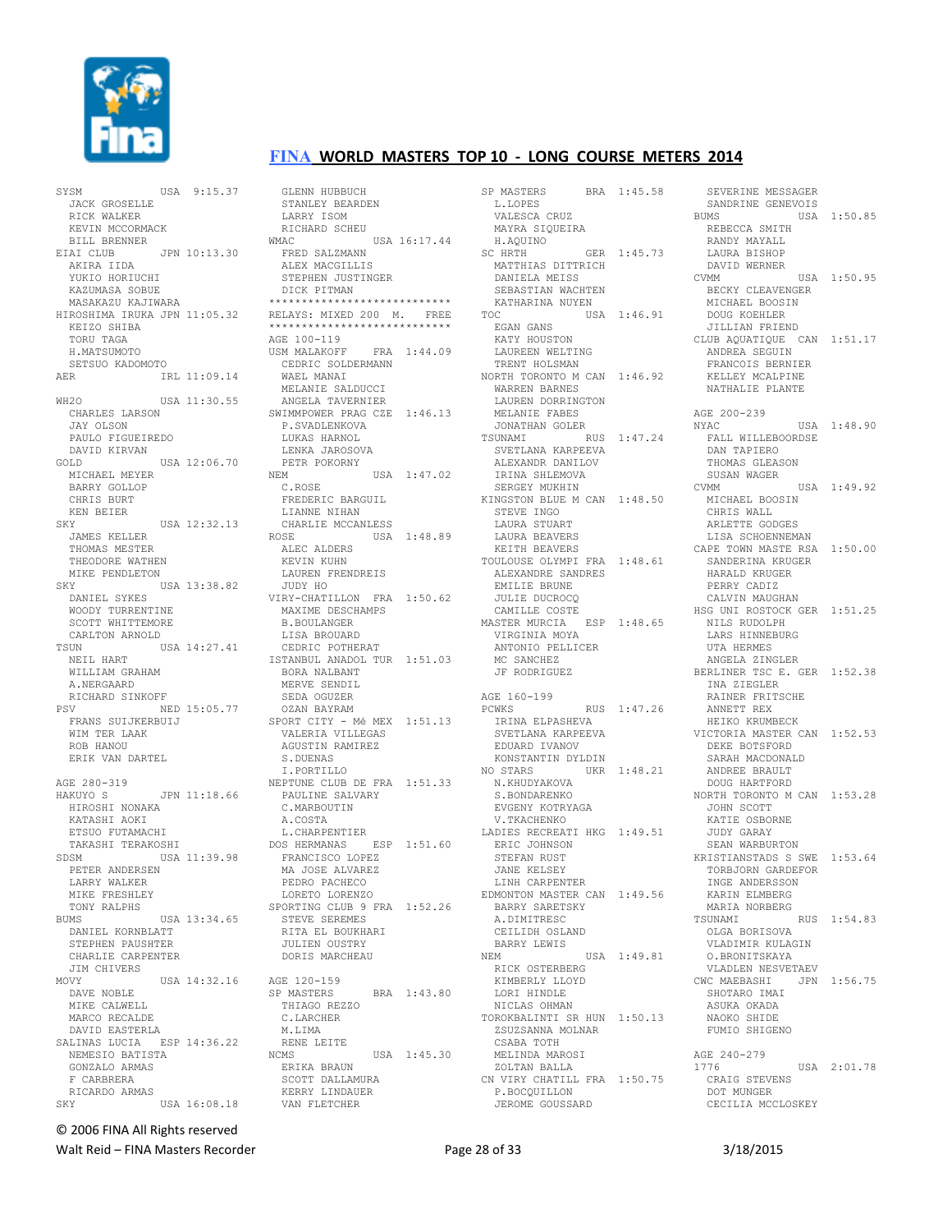# FINA WORLD MASTERS TOP 10 - LONG COURSE METERS 2014

```
SYSM             USA  9:15.37
  JACK GROSELLE
  RICK WALKER
  KEVIN MCCORMACK
  BILL BRENNER
EIAI CLUB        JPN 10:13.30
  AKIRA IIDA
  YUKIO HORIUCHI
  KAZUMASA SOBUE
  MASAKAZU KAJIWARA
HIROSHIMA IRUKA JPN 11:05.32
  KEIZO SHIBA
  TORU TAGA
  H.MATSUMOTO
  SETSUO KADOMOTO
AER              IRL 11:09.14

WH2O             USA 11:30.55
  CHARLES LARSON
  JAY OLSON
  PAULO FIGUEIREDO
  DAVID KIRVAN
GOLD             USA 12:06.70
  MICHAEL MEYER
  BARRY GOLLOP
  CHRIS BURT
  KEN BEIER
SKY              USA 12:32.13
  JAMES KELLER
  THOMAS MESTER
  THEODORE WATHEN
  MIKE PENDLETON
SKY              USA 13:38.82
  DANIEL SYKES
  WOODY TURRENTINE
  SCOTT WHITTEMORE
  CARLTON ARNOLD
TSUN             USA 14:27.41
  NEIL HART
  WILLIAM GRAHAM
  A.NERGAARD
  RICHARD SINKOFF
PSV              NED 15:05.77
  FRANS SUIJKERBUIJ
  WIM TER LAAK
  ROB HANOU
  ERIK VAN DARTEL

AGE 280-319
HAKUYO S         JPN 11:18.66
  HIROSHI NONAKA
  KATASHI AOKI
  ETSUO FUTAMACHI
  TAKASHI TERAKOSHI
SDSM             USA 11:39.98
  PETER ANDERSEN
  LARRY WALKER
  MIKE FRESHLEY
  TONY RALPHS
BUMS             USA 13:34.65
  DANIEL KORNBLATT
  STEPHEN PAUSHTER
  CHARLIE CARPENTER
  JIM CHIVERS
MOVY             USA 14:32.16
  DAVE NOBLE
  MIKE CALWELL
  MARCO RECALDE
  DAVID EASTERLA
SALINAS LUCIA    ESP 14:36.22
  NEMESIO BATISTA
  GONZALO ARMAS
  F CARBRERA
  RICARDO ARMAS
SKY              USA 16:08.18
  GLENN HUBBUCH
  STANLEY BEARDEN
  LARRY ISOM
  RICHARD SCHEU
WMAC             USA 16:17.44
  FRED SALZMANN
  ALEX MACGILLIS
  STEPHEN JUSTINGER
  DICK PITMAN
****************************
RELAYS: MIXED 200  M.   FREE
****************************
AGE 100-119
USM MALAKOFF     FRA  1:44.09
  CEDRIC SOLDERMANN
  WAEL MANAI
  MELANIE SALDUCCI
  ANGELA TAVERNIER
SWIMMPOWER PRAG CZE  1:46.13
  P.SVADLENKOVA
  LUKAS HARNOL
  LENKA JAROSOVA
  PETR POKORNY
NEM              USA  1:47.02
  C.ROSE
  FREDERIC BARGUIL
  LIANNE NIHAN
  CHARLIE MCCANLESS
ROSE             USA  1:48.89
  ALEC ALDERS
  KEVIN KUHN
  LAUREN FRENDREIS
  JUDY HO
VIRY-CHATILLON   FRA  1:50.62
  MAXIME DESCHAMPS
  B.BOULANGER
  LISA BROUARD
  CEDRIC POTHERAT
ISTANBUL ANADOL TUR  1:51.03
  BORA NALBANT
  MERVE SENDIL
  SEDA OGUZER
  OZAN BAYRAM
SPORT CITY - Mé MEX  1:51.13
  VALERIA VILLEGAS
  AGUSTIN RAMIREZ
  S.DUENAS
  I.PORTILLO
NEPTUNE CLUB DE FRA  1:51.33
  PAULINE SALVARY
  C.MARBOUTIN
  A.COSTA
  L.CHARPENTIER
DOS HERMANAS     ESP  1:51.60
  FRANCISCO LOPEZ
  MA JOSE ALVAREZ
  PEDRO PACHECO
  LORETO LORENZO
SPORTING CLUB 9 FRA  1:52.26
  STEVE SEREMES
  RITA EL BOUKHARI
  JULIEN OUSTRY
  DORIS MARCHEAU

AGE 120-159
SP MASTERS       BRA  1:43.80
  THIAGO REZZO
  C.LARCHER
  M.LIMA
  RENE LEITE
NCMS             USA  1:45.30
  ERIKA BRAUN
  SCOTT DALLAMURA
  KERRY LINDAUER
  VAN FLETCHER
SP MASTERS       BRA  1:45.58
  L.LOPES
  VALESCA CRUZ
  MAYRA SIQUEIRA
  H.AQUINO
SC HRTH          GER  1:45.73
  MATTHIAS DITTRICH
  DANIELA MEISS
  SEBASTIAN WACHTEN
  KATHARINA NUYEN
TOC              USA  1:46.91
  EGAN GANS
  KATY HOUSTON
  LAUREEN WELTING
  TRENT HOLSMAN
NORTH TORONTO M CAN  1:46.92
  WARREN BARNES
  LAUREN DORRINGTON
  MELANIE FABES
  JONATHAN GOLER
TSUNAMI          RUS  1:47.24
  SVETLANA KARPEEVA
  ALEXANDR DANILOV
  IRINA SHLEMOVA
  SERGEY MUKHIN
KINGSTON BLUE M CAN  1:48.50
  STEVE INGO
  LAURA STUART
  LAURA BEAVERS
  KEITH BEAVERS
TOULOUSE OLYMPI FRA  1:48.61
  ALEXANDRE SANDRES
  EMILIE BRUNE
  JULIE DUCROCQ
  CAMILLE COSTE
MASTER MURCIA    ESP  1:48.65
  VIRGINIA MOYA
  ANTONIO PELLICER
  MC SANCHEZ
  JF RODRIGUEZ

AGE 160-199
PCWKS            RUS  1:47.26
  IRINA ELPASHEVA
  SVETLANA KARPEEVA
  EDUARD IVANOV
  KONSTANTIN DYLDIN
NO STARS         UKR  1:48.21
  N.KHUDYAKOVA
  S.BONDARENKO
  EVGENY KOTRYAGA
  V.TKACHENKO
LADIES RECREATI HKG  1:49.51
  ERIC JOHNSON
  STEFAN RUST
  JANE KELSEY
  LINH CARPENTER
EDMONTON MASTER CAN  1:49.56
  BARRY SARETSKY
  A.DIMITRESC
  CEILIDH OSLAND
  BARRY LEWIS
NEM              USA  1:49.81
  RICK OSTERBERG
  KIMBERLY LLOYD
  LORI HINDLE
  NICLAS OHMAN
TOROKBALINTI SR HUN  1:50.13
  ZSUZSANNA MOLNAR
  CSABA TOTH
  MELINDA MAROSI
  ZOLTAN BALLA
CN VIRY CHATILL FRA  1:50.75
  P.BOCQUILLON
  JEROME GOUSSARD
  SEVERINE MESSAGER
  SANDRINE GENEVOIS
BUMS             USA  1:50.85
  REBECCA SMITH
  RANDY MAYALL
  LAURA BISHOP
  DAVID WERNER
CVMM             USA  1:50.95
  BECKY CLEAVENGER
  MICHAEL BOOSIN
  DOUG KOEHLER
  JILLIAN FRIEND
CLUB AQUATIQUE  CAN  1:51.17
  ANDREA SEGUIN
  FRANCOIS BERNIER
  KELLEY MCALPINE
  NATHALIE PLANTE

AGE 200-239
NYAC             USA  1:48.90
  FALL WILLEBOORDSE
  DAN TAPIERO
  THOMAS GLEASON
  SUSAN WAGER
CVMM             USA  1:49.92
  MICHAEL BOOSIN
  CHRIS WALL
  ARLETTE GODGES
  LISA SCHOENNEMAN
CAPE TOWN MASTE RSA  1:50.00
  SANDERINA KRUGER
  HARALD KRUGER
  PERRY CADIZ
  CALVIN MAUGHAN
HSG UNI ROSTOCK GER  1:51.25
  NILS RUDOLPH
  LARS HINNEBURG
  UTA HERMES
  ANGELA ZINGLER
BERLINER TSC E. GER  1:52.38
  INA ZIEGLER
  RAINER FRITSCHE
  ANNETT REX
  HEIKO KRUMBECK
VICTORIA MASTER CAN  1:52.53
  DEKE BOTSFORD
  SARAH MACDONALD
  ANDREE BRAULT
  DOUG HARTFORD
NORTH TORONTO M CAN  1:53.28
  JOHN SCOTT
  KATIE OSBORNE
  JUDY GARAY
  SEAN WARBURTON
KRISTIANSTADS S SWE  1:53.64
  TORBJORN GARDEFOR
  INGE ANDERSSON
  KARIN ELMBERG
  MARIA NORBERG
TSUNAMI          RUS  1:54.83
  OLGA BORISOVA
  VLADIMIR KULAGIN
  O.BRONITSKAYA
  VLADLEN NESVETAEV
CWC MAEBASHI     JPN  1:56.75
  SHOTARO IMAI
  ASUKA OKADA
  NAOKO SHIDE
  FUMIO SHIGENO

AGE 240-279
1776             USA  2:01.78
  CRAIG STEVENS
  DOT MUNGER
  CECILIA MCCLOSKEY
```

© 2006 FINA All Rights reserved
Walt Reid – FINA Masters Recorder  3/18/2015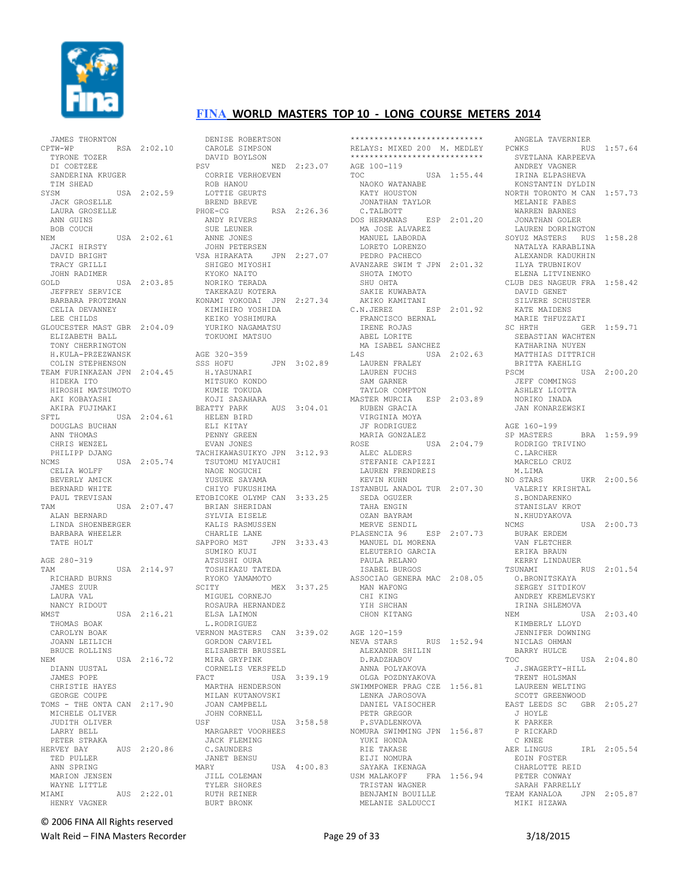# FINA WORLD MASTERS TOP 10 - LONG COURSE METERS 2014

```
  JAMES THORNTON
CPTW-WP          RSA  2:02.10
  TYRONE TOZER
  DI COETZEE
  SANDERINA KRUGER
  TIM SHEAD
SYSM             USA  2:02.59
  JACK GROSELLE
  LAURA GROSELLE
  ANN GUINS
  BOB COUCH
NEM              USA  2:02.61
  JACKI HIRSTY
  DAVID BRIGHT
  TRACY GRILLI
  JOHN RADIMER
GOLD             USA  2:03.85
  JEFFREY SERVICE
  BARBARA PROTZMAN
  CELIA DEVANNEY
  LEE CHILDS
GLOUCESTER MAST GBR  2:04.09
  ELIZABETH BALL
  TONY CHERRINGTON
  H.KULA-PRZEZWANSK
  COLIN STEPHENSON
TEAM FURINKAZAN JPN  2:04.45
  HIDEKA ITO
  HIROSHI MATSUMOTO
  AKI KOBAYASHI
  AKIRA FUJIMAKI
SFTL             USA  2:04.61
  DOUGLAS BUCHAN
  ANN THOMAS
  CHRIS WENZEL
  PHILIPP DJANG
NCMS             USA  2:05.74
  CELIA WOLFF
  BEVERLY AMICK
  BERNARD WHITE
  PAUL TREVISAN
TAM              USA  2:07.47
  ALAN BERNARD
  LINDA SHOENBERGER
  BARBARA WHEELER
  TATE HOLT

AGE 280-319
TAM              USA  2:14.97
  RICHARD BURNS
  JAMES ZUUR
  LAURA VAL
  NANCY RIDOUT
WMST             USA  2:16.21
  THOMAS BOAK
  CAROLYN BOAK
  JOANN LEILICH
  BRUCE ROLLINS
NEM              USA  2:16.72
  DIANN UUSTAL
  JAMES POPE
  CHRISTIE HAYES
  GEORGE COUPE
TOMS - THE ONTA CAN  2:17.90
  MICHELE OLIVER
  JUDITH OLIVER
  LARRY BELL
  PETER STRAKA
HERVEY BAY       AUS  2:20.86
  TED PULLER
  ANN SPRING
  MARION JENSEN
  WAYNE LITTLE
MIAMI            AUS  2:22.01
  HENRY VAGNER
  DENISE ROBERTSON
  CAROLE SIMPSON
  DAVID BOYLSON
PSV              NED  2:23.07
  CORRIE VERHOEVEN
  ROB HANOU
  LOTTIE GEURTS
  BREND BREVE
PHOE-CG          RSA  2:26.36
  ANDY RIVERS
  SUE LEUNER
  ANNE JONES
  JOHN PETERSEN
VSA HIRAKATA     JPN  2:27.07
  SHIGEO MIYOSHI
  KYOKO NAITO
  NORIKO TERADA
  TAKEKAZU KOTERA
KONAMI YOKODAI  JPN  2:27.34
  KIMIHIRO YOSHIDA
  KEIKO YOSHIMURA
  YURIKO NAGAMATSU
  TOKUOMI MATSUO

AGE 320-359
SSS HOFU         JPN  3:02.89
  H.YASUNARI
  MITSUKO KONDO
  KUMIE TOKUDA
  KOJI SASAHARA
BEATTY PARK      AUS  3:04.01
  HELEN BIRD
  ELI KITAY
  PENNY GREEN
  EVAN JONES
TACHIKAWASUIKYO JPN  3:12.93
  TSUTOMU MIYAUCHI
  NAOE NOGUCHI
  YUSUKE SAYAMA
  CHIYO FUKUSHIMA
ETOBICOKE OLYMP CAN  3:33.25
  BRIAN SHERIDAN
  SYLVIA EISELE
  KALIS RASMUSSEN
  CHARLIE LANE
SAPPORO MST      JPN  3:33.43
  SUMIKO KUJI
  ATSUSHI OURA
  TOSHIKAZU TATEDA
  RYOKO YAMAMOTO
SCITY            MEX  3:37.25
  MIGUEL CORNEJO
  ROSAURA HERNANDEZ
  ELSA LAIMON
  L.RODRIGUEZ
VERNON MASTERS  CAN  3:39.02
  GORDON CARVIEL
  ELISABETH BRUSSEL
  MIRA GRYPINK
  CORNELIS VERSFELD
FACT             USA  3:39.19
  MARTHA HENDERSON
  MILAN KUTANOVSKI
  JOAN CAMPBELL
  JOHN CORNELL
USF              USA  3:58.58
  MARGARET VOORHEES
  JACK FLEMING
  C.SAUNDERS
  JANET BENSU
MARY             USA  4:00.83
  JILL COLEMAN
  TYLER SHORES
  RUTH REINER
  BURT BRONK
```

```
****************************
RELAYS: MIXED 200  M. MEDLEY
****************************
AGE 100-119
TOC              USA  1:55.44
  NAOKO WATANABE
  KATY HOUSTON
  JONATHAN TAYLOR
  C.TALBOTT
DOS HERMANAS     ESP  2:01.20
  MA JOSE ALVAREZ
  MANUEL LABORDA
  LORETO LORENZO
  PEDRO PACHECO
AVANZARE SWIM T JPN  2:01.32
  SHOTA IMOTO
  SHU OHTA
  SAKIE KUWABATA
  AKIKO KAMITANI
C.N.JEREZ        ESP  2:01.92
  FRANCISCO BERNAL
  IRENE ROJAS
  ABEL LORITE
  MA ISABEL SANCHEZ
L4S              USA  2:02.63
  LAUREN FRALEY
  LAUREN FUCHS
  SAM GARNER
  TAYLOR COMPTON
MASTER MURCIA    ESP  2:03.89
  RUBEN GRACIA
  VIRGINIA MOYA
  JF RODRIGUEZ
  MARIA GONZALEZ
ROSE             USA  2:04.79
  ALEC ALDERS
  STEFANIE CAPIZZI
  LAUREN FRENDREIS
  KEVIN KUHN
ISTANBUL ANADOL TUR  2:07.30
  SEDA OGUZER
  TAHA ENGIN
  OZAN BAYRAM
  MERVE SENDIL
PLASENCIA 96     ESP  2:07.73
  MANUEL DL MORENA
  ELEUTERIO GARCIA
  PAULA RELANO
  ISABEL BURGOS
ASSOCIAO GENERA MAC  2:08.05
  MAN WAFONG
  CHI KING
  YIH SHCHAN
  CHON KITANG

AGE 120-159
NEVA STARS       RUS  1:52.94
  ALEXANDR SHILIN
  D.RADZHABOV
  ANNA POLYAKOVA
  OLGA POZDNYAKOVA
SWIMMPOWER PRAG CZE  1:56.81
  LENKA JAROSOVA
  DANIEL VAISOCHER
  PETR GREGOR
  P.SVADLENKOVA
NOMURA SWIMMING JPN  1:56.87
  YUKI HONDA
  RIE TAKASE
  EIJI NOMURA
  SAYAKA IKENAGA
USM MALAKOFF     FRA  1:56.94
  TRISTAN WAGNER
  BENJAMIN BOUILLE
  MELANIE SALDUCCI
  ANGELA TAVERNIER
PCWKS            RUS  1:57.64
  SVETLANA KARPEEVA
  ANDREY VAGNER
  IRINA ELPASHEVA
  KONSTANTIN DYLDIN
NORTH TORONTO M CAN  1:57.73
  MELANIE FABES
  WARREN BARNES
  JONATHAN GOLER
  LAUREN DORRINGTON
SOYUZ MASTERS    RUS  1:58.28
  NATALYA KARABLINA
  ALEXANDR KADUKHIN
  ILYA TRUBNIKOV
  ELENA LITVINENKO
CLUB DES NAGEUR FRA  1:58.42
  DAVID GENET
  SILVERE SCHUSTER
  KATE MAIDENS
  MARIE THFUZZATI
SC HRTH          GER  1:59.71
  SEBASTIAN WACHTEN
  KATHARINA NUYEN
  MATTHIAS DITTRICH
  BRITTA KAEHLIG
PSCM             USA  2:00.20
  JEFF COMMINGS
  ASHLEY LIOTTA
  NORIKO INADA
  JAN KONARZEWSKI

AGE 160-199
SP MASTERS       BRA  1:59.99
  RODRIGO TRIVINO
  C.LARCHER
  MARCELO CRUZ
  M.LIMA
NO STARS         UKR  2:00.56
  VALERIY KRISHTAL
  S.BONDARENKO
  STANISLAV KROT
  N.KHUDYAKOVA
NCMS             USA  2:00.73
  BURAK ERDEM
  VAN FLETCHER
  ERIKA BRAUN
  KERRY LINDAUER
TSUNAMI          RUS  2:01.54
  O.BRONITSKAYA
  SERGEY SITDIKOV
  ANDREY KREMLEVSKY
  IRINA SHLEMOVA
NEM              USA  2:03.40
  KIMBERLY LLOYD
  JENNIFER DOWNING
  NICLAS OHMAN
  BARRY HULCE
TOC              USA  2:04.80
  J.SWAGERTY-HILL
  TRENT HOLSMAN
  LAUREEN WELTING
  SCOTT GREENWOOD
EAST LEEDS SC    GBR  2:05.27
  J HOYLE
  K PARKER
  P RICKARD
  C KNEE
AER LINGUS       IRL  2:05.54
  EOIN FOSTER
  CHARLOTTE REID
  PETER CONWAY
  SARAH FARRELLY
TEAM KANALOA     JPN  2:05.87
  MIKI HIZAWA
```

© 2006 FINA All Rights reserved

Walt Reid – FINA Masters Recorder    3/18/2015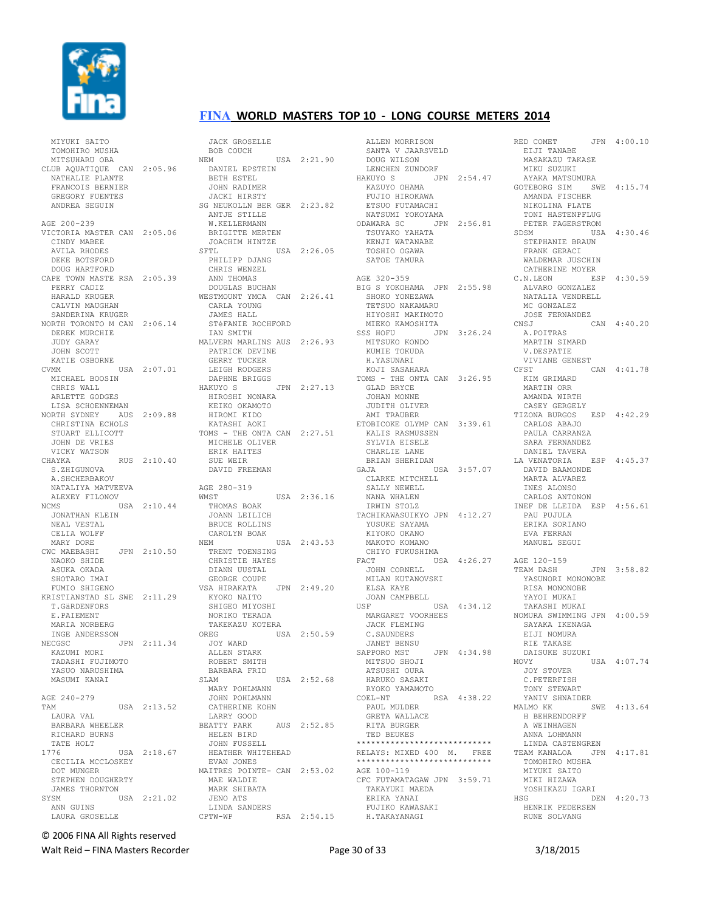## FINA WORLD MASTERS TOP 10 - LONG COURSE METERS 2014

```
MIYUKI SAITO
TOMOHIRO MUSHA
MITSUHARU OBA
CLUB AQUATIQUE  CAN  2:05.96
NATHALIE PLANTE
FRANCOIS BERNIER
GREGORY FUENTES
ANDREA SEGUIN

AGE 200-239
VICTORIA MASTER CAN  2:05.06
CINDY MABEE
AVILA RHODES
DEKE BOTSFORD
DOUG HARTFORD
CAPE TOWN MASTE RSA  2:05.39
PERRY CADIZ
HARALD KRUGER
CALVIN MAUGHAN
SANDERINA KRUGER
NORTH TORONTO M CAN  2:06.14
DEREK MURCHIE
JUDY GARAY
JOHN SCOTT
KATIE OSBORNE
CVMM            USA  2:07.01
MICHAEL BOOSIN
CHRIS WALL
ARLETTE GODGES
LISA SCHOENNEMAN
NORTH SYDNEY    AUS  2:09.88
CHRISTINA ECHOLS
STUART ELLICOTT
JOHN DE VRIES
VICKY WATSON
CHAYKA          RUS  2:10.40
S.ZHIGUNOVA
A.SHCHERBAKOV
NATALIYA MATVEEVA
ALEXEY FILONOV
NCMS            USA  2:10.44
JONATHAN KLEIN
NEAL VESTAL
CELIA WOLFF
MARY DORE
CWC MAEBASHI    JPN  2:10.50
NAOKO SHIDE
ASUKA OKADA
SHOTARO IMAI
FUMIO SHIGENO
KRISTIANSTAD SL SWE  2:11.29
T.GäRDENFORS
E.PAIEMENT
MARIA NORBERG
INGE ANDERSSON
NECGSC          JPN  2:11.34
KAZUMI MORI
TADASHI FUJIMOTO
YASUO NARUSHIMA
MASUMI KANAI

AGE 240-279
TAM             USA  2:13.52
LAURA VAL
BARBARA WHEELER
RICHARD BURNS
TATE HOLT
1776            USA  2:18.67
CECILIA MCCLOSKEY
DOT MUNGER
STEPHEN DOUGHERTY
JAMES THORNTON
SYSM            USA  2:21.02
ANN GUINS
LAURA GROSELLE
JACK GROSELLE
BOB COUCH
NEM             USA  2:21.90
DANIEL EPSTEIN
BETH ESTEL
JOHN RADIMER
JACKI HIRSTY
SG NEUKOLLN BER GER  2:23.82
ANTJE STILLE
W.KELLERMANN
BRIGITTE MERTEN
JOACHIM HINTZE
SFTL            USA  2:26.05
PHILIPP DJANG
CHRIS WENZEL
ANN THOMAS
DOUGLAS BUCHAN
WESTMOUNT YMCA  CAN  2:26.41
CARLA YOUNG
JAMES HALL
STéFANIE ROCHFORD
IAN SMITH
MALVERN MARLINS AUS  2:26.93
PATRICK DEVINE
GERRY TUCKER
LEIGH RODGERS
DAPHNE BRIGGS
HAKUYO S        JPN  2:27.13
HIROSHI NONAKA
KEIKO OKAMOTO
HIROMI KIDO
KATASHI AOKI
TOMS - THE ONTA CAN  2:27.51
MICHELE OLIVER
ERIK HAITES
SUE WEIR
DAVID FREEMAN

AGE 280-319
WMST            USA  2:36.16
THOMAS BOAK
JOANN LEILICH
BRUCE ROLLINS
CAROLYN BOAK
NEM             USA  2:43.53
TRENT TOENSING
CHRISTIE HAYES
DIANN UUSTAL
GEORGE COUPE
VSA HIRAKATA    JPN  2:49.20
KYOKO NAITO
SHIGEO MIYOSHI
NORIKO TERADA
TAKEKAZU KOTERA
OREG            USA  2:50.59
JOY WARD
ALLEN STARK
ROBERT SMITH
BARBARA FRID
SLAM            USA  2:52.68
MARY POHLMANN
JOHN POHLMANN
CATHERINE KOHN
LARRY GOOD
BEATTY PARK     AUS  2:52.85
HELEN BIRD
JOHN FUSSELL
HEATHER WHITEHEAD
EVAN JONES
MAITRES POINTE- CAN  2:53.02
MAE WALDIE
MARK SHIBATA
JENO ATS
LINDA SANDERS
CPTW-WP         RSA  2:54.15
ALLEN MORRISON
SANTA V JAARSVELD
DOUG WILSON
LENCHEN ZUNDORF
HAKUYO S        JPN  2:54.47
KAZUYO OHAMA
FUJIO HIROKAWA
ETSUO FUTAMACHI
NATSUMI YOKOYAMA
ODAWARA SC      JPN  2:56.81
TSUYAKO YAHATA
KENJI WATANABE
TOSHIO OGAWA
SATOE TAMURA

AGE 320-359
BIG S YOKOHAMA  JPN  2:55.98
SHOKO YONEZAWA
TETSUO NAKAMARU
HIYOSHI MAKIMOTO
MIEKO KAMOSHITA
SSS HOFU        JPN  3:26.24
MITSUKO KONDO
KUMIE TOKUDA
H.YASUNARI
KOJI SASAHARA
TOMS - THE ONTA CAN  3:26.95
GLAD BRYCE
JOHAN MONNE
JUDITH OLIVER
AMI TRAUBER
ETOBICOKE OLYMP CAN  3:39.61
KALIS RASMUSSEN
SYLVIA EISELE
CHARLIE LANE
BRIAN SHERIDAN
GAJA            USA  3:57.07
CLARKE MITCHELL
SALLY NEWELL
NANA WHALEN
IRWIN STOLZ
TACHIKAWASUIKYO JPN  4:12.27
YUSUKE SAYAMA
KIYOKO OKANO
MAKOTO KOMANO
CHIYO FUKUSHIMA
FACT            USA  4:26.27
JOHN CORNELL
MILAN KUTANOVSKI
ELSA KAYE
JOAN CAMPBELL
USF             USA  4:34.12
MARGARET VOORHEES
JACK FLEMING
C.SAUNDERS
JANET BENSU
SAPPORO MST     JPN  4:34.98
MITSUO SHOJI
ATSUSHI OURA
HARUKO SASAKI
RYOKO YAMAMOTO
COEL-NT         RSA  4:38.22
PAUL MULDER
GRETA WALLACE
RITA BURGER
TED BEUKES
****************************
RELAYS: MIXED 400  M.   FREE
****************************
AGE 100-119
CFC FUTAMATAGAW JPN  3:59.71
TAKAYUKI MAEDA
ERIKA YANAI
FUJIKO KAWASAKI
H.TAKAYANAGI
RED COMET       JPN  4:00.10
EIJI TANABE
MASAKAZU TAKASE
MIKU SUZUKI
AYAKA MATSUMURA
GOTEBORG SIM    SWE  4:15.74
AMANDA FISCHER
NIKOLINA PLATE
TONI HASTENPFLUG
PETER FAGERSTROM
SDSM            USA  4:30.46
STEPHANIE BRAUN
FRANK GERACI
WALDEMAR JUSCHIN
CATHERINE MOYER
C.N.LEON        ESP  4:30.59
ALVARO GONZALEZ
NATALIA VENDRELL
MC GONZALEZ
JOSE FERNANDEZ
CNSJ            CAN  4:40.20
A.POITRAS
MARTIN SIMARD
V.DESPATIE
VIVIANE GENEST
CFST            CAN  4:41.78
KIM GRIMARD
MARTIN ORR
AMANDA WIRTH
CASEY GERGELY
TIZONA BURGOS   ESP  4:42.29
CARLOS ABAJO
PAULA CARRANZA
SARA FERNANDEZ
DANIEL TAVERA
LA VENATORIA    ESP  4:45.37
DAVID BAAMONDE
MARTA ALVAREZ
INES ALONSO
CARLOS ANTONON
INEF DE LLEIDA  ESP  4:56.61
PAU PUJULA
ERIKA SORIANO
EVA FERRAN
MANUEL SEGUI

AGE 120-159
TEAM DASH       JPN  3:58.82
YASUNORI MONONOBE
RISA MONONOBE
YAYOI MUKAI
TAKASHI MUKAI
NOMURA SWIMMING JPN  4:00.59
SAYAKA IKENAGA
EIJI NOMURA
RIE TAKASE
DAISUKE SUZUKI
MOVY            USA  4:07.74
JOY STOVER
C.PETERFISH
TONY STEWART
YANIV SHNAIDER
MALMO KK        SWE  4:13.64
H BEHRENDORFF
A WEINHAGEN
ANNA LOHMANN
LINDA CASTENGREN
TEAM KANALOA    JPN  4:17.81
TOMOHIRO MUSHA
MIYUKI SAITO
MIKI HIZAWA
YOSHIKAZU IGARI
HSG             DEN  4:20.73
HENRIK PEDERSEN
RUNE SOLVANG
```

© 2006 FINA All Rights reserved

Walt Reid – FINA Masters Recorder    3/18/2015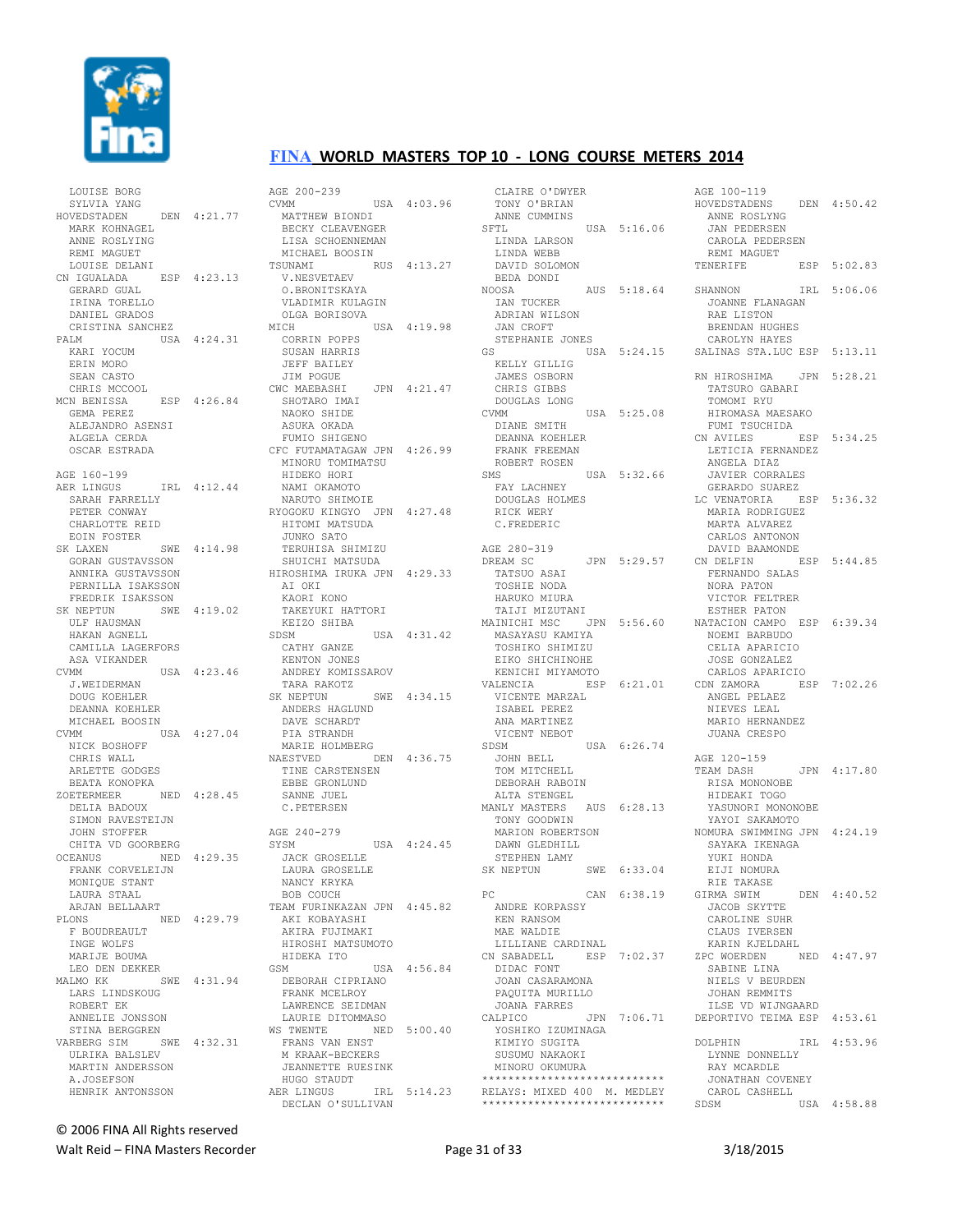# FINA WORLD MASTERS TOP 10 - LONG COURSE METERS 2014

```
  LOUISE BORG
  SYLVIA YANG
HOVEDSTADEN      DEN  4:21.77
  MARK KOHNAGEL
  ANNE ROSLYING
  REMI MAGUET
  LOUISE DELANI
CN IGUALADA      ESP  4:23.13
  GERARD GUAL
  IRINA TORELLO
  DANIEL GRADOS
  CRISTINA SANCHEZ
PALM             USA  4:24.31
  KARI YOCUM
  ERIN MORO
  SEAN CASTO
  CHRIS MCCOOL
MCN BENISSA      ESP  4:26.84
  GEMA PEREZ
  ALEJANDRO ASENSI
  ALGELA CERDA
  OSCAR ESTRADA

AGE 160-199
AER LINGUS       IRL  4:12.44
  SARAH FARRELLY
  PETER CONWAY
  CHARLOTTE REID
  EOIN FOSTER
SK LAXEN         SWE  4:14.98
  GORAN GUSTAVSSON
  ANNIKA GUSTAVSSON
  PERNILLA ISAKSSON
  FREDRIK ISAKSSON
SK NEPTUN        SWE  4:19.02
  ULF HAUSMAN
  HAKAN AGNELL
  CAMILLA LAGERFORS
  ASA VIKANDER
CVMM             USA  4:23.46
  J.WEIDERMAN
  DOUG KOEHLER
  DEANNA KOEHLER
  MICHAEL BOOSIN
CVMM             USA  4:27.04
  NICK BOSHOFF
  CHRIS WALL
  ARLETTE GODGES
  BEATA KONOPKA
ZOETERMEER       NED  4:28.45
  DELIA BADOUX
  SIMON RAVESTEIJN
  JOHN STOFFER
  CHITA VD GOORBERG
OCEANUS          NED  4:29.35
  FRANK CORVELEIJN
  MONIQUE STANT
  LAURA STAAL
  ARJAN BELLAART
PLONS            NED  4:29.79
  F BOUDREAULT
  INGE WOLFS
  MARIJE BOUMA
  LEO DEN DEKKER
MALMO KK         SWE  4:31.94
  LARS LINDSKOUG
  ROBERT EK
  ANNELIE JONSSON
  STINA BERGGREN
VARBERG SIM      SWE  4:32.31
  ULRIKA BALSLEV
  MARTIN ANDERSSON
  A.JOSEFSON
  HENRIK ANTONSSON

AGE 200-239
CVMM             USA  4:03.96
  MATTHEW BIONDI
  BECKY CLEAVENGER
  LISA SCHOENNEMAN
  MICHAEL BOOSIN
TSUNAMI          RUS  4:13.27
  V.NESVETAEV
  O.BRONITSKAYA
  VLADIMIR KULAGIN
  OLGA BORISOVA
MICH             USA  4:19.98
  CORRIN POPPS
  SUSAN HARRIS
  JEFF BAILEY
  JIM POGUE
CWC MAEBASHI     JPN  4:21.47
  SHOTARO IMAI
  NAOKO SHIDE
  ASUKA OKADA
  FUMIO SHIGENO
CFC FUTAMATAGAW  JPN  4:26.99
  MINORU TOMIMATSU
  HIDEKO HORI
  NAMI OKAMOTO
  NARUTO SHIMOIE
RYOGOKU KINGYO   JPN  4:27.48
  HITOMI MATSUDA
  JUNKO SATO
  TERUHISA SHIMIZU
  SHUICHI MATSUDA
HIROSHIMA IRUKA  JPN  4:29.33
  AI OKI
  KAORI KONO
  TAKEYUKI HATTORI
  KEIZO SHIBA
SDSM             USA  4:31.42
  CATHY GANZE
  KENTON JONES
  ANDREY KOMISSAROV
  TARA RAKOTZ
SK NEPTUN        SWE  4:34.15
  ANDERS HAGLUND
  DAVE SCHARDT
  PIA STRANDH
  MARIE HOLMBERG
NAESTVED         DEN  4:36.75
  TINE CARSTENSEN
  EBBE GRONLUND
  SANNE JUEL
  C.PETERSEN

AGE 240-279
SYSM             USA  4:24.45
  JACK GROSELLE
  LAURA GROSELLE
  NANCY KRYKA
  BOB COUCH
TEAM FURINKAZAN  JPN  4:45.82
  AKI KOBAYASHI
  AKIRA FUJIMAKI
  HIROSHI MATSUMOTO
  HIDEKA ITO
GSM              USA  4:56.84
  DEBORAH CIPRIANO
  FRANK MCELROY
  LAWRENCE SEIDMAN
  LAURIE DITOMMASO
WS TWENTE        NED  5:00.40
  FRANS VAN ENST
  M KRAAK-BECKERS
  JEANNETTE RUESINK
  HUGO STAUDT
AER LINGUS       IRL  5:14.23
  DECLAN O'SULLIVAN
  CLAIRE O'DWYER
  TONY O'BRIAN
  ANNE CUMMINS
SFTL             USA  5:16.06
  LINDA LARSON
  LINDA WEBB
  DAVID SOLOMON
  BEDA DONDI
NOOSA            AUS  5:18.64
  IAN TUCKER
  ADRIAN WILSON
  JAN CROFT
  STEPHANIE JONES
GS               USA  5:24.15
  KELLY GILLIG
  JAMES OSBORN
  CHRIS GIBBS
  DOUGLAS LONG
CVMM             USA  5:25.08
  DIANE SMITH
  DEANNA KOEHLER
  FRANK FREEMAN
  ROBERT ROSEN
SMS              USA  5:32.66
  FAY LACHNEY
  DOUGLAS HOLMES
  RICK WERY
  C.FREDERIC

AGE 280-319
DREAM SC         JPN  5:29.57
  TATSUO ASAI
  TOSHIE NODA
  HARUKO MIURA
  TAIJI MIZUTANI
MAINICHI MSC     JPN  5:56.60
  MASAYASU KAMIYA
  TOSHIKO SHIMIZU
  EIKO SHICHINOHE
  KENICHI MIYAMOTO
VALENCIA         ESP  6:21.01
  VICENTE MARZAL
  ISABEL PEREZ
  ANA MARTINEZ
  VICENT NEBOT
SDSM             USA  6:26.74
  JOHN BELL
  TOM MITCHELL
  DEBORAH RABOIN
  ALTA STENGEL
MANLY MASTERS    AUS  6:28.13
  TONY GOODWIN
  MARION ROBERTSON
  DAWN GLEDHILL
  STEPHEN LAMY
SK NEPTUN        SWE  6:33.04

PC               CAN  6:38.19
  ANDRE KORPASSY
  KEN RANSOM
  MAE WALDIE
  LILLIANE CARDINAL
CN SABADELL      ESP  7:02.37
  DIDAC FONT
  JOAN CASARAMONA
  PAQUITA MURILLO
  JOANA FARRES
CALPICO          JPN  7:06.71
  YOSHIKO IZUMINAGA
  KIMIYO SUGITA
  SUSUMU NAKAOKI
  MINORU OKUMURA
****************************
RELAYS: MIXED 400  M. MEDLEY
****************************
AGE 100-119
HOVEDSTADENS     DEN  4:50.42
  ANNE ROSLYNG
  JAN PEDERSEN
  CAROLA PEDERSEN
  REMI MAGUET
TENERIFE         ESP  5:02.83

SHANNON          IRL  5:06.06
  JOANNE FLANAGAN
  RAE LISTON
  BRENDAN HUGHES
  CAROLYN HAYES
SALINAS STA.LUC  ESP  5:13.11

RN HIROSHIMA     JPN  5:28.21
  TATSURO GABARI
  TOMOMI RYU
  HIROMASA MAESAKO
  FUMI TSUCHIDA
CN AVILES        ESP  5:34.25
  LETICIA FERNANDEZ
  ANGELA DIAZ
  JAVIER CORRALES
  GERARDO SUAREZ
LC VENATORIA     ESP  5:36.32
  MARIA RODRIGUEZ
  MARTA ALVAREZ
  CARLOS ANTONON
  DAVID BAAMONDE
CN DELFIN        ESP  5:44.85
  FERNANDO SALAS
  NORA PATON
  VICTOR FELTRER
  ESTHER PATON
NATACION CAMPO   ESP  6:39.34
  NOEMI BARBUDO
  CELIA APARICIO
  JOSE GONZALEZ
  CARLOS APARICIO
CDN ZAMORA       ESP  7:02.26
  ANGEL PELAEZ
  NIEVES LEAL
  MARIO HERNANDEZ
  JUANA CRESPO

AGE 120-159
TEAM DASH        JPN  4:17.80
  RISA MONONOBE
  HIDEAKI TOGO
  YASUNORI MONONOBE
  YAYOI SAKAMOTO
NOMURA SWIMMING  JPN  4:24.19
  SAYAKA IKENAGA
  YUKI HONDA
  EIJI NOMURA
  RIE TAKASE
GIRMA SWIM       DEN  4:40.52
  JACOB SKYTTE
  CAROLINE SUHR
  CLAUS IVERSEN
  KARIN KJELDAHL
ZPC WOERDEN      NED  4:47.97
  SABINE LINA
  NIELS V BEURDEN
  JOHAN REMMITS
  ILSE VD WIJNGAARD
DEPORTIVO TEIMA  ESP  4:53.61

DOLPHIN          IRL  4:53.96
  LYNNE DONNELLY
  RAY MCARDLE
  JONATHAN COVENEY
  CAROL CASHELL
SDSM             USA  4:58.88
```

© 2006 FINA All Rights reserved

Walt Reid – FINA Masters Recorder     3/18/2015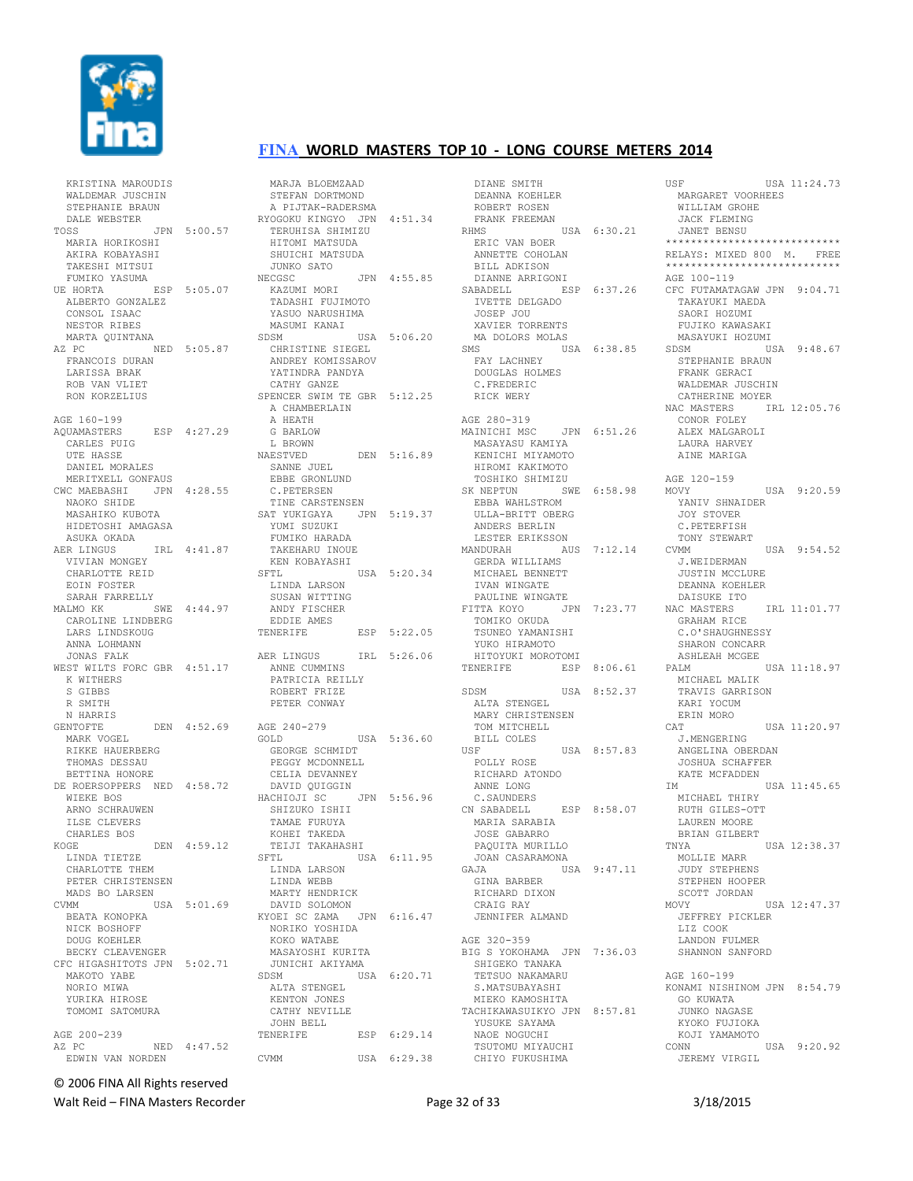KRISTINA MAROUDIS
WALDEMAR JUSCHIN
STEPHANIE BRAUN
DALE WEBSTER

TOSS JPN 5:00.57
MARIA HORIKOSHI
AKIRA KOBAYASHI
TAKESHI MITSUI
FUMIKO YASUMA

UE HORTA ESP 5:05.07
ALBERTO GONZALEZ
CONSOL ISAAC
NESTOR RIBES
MARTA QUINTANA

AZ PC NED 5:05.87
FRANCOIS DURAN
LARISSA BRAK
ROB VAN VLIET
RON KORZELIUS

AGE 160-199

AQUAMASTERS ESP 4:27.29
CARLES PUIG
UTE HASSE
DANIEL MORALES
MERITXELL GONFAUS

CWC MAEBASHI JPN 4:28.55
NAOKO SHIDE
MASAHIKO KUBOTA
HIDETOSHI AMAGASA
ASUKA OKADA

AER LINGUS IRL 4:41.87
VIVIAN MONGEY
CHARLOTTE REID
EOIN FOSTER
SARAH FARRELLY

MALMO KK SWE 4:44.97
CAROLINE LINDBERG
LARS LINDSKOUG
ANNA LOHMANN
JONAS FALK

WEST WILTS FORC GBR 4:51.17
K WITHERS
S GIBBS
R SMITH
N HARRIS

GENTOFTE DEN 4:52.69
MARK VOGEL
RIKKE HAUERBERG
THOMAS DESSAU
BETTINA HONORE

DE ROERSOPPERS NED 4:58.72
WIEKE BOS
ARNO SCHRAUWEN
ILSE CLEVERS
CHARLES BOS

KOGE DEN 4:59.12
LINDA TIETZE
CHARLOTTE THEM
PETER CHRISTENSEN
MADS BO LARSEN

CVMM USA 5:01.69
BEATA KONOPKA
NICK BOSHOFF
DOUG KOEHLER
BECKY CLEAVENGER

CFC HIGASHITOTS JPN 5:02.71
MAKOTO YABE
NORIO MIWA
YURIKA HIROSE
TOMOMI SATOMURA

AGE 200-239

AZ PC NED 4:47.52
EDWIN VAN NORDEN
MARJA BLOEMZAAD
STEFAN DORTMOND
A PIJTAK-RADERSMA

RYOGOKU KINGYO JPN 4:51.34
TERUHISA SHIMIZU
HITOMI MATSUDA
SHUICHI MATSUDA
JUNKO SATO

NECGSC JPN 4:55.85
KAZUMI MORI
TADASHI FUJIMOTO
YASUO NARUSHIMA
MASUMI KANAI

SDSM USA 5:06.20
CHRISTINE SIEGEL
ANDREY KOMISSAROV
YATINDRA PANDYA
CATHY GANZE

SPENCER SWIM TE GBR 5:12.25
A CHAMBERLAIN
A HEATH
G BARLOW
L BROWN

NAESTVED DEN 5:16.89
SANNE JUEL
EBBE GRONLUND
C.PETERSEN
TINE CARSTENSEN

SAT YUKIGAYA JPN 5:19.37
YUMI SUZUKI
FUMIKO HARADA
TAKEHARU INOUE
KEN KOBAYASHI

SFTL USA 5:20.34
LINDA LARSON
SUSAN WITTING
ANDY FISCHER
EDDIE AMES

TENERIFE ESP 5:22.05

AER LINGUS IRL 5:26.06
ANNE CUMMINS
PATRICIA REILLY
ROBERT FRIZE
PETER CONWAY

AGE 240-279

GOLD USA 5:36.60
GEORGE SCHMIDT
PEGGY MCDONNELL
CELIA DEVANNEY
DAVID QUIGGIN

HACHIOJI SC JPN 5:56.96
SHIZUKO ISHII
TAMAE FURUYA
KOHEI TAKEDA
TEIJI TAKAHASHI

SFTL USA 6:11.95
LINDA LARSON
LINDA WEBB
MARTY HENDRICK
DAVID SOLOMON

KYOEI SC ZAMA JPN 6:16.47
NORIKO YOSHIDA
KOKO WATABE
MASAYOSHI KURITA
JUNICHI AKIYAMA

SDSM USA 6:20.71
ALTA STENGEL
KENTON JONES
CATHY NEVILLE
JOHN BELL

TENERIFE ESP 6:29.14

CVMM USA 6:29.38
DIANE SMITH
DEANNA KOEHLER
ROBERT ROSEN
FRANK FREEMAN

RHMS USA 6:30.21
ERIC VAN BOER
ANNETTE COHOLAN
BILL ADKISON
DIANNE ARRIGONI

SABADELL ESP 6:37.26
IVETTE DELGADO
JOSEP JOU
XAVIER TORRENTS
MA DOLORS MOLAS

SMS USA 6:38.85
FAY LACHNEY
DOUGLAS HOLMES
C.FREDERIC
RICK WERY

AGE 280-319

MAINICHI MSC JPN 6:51.26
MASAYASU KAMIYA
KENICHI MIYAMOTO
HIROMI KAKIMOTO
TOSHIKO SHIMIZU

SK NEPTUN SWE 6:58.98
EBBA WAHLSTROM
ULLA-BRITT OBERG
ANDERS BERLIN
LESTER ERIKSSON

MANDURAH AUS 7:12.14
GERDA WILLIAMS
MICHAEL BENNETT
IVAN WINGATE
PAULINE WINGATE

FITTA KOYO JPN 7:23.77
TOMIKO OKUDA
TSUNEO YAMANISHI
YUKO HIRAMOTO
HITOYUKI MOROTOMI

TENERIFE ESP 8:06.61

SDSM USA 8:52.37
ALTA STENGEL
MARY CHRISTENSEN
TOM MITCHELL
BILL COLES

USF USA 8:57.83
POLLY ROSE
RICHARD ATONDO
ANNE LONG
C.SAUNDERS

CN SABADELL ESP 8:58.07
MARIA SARABIA
JOSE GABARRO
PAQUITA MURILLO
JOAN CASARAMONA

GAJA USA 9:47.11
GINA BARBER
RICHARD DIXON
CRAIG RAY
JENNIFER ALMAND

AGE 320-359

BIG S YOKOHAMA JPN 7:36.03
SHIGEKO TANAKA
TETSUO NAKAMARU
S.MATSUBAYASHI
MIEKO KAMOSHITA

TACHIKAWASUIKYO JPN 8:57.81
YUSUKE SAYAMA
NAOE NOGUCHI
TSUTOMU MIYAUCHI
CHIYO FUKUSHIMA

USF USA 11:24.73
MARGARET VOORHEES
WILLIAM GROHE
JACK FLEMING
JANET BENSU

****************************
RELAYS: MIXED 800 M. FREE
****************************

AGE 100-119

CFC FUTAMATAGAW JPN 9:04.71
TAKAYUKI MAEDA
SAORI HOZUMI
FUJIKO KAWASAKI
MASAYUKI HOZUMI

SDSM USA 9:48.67
STEPHANIE BRAUN
FRANK GERACI
WALDEMAR JUSCHIN
CATHERINE MOYER

NAC MASTERS IRL 12:05.76
CONOR FOLEY
ALEX MALGAROLI
LAURA HARVEY
AINE MARIGA

AGE 120-159

MOVY USA 9:20.59
YANIV SHNAIDER
JOY STOVER
C.PETERFISH
TONY STEWART

CVMM USA 9:54.52
J.WEIDERMAN
JUSTIN MCCLURE
DEANNA KOEHLER
DAISUKE ITO

NAC MASTERS IRL 11:01.77
GRAHAM RICE
C.O'SHAUGHNESSY
SHARON CONCARR
ASHLEAH MCGEE

PALM USA 11:18.97
MICHAEL MALIK
TRAVIS GARRISON
KARI YOCUM
ERIN MORO

CAT USA 11:20.97
J.MENGERING
ANGELINA OBERDAN
JOSHUA SCHAFFER
KATE MCFADDEN

IM USA 11:45.65
MICHAEL THIRY
RUTH GILES-OTT
LAUREN MOORE
BRIAN GILBERT

TNYA USA 12:38.37
MOLLIE MARR
JUDY STEPHENS
STEPHEN HOOPER
SCOTT JORDAN

MOVY USA 12:47.37
JEFFREY PICKLER
LIZ COOK
LANDON FULMER
SHANNON SANFORD

AGE 160-199

KONAMI NISHINOM JPN 8:54.79
GO KUWATA
JUNKO NAGASE
KYOKO FUJIOKA
KOJI YAMAMOTO

CONN USA 9:20.92
JEREMY VIRGIL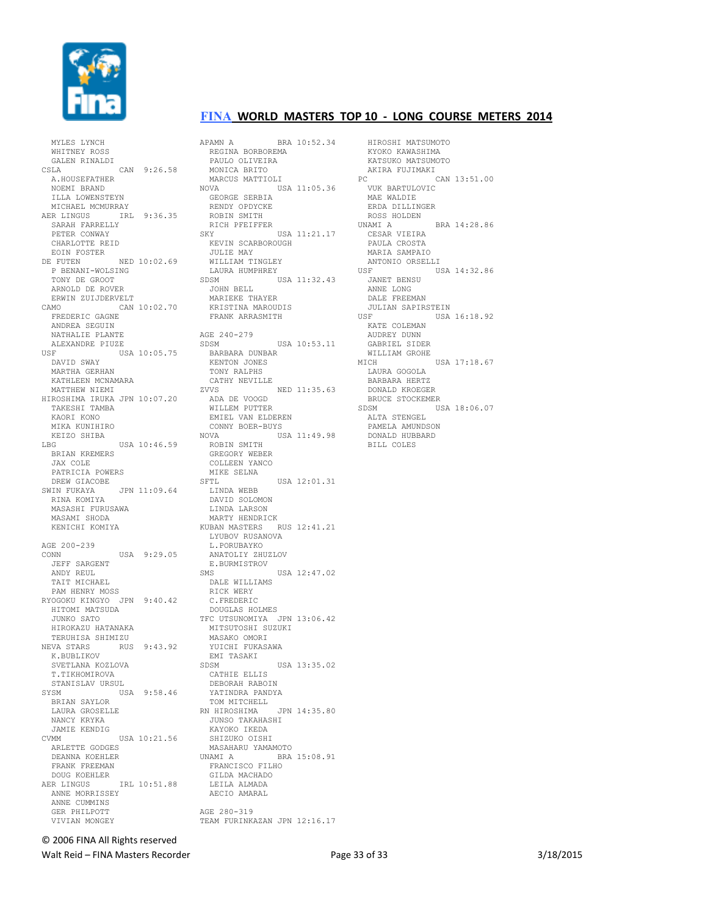## FINA WORLD MASTERS TOP 10 - LONG COURSE METERS 2014

MYLES LYNCH
WHITNEY ROSS
GALEN RINALDI

CSLA CAN 9:26.58
A.HOUSEFATHER
NOEMI BRAND
ILLA LOWENSTEYN
MICHAEL MCMURRAY

AER LINGUS IRL 9:36.35
SARAH FARRELLY
PETER CONWAY
CHARLOTTE REID
EOIN FOSTER

DE FUTEN NED 10:02.69
P BENANI-WOLSING
TONY DE GROOT
ARNOLD DE ROVER
ERWIN ZUIJDERVELT

CAMO CAN 10:02.70
FREDERIC GAGNE
ANDREA SEGUIN
NATHALIE PLANTE
ALEXANDRE PIUZE

USF USA 10:05.75
DAVID SWAY
MARTHA GERHAN
KATHLEEN MCNAMARA
MATTHEW NIEMI

HIROSHIMA IRUKA JPN 10:07.20
TAKESHI TAMBA
KAORI KONO
MIKA KUNIHIRO
KEIZO SHIBA

LBG USA 10:46.59
BRIAN KREMERS
JAX COLE
PATRICIA POWERS
DREW GIACOBE

SWIN FUKAYA JPN 11:09.64
RINA KOMIYA
MASASHI FURUSAWA
MASAMI SHODA
KENICHI KOMIYA

AGE 200-239

CONN USA 9:29.05
JEFF SARGENT
ANDY REUL
TAIT MICHAEL
PAM HENRY MOSS

RYOGOKU KINGYO JPN 9:40.42
HITOMI MATSUDA
JUNKO SATO
HIROKAZU HATANAKA
TERUHISA SHIMIZU

NEVA STARS RUS 9:43.92
K.BUBLIKOV
SVETLANA KOZLOVA
T.TIKHOMIROVA
STANISLAV URSUL

SYSM USA 9:58.46
BRIAN SAYLOR
LAURA GROSELLE
NANCY KRYKA
JAMIE KENDIG

CVMM USA 10:21.56
ARLETTE GODGES
DEANNA KOEHLER
FRANK FREEMAN
DOUG KOEHLER

AER LINGUS IRL 10:51.88
ANNE MORRISSEY
ANNE CUMMINS
GER PHILPOTT
VIVIAN MONGEY

APAMN A BRA 10:52.34
REGINA BORBOREMA
PAULO OLIVEIRA
MONICA BRITO
MARCUS MATTIOLI

NOVA USA 11:05.36
GEORGE SERBIA
RENDY OPDYCKE
ROBIN SMITH
RICH PFEIFFER

SKY USA 11:21.17
KEVIN SCARBOROUGH
JULIE MAY
WILLIAM TINGLEY
LAURA HUMPHREY

SDSM USA 11:32.43
JOHN BELL
MARIEKE THAYER
KRISTINA MAROUDIS
FRANK ARRASMITH

AGE 240-279

SDSM USA 10:53.11
BARBARA DUNBAR
KENTON JONES
TONY RALPHS
CATHY NEVILLE

ZVVS NED 11:35.63
ADA DE VOOGD
WILLEM PUTTER
EMIEL VAN ELDEREN
CONNY BOER-BUYS

NOVA USA 11:49.98
ROBIN SMITH
GREGORY WEBER
COLLEEN YANCO
MIKE SELNA

SFTL USA 12:01.31
LINDA WEBB
DAVID SOLOMON
LINDA LARSON
MARTY HENDRICK

KUBAN MASTERS RUS 12:41.21
LYUBOV RUSANOVA
L.PORUBAYKO
ANATOLIY ZHUZLOV
E.BURMISTROV

SMS USA 12:47.02
DALE WILLIAMS
RICK WERY
C.FREDERIC
DOUGLAS HOLMES

TFC UTSUNOMIYA JPN 13:06.42
MITSUTOSHI SUZUKI
MASAKO OMORI
YUICHI FUKASAWA
EMI TASAKI

SDSM USA 13:35.02
CATHIE ELLIS
DEBORAH RABOIN
YATINDRA PANDYA
TOM MITCHELL

RN HIROSHIMA JPN 14:35.80
JUNSO TAKAHASHI
KAYOKO IKEDA
SHIZUKO OISHI
MASAHARU YAMAMOTO

UNAMI A BRA 15:08.91
FRANCISCO FILHO
GILDA MACHADO
LEILA ALMADA
AECIO AMARAL

AGE 280-319

TEAM FURINKAZAN JPN 12:16.17
HIROSHI MATSUMOTO
KYOKO KAWASHIMA
KATSUKO MATSUMOTO
AKIRA FUJIMAKI

PC CAN 13:51.00
VUK BARTULOVIC
MAE WALDIE
ERDA DILLINGER
ROSS HOLDEN

UNAMI A BRA 14:28.86
CESAR VIEIRA
PAULA CROSTA
MARIA SAMPAIO
ANTONIO ORSELLI

USF USA 14:32.86
JANET BENSU
ANNE LONG
DALE FREEMAN
JULIAN SAPIRSTEIN

USF USA 16:18.92
KATE COLEMAN
AUDREY DUNN
GABRIEL SIDER
WILLIAM GROHE

MICH USA 17:18.67
LAURA GOGOLA
BARBARA HERTZ
DONALD KROEGER
BRUCE STOCKEMER

SDSM USA 18:06.07
ALTA STENGEL
PAMELA AMUNDSON
DONALD HUBBARD
BILL COLES

© 2006 FINA All Rights reserved

Walt Reid – FINA Masters Recorder 3/18/2015